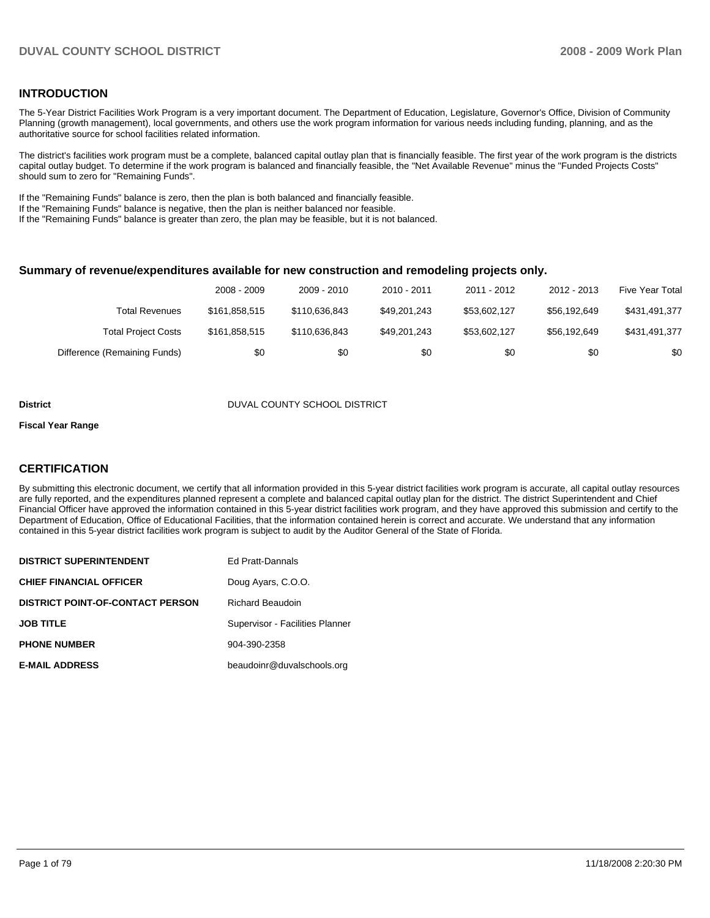## INTRODUCTION

The 5-Year District Facilities Work Program is a very important document. The Department of Education, Legislature, Governor's Office, Division of Community Planning (growth management), local governments, and others use the work program information for various needs including funding, planning, and as the authoritative source for school facilities related information.

The district's facilities work program must be a complete, balanced capital outlay plan that is financially feasible. The first year of the work program is the districts capital outlay budget. To determine if the work program is balanced and financially feasible, the "Net Available Revenue" minus the "Funded Projects Costs" should sum to zero for "Remaining Funds".

If the "Remaining Funds" balance is zero, then the plan is both balanced and financially feasible.
If the "Remaining Funds" balance is negative, then the plan is neither balanced nor feasible.
If the "Remaining Funds" balance is greater than zero, the plan may be feasible, but it is not balanced.

### Summary of revenue/expenditures available for new construction and remodeling projects only.

| | 2008 - 2009 | 2009 - 2010 | 2010 - 2011 | 2011 - 2012 | 2012 - 2013 | Five Year Total |
|---|---|---|---|---|---|---|
| Total Revenues | $161,858,515 | $110,636,843 | $49,201,243 | $53,602,127 | $56,192,649 | $431,491,377 |
| Total Project Costs | $161,858,515 | $110,636,843 | $49,201,243 | $53,602,127 | $56,192,649 | $431,491,377 |
| Difference (Remaining Funds) | $0 | $0 | $0 | $0 | $0 | $0 |

**District** DUVAL COUNTY SCHOOL DISTRICT

**Fiscal Year Range**

## CERTIFICATION

By submitting this electronic document, we certify that all information provided in this 5-year district facilities work program is accurate, all capital outlay resources are fully reported, and the expenditures planned represent a complete and balanced capital outlay plan for the district. The district Superintendent and Chief Financial Officer have approved the information contained in this 5-year district facilities work program, and they have approved this submission and certify to the Department of Education, Office of Educational Facilities, that the information contained herein is correct and accurate. We understand that any information contained in this 5-year district facilities work program is subject to audit by the Auditor General of the State of Florida.

| | |
|---|---|
| **DISTRICT SUPERINTENDENT** | Ed Pratt-Dannals |
| **CHIEF FINANCIAL OFFICER** | Doug Ayars, C.O.O. |
| **DISTRICT POINT-OF-CONTACT PERSON** | Richard Beaudoin |
| **JOB TITLE** | Supervisor - Facilities Planner |
| **PHONE NUMBER** | 904-390-2358 |
| **E-MAIL ADDRESS** | beaudoinr@duvalschools.org |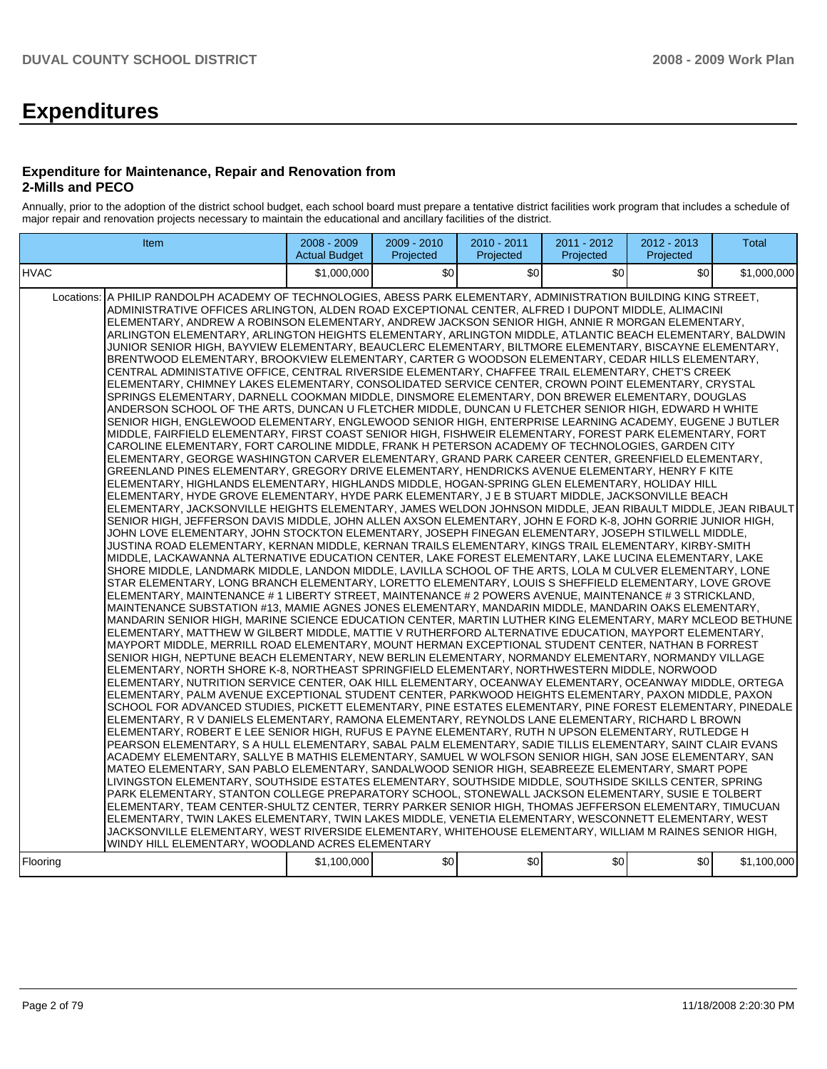# Expenditures

### Expenditure for Maintenance, Repair and Renovation from 2-Mills and PECO

Annually, prior to the adoption of the district school budget, each school board must prepare a tentative district facilities work program that includes a schedule of major repair and renovation projects necessary to maintain the educational and ancillary facilities of the district.

| Item | | 2008 - 2009 Actual Budget | 2009 - 2010 Projected | 2010 - 2011 Projected | 2011 - 2012 Projected | 2012 - 2013 Projected | Total |
|---|---|---|---|---|---|---|---|
| HVAC | | $1,000,000 | $0 | $0 | $0 | $0 | $1,000,000 |
| Locations: | A PHILIP RANDOLPH ACADEMY OF TECHNOLOGIES, ABESS PARK ELEMENTARY, ADMINISTRATION BUILDING KING STREET, ADMINISTRATIVE OFFICES ARLINGTON, ALDEN ROAD EXCEPTIONAL CENTER, ALFRED I DUPONT MIDDLE, ALIMACINI ELEMENTARY, ANDREW A ROBINSON ELEMENTARY, ANDREW JACKSON SENIOR HIGH, ANNIE R MORGAN ELEMENTARY, ARLINGTON ELEMENTARY, ARLINGTON HEIGHTS ELEMENTARY, ARLINGTON MIDDLE, ATLANTIC BEACH ELEMENTARY, BALDWIN JUNIOR SENIOR HIGH, BAYVIEW ELEMENTARY, BEAUCLERC ELEMENTARY, BILTMORE ELEMENTARY, BISCAYNE ELEMENTARY, BRENTWOOD ELEMENTARY, BROOKVIEW ELEMENTARY, CARTER G WOODSON ELEMENTARY, CEDAR HILLS ELEMENTARY, CENTRAL ADMINISTATIVE OFFICE, CENTRAL RIVERSIDE ELEMENTARY, CHAFFEE TRAIL ELEMENTARY, CHET'S CREEK ELEMENTARY, CHIMNEY LAKES ELEMENTARY, CONSOLIDATED SERVICE CENTER, CROWN POINT ELEMENTARY, CRYSTAL SPRINGS ELEMENTARY, DARNELL COOKMAN MIDDLE, DINSMORE ELEMENTARY, DON BREWER ELEMENTARY, DOUGLAS ANDERSON SCHOOL OF THE ARTS, DUNCAN U FLETCHER MIDDLE, DUNCAN U FLETCHER SENIOR HIGH, EDWARD H WHITE SENIOR HIGH, ENGLEWOOD ELEMENTARY, ENGLEWOOD SENIOR HIGH, ENTERPRISE LEARNING ACADEMY, EUGENE J BUTLER MIDDLE, FAIRFIELD ELEMENTARY, FIRST COAST SENIOR HIGH, FISHWEIR ELEMENTARY, FOREST PARK ELEMENTARY, FORT CAROLINE ELEMENTARY, FORT CAROLINE MIDDLE, FRANK H PETERSON ACADEMY OF TECHNOLOGIES, GARDEN CITY ELEMENTARY, GEORGE WASHINGTON CARVER ELEMENTARY, GRAND PARK CAREER CENTER, GREENFIELD ELEMENTARY, GREENLAND PINES ELEMENTARY, GREGORY DRIVE ELEMENTARY, HENDRICKS AVENUE ELEMENTARY, HENRY F KITE ELEMENTARY, HIGHLANDS ELEMENTARY, HIGHLANDS MIDDLE, HOGAN-SPRING GLEN ELEMENTARY, HOLIDAY HILL ELEMENTARY, HYDE GROVE ELEMENTARY, HYDE PARK ELEMENTARY, J E B STUART MIDDLE, JACKSONVILLE BEACH ELEMENTARY, JACKSONVILLE HEIGHTS ELEMENTARY, JAMES WELDON JOHNSON MIDDLE, JEAN RIBAULT MIDDLE, JEAN RIBAULT SENIOR HIGH, JEFFERSON DAVIS MIDDLE, JOHN ALLEN AXSON ELEMENTARY, JOHN E FORD K-8, JOHN GORRIE JUNIOR HIGH, JOHN LOVE ELEMENTARY, JOHN STOCKTON ELEMENTARY, JOSEPH FINEGAN ELEMENTARY, JOSEPH STILWELL MIDDLE, JUSTINA ROAD ELEMENTARY, KERNAN MIDDLE, KERNAN TRAILS ELEMENTARY, KINGS TRAIL ELEMENTARY, KIRBY-SMITH MIDDLE, LACKAWANNA ALTERNATIVE EDUCATION CENTER, LAKE FOREST ELEMENTARY, LAKE LUCINA ELEMENTARY, LAKE SHORE MIDDLE, LANDMARK MIDDLE, LANDON MIDDLE, LAVILLA SCHOOL OF THE ARTS, LOLA M CULVER ELEMENTARY, LONE STAR ELEMENTARY, LONG BRANCH ELEMENTARY, LORETTO ELEMENTARY, LOUIS S SHEFFIELD ELEMENTARY, LOVE GROVE ELEMENTARY, MAINTENANCE # 1 LIBERTY STREET, MAINTENANCE # 2 POWERS AVENUE, MAINTENANCE # 3 STRICKLAND, MAINTENANCE SUBSTATION #13, MAMIE AGNES JONES ELEMENTARY, MANDARIN MIDDLE, MANDARIN OAKS ELEMENTARY, MANDARIN SENIOR HIGH, MARINE SCIENCE EDUCATION CENTER, MARTIN LUTHER KING ELEMENTARY, MARY MCLEOD BETHUNE ELEMENTARY, MATTHEW W GILBERT MIDDLE, MATTIE V RUTHERFORD ALTERNATIVE EDUCATION, MAYPORT ELEMENTARY, MAYPORT MIDDLE, MERRILL ROAD ELEMENTARY, MOUNT HERMAN EXCEPTIONAL STUDENT CENTER, NATHAN B FORREST SENIOR HIGH, NEPTUNE BEACH ELEMENTARY, NEW BERLIN ELEMENTARY, NORMANDY ELEMENTARY, NORMANDY VILLAGE ELEMENTARY, NORTH SHORE K-8, NORTHEAST SPRINGFIELD ELEMENTARY, NORTHWESTERN MIDDLE, NORWOOD ELEMENTARY, NUTRITION SERVICE CENTER, OAK HILL ELEMENTARY, OCEANWAY ELEMENTARY, OCEANWAY MIDDLE, ORTEGA ELEMENTARY, PALM AVENUE EXCEPTIONAL STUDENT CENTER, PARKWOOD HEIGHTS ELEMENTARY, PAXON MIDDLE, PAXON SCHOOL FOR ADVANCED STUDIES, PICKETT ELEMENTARY, PINE ESTATES ELEMENTARY, PINE FOREST ELEMENTARY, PINEDALE ELEMENTARY, R V DANIELS ELEMENTARY, RAMONA ELEMENTARY, REYNOLDS LANE ELEMENTARY, RICHARD L BROWN ELEMENTARY, ROBERT E LEE SENIOR HIGH, RUFUS E PAYNE ELEMENTARY, RUTH N UPSON ELEMENTARY, RUTLEDGE H PEARSON ELEMENTARY, S A HULL ELEMENTARY, SABAL PALM ELEMENTARY, SADIE TILLIS ELEMENTARY, SAINT CLAIR EVANS ACADEMY ELEMENTARY, SALLYE B MATHIS ELEMENTARY, SAMUEL W WOLFSON SENIOR HIGH, SAN JOSE ELEMENTARY, SAN MATEO ELEMENTARY, SAN PABLO ELEMENTARY, SANDALWOOD SENIOR HIGH, SEABREEZE ELEMENTARY, SMART POPE LIVINGSTON ELEMENTARY, SOUTHSIDE ESTATES ELEMENTARY, SOUTHSIDE MIDDLE, SOUTHSIDE SKILLS CENTER, SPRING PARK ELEMENTARY, STANTON COLLEGE PREPARATORY SCHOOL, STONEWALL JACKSON ELEMENTARY, SUSIE E TOLBERT ELEMENTARY, TEAM CENTER-SHULTZ CENTER, TERRY PARKER SENIOR HIGH, THOMAS JEFFERSON ELEMENTARY, TIMUCUAN ELEMENTARY, TWIN LAKES ELEMENTARY, TWIN LAKES MIDDLE, VENETIA ELEMENTARY, WESCONNETT ELEMENTARY, WEST JACKSONVILLE ELEMENTARY, WEST RIVERSIDE ELEMENTARY, WHITEHOUSE ELEMENTARY, WILLIAM M RAINES SENIOR HIGH, WINDY HILL ELEMENTARY, WOODLAND ACRES ELEMENTARY | | | | | | |
| Flooring | | $1,100,000 | $0 | $0 | $0 | $0 | $1,100,000 |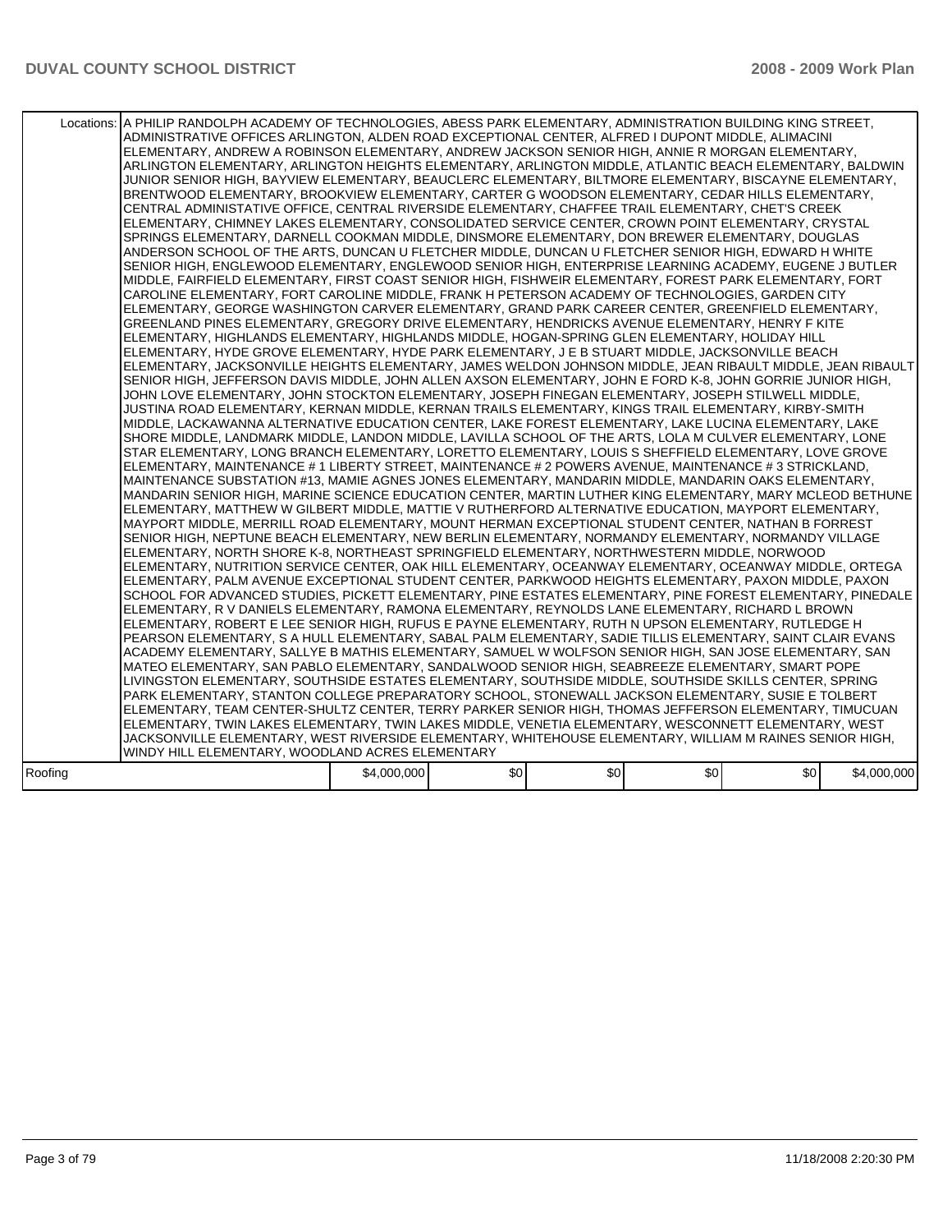| | | | | | | |
|---|---|---|---|---|---|---|
| Locations: | A PHILIP RANDOLPH ACADEMY OF TECHNOLOGIES, ABESS PARK ELEMENTARY, ADMINISTRATION BUILDING KING STREET, ADMINISTRATIVE OFFICES ARLINGTON, ALDEN ROAD EXCEPTIONAL CENTER, ALFRED I DUPONT MIDDLE, ALIMACINI ELEMENTARY, ANDREW A ROBINSON ELEMENTARY, ANDREW JACKSON SENIOR HIGH, ANNIE R MORGAN ELEMENTARY, ARLINGTON ELEMENTARY, ARLINGTON HEIGHTS ELEMENTARY, ARLINGTON MIDDLE, ATLANTIC BEACH ELEMENTARY, BALDWIN JUNIOR SENIOR HIGH, BAYVIEW ELEMENTARY, BEAUCLERC ELEMENTARY, BILTMORE ELEMENTARY, BISCAYNE ELEMENTARY, BRENTWOOD ELEMENTARY, BROOKVIEW ELEMENTARY, CARTER G WOODSON ELEMENTARY, CEDAR HILLS ELEMENTARY, CENTRAL ADMINISTATIVE OFFICE, CENTRAL RIVERSIDE ELEMENTARY, CHAFFEE TRAIL ELEMENTARY, CHET'S CREEK ELEMENTARY, CHIMNEY LAKES ELEMENTARY, CONSOLIDATED SERVICE CENTER, CROWN POINT ELEMENTARY, CRYSTAL SPRINGS ELEMENTARY, DARNELL COOKMAN MIDDLE, DINSMORE ELEMENTARY, DON BREWER ELEMENTARY, DOUGLAS ANDERSON SCHOOL OF THE ARTS, DUNCAN U FLETCHER MIDDLE, DUNCAN U FLETCHER SENIOR HIGH, EDWARD H WHITE SENIOR HIGH, ENGLEWOOD ELEMENTARY, ENGLEWOOD SENIOR HIGH, ENTERPRISE LEARNING ACADEMY, EUGENE J BUTLER MIDDLE, FAIRFIELD ELEMENTARY, FIRST COAST SENIOR HIGH, FISHWEIR ELEMENTARY, FOREST PARK ELEMENTARY, FORT CAROLINE ELEMENTARY, FORT CAROLINE MIDDLE, FRANK H PETERSON ACADEMY OF TECHNOLOGIES, GARDEN CITY ELEMENTARY, GEORGE WASHINGTON CARVER ELEMENTARY, GRAND PARK CAREER CENTER, GREENFIELD ELEMENTARY, GREENLAND PINES ELEMENTARY, GREGORY DRIVE ELEMENTARY, HENDRICKS AVENUE ELEMENTARY, HENRY F KITE ELEMENTARY, HIGHLANDS ELEMENTARY, HIGHLANDS MIDDLE, HOGAN-SPRING GLEN ELEMENTARY, HOLIDAY HILL ELEMENTARY, HYDE GROVE ELEMENTARY, HYDE PARK ELEMENTARY, J E B STUART MIDDLE, JACKSONVILLE BEACH ELEMENTARY, JACKSONVILLE HEIGHTS ELEMENTARY, JAMES WELDON JOHNSON MIDDLE, JEAN RIBAULT MIDDLE, JEAN RIBAULT SENIOR HIGH, JEFFERSON DAVIS MIDDLE, JOHN ALLEN AXSON ELEMENTARY, JOHN E FORD K-8, JOHN GORRIE JUNIOR HIGH, JOHN LOVE ELEMENTARY, JOHN STOCKTON ELEMENTARY, JOSEPH FINEGAN ELEMENTARY, JOSEPH STILWELL MIDDLE, JUSTINA ROAD ELEMENTARY, KERNAN MIDDLE, KERNAN TRAILS ELEMENTARY, KINGS TRAIL ELEMENTARY, KIRBY-SMITH MIDDLE, LACKAWANNA ALTERNATIVE EDUCATION CENTER, LAKE FOREST ELEMENTARY, LAKE LUCINA ELEMENTARY, LAKE SHORE MIDDLE, LANDMARK MIDDLE, LANDON MIDDLE, LAVILLA SCHOOL OF THE ARTS, LOLA M CULVER ELEMENTARY, LONE STAR ELEMENTARY, LONG BRANCH ELEMENTARY, LORETTO ELEMENTARY, LOUIS S SHEFFIELD ELEMENTARY, LOVE GROVE ELEMENTARY, MAINTENANCE # 1 LIBERTY STREET, MAINTENANCE # 2 POWERS AVENUE, MAINTENANCE # 3 STRICKLAND, MAINTENANCE SUBSTATION #13, MAMIE AGNES JONES ELEMENTARY, MANDARIN MIDDLE, MANDARIN OAKS ELEMENTARY, MANDARIN SENIOR HIGH, MARINE SCIENCE EDUCATION CENTER, MARTIN LUTHER KING ELEMENTARY, MARY MCLEOD BETHUNE ELEMENTARY, MATTHEW W GILBERT MIDDLE, MATTIE V RUTHERFORD ALTERNATIVE EDUCATION, MAYPORT ELEMENTARY, MAYPORT MIDDLE, MERRILL ROAD ELEMENTARY, MOUNT HERMAN EXCEPTIONAL STUDENT CENTER, NATHAN B FORREST SENIOR HIGH, NEPTUNE BEACH ELEMENTARY, NEW BERLIN ELEMENTARY, NORMANDY ELEMENTARY, NORMANDY VILLAGE ELEMENTARY, NORTH SHORE K-8, NORTHEAST SPRINGFIELD ELEMENTARY, NORTHWESTERN MIDDLE, NORWOOD ELEMENTARY, NUTRITION SERVICE CENTER, OAK HILL ELEMENTARY, OCEANWAY ELEMENTARY, OCEANWAY MIDDLE, ORTEGA ELEMENTARY, PALM AVENUE EXCEPTIONAL STUDENT CENTER, PARKWOOD HEIGHTS ELEMENTARY, PAXON MIDDLE, PAXON SCHOOL FOR ADVANCED STUDIES, PICKETT ELEMENTARY, PINE ESTATES ELEMENTARY, PINE FOREST ELEMENTARY, PINEDALE ELEMENTARY, R V DANIELS ELEMENTARY, RAMONA ELEMENTARY, REYNOLDS LANE ELEMENTARY, RICHARD L BROWN ELEMENTARY, ROBERT E LEE SENIOR HIGH, RUFUS E PAYNE ELEMENTARY, RUTH N UPSON ELEMENTARY, RUTLEDGE H PEARSON ELEMENTARY, S A HULL ELEMENTARY, SABAL PALM ELEMENTARY, SADIE TILLIS ELEMENTARY, SAINT CLAIR EVANS ACADEMY ELEMENTARY, SALLYE B MATHIS ELEMENTARY, SAMUEL W WOLFSON SENIOR HIGH, SAN JOSE ELEMENTARY, SAN MATEO ELEMENTARY, SAN PABLO ELEMENTARY, SANDALWOOD SENIOR HIGH, SEABREEZE ELEMENTARY, SMART POPE LIVINGSTON ELEMENTARY, SOUTHSIDE ESTATES ELEMENTARY, SOUTHSIDE MIDDLE, SOUTHSIDE SKILLS CENTER, SPRING PARK ELEMENTARY, STANTON COLLEGE PREPARATORY SCHOOL, STONEWALL JACKSON ELEMENTARY, SUSIE E TOLBERT ELEMENTARY, TEAM CENTER-SHULTZ CENTER, TERRY PARKER SENIOR HIGH, THOMAS JEFFERSON ELEMENTARY, TIMUCUAN ELEMENTARY, TWIN LAKES ELEMENTARY, TWIN LAKES MIDDLE, VENETIA ELEMENTARY, WESCONNETT ELEMENTARY, WEST JACKSONVILLE ELEMENTARY, WEST RIVERSIDE ELEMENTARY, WHITEHOUSE ELEMENTARY, WILLIAM M RAINES SENIOR HIGH, WINDY HILL ELEMENTARY, WOODLAND ACRES ELEMENTARY | | | | | | |
| Roofing | | $4,000,000 | $0 | $0 | $0 | $0 | $4,000,000 |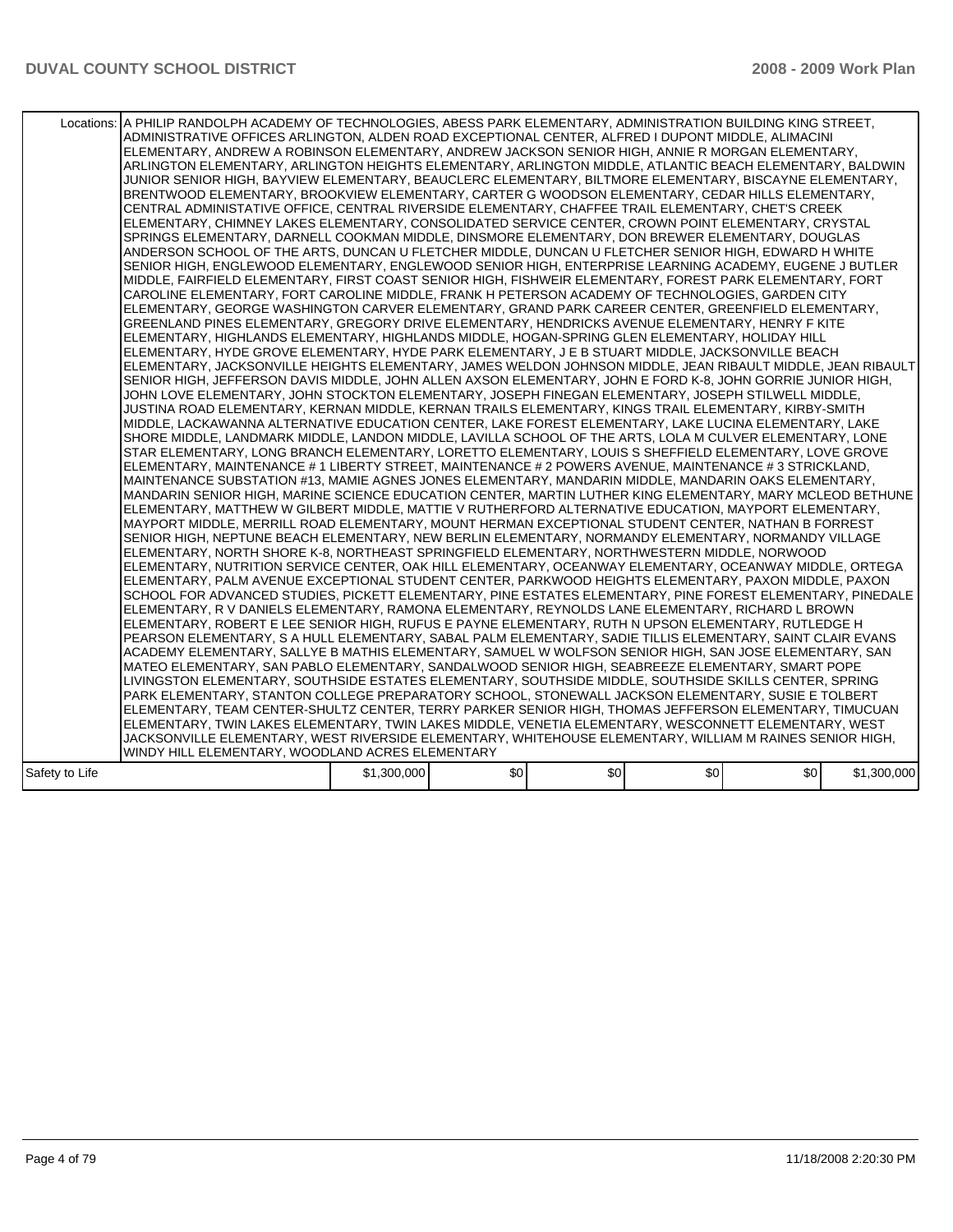| Locations: | A PHILIP RANDOLPH ACADEMY OF TECHNOLOGIES, ABESS PARK ELEMENTARY, ADMINISTRATION BUILDING KING STREET, ADMINISTRATIVE OFFICES ARLINGTON, ALDEN ROAD EXCEPTIONAL CENTER, ALFRED I DUPONT MIDDLE, ALIMACINI ELEMENTARY, ANDREW A ROBINSON ELEMENTARY, ANDREW JACKSON SENIOR HIGH, ANNIE R MORGAN ELEMENTARY, ARLINGTON ELEMENTARY, ARLINGTON HEIGHTS ELEMENTARY, ARLINGTON MIDDLE, ATLANTIC BEACH ELEMENTARY, BALDWIN JUNIOR SENIOR HIGH, BAYVIEW ELEMENTARY, BEAUCLERC ELEMENTARY, BILTMORE ELEMENTARY, BISCAYNE ELEMENTARY, BRENTWOOD ELEMENTARY, BROOKVIEW ELEMENTARY, CARTER G WOODSON ELEMENTARY, CEDAR HILLS ELEMENTARY, CENTRAL ADMINISTATIVE OFFICE, CENTRAL RIVERSIDE ELEMENTARY, CHAFFEE TRAIL ELEMENTARY, CHET'S CREEK ELEMENTARY, CHIMNEY LAKES ELEMENTARY, CONSOLIDATED SERVICE CENTER, CROWN POINT ELEMENTARY, CRYSTAL SPRINGS ELEMENTARY, DARNELL COOKMAN MIDDLE, DINSMORE ELEMENTARY, DON BREWER ELEMENTARY, DOUGLAS ANDERSON SCHOOL OF THE ARTS, DUNCAN U FLETCHER MIDDLE, DUNCAN U FLETCHER SENIOR HIGH, EDWARD H WHITE SENIOR HIGH, ENGLEWOOD ELEMENTARY, ENGLEWOOD SENIOR HIGH, ENTERPRISE LEARNING ACADEMY, EUGENE J BUTLER MIDDLE, FAIRFIELD ELEMENTARY, FIRST COAST SENIOR HIGH, FISHWEIR ELEMENTARY, FOREST PARK ELEMENTARY, FORT CAROLINE ELEMENTARY, FORT CAROLINE MIDDLE, FRANK H PETERSON ACADEMY OF TECHNOLOGIES, GARDEN CITY ELEMENTARY, GEORGE WASHINGTON CARVER ELEMENTARY, GRAND PARK CAREER CENTER, GREENFIELD ELEMENTARY, GREENLAND PINES ELEMENTARY, GREGORY DRIVE ELEMENTARY, HENDRICKS AVENUE ELEMENTARY, HENRY F KITE ELEMENTARY, HIGHLANDS ELEMENTARY, HIGHLANDS MIDDLE, HOGAN-SPRING GLEN ELEMENTARY, HOLIDAY HILL ELEMENTARY, HYDE GROVE ELEMENTARY, HYDE PARK ELEMENTARY, J E B STUART MIDDLE, JACKSONVILLE BEACH ELEMENTARY, JACKSONVILLE HEIGHTS ELEMENTARY, JAMES WELDON JOHNSON MIDDLE, JEAN RIBAULT MIDDLE, JEAN RIBAULT SENIOR HIGH, JEFFERSON DAVIS MIDDLE, JOHN ALLEN AXSON ELEMENTARY, JOHN E FORD K-8, JOHN GORRIE JUNIOR HIGH, JOHN LOVE ELEMENTARY, JOHN STOCKTON ELEMENTARY, JOSEPH FINEGAN ELEMENTARY, JOSEPH STILWELL MIDDLE, JUSTINA ROAD ELEMENTARY, KERNAN MIDDLE, KERNAN TRAILS ELEMENTARY, KINGS TRAIL ELEMENTARY, KIRBY-SMITH MIDDLE, LACKAWANNA ALTERNATIVE EDUCATION CENTER, LAKE FOREST ELEMENTARY, LAKE LUCINA ELEMENTARY, LAKE SHORE MIDDLE, LANDMARK MIDDLE, LANDON MIDDLE, LAVILLA SCHOOL OF THE ARTS, LOLA M CULVER ELEMENTARY, LONE STAR ELEMENTARY, LONG BRANCH ELEMENTARY, LORETTO ELEMENTARY, LOUIS S SHEFFIELD ELEMENTARY, LOVE GROVE ELEMENTARY, MAINTENANCE # 1 LIBERTY STREET, MAINTENANCE # 2 POWERS AVENUE, MAINTENANCE # 3 STRICKLAND, MAINTENANCE SUBSTATION #13, MAMIE AGNES JONES ELEMENTARY, MANDARIN MIDDLE, MANDARIN OAKS ELEMENTARY, MANDARIN SENIOR HIGH, MARINE SCIENCE EDUCATION CENTER, MARTIN LUTHER KING ELEMENTARY, MARY MCLEOD BETHUNE ELEMENTARY, MATTHEW W GILBERT MIDDLE, MATTIE V RUTHERFORD ALTERNATIVE EDUCATION, MAYPORT ELEMENTARY, MAYPORT MIDDLE, MERRILL ROAD ELEMENTARY, MOUNT HERMAN EXCEPTIONAL STUDENT CENTER, NATHAN B FORREST SENIOR HIGH, NEPTUNE BEACH ELEMENTARY, NEW BERLIN ELEMENTARY, NORMANDY ELEMENTARY, NORMANDY VILLAGE ELEMENTARY, NORTH SHORE K-8, NORTHEAST SPRINGFIELD ELEMENTARY, NORTHWESTERN MIDDLE, NORWOOD ELEMENTARY, NUTRITION SERVICE CENTER, OAK HILL ELEMENTARY, OCEANWAY ELEMENTARY, OCEANWAY MIDDLE, ORTEGA ELEMENTARY, PALM AVENUE EXCEPTIONAL STUDENT CENTER, PARKWOOD HEIGHTS ELEMENTARY, PAXON MIDDLE, PAXON SCHOOL FOR ADVANCED STUDIES, PICKETT ELEMENTARY, PINE ESTATES ELEMENTARY, PINE FOREST ELEMENTARY, PINEDALE ELEMENTARY, R V DANIELS ELEMENTARY, RAMONA ELEMENTARY, REYNOLDS LANE ELEMENTARY, RICHARD L BROWN ELEMENTARY, ROBERT E LEE SENIOR HIGH, RUFUS E PAYNE ELEMENTARY, RUTH N UPSON ELEMENTARY, RUTLEDGE H PEARSON ELEMENTARY, S A HULL ELEMENTARY, SABAL PALM ELEMENTARY, SADIE TILLIS ELEMENTARY, SAINT CLAIR EVANS ACADEMY ELEMENTARY, SALLYE B MATHIS ELEMENTARY, SAMUEL W WOLFSON SENIOR HIGH, SAN JOSE ELEMENTARY, SAN MATEO ELEMENTARY, SAN PABLO ELEMENTARY, SANDALWOOD SENIOR HIGH, SEABREEZE ELEMENTARY, SMART POPE LIVINGSTON ELEMENTARY, SOUTHSIDE ESTATES ELEMENTARY, SOUTHSIDE MIDDLE, SOUTHSIDE SKILLS CENTER, SPRING PARK ELEMENTARY, STANTON COLLEGE PREPARATORY SCHOOL, STONEWALL JACKSON ELEMENTARY, SUSIE E TOLBERT ELEMENTARY, TEAM CENTER-SHULTZ CENTER, TERRY PARKER SENIOR HIGH, THOMAS JEFFERSON ELEMENTARY, TIMUCUAN ELEMENTARY, TWIN LAKES ELEMENTARY, TWIN LAKES MIDDLE, VENETIA ELEMENTARY, WESCONNETT ELEMENTARY, WEST JACKSONVILLE ELEMENTARY, WEST RIVERSIDE ELEMENTARY, WHITEHOUSE ELEMENTARY, WILLIAM M RAINES SENIOR HIGH, WINDY HILL ELEMENTARY, WOODLAND ACRES ELEMENTARY | | | | | |
|---|---|---|---|---|---|---|
| Safety to Life | $1,300,000 | $0 | $0 | $0 | $0 | $1,300,000 |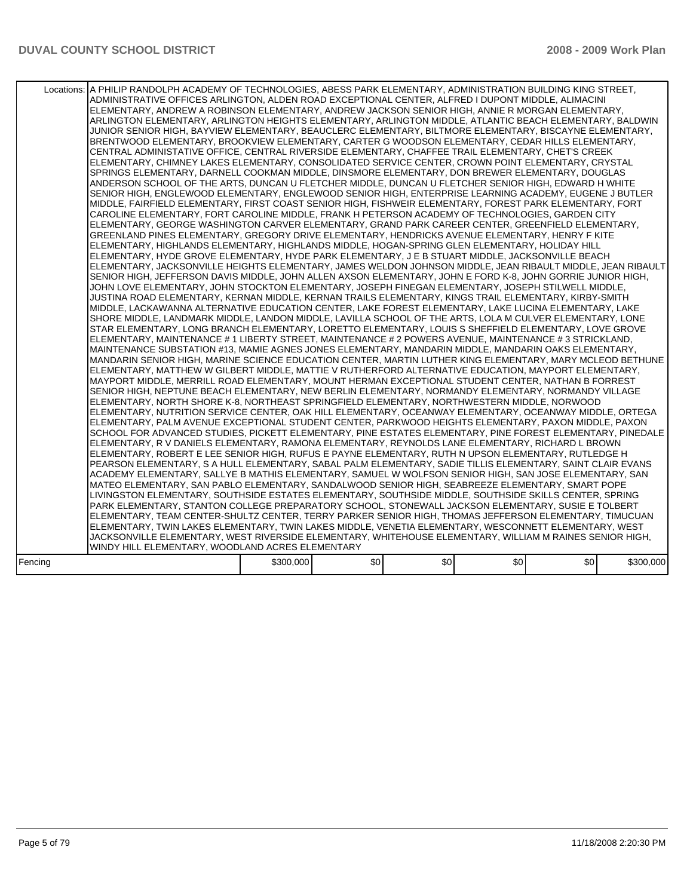| | | | | | | |
|---|---|---|---|---|---|---|
| Locations: | A PHILIP RANDOLPH ACADEMY OF TECHNOLOGIES, ABESS PARK ELEMENTARY, ADMINISTRATION BUILDING KING STREET, ADMINISTRATIVE OFFICES ARLINGTON, ALDEN ROAD EXCEPTIONAL CENTER, ALFRED I DUPONT MIDDLE, ALIMACINI ELEMENTARY, ANDREW A ROBINSON ELEMENTARY, ANDREW JACKSON SENIOR HIGH, ANNIE R MORGAN ELEMENTARY, ARLINGTON ELEMENTARY, ARLINGTON HEIGHTS ELEMENTARY, ARLINGTON MIDDLE, ATLANTIC BEACH ELEMENTARY, BALDWIN JUNIOR SENIOR HIGH, BAYVIEW ELEMENTARY, BEAUCLERC ELEMENTARY, BILTMORE ELEMENTARY, BISCAYNE ELEMENTARY, BRENTWOOD ELEMENTARY, BROOKVIEW ELEMENTARY, CARTER G WOODSON ELEMENTARY, CEDAR HILLS ELEMENTARY, CENTRAL ADMINISTATIVE OFFICE, CENTRAL RIVERSIDE ELEMENTARY, CHAFFEE TRAIL ELEMENTARY, CHET'S CREEK ELEMENTARY, CHIMNEY LAKES ELEMENTARY, CONSOLIDATED SERVICE CENTER, CROWN POINT ELEMENTARY, CRYSTAL SPRINGS ELEMENTARY, DARNELL COOKMAN MIDDLE, DINSMORE ELEMENTARY, DON BREWER ELEMENTARY, DOUGLAS ANDERSON SCHOOL OF THE ARTS, DUNCAN U FLETCHER MIDDLE, DUNCAN U FLETCHER SENIOR HIGH, EDWARD H WHITE SENIOR HIGH, ENGLEWOOD ELEMENTARY, ENGLEWOOD SENIOR HIGH, ENTERPRISE LEARNING ACADEMY, EUGENE J BUTLER MIDDLE, FAIRFIELD ELEMENTARY, FIRST COAST SENIOR HIGH, FISHWEIR ELEMENTARY, FOREST PARK ELEMENTARY, FORT CAROLINE ELEMENTARY, FORT CAROLINE MIDDLE, FRANK H PETERSON ACADEMY OF TECHNOLOGIES, GARDEN CITY ELEMENTARY, GEORGE WASHINGTON CARVER ELEMENTARY, GRAND PARK CAREER CENTER, GREENFIELD ELEMENTARY, GREENLAND PINES ELEMENTARY, GREGORY DRIVE ELEMENTARY, HENDRICKS AVENUE ELEMENTARY, HENRY F KITE ELEMENTARY, HIGHLANDS ELEMENTARY, HIGHLANDS MIDDLE, HOGAN-SPRING GLEN ELEMENTARY, HOLIDAY HILL ELEMENTARY, HYDE GROVE ELEMENTARY, HYDE PARK ELEMENTARY, J E B STUART MIDDLE, JACKSONVILLE BEACH ELEMENTARY, JACKSONVILLE HEIGHTS ELEMENTARY, JAMES WELDON JOHNSON MIDDLE, JEAN RIBAULT MIDDLE, JEAN RIBAULT SENIOR HIGH, JEFFERSON DAVIS MIDDLE, JOHN ALLEN AXSON ELEMENTARY, JOHN E FORD K-8, JOHN GORRIE JUNIOR HIGH, JOHN LOVE ELEMENTARY, JOHN STOCKTON ELEMENTARY, JOSEPH FINEGAN ELEMENTARY, JOSEPH STILWELL MIDDLE, JUSTINA ROAD ELEMENTARY, KERNAN MIDDLE, KERNAN TRAILS ELEMENTARY, KINGS TRAIL ELEMENTARY, KIRBY-SMITH MIDDLE, LACKAWANNA ALTERNATIVE EDUCATION CENTER, LAKE FOREST ELEMENTARY, LAKE LUCINA ELEMENTARY, LAKE SHORE MIDDLE, LANDMARK MIDDLE, LANDON MIDDLE, LAVILLA SCHOOL OF THE ARTS, LOLA M CULVER ELEMENTARY, LONE STAR ELEMENTARY, LONG BRANCH ELEMENTARY, LORETTO ELEMENTARY, LOUIS S SHEFFIELD ELEMENTARY, LOVE GROVE ELEMENTARY, MAINTENANCE # 1 LIBERTY STREET, MAINTENANCE # 2 POWERS AVENUE, MAINTENANCE # 3 STRICKLAND, MAINTENANCE SUBSTATION #13, MAMIE AGNES JONES ELEMENTARY, MANDARIN MIDDLE, MANDARIN OAKS ELEMENTARY, MANDARIN SENIOR HIGH, MARINE SCIENCE EDUCATION CENTER, MARTIN LUTHER KING ELEMENTARY, MARY MCLEOD BETHUNE ELEMENTARY, MATTHEW W GILBERT MIDDLE, MATTIE V RUTHERFORD ALTERNATIVE EDUCATION, MAYPORT ELEMENTARY, MAYPORT MIDDLE, MERRILL ROAD ELEMENTARY, MOUNT HERMAN EXCEPTIONAL STUDENT CENTER, NATHAN B FORREST SENIOR HIGH, NEPTUNE BEACH ELEMENTARY, NEW BERLIN ELEMENTARY, NORMANDY ELEMENTARY, NORMANDY VILLAGE ELEMENTARY, NORTH SHORE K-8, NORTHEAST SPRINGFIELD ELEMENTARY, NORTHWESTERN MIDDLE, NORWOOD ELEMENTARY, NUTRITION SERVICE CENTER, OAK HILL ELEMENTARY, OCEANWAY ELEMENTARY, OCEANWAY MIDDLE, ORTEGA ELEMENTARY, PALM AVENUE EXCEPTIONAL STUDENT CENTER, PARKWOOD HEIGHTS ELEMENTARY, PAXON MIDDLE, PAXON SCHOOL FOR ADVANCED STUDIES, PICKETT ELEMENTARY, PINE ESTATES ELEMENTARY, PINE FOREST ELEMENTARY, PINEDALE ELEMENTARY, R V DANIELS ELEMENTARY, RAMONA ELEMENTARY, REYNOLDS LANE ELEMENTARY, RICHARD L BROWN ELEMENTARY, ROBERT E LEE SENIOR HIGH, RUFUS E PAYNE ELEMENTARY, RUTH N UPSON ELEMENTARY, RUTLEDGE H PEARSON ELEMENTARY, S A HULL ELEMENTARY, SABAL PALM ELEMENTARY, SADIE TILLIS ELEMENTARY, SAINT CLAIR EVANS ACADEMY ELEMENTARY, SALLYE B MATHIS ELEMENTARY, SAMUEL W WOLFSON SENIOR HIGH, SAN JOSE ELEMENTARY, SAN MATEO ELEMENTARY, SAN PABLO ELEMENTARY, SANDALWOOD SENIOR HIGH, SEABREEZE ELEMENTARY, SMART POPE LIVINGSTON ELEMENTARY, SOUTHSIDE ESTATES ELEMENTARY, SOUTHSIDE MIDDLE, SOUTHSIDE SKILLS CENTER, SPRING PARK ELEMENTARY, STANTON COLLEGE PREPARATORY SCHOOL, STONEWALL JACKSON ELEMENTARY, SUSIE E TOLBERT ELEMENTARY, TEAM CENTER-SHULTZ CENTER, TERRY PARKER SENIOR HIGH, THOMAS JEFFERSON ELEMENTARY, TIMUCUAN ELEMENTARY, TWIN LAKES ELEMENTARY, TWIN LAKES MIDDLE, VENETIA ELEMENTARY, WESCONNETT ELEMENTARY, WEST JACKSONVILLE ELEMENTARY, WEST RIVERSIDE ELEMENTARY, WHITEHOUSE ELEMENTARY, WILLIAM M RAINES SENIOR HIGH, WINDY HILL ELEMENTARY, WOODLAND ACRES ELEMENTARY | | | | | |
| Fencing | | $300,000 | $0 | $0 | $0 | $0 | $300,000 |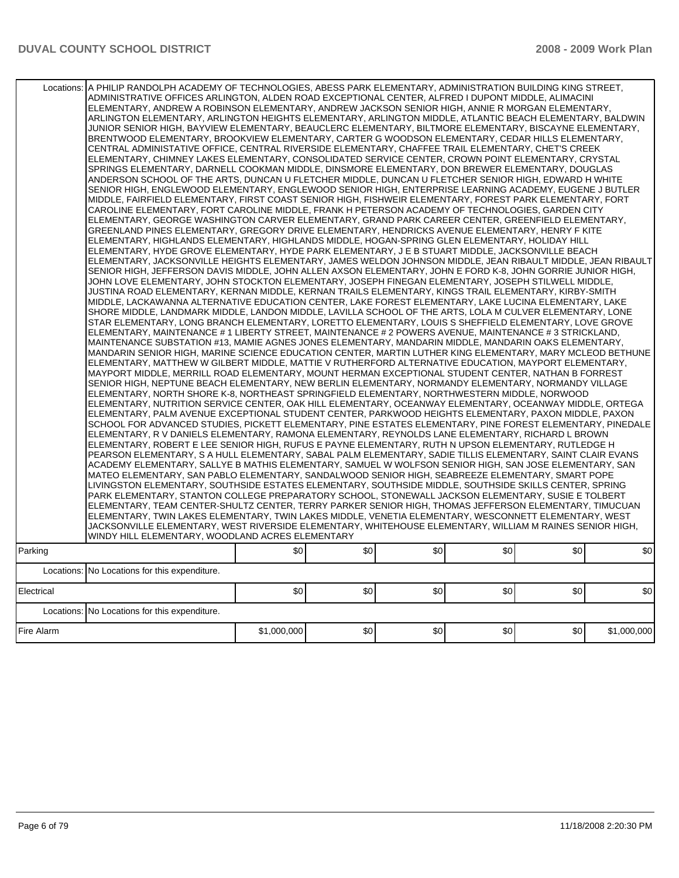| | | | | | | | |
|---|---|---|---|---|---|---|---|
| Locations: | A PHILIP RANDOLPH ACADEMY OF TECHNOLOGIES, ABESS PARK ELEMENTARY, ADMINISTRATION BUILDING KING STREET, ADMINISTRATIVE OFFICES ARLINGTON, ALDEN ROAD EXCEPTIONAL CENTER, ALFRED I DUPONT MIDDLE, ALIMACINI ELEMENTARY, ANDREW A ROBINSON ELEMENTARY, ANDREW JACKSON SENIOR HIGH, ANNIE R MORGAN ELEMENTARY, ARLINGTON ELEMENTARY, ARLINGTON HEIGHTS ELEMENTARY, ARLINGTON MIDDLE, ATLANTIC BEACH ELEMENTARY, BALDWIN JUNIOR SENIOR HIGH, BAYVIEW ELEMENTARY, BEAUCLERC ELEMENTARY, BILTMORE ELEMENTARY, BISCAYNE ELEMENTARY, BRENTWOOD ELEMENTARY, BROOKVIEW ELEMENTARY, CARTER G WOODSON ELEMENTARY, CEDAR HILLS ELEMENTARY, CENTRAL ADMINISTIVE OFFICE, CENTRAL RIVERSIDE ELEMENTARY, CHAFFEE TRAIL ELEMENTARY, CHET'S CREEK ELEMENTARY, CHIMNEY LAKES ELEMENTARY, CONSOLIDATED SERVICE CENTER, CROWN POINT ELEMENTARY, CRYSTAL SPRINGS ELEMENTARY, DARNELL COOKMAN MIDDLE, DINSMORE ELEMENTARY, DON BREWER ELEMENTARY, DOUGLAS ANDERSON SCHOOL OF THE ARTS, DUNCAN U FLETCHER MIDDLE, DUNCAN U FLETCHER SENIOR HIGH, EDWARD H WHITE SENIOR HIGH, ENGLEWOOD ELEMENTARY, ENGLEWOOD SENIOR HIGH, ENTERPRISE LEARNING ACADEMY, EUGENE J BUTLER MIDDLE, FAIRFIELD ELEMENTARY, FIRST COAST SENIOR HIGH, FISHWEIR ELEMENTARY, FOREST PARK ELEMENTARY, FORT CAROLINE ELEMENTARY, FORT CAROLINE MIDDLE, FRANK H PETERSON ACADEMY OF TECHNOLOGIES, GARDEN CITY ELEMENTARY, GEORGE WASHINGTON CARVER ELEMENTARY, GRAND PARK CAREER CENTER, GREENFIELD ELEMENTARY, GREENLAND PINES ELEMENTARY, GREGORY DRIVE ELEMENTARY, HENDRICKS AVENUE ELEMENTARY, HENRY F KITE ELEMENTARY, HIGHLANDS ELEMENTARY, HIGHLANDS MIDDLE, HOGAN-SPRING GLEN ELEMENTARY, HOLIDAY HILL ELEMENTARY, HYDE GROVE ELEMENTARY, HYDE PARK ELEMENTARY, J E B STUART MIDDLE, JACKSONVILLE BEACH ELEMENTARY, JACKSONVILLE HEIGHTS ELEMENTARY, JAMES WELDON JOHNSON MIDDLE, JEAN RIBAULT MIDDLE, JEAN RIBAULT SENIOR HIGH, JEFFERSON DAVIS MIDDLE, JOHN ALLEN AXSON ELEMENTARY, JOHN E FORD K-8, JOHN GORRIE JUNIOR HIGH, JOHN LOVE ELEMENTARY, JOHN STOCKTON ELEMENTARY, JOSEPH FINEGAN ELEMENTARY, JOSEPH STILWELL MIDDLE, JUSTINA ROAD ELEMENTARY, KERNAN MIDDLE, KERNAN TRAILS ELEMENTARY, KINGS TRAIL ELEMENTARY, KIRBY-SMITH MIDDLE, LACKAWANNA ALTERNATIVE EDUCATION CENTER, LAKE FOREST ELEMENTARY, LAKE LUCINA ELEMENTARY, LAKE SHORE MIDDLE, LANDMARK MIDDLE, LANDON MIDDLE, LAVILLA SCHOOL OF THE ARTS, LOLA M CULVER ELEMENTARY, LONE STAR ELEMENTARY, LONG BRANCH ELEMENTARY, LORETTO ELEMENTARY, LOUIS S SHEFFIELD ELEMENTARY, LOVE GROVE ELEMENTARY, MAINTENANCE # 1 LIBERTY STREET, MAINTENANCE # 2 POWERS AVENUE, MAINTENANCE # 3 STRICKLAND, MAINTENANCE SUBSTATION #13, MAMIE AGNES JONES ELEMENTARY, MANDARIN MIDDLE, MANDARIN OAKS ELEMENTARY, MANDARIN SENIOR HIGH, MARINE SCIENCE EDUCATION CENTER, MARTIN LUTHER KING ELEMENTARY, MARY MCLEOD BETHUNE ELEMENTARY, MATTHEW W GILBERT MIDDLE, MATTIE V RUTHERFORD ALTERNATIVE EDUCATION, MAYPORT ELEMENTARY, MAYPORT MIDDLE, MERRILL ROAD ELEMENTARY, MOUNT HERMAN EXCEPTIONAL STUDENT CENTER, NATHAN B FORREST SENIOR HIGH, NEPTUNE BEACH ELEMENTARY, NEW BERLIN ELEMENTARY, NORMANDY ELEMENTARY, NORMANDY VILLAGE ELEMENTARY, NORTH SHORE K-8, NORTHEAST SPRINGFIELD ELEMENTARY, NORTHWESTERN MIDDLE, NORWOOD ELEMENTARY, NUTRITION SERVICE CENTER, OAK HILL ELEMENTARY, OCEANWAY ELEMENTARY, OCEANWAY MIDDLE, ORTEGA ELEMENTARY, PALM AVENUE EXCEPTIONAL STUDENT CENTER, PARKWOOD HEIGHTS ELEMENTARY, PAXON MIDDLE, PAXON SCHOOL FOR ADVANCED STUDIES, PICKETT ELEMENTARY, PINE ESTATES ELEMENTARY, PINE FOREST ELEMENTARY, PINEDALE ELEMENTARY, R V DANIELS ELEMENTARY, RAMONA ELEMENTARY, REYNOLDS LANE ELEMENTARY, RICHARD L BROWN ELEMENTARY, ROBERT E LEE SENIOR HIGH, RUFUS E PAYNE ELEMENTARY, RUTH N UPSON ELEMENTARY, RUTLEDGE H PEARSON ELEMENTARY, S A HULL ELEMENTARY, SABAL PALM ELEMENTARY, SADIE TILLIS ELEMENTARY, SAINT CLAIR EVANS ACADEMY ELEMENTARY, SALLYE B MATHIS ELEMENTARY, SAMUEL W WOLFSON SENIOR HIGH, SAN JOSE ELEMENTARY, SAN MATEO ELEMENTARY, SAN PABLO ELEMENTARY, SANDALWOOD SENIOR HIGH, SEABREEZE ELEMENTARY, SMART POPE LIVINGSTON ELEMENTARY, SOUTHSIDE ESTATES ELEMENTARY, SOUTHSIDE MIDDLE, SOUTHSIDE SKILLS CENTER, SPRING PARK ELEMENTARY, STANTON COLLEGE PREPARATORY SCHOOL, STONEWALL JACKSON ELEMENTARY, SUSIE E TOLBERT ELEMENTARY, TEAM CENTER-SHULTZ CENTER, TERRY PARKER SENIOR HIGH, THOMAS JEFFERSON ELEMENTARY, TIMUCUAN ELEMENTARY, TWIN LAKES ELEMENTARY, TWIN LAKES MIDDLE, VENETIA ELEMENTARY, WESCONNETT ELEMENTARY, WEST JACKSONVILLE ELEMENTARY, WEST RIVERSIDE ELEMENTARY, WHITEHOUSE ELEMENTARY, WILLIAM M RAINES SENIOR HIGH, WINDY HILL ELEMENTARY, WOODLAND ACRES ELEMENTARY | | | | | | |
| Parking | | $0 | $0 | $0 | $0 | $0 | $0 |
| Locations: | No Locations for this expenditure. | | | | | | |
| Electrical | | $0 | $0 | $0 | $0 | $0 | $0 |
| Locations: | No Locations for this expenditure. | | | | | | |
| Fire Alarm | | $1,000,000 | $0 | $0 | $0 | $0 | $1,000,000 |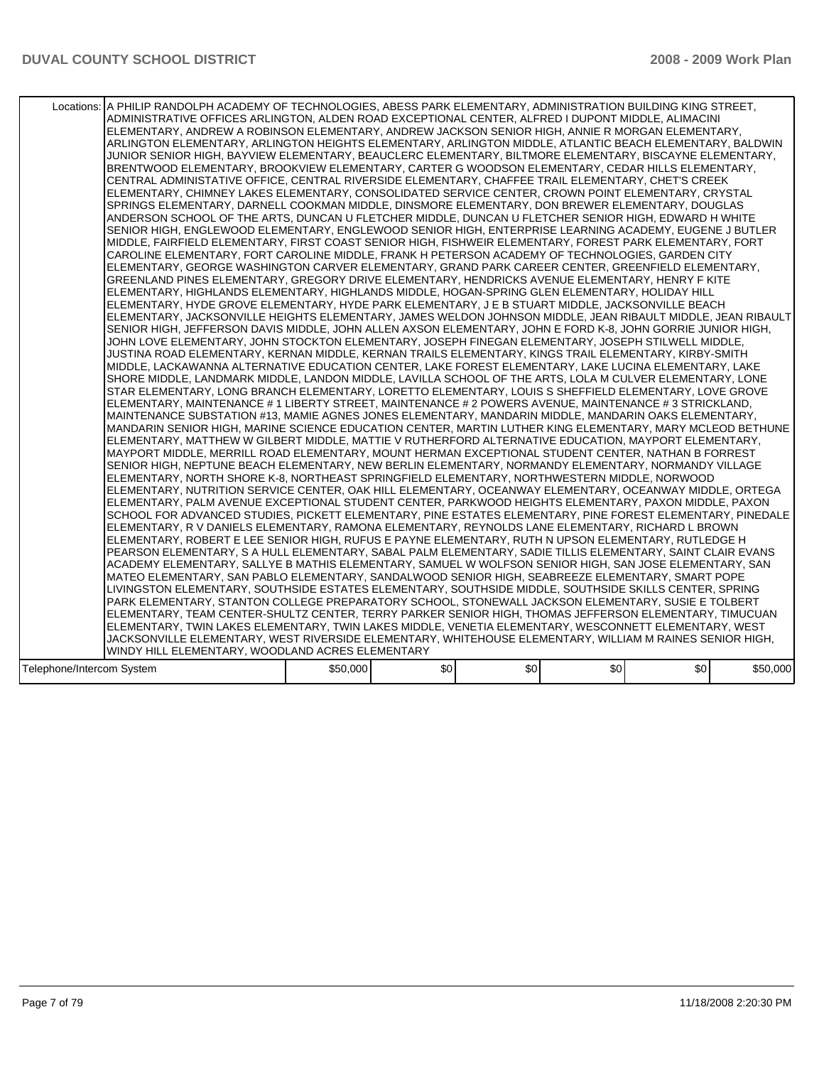| | | | | | | |
|---|---|---|---|---|---|---|
| Locations: | A PHILIP RANDOLPH ACADEMY OF TECHNOLOGIES, ABESS PARK ELEMENTARY, ADMINISTRATION BUILDING KING STREET, ADMINISTRATIVE OFFICES ARLINGTON, ALDEN ROAD EXCEPTIONAL CENTER, ALFRED I DUPONT MIDDLE, ALIMACINI ELEMENTARY, ANDREW A ROBINSON ELEMENTARY, ANDREW JACKSON SENIOR HIGH, ANNIE R MORGAN ELEMENTARY, ARLINGTON ELEMENTARY, ARLINGTON HEIGHTS ELEMENTARY, ARLINGTON MIDDLE, ATLANTIC BEACH ELEMENTARY, BALDWIN JUNIOR SENIOR HIGH, BAYVIEW ELEMENTARY, BEAUCLERC ELEMENTARY, BILTMORE ELEMENTARY, BISCAYNE ELEMENTARY, BRENTWOOD ELEMENTARY, BROOKVIEW ELEMENTARY, CARTER G WOODSON ELEMENTARY, CEDAR HILLS ELEMENTARY, CENTRAL ADMINISTATIVE OFFICE, CENTRAL RIVERSIDE ELEMENTARY, CHAFFEE TRAIL ELEMENTARY, CHET'S CREEK ELEMENTARY, CHIMNEY LAKES ELEMENTARY, CONSOLIDATED SERVICE CENTER, CROWN POINT ELEMENTARY, CRYSTAL SPRINGS ELEMENTARY, DARNELL COOKMAN MIDDLE, DINSMORE ELEMENTARY, DON BREWER ELEMENTARY, DOUGLAS ANDERSON SCHOOL OF THE ARTS, DUNCAN U FLETCHER MIDDLE, DUNCAN U FLETCHER SENIOR HIGH, EDWARD H WHITE SENIOR HIGH, ENGLEWOOD ELEMENTARY, ENGLEWOOD SENIOR HIGH, ENTERPRISE LEARNING ACADEMY, EUGENE J BUTLER MIDDLE, FAIRFIELD ELEMENTARY, FIRST COAST SENIOR HIGH, FISHWEIR ELEMENTARY, FOREST PARK ELEMENTARY, FORT CAROLINE ELEMENTARY, FORT CAROLINE MIDDLE, FRANK H PETERSON ACADEMY OF TECHNOLOGIES, GARDEN CITY ELEMENTARY, GEORGE WASHINGTON CARVER ELEMENTARY, GRAND PARK CAREER CENTER, GREENFIELD ELEMENTARY, GREENLAND PINES ELEMENTARY, GREGORY DRIVE ELEMENTARY, HENDRICKS AVENUE ELEMENTARY, HENRY F KITE ELEMENTARY, HIGHLANDS ELEMENTARY, HIGHLANDS MIDDLE, HOGAN-SPRING GLEN ELEMENTARY, HOLIDAY HILL ELEMENTARY, HYDE GROVE ELEMENTARY, HYDE PARK ELEMENTARY, J E B STUART MIDDLE, JACKSONVILLE BEACH ELEMENTARY, JACKSONVILLE HEIGHTS ELEMENTARY, JAMES WELDON JOHNSON MIDDLE, JEAN RIBAULT MIDDLE, JEAN RIBAULT SENIOR HIGH, JEFFERSON DAVIS MIDDLE, JOHN ALLEN AXSON ELEMENTARY, JOHN E FORD K-8, JOHN GORRIE JUNIOR HIGH, JOHN LOVE ELEMENTARY, JOHN STOCKTON ELEMENTARY, JOSEPH FINEGAN ELEMENTARY, JOSEPH STILWELL MIDDLE, JUSTINA ROAD ELEMENTARY, KERNAN MIDDLE, KERNAN TRAILS ELEMENTARY, KINGS TRAIL ELEMENTARY, KIRBY-SMITH MIDDLE, LACKAWANNA ALTERNATIVE EDUCATION CENTER, LAKE FOREST ELEMENTARY, LAKE LUCINA ELEMENTARY, LAKE SHORE MIDDLE, LANDMARK MIDDLE, LANDON MIDDLE, LAVILLA SCHOOL OF THE ARTS, LOLA M CULVER ELEMENTARY, LONE STAR ELEMENTARY, LONG BRANCH ELEMENTARY, LORETTO ELEMENTARY, LOUIS S SHEFFIELD ELEMENTARY, LOVE GROVE ELEMENTARY, MAINTENANCE # 1 LIBERTY STREET, MAINTENANCE # 2 POWERS AVENUE, MAINTENANCE # 3 STRICKLAND, MAINTENANCE SUBSTATION #13, MAMIE AGNES JONES ELEMENTARY, MANDARIN MIDDLE, MANDARIN OAKS ELEMENTARY, MANDARIN SENIOR HIGH, MARINE SCIENCE EDUCATION CENTER, MARTIN LUTHER KING ELEMENTARY, MARY MCLEOD BETHUNE ELEMENTARY, MATTHEW W GILBERT MIDDLE, MATTIE V RUTHERFORD ALTERNATIVE EDUCATION, MAYPORT ELEMENTARY, MAYPORT MIDDLE, MERRILL ROAD ELEMENTARY, MOUNT HERMAN EXCEPTIONAL STUDENT CENTER, NATHAN B FORREST SENIOR HIGH, NEPTUNE BEACH ELEMENTARY, NEW BERLIN ELEMENTARY, NORMANDY ELEMENTARY, NORMANDY VILLAGE ELEMENTARY, NORTH SHORE K-8, NORTHEAST SPRINGFIELD ELEMENTARY, NORTHWESTERN MIDDLE, NORWOOD ELEMENTARY, NUTRITION SERVICE CENTER, OAK HILL ELEMENTARY, OCEANWAY ELEMENTARY, OCEANWAY MIDDLE, ORTEGA ELEMENTARY, PALM AVENUE EXCEPTIONAL STUDENT CENTER, PARKWOOD HEIGHTS ELEMENTARY, PAXON MIDDLE, PAXON SCHOOL FOR ADVANCED STUDIES, PICKETT ELEMENTARY, PINE ESTATES ELEMENTARY, PINE FOREST ELEMENTARY, PINEDALE ELEMENTARY, R V DANIELS ELEMENTARY, RAMONA ELEMENTARY, REYNOLDS LANE ELEMENTARY, RICHARD L BROWN ELEMENTARY, ROBERT E LEE SENIOR HIGH, RUFUS E PAYNE ELEMENTARY, RUTH N UPSON ELEMENTARY, RUTLEDGE H PEARSON ELEMENTARY, S A HULL ELEMENTARY, SABAL PALM ELEMENTARY, SADIE TILLIS ELEMENTARY, SAINT CLAIR EVANS ACADEMY ELEMENTARY, SALLYE B MATHIS ELEMENTARY, SAMUEL W WOLFSON SENIOR HIGH, SAN JOSE ELEMENTARY, SAN MATEO ELEMENTARY, SAN PABLO ELEMENTARY, SANDALWOOD SENIOR HIGH, SEABREEZE ELEMENTARY, SMART POPE LIVINGSTON ELEMENTARY, SOUTHSIDE ESTATES ELEMENTARY, SOUTHSIDE MIDDLE, SOUTHSIDE SKILLS CENTER, SPRING PARK ELEMENTARY, STANTON COLLEGE PREPARATORY SCHOOL, STONEWALL JACKSON ELEMENTARY, SUSIE E TOLBERT ELEMENTARY, TEAM CENTER-SHULTZ CENTER, TERRY PARKER SENIOR HIGH, THOMAS JEFFERSON ELEMENTARY, TIMUCUAN ELEMENTARY, TWIN LAKES ELEMENTARY, TWIN LAKES MIDDLE, VENETIA ELEMENTARY, WESCONNETT ELEMENTARY, WEST JACKSONVILLE ELEMENTARY, WEST RIVERSIDE ELEMENTARY, WHITEHOUSE ELEMENTARY, WILLIAM M RAINES SENIOR HIGH, WINDY HILL ELEMENTARY, WOODLAND ACRES ELEMENTARY | | | | | |
| Telephone/Intercom System | | $50,000 | $0 | $0 | $0 | $0 | $50,000 |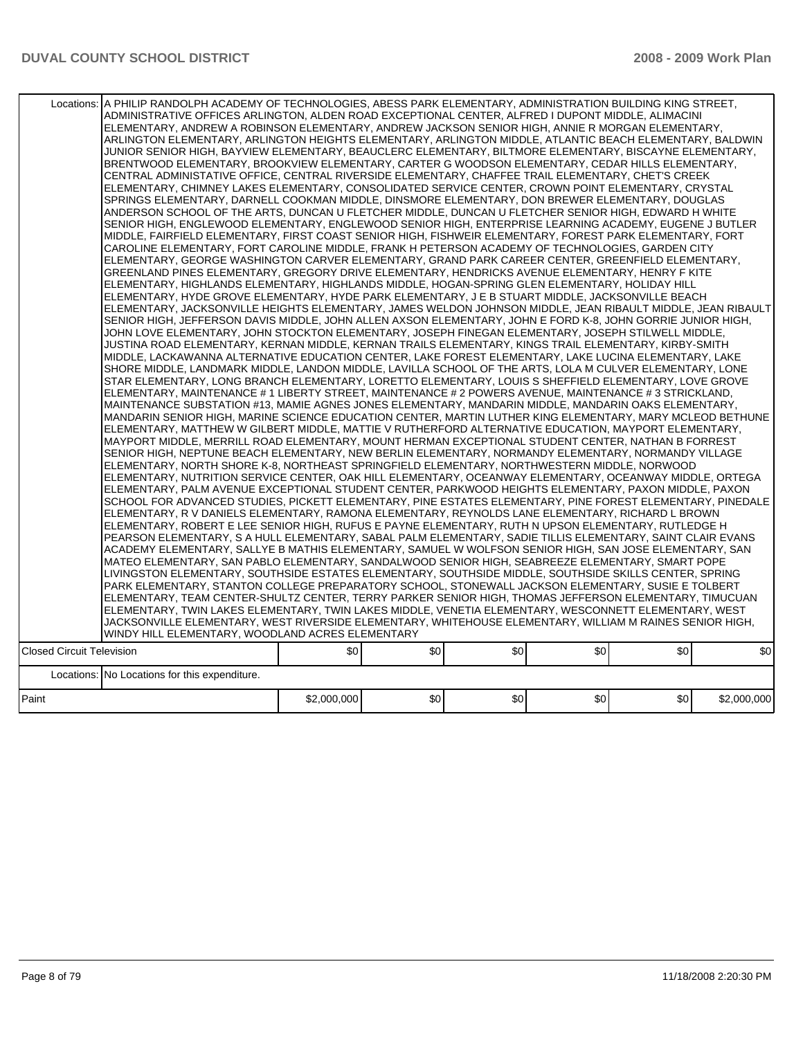| | | | | | | |
|---|---|---|---|---|---|---|
| Locations: | A PHILIP RANDOLPH ACADEMY OF TECHNOLOGIES, ABESS PARK ELEMENTARY, ADMINISTRATION BUILDING KING STREET, ADMINISTRATIVE OFFICES ARLINGTON, ALDEN ROAD EXCEPTIONAL CENTER, ALFRED I DUPONT MIDDLE, ALIMACINI ELEMENTARY, ANDREW A ROBINSON ELEMENTARY, ANDREW JACKSON SENIOR HIGH, ANNIE R MORGAN ELEMENTARY, ARLINGTON ELEMENTARY, ARLINGTON HEIGHTS ELEMENTARY, ARLINGTON MIDDLE, ATLANTIC BEACH ELEMENTARY, BALDWIN JUNIOR SENIOR HIGH, BAYVIEW ELEMENTARY, BEAUCLERC ELEMENTARY, BILTMORE ELEMENTARY, BISCAYNE ELEMENTARY, BRENTWOOD ELEMENTARY, BROOKVIEW ELEMENTARY, CARTER G WOODSON ELEMENTARY, CEDAR HILLS ELEMENTARY, CENTRAL ADMINISTIVE OFFICE, CENTRAL RIVERSIDE ELEMENTARY, CHAFFEE TRAIL ELEMENTARY, CHET'S CREEK ELEMENTARY, CHIMNEY LAKES ELEMENTARY, CONSOLIDATED SERVICE CENTER, CROWN POINT ELEMENTARY, CRYSTAL SPRINGS ELEMENTARY, DARNELL COOKMAN MIDDLE, DINSMORE ELEMENTARY, DON BREWER ELEMENTARY, DOUGLAS ANDERSON SCHOOL OF THE ARTS, DUNCAN U FLETCHER MIDDLE, DUNCAN U FLETCHER SENIOR HIGH, EDWARD H WHITE SENIOR HIGH, ENGLEWOOD ELEMENTARY, ENGLEWOOD SENIOR HIGH, ENTERPRISE LEARNING ACADEMY, EUGENE J BUTLER MIDDLE, FAIRFIELD ELEMENTARY, FIRST COAST SENIOR HIGH, FISHWEIR ELEMENTARY, FOREST PARK ELEMENTARY, FORT CAROLINE ELEMENTARY, FORT CAROLINE MIDDLE, FRANK H PETERSON ACADEMY OF TECHNOLOGIES, GARDEN CITY ELEMENTARY, GEORGE WASHINGTON CARVER ELEMENTARY, GRAND PARK CAREER CENTER, GREENFIELD ELEMENTARY, GREENLAND PINES ELEMENTARY, GREGORY DRIVE ELEMENTARY, HENDRICKS AVENUE ELEMENTARY, HENRY F KITE ELEMENTARY, HIGHLANDS ELEMENTARY, HIGHLANDS MIDDLE, HOGAN-SPRING GLEN ELEMENTARY, HOLIDAY HILL ELEMENTARY, HYDE GROVE ELEMENTARY, HYDE PARK ELEMENTARY, J E B STUART MIDDLE, JACKSONVILLE BEACH ELEMENTARY, JACKSONVILLE HEIGHTS ELEMENTARY, JAMES WELDON JOHNSON MIDDLE, JEAN RIBAULT MIDDLE, JEAN RIBAULT SENIOR HIGH, JEFFERSON DAVIS MIDDLE, JOHN ALLEN AXSON ELEMENTARY, JOHN E FORD K-8, JOHN GORRIE JUNIOR HIGH, JOHN LOVE ELEMENTARY, JOHN STOCKTON ELEMENTARY, JOSEPH FINEGAN ELEMENTARY, JOSEPH STILWELL MIDDLE, JUSTINA ROAD ELEMENTARY, KERNAN MIDDLE, KERNAN TRAILS ELEMENTARY, KINGS TRAIL ELEMENTARY, KIRBY-SMITH MIDDLE, LACKAWANNA ALTERNATIVE EDUCATION CENTER, LAKE FOREST ELEMENTARY, LAKE LUCINA ELEMENTARY, LAKE SHORE MIDDLE, LANDMARK MIDDLE, LANDON MIDDLE, LAVILLA SCHOOL OF THE ARTS, LOLA M CULVER ELEMENTARY, LONE STAR ELEMENTARY, LONG BRANCH ELEMENTARY, LORETTO ELEMENTARY, LOUIS S SHEFFIELD ELEMENTARY, LOVE GROVE ELEMENTARY, MAINTENANCE # 1 LIBERTY STREET, MAINTENANCE # 2 POWERS AVENUE, MAINTENANCE # 3 STRICKLAND, MAINTENANCE SUBSTATION #13, MAMIE AGNES JONES ELEMENTARY, MANDARIN MIDDLE, MANDARIN OAKS ELEMENTARY, MANDARIN SENIOR HIGH, MARINE SCIENCE EDUCATION CENTER, MARTIN LUTHER KING ELEMENTARY, MARY MCLEOD BETHUNE ELEMENTARY, MATTHEW W GILBERT MIDDLE, MATTIE V RUTHERFORD ALTERNATIVE EDUCATION, MAYPORT ELEMENTARY, MAYPORT MIDDLE, MERRILL ROAD ELEMENTARY, MOUNT HERMAN EXCEPTIONAL STUDENT CENTER, NATHAN B FORREST SENIOR HIGH, NEPTUNE BEACH ELEMENTARY, NEW BERLIN ELEMENTARY, NORMANDY ELEMENTARY, NORMANDY VILLAGE ELEMENTARY, NORTH SHORE K-8, NORTHEAST SPRINGFIELD ELEMENTARY, NORTHWESTERN MIDDLE, NORWOOD ELEMENTARY, NUTRITION SERVICE CENTER, OAK HILL ELEMENTARY, OCEANWAY ELEMENTARY, OCEANWAY MIDDLE, ORTEGA ELEMENTARY, PALM AVENUE EXCEPTIONAL STUDENT CENTER, PARKWOOD HEIGHTS ELEMENTARY, PAXON MIDDLE, PAXON SCHOOL FOR ADVANCED STUDIES, PICKETT ELEMENTARY, PINE ESTATES ELEMENTARY, PINE FOREST ELEMENTARY, PINEDALE ELEMENTARY, R V DANIELS ELEMENTARY, RAMONA ELEMENTARY, REYNOLDS LANE ELEMENTARY, RICHARD L BROWN ELEMENTARY, ROBERT E LEE SENIOR HIGH, RUFUS E PAYNE ELEMENTARY, RUTH N UPSON ELEMENTARY, RUTLEDGE H PEARSON ELEMENTARY, S A HULL ELEMENTARY, SABAL PALM ELEMENTARY, SADIE TILLIS ELEMENTARY, SAINT CLAIR EVANS ACADEMY ELEMENTARY, SALLYE B MATHIS ELEMENTARY, SAMUEL W WOLFSON SENIOR HIGH, SAN JOSE ELEMENTARY, SAN MATEO ELEMENTARY, SAN PABLO ELEMENTARY, SANDALWOOD SENIOR HIGH, SEABREEZE ELEMENTARY, SMART POPE LIVINGSTON ELEMENTARY, SOUTHSIDE ESTATES ELEMENTARY, SOUTHSIDE MIDDLE, SOUTHSIDE SKILLS CENTER, SPRING PARK ELEMENTARY, STANTON COLLEGE PREPARATORY SCHOOL, STONEWALL JACKSON ELEMENTARY, SUSIE E TOLBERT ELEMENTARY, TEAM CENTER-SHULTZ CENTER, TERRY PARKER SENIOR HIGH, THOMAS JEFFERSON ELEMENTARY, TIMUCUAN ELEMENTARY, TWIN LAKES ELEMENTARY, TWIN LAKES MIDDLE, VENETIA ELEMENTARY, WESCONNETT ELEMENTARY, WEST JACKSONVILLE ELEMENTARY, WEST RIVERSIDE ELEMENTARY, WHITEHOUSE ELEMENTARY, WILLIAM M RAINES SENIOR HIGH, WINDY HILL ELEMENTARY, WOODLAND ACRES ELEMENTARY | | | | | |
| Closed Circuit Television | | $0 | $0 | $0 | $0 | $0 | $0 |
| Locations: | No Locations for this expenditure. | | | | | |
| Paint | | $2,000,000 | $0 | $0 | $0 | $0 | $2,000,000 |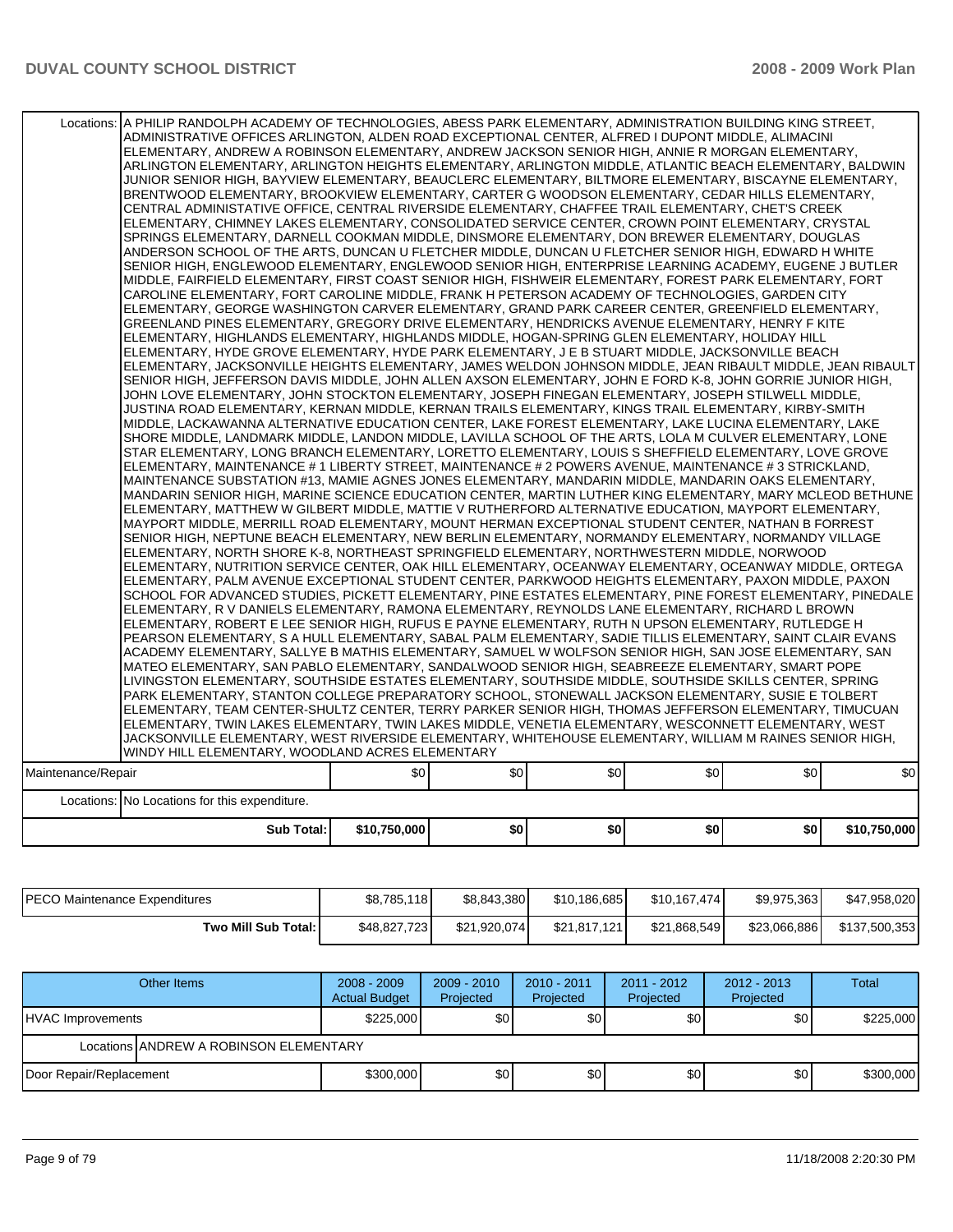| | | | | | | |
|---|---|---|---|---|---|---|
| Locations: | A PHILIP RANDOLPH ACADEMY OF TECHNOLOGIES, ABESS PARK ELEMENTARY, ADMINISTRATION BUILDING KING STREET, ADMINISTRATIVE OFFICES ARLINGTON, ALDEN ROAD EXCEPTIONAL CENTER, ALFRED I DUPONT MIDDLE, ALIMACINI ELEMENTARY, ANDREW A ROBINSON ELEMENTARY, ANDREW JACKSON SENIOR HIGH, ANNIE R MORGAN ELEMENTARY, ARLINGTON ELEMENTARY, ARLINGTON HEIGHTS ELEMENTARY, ARLINGTON MIDDLE, ATLANTIC BEACH ELEMENTARY, BALDWIN JUNIOR SENIOR HIGH, BAYVIEW ELEMENTARY, BEAUCLERC ELEMENTARY, BILTMORE ELEMENTARY, BISCAYNE ELEMENTARY, BRENTWOOD ELEMENTARY, BROOKVIEW ELEMENTARY, CARTER G WOODSON ELEMENTARY, CEDAR HILLS ELEMENTARY, CENTRAL ADMINISTIVE OFFICE, CENTRAL RIVERSIDE ELEMENTARY, CHAFFEE TRAIL ELEMENTARY, CHET'S CREEK ELEMENTARY, CHIMNEY LAKES ELEMENTARY, CONSOLIDATED SERVICE CENTER, CROWN POINT ELEMENTARY, CRYSTAL SPRINGS ELEMENTARY, DARNELL COOKMAN MIDDLE, DINSMORE ELEMENTARY, DON BREWER ELEMENTARY, DOUGLAS ANDERSON SCHOOL OF THE ARTS, DUNCAN U FLETCHER MIDDLE, DUNCAN U FLETCHER SENIOR HIGH, EDWARD H WHITE SENIOR HIGH, ENGLEWOOD ELEMENTARY, ENGLEWOOD SENIOR HIGH, ENTERPRISE LEARNING ACADEMY, EUGENE J BUTLER MIDDLE, FAIRFIELD ELEMENTARY, FIRST COAST SENIOR HIGH, FISHWEIR ELEMENTARY, FOREST PARK ELEMENTARY, FORT CAROLINE ELEMENTARY, FORT CAROLINE MIDDLE, FRANK H PETERSON ACADEMY OF TECHNOLOGIES, GARDEN CITY ELEMENTARY, GEORGE WASHINGTON CARVER ELEMENTARY, GRAND PARK CAREER CENTER, GREENFIELD ELEMENTARY, GREENLAND PINES ELEMENTARY, GREGORY DRIVE ELEMENTARY, HENDRICKS AVENUE ELEMENTARY, HENRY F KITE ELEMENTARY, HIGHLANDS ELEMENTARY, HIGHLANDS MIDDLE, HOGAN-SPRING GLEN ELEMENTARY, HOLIDAY HILL ELEMENTARY, HYDE GROVE ELEMENTARY, HYDE PARK ELEMENTARY, J E B STUART MIDDLE, JACKSONVILLE BEACH ELEMENTARY, JACKSONVILLE HEIGHTS ELEMENTARY, JAMES WELDON JOHNSON MIDDLE, JEAN RIBAULT MIDDLE, JEAN RIBAULT SENIOR HIGH, JEFFERSON DAVIS MIDDLE, JOHN ALLEN AXSON ELEMENTARY, JOHN E FORD K-8, JOHN GORRIE JUNIOR HIGH, JOHN LOVE ELEMENTARY, JOHN STOCKTON ELEMENTARY, JOSEPH FINEGAN ELEMENTARY, JOSEPH STILWELL MIDDLE, JUSTINA ROAD ELEMENTARY, KERNAN MIDDLE, KERNAN TRAILS ELEMENTARY, KINGS TRAIL ELEMENTARY, KIRBY-SMITH MIDDLE, LACKAWANNA ALTERNATIVE EDUCATION CENTER, LAKE FOREST ELEMENTARY, LAKE LUCINA ELEMENTARY, LAKE SHORE MIDDLE, LANDMARK MIDDLE, LANDON MIDDLE, LAVILLA SCHOOL OF THE ARTS, LOLA M CULVER ELEMENTARY, LONE STAR ELEMENTARY, LONG BRANCH ELEMENTARY, LORETTO ELEMENTARY, LOUIS S SHEFFIELD ELEMENTARY, LOVE GROVE ELEMENTARY, MAINTENANCE # 1 LIBERTY STREET, MAINTENANCE # 2 POWERS AVENUE, MAINTENANCE # 3 STRICKLAND, MAINTENANCE SUBSTATION #13, MAMIE AGNES JONES ELEMENTARY, MANDARIN MIDDLE, MANDARIN OAKS ELEMENTARY, MANDARIN SENIOR HIGH, MARINE SCIENCE EDUCATION CENTER, MARTIN LUTHER KING ELEMENTARY, MARY MCLEOD BETHUNE ELEMENTARY, MATTHEW W GILBERT MIDDLE, MATTIE V RUTHERFORD ALTERNATIVE EDUCATION, MAYPORT ELEMENTARY, MAYPORT MIDDLE, MERRILL ROAD ELEMENTARY, MOUNT HERMAN EXCEPTIONAL STUDENT CENTER, NATHAN B FORREST SENIOR HIGH, NEPTUNE BEACH ELEMENTARY, NEW BERLIN ELEMENTARY, NORMANDY ELEMENTARY, NORMANDY VILLAGE ELEMENTARY, NORTH SHORE K-8, NORTHEAST SPRINGFIELD ELEMENTARY, NORTHWESTERN MIDDLE, NORWOOD ELEMENTARY, NUTRITION SERVICE CENTER, OAK HILL ELEMENTARY, OCEANWAY ELEMENTARY, OCEANWAY MIDDLE, ORTEGA ELEMENTARY, PALM AVENUE EXCEPTIONAL STUDENT CENTER, PARKWOOD HEIGHTS ELEMENTARY, PAXON MIDDLE, PAXON SCHOOL FOR ADVANCED STUDIES, PICKETT ELEMENTARY, PINE ESTATES ELEMENTARY, PINE FOREST ELEMENTARY, PINEDALE ELEMENTARY, R V DANIELS ELEMENTARY, RAMONA ELEMENTARY, REYNOLDS LANE ELEMENTARY, RICHARD L BROWN ELEMENTARY, ROBERT E LEE SENIOR HIGH, RUFUS E PAYNE ELEMENTARY, RUTH N UPSON ELEMENTARY, RUTLEDGE H PEARSON ELEMENTARY, S A HULL ELEMENTARY, SABAL PALM ELEMENTARY, SADIE TILLIS ELEMENTARY, SAINT CLAIR EVANS ACADEMY ELEMENTARY, SALLYE B MATHIS ELEMENTARY, SAMUEL W WOLFSON SENIOR HIGH, SAN JOSE ELEMENTARY, SAN MATEO ELEMENTARY, SAN PABLO ELEMENTARY, SANDALWOOD SENIOR HIGH, SEABREEZE ELEMENTARY, SMART POPE LIVINGSTON ELEMENTARY, SOUTHSIDE ESTATES ELEMENTARY, SOUTHSIDE MIDDLE, SOUTHSIDE SKILLS CENTER, SPRING PARK ELEMENTARY, STANTON COLLEGE PREPARATORY SCHOOL, STONEWALL JACKSON ELEMENTARY, SUSIE E TOLBERT ELEMENTARY, TEAM CENTER-SHULTZ CENTER, TERRY PARKER SENIOR HIGH, THOMAS JEFFERSON ELEMENTARY, TIMUCUAN ELEMENTARY, TWIN LAKES ELEMENTARY, TWIN LAKES MIDDLE, VENETIA ELEMENTARY, WESCONNETT ELEMENTARY, WEST JACKSONVILLE ELEMENTARY, WEST RIVERSIDE ELEMENTARY, WHITEHOUSE ELEMENTARY, WILLIAM M RAINES SENIOR HIGH, WINDY HILL ELEMENTARY, WOODLAND ACRES ELEMENTARY | | | | | |
| Maintenance/Repair | | $0 | $0 | $0 | $0 | $0 | $0 |
| Locations: | No Locations for this expenditure. | | | | | | |
| | Sub Total: | $10,750,000 | $0 | $0 | $0 | $0 | $10,750,000 |

| | | | | | | |
|---|---|---|---|---|---|---|
| PECO Maintenance Expenditures | $8,785,118 | $8,843,380 | $10,186,685 | $10,167,474 | $9,975,363 | $47,958,020 |
| Two Mill Sub Total: | $48,827,723 | $21,920,074 | $21,817,121 | $21,868,549 | $23,066,886 | $137,500,353 |

| Other Items | | 2008 - 2009 Actual Budget | 2009 - 2010 Projected | 2010 - 2011 Projected | 2011 - 2012 Projected | 2012 - 2013 Projected | Total |
|---|---|---|---|---|---|---|---|
| HVAC Improvements | | $225,000 | $0 | $0 | $0 | $0 | $225,000 |
| Locations | ANDREW A ROBINSON ELEMENTARY | | | | | | |
| Door Repair/Replacement | | $300,000 | $0 | $0 | $0 | $0 | $300,000 |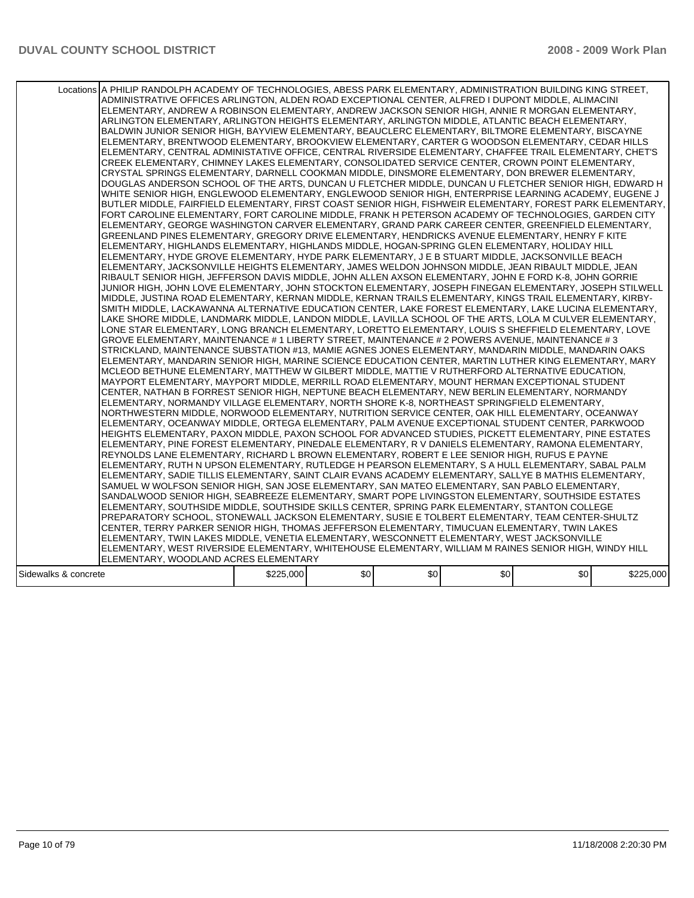| | | | | | | |
|---|---|---|---|---|---|---|
| Locations | A PHILIP RANDOLPH ACADEMY OF TECHNOLOGIES, ABESS PARK ELEMENTARY, ADMINISTRATION BUILDING KING STREET, ADMINISTRATIVE OFFICES ARLINGTON, ALDEN ROAD EXCEPTIONAL CENTER, ALFRED I DUPONT MIDDLE, ALIMACINI ELEMENTARY, ANDREW A ROBINSON ELEMENTARY, ANDREW JACKSON SENIOR HIGH, ANNIE R MORGAN ELEMENTARY, ARLINGTON ELEMENTARY, ARLINGTON HEIGHTS ELEMENTARY, ARLINGTON MIDDLE, ATLANTIC BEACH ELEMENTARY, BALDWIN JUNIOR SENIOR HIGH, BAYVIEW ELEMENTARY, BEAUCLERC ELEMENTARY, BILTMORE ELEMENTARY, BISCAYNE ELEMENTARY, BRENTWOOD ELEMENTARY, BROOKVIEW ELEMENTARY, CARTER G WOODSON ELEMENTARY, CEDAR HILLS ELEMENTARY, CENTRAL ADMINISTATIVE OFFICE, CENTRAL RIVERSIDE ELEMENTARY, CHAFFEE TRAIL ELEMENTARY, CHET'S CREEK ELEMENTARY, CHIMNEY LAKES ELEMENTARY, CONSOLIDATED SERVICE CENTER, CROWN POINT ELEMENTARY, CRYSTAL SPRINGS ELEMENTARY, DARNELL COOKMAN MIDDLE, DINSMORE ELEMENTARY, DON BREWER ELEMENTARY, DOUGLAS ANDERSON SCHOOL OF THE ARTS, DUNCAN U FLETCHER MIDDLE, DUNCAN U FLETCHER SENIOR HIGH, EDWARD H WHITE SENIOR HIGH, ENGLEWOOD ELEMENTARY, ENGLEWOOD SENIOR HIGH, ENTERPRISE LEARNING ACADEMY, EUGENE J BUTLER MIDDLE, FAIRFIELD ELEMENTARY, FIRST COAST SENIOR HIGH, FISHWEIR ELEMENTARY, FOREST PARK ELEMENTARY, FORT CAROLINE ELEMENTARY, FORT CAROLINE MIDDLE, FRANK H PETERSON ACADEMY OF TECHNOLOGIES, GARDEN CITY ELEMENTARY, GEORGE WASHINGTON CARVER ELEMENTARY, GRAND PARK CAREER CENTER, GREENFIELD ELEMENTARY, GREENLAND PINES ELEMENTARY, GREGORY DRIVE ELEMENTARY, HENDRICKS AVENUE ELEMENTARY, HENRY F KITE ELEMENTARY, HIGHLANDS ELEMENTARY, HIGHLANDS MIDDLE, HOGAN-SPRING GLEN ELEMENTARY, HOLIDAY HILL ELEMENTARY, HYDE GROVE ELEMENTARY, HYDE PARK ELEMENTARY, J E B STUART MIDDLE, JACKSONVILLE BEACH ELEMENTARY, JACKSONVILLE HEIGHTS ELEMENTARY, JAMES WELDON JOHNSON MIDDLE, JEAN RIBAULT MIDDLE, JEAN RIBAULT SENIOR HIGH, JEFFERSON DAVIS MIDDLE, JOHN ALLEN AXSON ELEMENTARY, JOHN E FORD K-8, JOHN GORRIE JUNIOR HIGH, JOHN LOVE ELEMENTARY, JOHN STOCKTON ELEMENTARY, JOSEPH FINEGAN ELEMENTARY, JOSEPH STILWELL MIDDLE, JUSTINA ROAD ELEMENTARY, KERNAN MIDDLE, KERNAN TRAILS ELEMENTARY, KINGS TRAIL ELEMENTARY, KIRBY-SMITH MIDDLE, LACKAWANNA ALTERNATIVE EDUCATION CENTER, LAKE FOREST ELEMENTARY, LAKE LUCINA ELEMENTARY, LAKE SHORE MIDDLE, LANDMARK MIDDLE, LANDON MIDDLE, LAVILLA SCHOOL OF THE ARTS, LOLA M CULVER ELEMENTARY, LONE STAR ELEMENTARY, LONG BRANCH ELEMENTARY, LORETTO ELEMENTARY, LOUIS S SHEFFIELD ELEMENTARY, LOVE GROVE ELEMENTARY, MAINTENANCE # 1 LIBERTY STREET, MAINTENANCE # 2 POWERS AVENUE, MAINTENANCE # 3 STRICKLAND, MAINTENANCE SUBSTATION #13, MAMIE AGNES JONES ELEMENTARY, MANDARIN MIDDLE, MANDARIN OAKS ELEMENTARY, MANDARIN SENIOR HIGH, MARINE SCIENCE EDUCATION CENTER, MARTIN LUTHER KING ELEMENTARY, MARY MCLEOD BETHUNE ELEMENTARY, MATTHEW W GILBERT MIDDLE, MATTIE V RUTHERFORD ALTERNATIVE EDUCATION, MAYPORT ELEMENTARY, MAYPORT MIDDLE, MERRILL ROAD ELEMENTARY, MOUNT HERMAN EXCEPTIONAL STUDENT CENTER, NATHAN B FORREST SENIOR HIGH, NEPTUNE BEACH ELEMENTARY, NEW BERLIN ELEMENTARY, NORMANDY ELEMENTARY, NORMANDY VILLAGE ELEMENTARY, NORTH SHORE K-8, NORTHEAST SPRINGFIELD ELEMENTARY, NORTHWESTERN MIDDLE, NORWOOD ELEMENTARY, NUTRITION SERVICE CENTER, OAK HILL ELEMENTARY, OCEANWAY ELEMENTARY, OCEANWAY MIDDLE, ORTEGA ELEMENTARY, PALM AVENUE EXCEPTIONAL STUDENT CENTER, PARKWOOD HEIGHTS ELEMENTARY, PAXON MIDDLE, PAXON SCHOOL FOR ADVANCED STUDIES, PICKETT ELEMENTARY, PINE ESTATES ELEMENTARY, PINE FOREST ELEMENTARY, PINEDALE ELEMENTARY, R V DANIELS ELEMENTARY, RAMONA ELEMENTARY, REYNOLDS LANE ELEMENTARY, RICHARD L BROWN ELEMENTARY, ROBERT E LEE SENIOR HIGH, RUFUS E PAYNE ELEMENTARY, RUTH N UPSON ELEMENTARY, RUTLEDGE H PEARSON ELEMENTARY, S A HULL ELEMENTARY, SABAL PALM ELEMENTARY, SADIE TILLIS ELEMENTARY, SAINT CLAIR EVANS ACADEMY ELEMENTARY, SALLYE B MATHIS ELEMENTARY, SAMUEL W WOLFSON SENIOR HIGH, SAN JOSE ELEMENTARY, SAN MATEO ELEMENTARY, SAN PABLO ELEMENTARY, SANDALWOOD SENIOR HIGH, SEABREEZE ELEMENTARY, SMART POPE LIVINGSTON ELEMENTARY, SOUTHSIDE ESTATES ELEMENTARY, SOUTHSIDE MIDDLE, SOUTHSIDE SKILLS CENTER, SPRING PARK ELEMENTARY, STANTON COLLEGE PREPARATORY SCHOOL, STONEWALL JACKSON ELEMENTARY, SUSIE E TOLBERT ELEMENTARY, TEAM CENTER-SHULTZ CENTER, TERRY PARKER SENIOR HIGH, THOMAS JEFFERSON ELEMENTARY, TIMUCUAN ELEMENTARY, TWIN LAKES ELEMENTARY, TWIN LAKES MIDDLE, VENETIA ELEMENTARY, WESCONNETT ELEMENTARY, WEST JACKSONVILLE ELEMENTARY, WEST RIVERSIDE ELEMENTARY, WHITEHOUSE ELEMENTARY, WILLIAM M RAINES SENIOR HIGH, WINDY HILL ELEMENTARY, WOODLAND ACRES ELEMENTARY | | | | | |
| Sidewalks & concrete | | $225,000 | $0 | $0 | $0 | $0 | $225,000 |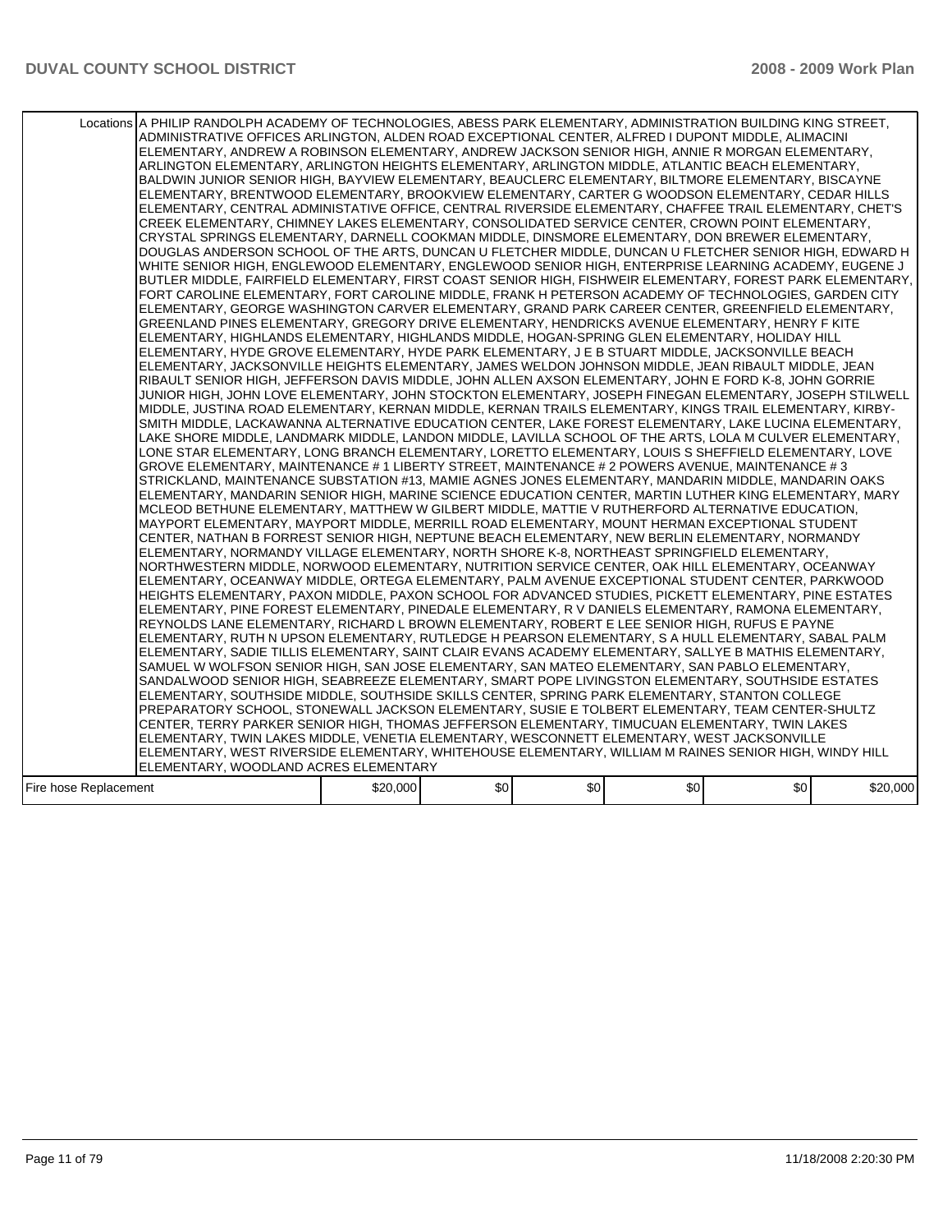| | | | | | | |
|---|---|---|---|---|---|---|
| Locations | A PHILIP RANDOLPH ACADEMY OF TECHNOLOGIES, ABESS PARK ELEMENTARY, ADMINISTRATION BUILDING KING STREET, ADMINISTRATIVE OFFICES ARLINGTON, ALDEN ROAD EXCEPTIONAL CENTER, ALFRED I DUPONT MIDDLE, ALIMACINI ELEMENTARY, ANDREW A ROBINSON ELEMENTARY, ANDREW JACKSON SENIOR HIGH, ANNIE R MORGAN ELEMENTARY, ARLINGTON ELEMENTARY, ARLINGTON HEIGHTS ELEMENTARY, ARLINGTON MIDDLE, ATLANTIC BEACH ELEMENTARY, BALDWIN JUNIOR SENIOR HIGH, BAYVIEW ELEMENTARY, BEAUCLERC ELEMENTARY, BILTMORE ELEMENTARY, BISCAYNE ELEMENTARY, BRENTWOOD ELEMENTARY, BROOKVIEW ELEMENTARY, CARTER G WOODSON ELEMENTARY, CEDAR HILLS ELEMENTARY, CENTRAL ADMINISTATIVE OFFICE, CENTRAL RIVERSIDE ELEMENTARY, CHAFFEE TRAIL ELEMENTARY, CHET'S CREEK ELEMENTARY, CHIMNEY LAKES ELEMENTARY, CONSOLIDATED SERVICE CENTER, CROWN POINT ELEMENTARY, CRYSTAL SPRINGS ELEMENTARY, DARNELL COOKMAN MIDDLE, DINSMORE ELEMENTARY, DON BREWER ELEMENTARY, DOUGLAS ANDERSON SCHOOL OF THE ARTS, DUNCAN U FLETCHER MIDDLE, DUNCAN U FLETCHER SENIOR HIGH, EDWARD H WHITE SENIOR HIGH, ENGLEWOOD ELEMENTARY, ENGLEWOOD SENIOR HIGH, ENTERPRISE LEARNING ACADEMY, EUGENE J BUTLER MIDDLE, FAIRFIELD ELEMENTARY, FIRST COAST SENIOR HIGH, FISHWEIR ELEMENTARY, FOREST PARK ELEMENTARY, FORT CAROLINE ELEMENTARY, FORT CAROLINE MIDDLE, FRANK H PETERSON ACADEMY OF TECHNOLOGIES, GARDEN CITY ELEMENTARY, GEORGE WASHINGTON CARVER ELEMENTARY, GRAND PARK CAREER CENTER, GREENFIELD ELEMENTARY, GREENLAND PINES ELEMENTARY, GREGORY DRIVE ELEMENTARY, HENDRICKS AVENUE ELEMENTARY, HENRY F KITE ELEMENTARY, HIGHLANDS ELEMENTARY, HIGHLANDS MIDDLE, HOGAN-SPRING GLEN ELEMENTARY, HOLIDAY HILL ELEMENTARY, HYDE GROVE ELEMENTARY, HYDE PARK ELEMENTARY, J E B STUART MIDDLE, JACKSONVILLE BEACH ELEMENTARY, JACKSONVILLE HEIGHTS ELEMENTARY, JAMES WELDON JOHNSON MIDDLE, JEAN RIBAULT MIDDLE, JEAN RIBAULT SENIOR HIGH, JEFFERSON DAVIS MIDDLE, JOHN ALLEN AXSON ELEMENTARY, JOHN E FORD K-8, JOHN GORRIE JUNIOR HIGH, JOHN LOVE ELEMENTARY, JOHN STOCKTON ELEMENTARY, JOSEPH FINEGAN ELEMENTARY, JOSEPH STILWELL MIDDLE, JUSTINA ROAD ELEMENTARY, KERNAN MIDDLE, KERNAN TRAILS ELEMENTARY, KINGS TRAIL ELEMENTARY, KIRBY-SMITH MIDDLE, LACKAWANNA ALTERNATIVE EDUCATION CENTER, LAKE FOREST ELEMENTARY, LAKE LUCINA ELEMENTARY, LAKE SHORE MIDDLE, LANDMARK MIDDLE, LANDON MIDDLE, LAVILLA SCHOOL OF THE ARTS, LOLA M CULVER ELEMENTARY, LONE STAR ELEMENTARY, LONG BRANCH ELEMENTARY, LORETTO ELEMENTARY, LOUIS S SHEFFIELD ELEMENTARY, LOVE GROVE ELEMENTARY, MAINTENANCE # 1 LIBERTY STREET, MAINTENANCE # 2 POWERS AVENUE, MAINTENANCE # 3 STRICKLAND, MAINTENANCE SUBSTATION #13, MAMIE AGNES JONES ELEMENTARY, MANDARIN MIDDLE, MANDARIN OAKS ELEMENTARY, MANDARIN SENIOR HIGH, MARINE SCIENCE EDUCATION CENTER, MARTIN LUTHER KING ELEMENTARY, MARY MCLEOD BETHUNE ELEMENTARY, MATTHEW W GILBERT MIDDLE, MATTIE V RUTHERFORD ALTERNATIVE EDUCATION, MAYPORT ELEMENTARY, MAYPORT MIDDLE, MERRILL ROAD ELEMENTARY, MOUNT HERMAN EXCEPTIONAL STUDENT CENTER, NATHAN B FORREST SENIOR HIGH, NEPTUNE BEACH ELEMENTARY, NEW BERLIN ELEMENTARY, NORMANDY ELEMENTARY, NORMANDY VILLAGE ELEMENTARY, NORTH SHORE K-8, NORTHEAST SPRINGFIELD ELEMENTARY, NORTHWESTERN MIDDLE, NORWOOD ELEMENTARY, NUTRITION SERVICE CENTER, OAK HILL ELEMENTARY, OCEANWAY ELEMENTARY, OCEANWAY MIDDLE, ORTEGA ELEMENTARY, PALM AVENUE EXCEPTIONAL STUDENT CENTER, PARKWOOD HEIGHTS ELEMENTARY, PAXON MIDDLE, PAXON SCHOOL FOR ADVANCED STUDIES, PICKETT ELEMENTARY, PINE ESTATES ELEMENTARY, PINE FOREST ELEMENTARY, PINEDALE ELEMENTARY, R V DANIELS ELEMENTARY, RAMONA ELEMENTARY, REYNOLDS LANE ELEMENTARY, RICHARD L BROWN ELEMENTARY, ROBERT E LEE SENIOR HIGH, RUFUS E PAYNE ELEMENTARY, RUTH N UPSON ELEMENTARY, RUTLEDGE H PEARSON ELEMENTARY, S A HULL ELEMENTARY, SABAL PALM ELEMENTARY, SADIE TILLIS ELEMENTARY, SAINT CLAIR EVANS ACADEMY ELEMENTARY, SALLYE B MATHIS ELEMENTARY, SAMUEL W WOLFSON SENIOR HIGH, SAN JOSE ELEMENTARY, SAN MATEO ELEMENTARY, SAN PABLO ELEMENTARY, SANDALWOOD SENIOR HIGH, SEABREEZE ELEMENTARY, SMART POPE LIVINGSTON ELEMENTARY, SOUTHSIDE ESTATES ELEMENTARY, SOUTHSIDE MIDDLE, SOUTHSIDE SKILLS CENTER, SPRING PARK ELEMENTARY, STANTON COLLEGE PREPARATORY SCHOOL, STONEWALL JACKSON ELEMENTARY, SUSIE E TOLBERT ELEMENTARY, TEAM CENTER-SHULTZ CENTER, TERRY PARKER SENIOR HIGH, THOMAS JEFFERSON ELEMENTARY, TIMUCUAN ELEMENTARY, TWIN LAKES ELEMENTARY, TWIN LAKES MIDDLE, VENETIA ELEMENTARY, WESCONNETT ELEMENTARY, WEST JACKSONVILLE ELEMENTARY, WEST RIVERSIDE ELEMENTARY, WHITEHOUSE ELEMENTARY, WILLIAM M RAINES SENIOR HIGH, WINDY HILL ELEMENTARY, WOODLAND ACRES ELEMENTARY | | | | | |
| Fire hose Replacement | | $20,000 | $0 | $0 | $0 | $0 | $20,000 |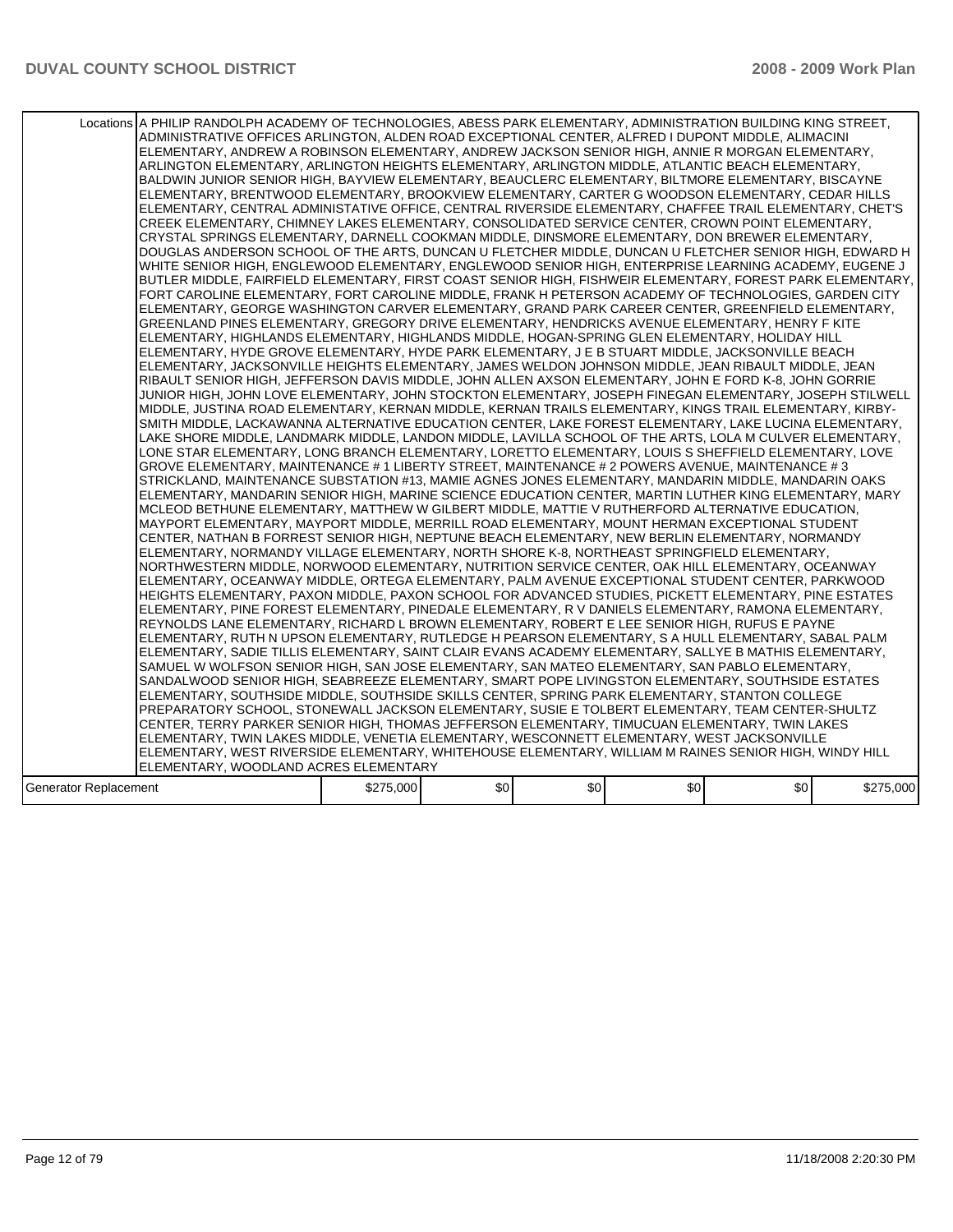| Locations | A PHILIP RANDOLPH ACADEMY OF TECHNOLOGIES, ABESS PARK ELEMENTARY, ADMINISTRATION BUILDING KING STREET, ADMINISTRATIVE OFFICES ARLINGTON, ALDEN ROAD EXCEPTIONAL CENTER, ALFRED I DUPONT MIDDLE, ALIMACINI ELEMENTARY, ANDREW A ROBINSON ELEMENTARY, ANDREW JACKSON SENIOR HIGH, ANNIE R MORGAN ELEMENTARY, ARLINGTON ELEMENTARY, ARLINGTON HEIGHTS ELEMENTARY, ARLINGTON MIDDLE, ATLANTIC BEACH ELEMENTARY, BALDWIN JUNIOR SENIOR HIGH, BAYVIEW ELEMENTARY, BEAUCLERC ELEMENTARY, BILTMORE ELEMENTARY, BISCAYNE ELEMENTARY, BRENTWOOD ELEMENTARY, BROOKVIEW ELEMENTARY, CARTER G WOODSON ELEMENTARY, CEDAR HILLS ELEMENTARY, CENTRAL ADMINISTATIVE OFFICE, CENTRAL RIVERSIDE ELEMENTARY, CHAFFEE TRAIL ELEMENTARY, CHET'S CREEK ELEMENTARY, CHIMNEY LAKES ELEMENTARY, CONSOLIDATED SERVICE CENTER, CROWN POINT ELEMENTARY, CRYSTAL SPRINGS ELEMENTARY, DARNELL COOKMAN MIDDLE, DINSMORE ELEMENTARY, DON BREWER ELEMENTARY, DOUGLAS ANDERSON SCHOOL OF THE ARTS, DUNCAN U FLETCHER MIDDLE, DUNCAN U FLETCHER SENIOR HIGH, EDWARD H WHITE SENIOR HIGH, ENGLEWOOD ELEMENTARY, ENGLEWOOD SENIOR HIGH, ENTERPRISE LEARNING ACADEMY, EUGENE J BUTLER MIDDLE, FAIRFIELD ELEMENTARY, FIRST COAST SENIOR HIGH, FISHWEIR ELEMENTARY, FOREST PARK ELEMENTARY, FORT CAROLINE ELEMENTARY, FORT CAROLINE MIDDLE, FRANK H PETERSON ACADEMY OF TECHNOLOGIES, GARDEN CITY ELEMENTARY, GEORGE WASHINGTON CARVER ELEMENTARY, GRAND PARK CAREER CENTER, GREENFIELD ELEMENTARY, GREENLAND PINES ELEMENTARY, GREGORY DRIVE ELEMENTARY, HENDRICKS AVENUE ELEMENTARY, HENRY F KITE ELEMENTARY, HIGHLANDS ELEMENTARY, HIGHLANDS MIDDLE, HOGAN-SPRING GLEN ELEMENTARY, HOLIDAY HILL ELEMENTARY, HYDE GROVE ELEMENTARY, HYDE PARK ELEMENTARY, J E B STUART MIDDLE, JACKSONVILLE BEACH ELEMENTARY, JACKSONVILLE HEIGHTS ELEMENTARY, JAMES WELDON JOHNSON MIDDLE, JEAN RIBAULT MIDDLE, JEAN RIBAULT SENIOR HIGH, JEFFERSON DAVIS MIDDLE, JOHN ALLEN AXSON ELEMENTARY, JOHN E FORD K-8, JOHN GORRIE JUNIOR HIGH, JOHN LOVE ELEMENTARY, JOHN STOCKTON ELEMENTARY, JOSEPH FINEGAN ELEMENTARY, JOSEPH STILWELL MIDDLE, JUSTINA ROAD ELEMENTARY, KERNAN MIDDLE, KERNAN TRAILS ELEMENTARY, KINGS TRAIL ELEMENTARY, KIRBY-SMITH MIDDLE, LACKAWANNA ALTERNATIVE EDUCATION CENTER, LAKE FOREST ELEMENTARY, LAKE LUCINA ELEMENTARY, LAKE SHORE MIDDLE, LANDMARK MIDDLE, LANDON MIDDLE, LAVILLA SCHOOL OF THE ARTS, LOLA M CULVER ELEMENTARY, LONE STAR ELEMENTARY, LONG BRANCH ELEMENTARY, LORETTO ELEMENTARY, LOUIS S SHEFFIELD ELEMENTARY, LOVE GROVE ELEMENTARY, MAINTENANCE # 1 LIBERTY STREET, MAINTENANCE # 2 POWERS AVENUE, MAINTENANCE # 3 STRICKLAND, MAINTENANCE SUBSTATION #13, MAMIE AGNES JONES ELEMENTARY, MANDARIN MIDDLE, MANDARIN OAKS ELEMENTARY, MANDARIN SENIOR HIGH, MARINE SCIENCE EDUCATION CENTER, MARTIN LUTHER KING ELEMENTARY, MARY MCLEOD BETHUNE ELEMENTARY, MATTHEW W GILBERT MIDDLE, MATTIE V RUTHERFORD ALTERNATIVE EDUCATION, MAYPORT ELEMENTARY, MAYPORT MIDDLE, MERRILL ROAD ELEMENTARY, MOUNT HERMAN EXCEPTIONAL STUDENT CENTER, NATHAN B FORREST SENIOR HIGH, NEPTUNE BEACH ELEMENTARY, NEW BERLIN ELEMENTARY, NORMANDY ELEMENTARY, NORMANDY VILLAGE ELEMENTARY, NORTH SHORE K-8, NORTHEAST SPRINGFIELD ELEMENTARY, NORTHWESTERN MIDDLE, NORWOOD ELEMENTARY, NUTRITION SERVICE CENTER, OAK HILL ELEMENTARY, OCEANWAY ELEMENTARY, OCEANWAY MIDDLE, ORTEGA ELEMENTARY, PALM AVENUE EXCEPTIONAL STUDENT CENTER, PARKWOOD HEIGHTS ELEMENTARY, PAXON MIDDLE, PAXON SCHOOL FOR ADVANCED STUDIES, PICKETT ELEMENTARY, PINE ESTATES ELEMENTARY, PINE FOREST ELEMENTARY, PINEDALE ELEMENTARY, R V DANIELS ELEMENTARY, RAMONA ELEMENTARY, REYNOLDS LANE ELEMENTARY, RICHARD L BROWN ELEMENTARY, ROBERT E LEE SENIOR HIGH, RUFUS E PAYNE ELEMENTARY, RUTH N UPSON ELEMENTARY, RUTLEDGE H PEARSON ELEMENTARY, S A HULL ELEMENTARY, SABAL PALM ELEMENTARY, SADIE TILLIS ELEMENTARY, SAINT CLAIR EVANS ACADEMY ELEMENTARY, SALLYE B MATHIS ELEMENTARY, SAMUEL W WOLFSON SENIOR HIGH, SAN JOSE ELEMENTARY, SAN MATEO ELEMENTARY, SAN PABLO ELEMENTARY, SANDALWOOD SENIOR HIGH, SEABREEZE ELEMENTARY, SMART POPE LIVINGSTON ELEMENTARY, SOUTHSIDE ESTATES ELEMENTARY, SOUTHSIDE MIDDLE, SOUTHSIDE SKILLS CENTER, SPRING PARK ELEMENTARY, STANTON COLLEGE PREPARATORY SCHOOL, STONEWALL JACKSON ELEMENTARY, SUSIE E TOLBERT ELEMENTARY, TEAM CENTER-SHULTZ CENTER, TERRY PARKER SENIOR HIGH, THOMAS JEFFERSON ELEMENTARY, TIMUCUAN ELEMENTARY, TWIN LAKES ELEMENTARY, TWIN LAKES MIDDLE, VENETIA ELEMENTARY, WESCONNETT ELEMENTARY, WEST JACKSONVILLE ELEMENTARY, WEST RIVERSIDE ELEMENTARY, WHITEHOUSE ELEMENTARY, WILLIAM M RAINES SENIOR HIGH, WINDY HILL ELEMENTARY, WOODLAND ACRES ELEMENTARY | | | | | |
|---|---|---|---|---|---|---|
| Generator Replacement | $275,000 | $0 | $0 | $0 | $0 | $275,000 |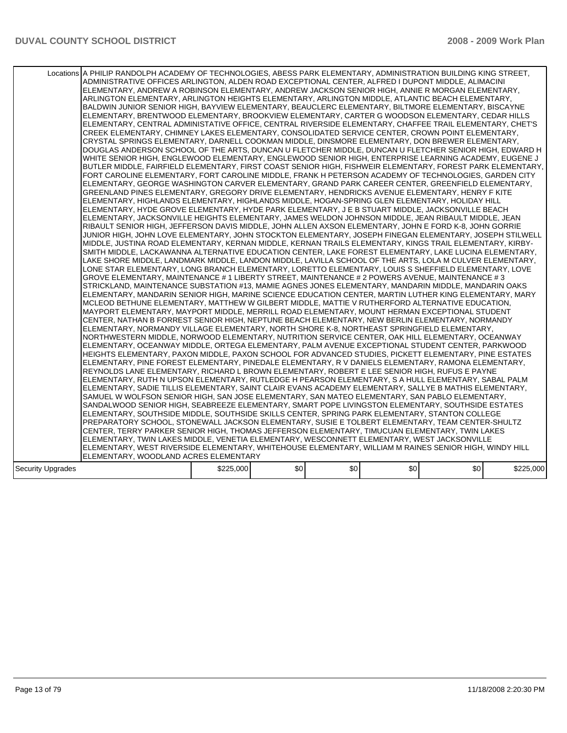| | | | | | | |
|---|---|---|---|---|---|---|
| Locations | A PHILIP RANDOLPH ACADEMY OF TECHNOLOGIES, ABESS PARK ELEMENTARY, ADMINISTRATION BUILDING KING STREET, ADMINISTRATIVE OFFICES ARLINGTON, ALDEN ROAD EXCEPTIONAL CENTER, ALFRED I DUPONT MIDDLE, ALIMACINI ELEMENTARY, ANDREW A ROBINSON ELEMENTARY, ANDREW JACKSON SENIOR HIGH, ANNIE R MORGAN ELEMENTARY, ARLINGTON ELEMENTARY, ARLINGTON HEIGHTS ELEMENTARY, ARLINGTON MIDDLE, ATLANTIC BEACH ELEMENTARY, BALDWIN JUNIOR SENIOR HIGH, BAYVIEW ELEMENTARY, BEAUCLERC ELEMENTARY, BILTMORE ELEMENTARY, BISCAYNE ELEMENTARY, BRENTWOOD ELEMENTARY, BROOKVIEW ELEMENTARY, CARTER G WOODSON ELEMENTARY, CEDAR HILLS ELEMENTARY, CENTRAL ADMINISTATIVE OFFICE, CENTRAL RIVERSIDE ELEMENTARY, CHAFFEE TRAIL ELEMENTARY, CHET'S CREEK ELEMENTARY, CHIMNEY LAKES ELEMENTARY, CONSOLIDATED SERVICE CENTER, CROWN POINT ELEMENTARY, CRYSTAL SPRINGS ELEMENTARY, DARNELL COOKMAN MIDDLE, DINSMORE ELEMENTARY, DON BREWER ELEMENTARY, DOUGLAS ANDERSON SCHOOL OF THE ARTS, DUNCAN U FLETCHER MIDDLE, DUNCAN U FLETCHER SENIOR HIGH, EDWARD H WHITE SENIOR HIGH, ENGLEWOOD ELEMENTARY, ENGLEWOOD SENIOR HIGH, ENTERPRISE LEARNING ACADEMY, EUGENE J BUTLER MIDDLE, FAIRFIELD ELEMENTARY, FIRST COAST SENIOR HIGH, FISHWEIR ELEMENTARY, FOREST PARK ELEMENTARY, FORT CAROLINE ELEMENTARY, FORT CAROLINE MIDDLE, FRANK H PETERSON ACADEMY OF TECHNOLOGIES, GARDEN CITY ELEMENTARY, GEORGE WASHINGTON CARVER ELEMENTARY, GRAND PARK CAREER CENTER, GREENFIELD ELEMENTARY, GREENLAND PINES ELEMENTARY, GREGORY DRIVE ELEMENTARY, HENDRICKS AVENUE ELEMENTARY, HENRY F KITE ELEMENTARY, HIGHLANDS ELEMENTARY, HIGHLANDS MIDDLE, HOGAN-SPRING GLEN ELEMENTARY, HOLIDAY HILL ELEMENTARY, HYDE GROVE ELEMENTARY, HYDE PARK ELEMENTARY, J E B STUART MIDDLE, JACKSONVILLE BEACH ELEMENTARY, JACKSONVILLE HEIGHTS ELEMENTARY, JAMES WELDON JOHNSON MIDDLE, JEAN RIBAULT MIDDLE, JEAN RIBAULT SENIOR HIGH, JEFFERSON DAVIS MIDDLE, JOHN ALLEN AXSON ELEMENTARY, JOHN E FORD K-8, JOHN GORRIE JUNIOR HIGH, JOHN LOVE ELEMENTARY, JOHN STOCKTON ELEMENTARY, JOSEPH FINEGAN ELEMENTARY, JOSEPH STILWELL MIDDLE, JUSTINA ROAD ELEMENTARY, KERNAN MIDDLE, KERNAN TRAILS ELEMENTARY, KINGS TRAIL ELEMENTARY, KIRBY-SMITH MIDDLE, LACKAWANNA ALTERNATIVE EDUCATION CENTER, LAKE FOREST ELEMENTARY, LAKE LUCINA ELEMENTARY, LAKE SHORE MIDDLE, LANDMARK MIDDLE, LANDON MIDDLE, LAVILLA SCHOOL OF THE ARTS, LOLA M CULVER ELEMENTARY, LONE STAR ELEMENTARY, LONG BRANCH ELEMENTARY, LORETTO ELEMENTARY, LOUIS S SHEFFIELD ELEMENTARY, LOVE GROVE ELEMENTARY, MAINTENANCE # 1 LIBERTY STREET, MAINTENANCE # 2 POWERS AVENUE, MAINTENANCE # 3 STRICKLAND, MAINTENANCE SUBSTATION #13, MAMIE AGNES JONES ELEMENTARY, MANDARIN MIDDLE, MANDARIN OAKS ELEMENTARY, MANDARIN SENIOR HIGH, MARINE SCIENCE EDUCATION CENTER, MARTIN LUTHER KING ELEMENTARY, MARY MCLEOD BETHUNE ELEMENTARY, MATTHEW W GILBERT MIDDLE, MATTIE V RUTHERFORD ALTERNATIVE EDUCATION, MAYPORT ELEMENTARY, MAYPORT MIDDLE, MERRILL ROAD ELEMENTARY, MOUNT HERMAN EXCEPTIONAL STUDENT CENTER, NATHAN B FORREST SENIOR HIGH, NEPTUNE BEACH ELEMENTARY, NEW BERLIN ELEMENTARY, NORMANDY ELEMENTARY, NORMANDY VILLAGE ELEMENTARY, NORTH SHORE K-8, NORTHEAST SPRINGFIELD ELEMENTARY, NORTHWESTERN MIDDLE, NORWOOD ELEMENTARY, NUTRITION SERVICE CENTER, OAK HILL ELEMENTARY, OCEANWAY ELEMENTARY, OCEANWAY MIDDLE, ORTEGA ELEMENTARY, PALM AVENUE EXCEPTIONAL STUDENT CENTER, PARKWOOD HEIGHTS ELEMENTARY, PAXON MIDDLE, PAXON SCHOOL FOR ADVANCED STUDIES, PICKETT ELEMENTARY, PINE ESTATES ELEMENTARY, PINE FOREST ELEMENTARY, PINEDALE ELEMENTARY, R V DANIELS ELEMENTARY, RAMONA ELEMENTARY, REYNOLDS LANE ELEMENTARY, RICHARD L BROWN ELEMENTARY, ROBERT E LEE SENIOR HIGH, RUFUS E PAYNE ELEMENTARY, RUTH N UPSON ELEMENTARY, RUTLEDGE H PEARSON ELEMENTARY, S A HULL ELEMENTARY, SABAL PALM ELEMENTARY, SADIE TILLIS ELEMENTARY, SAINT CLAIR EVANS ACADEMY ELEMENTARY, SALLYE B MATHIS ELEMENTARY, SAMUEL W WOLFSON SENIOR HIGH, SAN JOSE ELEMENTARY, SAN MATEO ELEMENTARY, SAN PABLO ELEMENTARY, SANDALWOOD SENIOR HIGH, SEABREEZE ELEMENTARY, SMART POPE LIVINGSTON ELEMENTARY, SOUTHSIDE ESTATES ELEMENTARY, SOUTHSIDE MIDDLE, SOUTHSIDE SKILLS CENTER, SPRING PARK ELEMENTARY, STANTON COLLEGE PREPARATORY SCHOOL, STONEWALL JACKSON ELEMENTARY, SUSIE E TOLBERT ELEMENTARY, TEAM CENTER-SHULTZ CENTER, TERRY PARKER SENIOR HIGH, THOMAS JEFFERSON ELEMENTARY, TIMUCUAN ELEMENTARY, TWIN LAKES ELEMENTARY, TWIN LAKES MIDDLE, VENETIA ELEMENTARY, WESCONNETT ELEMENTARY, WEST JACKSONVILLE ELEMENTARY, WEST RIVERSIDE ELEMENTARY, WHITEHOUSE ELEMENTARY, WILLIAM M RAINES SENIOR HIGH, WINDY HILL ELEMENTARY, WOODLAND ACRES ELEMENTARY | | | | | |
| Security Upgrades | $225,000 | $0 | $0 | $0 | $0 | $225,000 |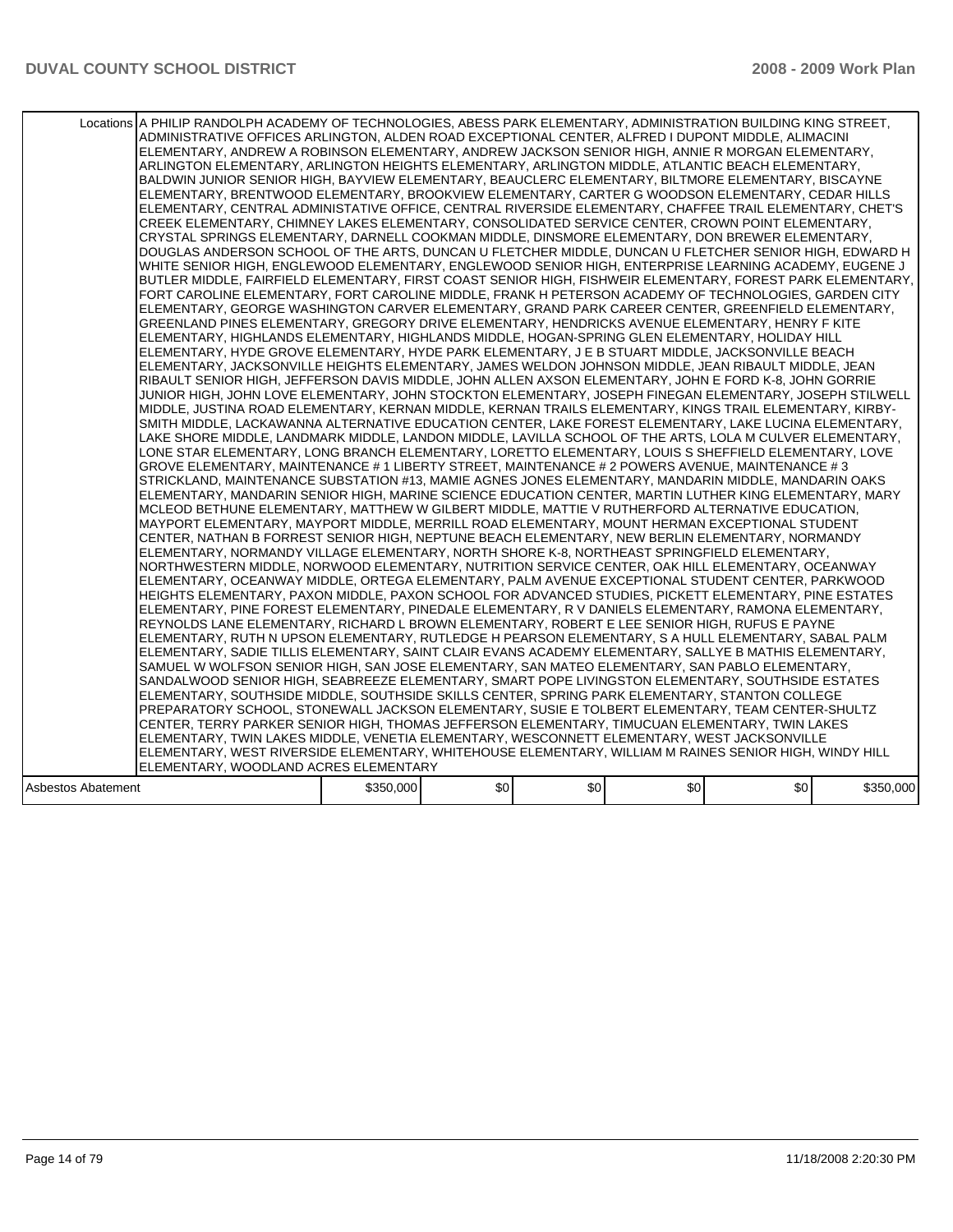| | | | | | | |
|---|---|---|---|---|---|---|
| Locations | A PHILIP RANDOLPH ACADEMY OF TECHNOLOGIES, ABESS PARK ELEMENTARY, ADMINISTRATION BUILDING KING STREET, ADMINISTRATIVE OFFICES ARLINGTON, ALDEN ROAD EXCEPTIONAL CENTER, ALFRED I DUPONT MIDDLE, ALIMACINI ELEMENTARY, ANDREW A ROBINSON ELEMENTARY, ANDREW JACKSON SENIOR HIGH, ANNIE R MORGAN ELEMENTARY, ARLINGTON ELEMENTARY, ARLINGTON HEIGHTS ELEMENTARY, ARLINGTON MIDDLE, ATLANTIC BEACH ELEMENTARY, BALDWIN JUNIOR SENIOR HIGH, BAYVIEW ELEMENTARY, BEAUCLERC ELEMENTARY, BILTMORE ELEMENTARY, BISCAYNE ELEMENTARY, BRENTWOOD ELEMENTARY, BROOKVIEW ELEMENTARY, CARTER G WOODSON ELEMENTARY, CEDAR HILLS ELEMENTARY, CENTRAL ADMINISTATIVE OFFICE, CENTRAL RIVERSIDE ELEMENTARY, CHAFFEE TRAIL ELEMENTARY, CHET'S CREEK ELEMENTARY, CHIMNEY LAKES ELEMENTARY, CONSOLIDATED SERVICE CENTER, CROWN POINT ELEMENTARY, CRYSTAL SPRINGS ELEMENTARY, DARNELL COOKMAN MIDDLE, DINSMORE ELEMENTARY, DON BREWER ELEMENTARY, DOUGLAS ANDERSON SCHOOL OF THE ARTS, DUNCAN U FLETCHER MIDDLE, DUNCAN U FLETCHER SENIOR HIGH, EDWARD H WHITE SENIOR HIGH, ENGLEWOOD ELEMENTARY, ENGLEWOOD SENIOR HIGH, ENTERPRISE LEARNING ACADEMY, EUGENE J BUTLER MIDDLE, FAIRFIELD ELEMENTARY, FIRST COAST SENIOR HIGH, FISHWEIR ELEMENTARY, FOREST PARK ELEMENTARY, FORT CAROLINE ELEMENTARY, FORT CAROLINE MIDDLE, FRANK H PETERSON ACADEMY OF TECHNOLOGIES, GARDEN CITY ELEMENTARY, GEORGE WASHINGTON CARVER ELEMENTARY, GRAND PARK CAREER CENTER, GREENFIELD ELEMENTARY, GREENLAND PINES ELEMENTARY, GREGORY DRIVE ELEMENTARY, HENDRICKS AVENUE ELEMENTARY, HENRY F KITE ELEMENTARY, HIGHLANDS ELEMENTARY, HIGHLANDS MIDDLE, HOGAN-SPRING GLEN ELEMENTARY, HOLIDAY HILL ELEMENTARY, HYDE GROVE ELEMENTARY, HYDE PARK ELEMENTARY, J E B STUART MIDDLE, JACKSONVILLE BEACH ELEMENTARY, JACKSONVILLE HEIGHTS ELEMENTARY, JAMES WELDON JOHNSON MIDDLE, JEAN RIBAULT MIDDLE, JEAN RIBAULT SENIOR HIGH, JEFFERSON DAVIS MIDDLE, JOHN ALLEN AXSON ELEMENTARY, JOHN E FORD K-8, JOHN GORRIE JUNIOR HIGH, JOHN LOVE ELEMENTARY, JOHN STOCKTON ELEMENTARY, JOSEPH FINEGAN ELEMENTARY, JOSEPH STILWELL MIDDLE, JUSTINA ROAD ELEMENTARY, KERNAN MIDDLE, KERNAN TRAILS ELEMENTARY, KINGS TRAIL ELEMENTARY, KIRBY-SMITH MIDDLE, LACKAWANNA ALTERNATIVE EDUCATION CENTER, LAKE FOREST ELEMENTARY, LAKE LUCINA ELEMENTARY, LAKE SHORE MIDDLE, LANDMARK MIDDLE, LANDON MIDDLE, LAVILLA SCHOOL OF THE ARTS, LOLA M CULVER ELEMENTARY, LONE STAR ELEMENTARY, LONG BRANCH ELEMENTARY, LORETTO ELEMENTARY, LOUIS S SHEFFIELD ELEMENTARY, LOVE GROVE ELEMENTARY, MAINTENANCE # 1 LIBERTY STREET, MAINTENANCE # 2 POWERS AVENUE, MAINTENANCE # 3 STRICKLAND, MAINTENANCE SUBSTATION #13, MAMIE AGNES JONES ELEMENTARY, MANDARIN MIDDLE, MANDARIN OAKS ELEMENTARY, MANDARIN SENIOR HIGH, MARINE SCIENCE EDUCATION CENTER, MARTIN LUTHER KING ELEMENTARY, MARY MCLEOD BETHUNE ELEMENTARY, MATTHEW W GILBERT MIDDLE, MATTIE V RUTHERFORD ALTERNATIVE EDUCATION, MAYPORT ELEMENTARY, MAYPORT MIDDLE, MERRILL ROAD ELEMENTARY, MOUNT HERMAN EXCEPTIONAL STUDENT CENTER, NATHAN B FORREST SENIOR HIGH, NEPTUNE BEACH ELEMENTARY, NEW BERLIN ELEMENTARY, NORMANDY ELEMENTARY, NORMANDY VILLAGE ELEMENTARY, NORTH SHORE K-8, NORTHEAST SPRINGFIELD ELEMENTARY, NORTHWESTERN MIDDLE, NORWOOD ELEMENTARY, NUTRITION SERVICE CENTER, OAK HILL ELEMENTARY, OCEANWAY ELEMENTARY, OCEANWAY MIDDLE, ORTEGA ELEMENTARY, PALM AVENUE EXCEPTIONAL STUDENT CENTER, PARKWOOD HEIGHTS ELEMENTARY, PAXON MIDDLE, PAXON SCHOOL FOR ADVANCED STUDIES, PICKETT ELEMENTARY, PINE ESTATES ELEMENTARY, PINE FOREST ELEMENTARY, PINEDALE ELEMENTARY, R V DANIELS ELEMENTARY, RAMONA ELEMENTARY, REYNOLDS LANE ELEMENTARY, RICHARD L BROWN ELEMENTARY, ROBERT E LEE SENIOR HIGH, RUFUS E PAYNE ELEMENTARY, RUTH N UPSON ELEMENTARY, RUTLEDGE H PEARSON ELEMENTARY, S A HULL ELEMENTARY, SABAL PALM ELEMENTARY, SADIE TILLIS ELEMENTARY, SAINT CLAIR EVANS ACADEMY ELEMENTARY, SALLYE B MATHIS ELEMENTARY, SAMUEL W WOLFSON SENIOR HIGH, SAN JOSE ELEMENTARY, SAN MATEO ELEMENTARY, SAN PABLO ELEMENTARY, SANDALWOOD SENIOR HIGH, SEABREEZE ELEMENTARY, SMART POPE LIVINGSTON ELEMENTARY, SOUTHSIDE ESTATES ELEMENTARY, SOUTHSIDE MIDDLE, SOUTHSIDE SKILLS CENTER, SPRING PARK ELEMENTARY, STANTON COLLEGE PREPARATORY SCHOOL, STONEWALL JACKSON ELEMENTARY, SUSIE E TOLBERT ELEMENTARY, TEAM CENTER-SHULTZ CENTER, TERRY PARKER SENIOR HIGH, THOMAS JEFFERSON ELEMENTARY, TIMUCUAN ELEMENTARY, TWIN LAKES ELEMENTARY, TWIN LAKES MIDDLE, VENETIA ELEMENTARY, WESCONNETT ELEMENTARY, WEST JACKSONVILLE ELEMENTARY, WEST RIVERSIDE ELEMENTARY, WHITEHOUSE ELEMENTARY, WILLIAM M RAINES SENIOR HIGH, WINDY HILL ELEMENTARY, WOODLAND ACRES ELEMENTARY | | | | | |
| Asbestos Abatement | $350,000 | $0 | $0 | $0 | $0 | $350,000 |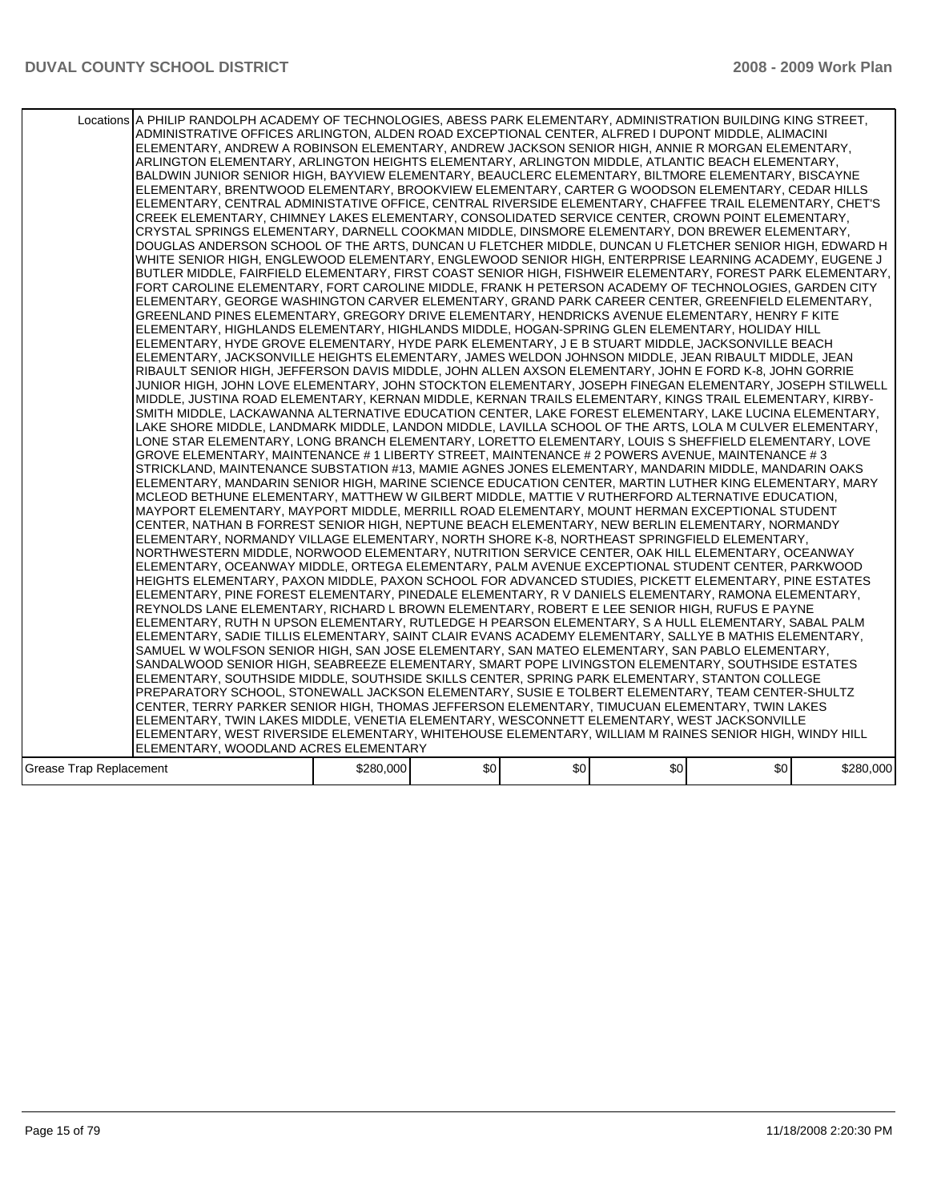| | | | | | | |
|---|---|---|---|---|---|---|
| Locations | A PHILIP RANDOLPH ACADEMY OF TECHNOLOGIES, ABESS PARK ELEMENTARY, ADMINISTRATION BUILDING KING STREET, ADMINISTRATIVE OFFICES ARLINGTON, ALDEN ROAD EXCEPTIONAL CENTER, ALFRED I DUPONT MIDDLE, ALIMACINI ELEMENTARY, ANDREW A ROBINSON ELEMENTARY, ANDREW JACKSON SENIOR HIGH, ANNIE R MORGAN ELEMENTARY, ARLINGTON ELEMENTARY, ARLINGTON HEIGHTS ELEMENTARY, ARLINGTON MIDDLE, ATLANTIC BEACH ELEMENTARY, BALDWIN JUNIOR SENIOR HIGH, BAYVIEW ELEMENTARY, BEAUCLERC ELEMENTARY, BILTMORE ELEMENTARY, BISCAYNE ELEMENTARY, BRENTWOOD ELEMENTARY, BROOKVIEW ELEMENTARY, CARTER G WOODSON ELEMENTARY, CEDAR HILLS ELEMENTARY, CENTRAL ADMINISTATIVE OFFICE, CENTRAL RIVERSIDE ELEMENTARY, CHAFFEE TRAIL ELEMENTARY, CHET'S CREEK ELEMENTARY, CHIMNEY LAKES ELEMENTARY, CONSOLIDATED SERVICE CENTER, CROWN POINT ELEMENTARY, CRYSTAL SPRINGS ELEMENTARY, DARNELL COOKMAN MIDDLE, DINSMORE ELEMENTARY, DON BREWER ELEMENTARY, DOUGLAS ANDERSON SCHOOL OF THE ARTS, DUNCAN U FLETCHER MIDDLE, DUNCAN U FLETCHER SENIOR HIGH, EDWARD H WHITE SENIOR HIGH, ENGLEWOOD ELEMENTARY, ENGLEWOOD SENIOR HIGH, ENTERPRISE LEARNING ACADEMY, EUGENE J BUTLER MIDDLE, FAIRFIELD ELEMENTARY, FIRST COAST SENIOR HIGH, FISHWEIR ELEMENTARY, FOREST PARK ELEMENTARY, FORT CAROLINE ELEMENTARY, FORT CAROLINE MIDDLE, FRANK H PETERSON ACADEMY OF TECHNOLOGIES, GARDEN CITY ELEMENTARY, GEORGE WASHINGTON CARVER ELEMENTARY, GRAND PARK CAREER CENTER, GREENFIELD ELEMENTARY, GREENLAND PINES ELEMENTARY, GREGORY DRIVE ELEMENTARY, HENDRICKS AVENUE ELEMENTARY, HENRY F KITE ELEMENTARY, HIGHLANDS ELEMENTARY, HIGHLANDS MIDDLE, HOGAN-SPRING GLEN ELEMENTARY, HOLIDAY HILL ELEMENTARY, HYDE GROVE ELEMENTARY, HYDE PARK ELEMENTARY, J E B STUART MIDDLE, JACKSONVILLE BEACH ELEMENTARY, JACKSONVILLE HEIGHTS ELEMENTARY, JAMES WELDON JOHNSON MIDDLE, JEAN RIBAULT MIDDLE, JEAN RIBAULT SENIOR HIGH, JEFFERSON DAVIS MIDDLE, JOHN ALLEN AXSON ELEMENTARY, JOHN E FORD K-8, JOHN GORRIE JUNIOR HIGH, JOHN LOVE ELEMENTARY, JOHN STOCKTON ELEMENTARY, JOSEPH FINEGAN ELEMENTARY, JOSEPH STILWELL MIDDLE, JUSTINA ROAD ELEMENTARY, KERNAN MIDDLE, KERNAN TRAILS ELEMENTARY, KINGS TRAIL ELEMENTARY, KIRBY-SMITH MIDDLE, LACKAWANNA ALTERNATIVE EDUCATION CENTER, LAKE FOREST ELEMENTARY, LAKE LUCINA ELEMENTARY, LAKE SHORE MIDDLE, LANDMARK MIDDLE, LANDON MIDDLE, LAVILLA SCHOOL OF THE ARTS, LOLA M CULVER ELEMENTARY, LONE STAR ELEMENTARY, LONG BRANCH ELEMENTARY, LORETTO ELEMENTARY, LOUIS S SHEFFIELD ELEMENTARY, LOVE GROVE ELEMENTARY, MAINTENANCE # 1 LIBERTY STREET, MAINTENANCE # 2 POWERS AVENUE, MAINTENANCE # 3 STRICKLAND, MAINTENANCE SUBSTATION #13, MAMIE AGNES JONES ELEMENTARY, MANDARIN MIDDLE, MANDARIN OAKS ELEMENTARY, MANDARIN SENIOR HIGH, MARINE SCIENCE EDUCATION CENTER, MARTIN LUTHER KING ELEMENTARY, MARY MCLEOD BETHUNE ELEMENTARY, MATTHEW W GILBERT MIDDLE, MATTIE V RUTHERFORD ALTERNATIVE EDUCATION, MAYPORT ELEMENTARY, MAYPORT MIDDLE, MERRILL ROAD ELEMENTARY, MOUNT HERMAN EXCEPTIONAL STUDENT CENTER, NATHAN B FORREST SENIOR HIGH, NEPTUNE BEACH ELEMENTARY, NEW BERLIN ELEMENTARY, NORMANDY ELEMENTARY, NORMANDY VILLAGE ELEMENTARY, NORTH SHORE K-8, NORTHEAST SPRINGFIELD ELEMENTARY, NORTHWESTERN MIDDLE, NORWOOD ELEMENTARY, NUTRITION SERVICE CENTER, OAK HILL ELEMENTARY, OCEANWAY ELEMENTARY, OCEANWAY MIDDLE, ORTEGA ELEMENTARY, PALM AVENUE EXCEPTIONAL STUDENT CENTER, PARKWOOD HEIGHTS ELEMENTARY, PAXON MIDDLE, PAXON SCHOOL FOR ADVANCED STUDIES, PICKETT ELEMENTARY, PINE ESTATES ELEMENTARY, PINE FOREST ELEMENTARY, PINEDALE ELEMENTARY, R V DANIELS ELEMENTARY, RAMONA ELEMENTARY, REYNOLDS LANE ELEMENTARY, RICHARD L BROWN ELEMENTARY, ROBERT E LEE SENIOR HIGH, RUFUS E PAYNE ELEMENTARY, RUTH N UPSON ELEMENTARY, RUTLEDGE H PEARSON ELEMENTARY, S A HULL ELEMENTARY, SABAL PALM ELEMENTARY, SADIE TILLIS ELEMENTARY, SAINT CLAIR EVANS ACADEMY ELEMENTARY, SALLYE B MATHIS ELEMENTARY, SAMUEL W WOLFSON SENIOR HIGH, SAN JOSE ELEMENTARY, SAN MATEO ELEMENTARY, SAN PABLO ELEMENTARY, SANDALWOOD SENIOR HIGH, SEABREEZE ELEMENTARY, SMART POPE LIVINGSTON ELEMENTARY, SOUTHSIDE ESTATES ELEMENTARY, SOUTHSIDE MIDDLE, SOUTHSIDE SKILLS CENTER, SPRING PARK ELEMENTARY, STANTON COLLEGE PREPARATORY SCHOOL, STONEWALL JACKSON ELEMENTARY, SUSIE E TOLBERT ELEMENTARY, TEAM CENTER-SHULTZ CENTER, TERRY PARKER SENIOR HIGH, THOMAS JEFFERSON ELEMENTARY, TIMUCUAN ELEMENTARY, TWIN LAKES ELEMENTARY, TWIN LAKES MIDDLE, VENETIA ELEMENTARY, WESCONNETT ELEMENTARY, WEST JACKSONVILLE ELEMENTARY, WEST RIVERSIDE ELEMENTARY, WHITEHOUSE ELEMENTARY, WILLIAM M RAINES SENIOR HIGH, WINDY HILL ELEMENTARY, WOODLAND ACRES ELEMENTARY | | | | | |
| Grease Trap Replacement | $280,000 | $0 | $0 | $0 | $0 | $280,000 |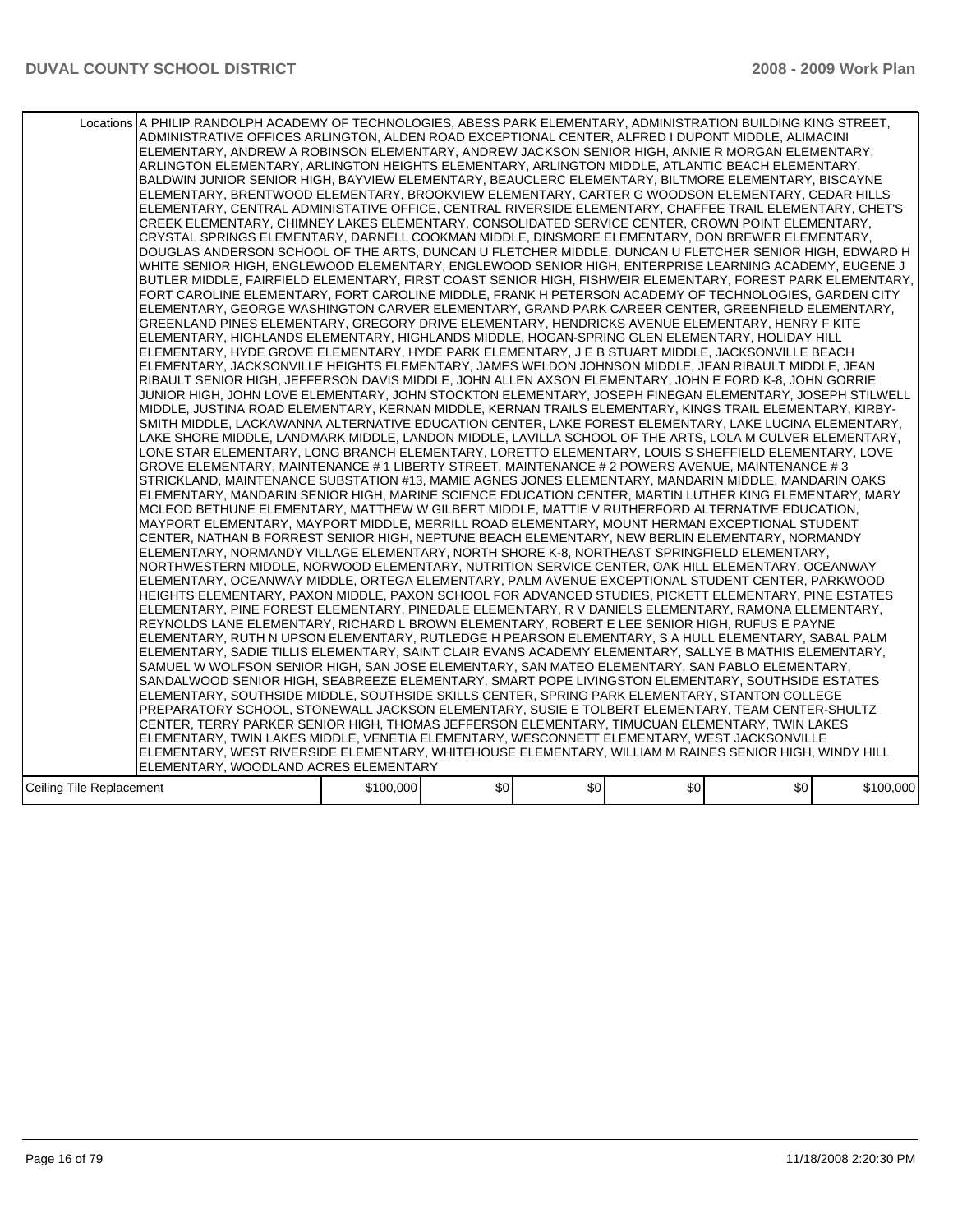| | | | | | | |
|---|---|---|---|---|---|---|
| Locations | A PHILIP RANDOLPH ACADEMY OF TECHNOLOGIES, ABESS PARK ELEMENTARY, ADMINISTRATION BUILDING KING STREET, ADMINISTRATIVE OFFICES ARLINGTON, ALDEN ROAD EXCEPTIONAL CENTER, ALFRED I DUPONT MIDDLE, ALIMACINI ELEMENTARY, ANDREW A ROBINSON ELEMENTARY, ANDREW JACKSON SENIOR HIGH, ANNIE R MORGAN ELEMENTARY, ARLINGTON ELEMENTARY, ARLINGTON HEIGHTS ELEMENTARY, ARLINGTON MIDDLE, ATLANTIC BEACH ELEMENTARY, BALDWIN JUNIOR SENIOR HIGH, BAYVIEW ELEMENTARY, BEAUCLERC ELEMENTARY, BILTMORE ELEMENTARY, BISCAYNE ELEMENTARY, BRENTWOOD ELEMENTARY, BROOKVIEW ELEMENTARY, CARTER G WOODSON ELEMENTARY, CEDAR HILLS ELEMENTARY, CENTRAL ADMINISTATIVE OFFICE, CENTRAL RIVERSIDE ELEMENTARY, CHAFFEE TRAIL ELEMENTARY, CHET'S CREEK ELEMENTARY, CHIMNEY LAKES ELEMENTARY, CONSOLIDATED SERVICE CENTER, CROWN POINT ELEMENTARY, CRYSTAL SPRINGS ELEMENTARY, DARNELL COOKMAN MIDDLE, DINSMORE ELEMENTARY, DON BREWER ELEMENTARY, DOUGLAS ANDERSON SCHOOL OF THE ARTS, DUNCAN U FLETCHER MIDDLE, DUNCAN U FLETCHER SENIOR HIGH, EDWARD H WHITE SENIOR HIGH, ENGLEWOOD ELEMENTARY, ENGLEWOOD SENIOR HIGH, ENTERPRISE LEARNING ACADEMY, EUGENE J BUTLER MIDDLE, FAIRFIELD ELEMENTARY, FIRST COAST SENIOR HIGH, FISHWEIR ELEMENTARY, FOREST PARK ELEMENTARY, FORT CAROLINE ELEMENTARY, FORT CAROLINE MIDDLE, FRANK H PETERSON ACADEMY OF TECHNOLOGIES, GARDEN CITY ELEMENTARY, GEORGE WASHINGTON CARVER ELEMENTARY, GRAND PARK CAREER CENTER, GREENFIELD ELEMENTARY, GREENLAND PINES ELEMENTARY, GREGORY DRIVE ELEMENTARY, HENDRICKS AVENUE ELEMENTARY, HENRY F KITE ELEMENTARY, HIGHLANDS ELEMENTARY, HIGHLANDS MIDDLE, HOGAN-SPRING GLEN ELEMENTARY, HOLIDAY HILL ELEMENTARY, HYDE GROVE ELEMENTARY, HYDE PARK ELEMENTARY, J E B STUART MIDDLE, JACKSONVILLE BEACH ELEMENTARY, JACKSONVILLE HEIGHTS ELEMENTARY, JAMES WELDON JOHNSON MIDDLE, JEAN RIBAULT MIDDLE, JEAN RIBAULT SENIOR HIGH, JEFFERSON DAVIS MIDDLE, JOHN ALLEN AXSON ELEMENTARY, JOHN E FORD K-8, JOHN GORRIE JUNIOR HIGH, JOHN LOVE ELEMENTARY, JOHN STOCKTON ELEMENTARY, JOSEPH FINEGAN ELEMENTARY, JOSEPH STILWELL MIDDLE, JUSTINA ROAD ELEMENTARY, KERNAN MIDDLE, KERNAN TRAILS ELEMENTARY, KINGS TRAIL ELEMENTARY, KIRBY-SMITH MIDDLE, LACKAWANNA ALTERNATIVE EDUCATION CENTER, LAKE FOREST ELEMENTARY, LAKE LUCINA ELEMENTARY, LAKE SHORE MIDDLE, LANDMARK MIDDLE, LANDON MIDDLE, LAVILLA SCHOOL OF THE ARTS, LOLA M CULVER ELEMENTARY, LONE STAR ELEMENTARY, LONG BRANCH ELEMENTARY, LORETTO ELEMENTARY, LOUIS S SHEFFIELD ELEMENTARY, LOVE GROVE ELEMENTARY, MAINTENANCE # 1 LIBERTY STREET, MAINTENANCE # 2 POWERS AVENUE, MAINTENANCE # 3 STRICKLAND, MAINTENANCE SUBSTATION #13, MAMIE AGNES JONES ELEMENTARY, MANDARIN MIDDLE, MANDARIN OAKS ELEMENTARY, MANDARIN SENIOR HIGH, MARINE SCIENCE EDUCATION CENTER, MARTIN LUTHER KING ELEMENTARY, MARY MCLEOD BETHUNE ELEMENTARY, MATTHEW W GILBERT MIDDLE, MATTIE V RUTHERFORD ALTERNATIVE EDUCATION, MAYPORT ELEMENTARY, MAYPORT MIDDLE, MERRILL ROAD ELEMENTARY, MOUNT HERMAN EXCEPTIONAL STUDENT CENTER, NATHAN B FORREST SENIOR HIGH, NEPTUNE BEACH ELEMENTARY, NEW BERLIN ELEMENTARY, NORMANDY ELEMENTARY, NORMANDY VILLAGE ELEMENTARY, NORTH SHORE K-8, NORTHEAST SPRINGFIELD ELEMENTARY, NORTHWESTERN MIDDLE, NORWOOD ELEMENTARY, NUTRITION SERVICE CENTER, OAK HILL ELEMENTARY, OCEANWAY ELEMENTARY, OCEANWAY MIDDLE, ORTEGA ELEMENTARY, PALM AVENUE EXCEPTIONAL STUDENT CENTER, PARKWOOD HEIGHTS ELEMENTARY, PAXON MIDDLE, PAXON SCHOOL FOR ADVANCED STUDIES, PICKETT ELEMENTARY, PINE ESTATES ELEMENTARY, PINE FOREST ELEMENTARY, PINEDALE ELEMENTARY, R V DANIELS ELEMENTARY, RAMONA ELEMENTARY, REYNOLDS LANE ELEMENTARY, RICHARD L BROWN ELEMENTARY, ROBERT E LEE SENIOR HIGH, RUFUS E PAYNE ELEMENTARY, RUTH N UPSON ELEMENTARY, RUTLEDGE H PEARSON ELEMENTARY, S A HULL ELEMENTARY, SABAL PALM ELEMENTARY, SADIE TILLIS ELEMENTARY, SAINT CLAIR EVANS ACADEMY ELEMENTARY, SALLYE B MATHIS ELEMENTARY, SAMUEL W WOLFSON SENIOR HIGH, SAN JOSE ELEMENTARY, SAN MATEO ELEMENTARY, SAN PABLO ELEMENTARY, SANDALWOOD SENIOR HIGH, SEABREEZE ELEMENTARY, SMART POPE LIVINGSTON ELEMENTARY, SOUTHSIDE ESTATES ELEMENTARY, SOUTHSIDE MIDDLE, SOUTHSIDE SKILLS CENTER, SPRING PARK ELEMENTARY, STANTON COLLEGE PREPARATORY SCHOOL, STONEWALL JACKSON ELEMENTARY, SUSIE E TOLBERT ELEMENTARY, TEAM CENTER-SHULTZ CENTER, TERRY PARKER SENIOR HIGH, THOMAS JEFFERSON ELEMENTARY, TIMUCUAN ELEMENTARY, TWIN LAKES ELEMENTARY, TWIN LAKES MIDDLE, VENETIA ELEMENTARY, WESCONNETT ELEMENTARY, WEST JACKSONVILLE ELEMENTARY, WEST RIVERSIDE ELEMENTARY, WHITEHOUSE ELEMENTARY, WILLIAM M RAINES SENIOR HIGH, WINDY HILL ELEMENTARY, WOODLAND ACRES ELEMENTARY | | | | | |
| Ceiling Tile Replacement | $100,000 | $0 | $0 | $0 | $0 | $100,000 |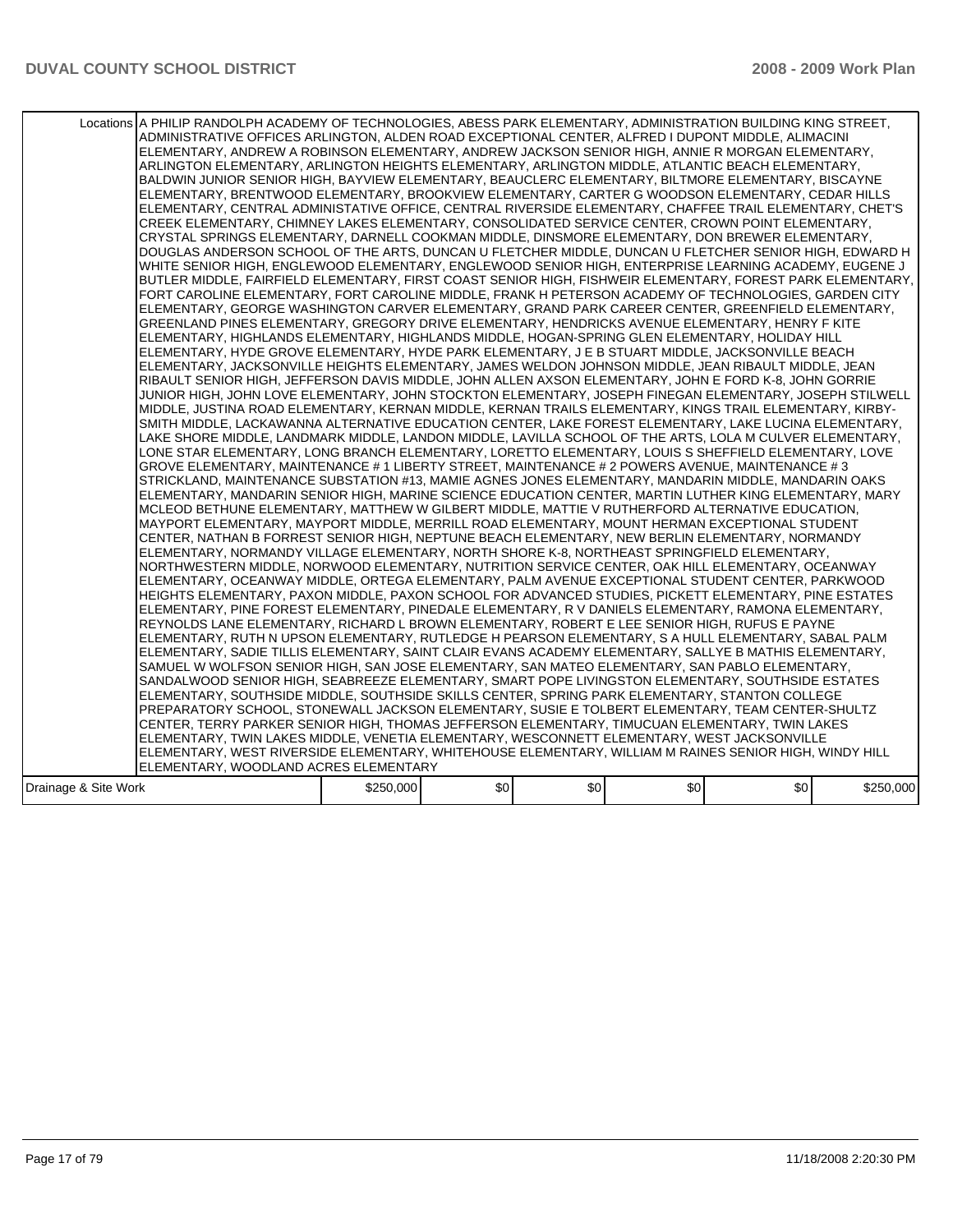| | | | | | | |
|---|---|---|---|---|---|---|
| Locations | A PHILIP RANDOLPH ACADEMY OF TECHNOLOGIES, ABESS PARK ELEMENTARY, ADMINISTRATION BUILDING KING STREET, ADMINISTRATIVE OFFICES ARLINGTON, ALDEN ROAD EXCEPTIONAL CENTER, ALFRED I DUPONT MIDDLE, ALIMACINI ELEMENTARY, ANDREW A ROBINSON ELEMENTARY, ANDREW JACKSON SENIOR HIGH, ANNIE R MORGAN ELEMENTARY, ARLINGTON ELEMENTARY, ARLINGTON HEIGHTS ELEMENTARY, ARLINGTON MIDDLE, ATLANTIC BEACH ELEMENTARY, BALDWIN JUNIOR SENIOR HIGH, BAYVIEW ELEMENTARY, BEAUCLERC ELEMENTARY, BILTMORE ELEMENTARY, BISCAYNE ELEMENTARY, BRENTWOOD ELEMENTARY, BROOKVIEW ELEMENTARY, CARTER G WOODSON ELEMENTARY, CEDAR HILLS ELEMENTARY, CENTRAL ADMINISTATIVE OFFICE, CENTRAL RIVERSIDE ELEMENTARY, CHAFFEE TRAIL ELEMENTARY, CHET'S CREEK ELEMENTARY, CHIMNEY LAKES ELEMENTARY, CONSOLIDATED SERVICE CENTER, CROWN POINT ELEMENTARY, CRYSTAL SPRINGS ELEMENTARY, DARNELL COOKMAN MIDDLE, DINSMORE ELEMENTARY, DON BREWER ELEMENTARY, DOUGLAS ANDERSON SCHOOL OF THE ARTS, DUNCAN U FLETCHER MIDDLE, DUNCAN U FLETCHER SENIOR HIGH, EDWARD H WHITE SENIOR HIGH, ENGLEWOOD ELEMENTARY, ENGLEWOOD SENIOR HIGH, ENTERPRISE LEARNING ACADEMY, EUGENE J BUTLER MIDDLE, FAIRFIELD ELEMENTARY, FIRST COAST SENIOR HIGH, FISHWEIR ELEMENTARY, FOREST PARK ELEMENTARY, FORT CAROLINE ELEMENTARY, FORT CAROLINE MIDDLE, FRANK H PETERSON ACADEMY OF TECHNOLOGIES, GARDEN CITY ELEMENTARY, GEORGE WASHINGTON CARVER ELEMENTARY, GRAND PARK CAREER CENTER, GREENFIELD ELEMENTARY, GREENLAND PINES ELEMENTARY, GREGORY DRIVE ELEMENTARY, HENDRICKS AVENUE ELEMENTARY, HENRY F KITE ELEMENTARY, HIGHLANDS ELEMENTARY, HIGHLANDS MIDDLE, HOGAN-SPRING GLEN ELEMENTARY, HOLIDAY HILL ELEMENTARY, HYDE GROVE ELEMENTARY, HYDE PARK ELEMENTARY, J E B STUART MIDDLE, JACKSONVILLE BEACH ELEMENTARY, JACKSONVILLE HEIGHTS ELEMENTARY, JAMES WELDON JOHNSON MIDDLE, JEAN RIBAULT MIDDLE, JEAN RIBAULT SENIOR HIGH, JEFFERSON DAVIS MIDDLE, JOHN ALLEN AXSON ELEMENTARY, JOHN E FORD K-8, JOHN GORRIE JUNIOR HIGH, JOHN LOVE ELEMENTARY, JOHN STOCKTON ELEMENTARY, JOSEPH FINEGAN ELEMENTARY, JOSEPH STILWELL MIDDLE, JUSTINA ROAD ELEMENTARY, KERNAN MIDDLE, KERNAN TRAILS ELEMENTARY, KINGS TRAIL ELEMENTARY, KIRBY-SMITH MIDDLE, LACKAWANNA ALTERNATIVE EDUCATION CENTER, LAKE FOREST ELEMENTARY, LAKE LUCINA ELEMENTARY, LAKE SHORE MIDDLE, LANDMARK MIDDLE, LANDON MIDDLE, LAVILLA SCHOOL OF THE ARTS, LOLA M CULVER ELEMENTARY, LONE STAR ELEMENTARY, LONG BRANCH ELEMENTARY, LORETTO ELEMENTARY, LOUIS S SHEFFIELD ELEMENTARY, LOVE GROVE ELEMENTARY, MAINTENANCE # 1 LIBERTY STREET, MAINTENANCE # 2 POWERS AVENUE, MAINTENANCE # 3 STRICKLAND, MAINTENANCE SUBSTATION #13, MAMIE AGNES JONES ELEMENTARY, MANDARIN MIDDLE, MANDARIN OAKS ELEMENTARY, MANDARIN SENIOR HIGH, MARINE SCIENCE EDUCATION CENTER, MARTIN LUTHER KING ELEMENTARY, MARY MCLEOD BETHUNE ELEMENTARY, MATTHEW W GILBERT MIDDLE, MATTIE V RUTHERFORD ALTERNATIVE EDUCATION, MAYPORT ELEMENTARY, MAYPORT MIDDLE, MERRILL ROAD ELEMENTARY, MOUNT HERMAN EXCEPTIONAL STUDENT CENTER, NATHAN B FORREST SENIOR HIGH, NEPTUNE BEACH ELEMENTARY, NEW BERLIN ELEMENTARY, NORMANDY ELEMENTARY, NORMANDY VILLAGE ELEMENTARY, NORTH SHORE K-8, NORTHEAST SPRINGFIELD ELEMENTARY, NORTHWESTERN MIDDLE, NORWOOD ELEMENTARY, NUTRITION SERVICE CENTER, OAK HILL ELEMENTARY, OCEANWAY ELEMENTARY, OCEANWAY MIDDLE, ORTEGA ELEMENTARY, PALM AVENUE EXCEPTIONAL STUDENT CENTER, PARKWOOD HEIGHTS ELEMENTARY, PAXON MIDDLE, PAXON SCHOOL FOR ADVANCED STUDIES, PICKETT ELEMENTARY, PINE ESTATES ELEMENTARY, PINE FOREST ELEMENTARY, PINEDALE ELEMENTARY, R V DANIELS ELEMENTARY, RAMONA ELEMENTARY, REYNOLDS LANE ELEMENTARY, RICHARD L BROWN ELEMENTARY, ROBERT E LEE SENIOR HIGH, RUFUS E PAYNE ELEMENTARY, RUTH N UPSON ELEMENTARY, RUTLEDGE H PEARSON ELEMENTARY, S A HULL ELEMENTARY, SABAL PALM ELEMENTARY, SADIE TILLIS ELEMENTARY, SAINT CLAIR EVANS ACADEMY ELEMENTARY, SALLYE B MATHIS ELEMENTARY, SAMUEL W WOLFSON SENIOR HIGH, SAN JOSE ELEMENTARY, SAN MATEO ELEMENTARY, SAN PABLO ELEMENTARY, SANDALWOOD SENIOR HIGH, SEABREEZE ELEMENTARY, SMART POPE LIVINGSTON ELEMENTARY, SOUTHSIDE ESTATES ELEMENTARY, SOUTHSIDE MIDDLE, SOUTHSIDE SKILLS CENTER, SPRING PARK ELEMENTARY, STANTON COLLEGE PREPARATORY SCHOOL, STONEWALL JACKSON ELEMENTARY, SUSIE E TOLBERT ELEMENTARY, TEAM CENTER-SHULTZ CENTER, TERRY PARKER SENIOR HIGH, THOMAS JEFFERSON ELEMENTARY, TIMUCUAN ELEMENTARY, TWIN LAKES ELEMENTARY, TWIN LAKES MIDDLE, VENETIA ELEMENTARY, WESCONNETT ELEMENTARY, WEST JACKSONVILLE ELEMENTARY, WEST RIVERSIDE ELEMENTARY, WHITEHOUSE ELEMENTARY, WILLIAM M RAINES SENIOR HIGH, WINDY HILL ELEMENTARY, WOODLAND ACRES ELEMENTARY | | | | | |
| Drainage & Site Work | | $250,000 | $0 | $0 | $0 | $0 | $250,000 |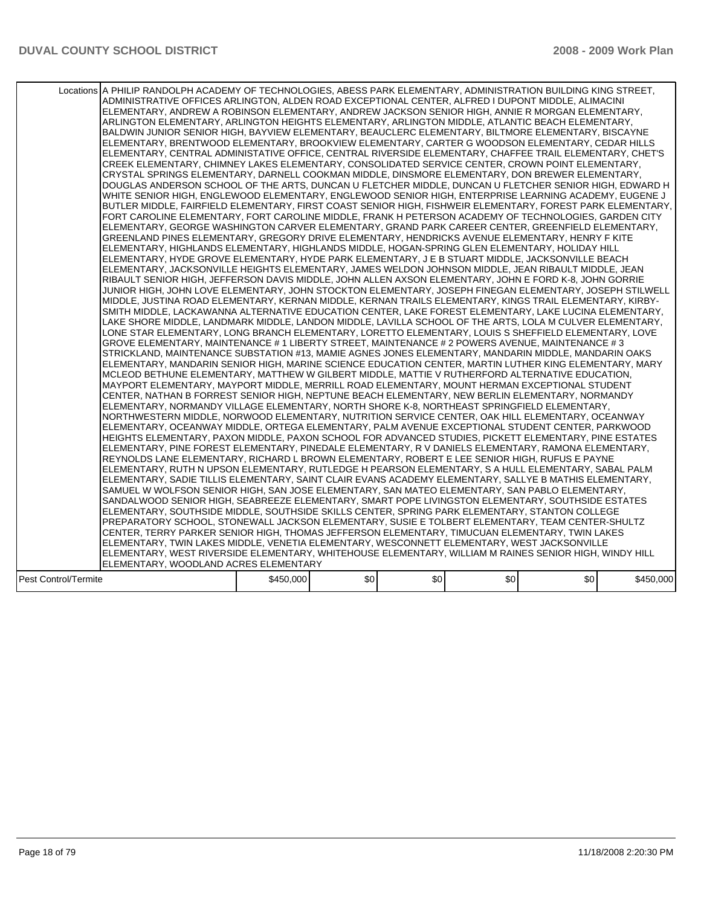| | | | | | | |
|---|---|---|---|---|---|---|
| Locations | A PHILIP RANDOLPH ACADEMY OF TECHNOLOGIES, ABESS PARK ELEMENTARY, ADMINISTRATION BUILDING KING STREET, ADMINISTRATIVE OFFICES ARLINGTON, ALDEN ROAD EXCEPTIONAL CENTER, ALFRED I DUPONT MIDDLE, ALIMACINI ELEMENTARY, ANDREW A ROBINSON ELEMENTARY, ANDREW JACKSON SENIOR HIGH, ANNIE R MORGAN ELEMENTARY, ARLINGTON ELEMENTARY, ARLINGTON HEIGHTS ELEMENTARY, ARLINGTON MIDDLE, ATLANTIC BEACH ELEMENTARY, BALDWIN JUNIOR SENIOR HIGH, BAYVIEW ELEMENTARY, BEAUCLERC ELEMENTARY, BILTMORE ELEMENTARY, BISCAYNE ELEMENTARY, BRENTWOOD ELEMENTARY, BROOKVIEW ELEMENTARY, CARTER G WOODSON ELEMENTARY, CEDAR HILLS ELEMENTARY, CENTRAL ADMINISTATIVE OFFICE, CENTRAL RIVERSIDE ELEMENTARY, CHAFFEE TRAIL ELEMENTARY, CHET'S CREEK ELEMENTARY, CHIMNEY LAKES ELEMENTARY, CONSOLIDATED SERVICE CENTER, CROWN POINT ELEMENTARY, CRYSTAL SPRINGS ELEMENTARY, DARNELL COOKMAN MIDDLE, DINSMORE ELEMENTARY, DON BREWER ELEMENTARY, DOUGLAS ANDERSON SCHOOL OF THE ARTS, DUNCAN U FLETCHER MIDDLE, DUNCAN U FLETCHER SENIOR HIGH, EDWARD H WHITE SENIOR HIGH, ENGLEWOOD ELEMENTARY, ENGLEWOOD SENIOR HIGH, ENTERPRISE LEARNING ACADEMY, EUGENE J BUTLER MIDDLE, FAIRFIELD ELEMENTARY, FIRST COAST SENIOR HIGH, FISHWEIR ELEMENTARY, FOREST PARK ELEMENTARY, FORT CAROLINE ELEMENTARY, FORT CAROLINE MIDDLE, FRANK H PETERSON ACADEMY OF TECHNOLOGIES, GARDEN CITY ELEMENTARY, GEORGE WASHINGTON CARVER ELEMENTARY, GRAND PARK CAREER CENTER, GREENFIELD ELEMENTARY, GREENLAND PINES ELEMENTARY, GREGORY DRIVE ELEMENTARY, HENDRICKS AVENUE ELEMENTARY, HENRY F KITE ELEMENTARY, HIGHLANDS ELEMENTARY, HIGHLANDS MIDDLE, HOGAN-SPRING GLEN ELEMENTARY, HOLIDAY HILL ELEMENTARY, HYDE GROVE ELEMENTARY, HYDE PARK ELEMENTARY, J E B STUART MIDDLE, JACKSONVILLE BEACH ELEMENTARY, JACKSONVILLE HEIGHTS ELEMENTARY, JAMES WELDON JOHNSON MIDDLE, JEAN RIBAULT MIDDLE, JEAN RIBAULT SENIOR HIGH, JEFFERSON DAVIS MIDDLE, JOHN ALLEN AXSON ELEMENTARY, JOHN E FORD K-8, JOHN GORRIE JUNIOR HIGH, JOHN LOVE ELEMENTARY, JOHN STOCKTON ELEMENTARY, JOSEPH FINEGAN ELEMENTARY, JOSEPH STILWELL MIDDLE, JUSTINA ROAD ELEMENTARY, KERNAN MIDDLE, KERNAN TRAILS ELEMENTARY, KINGS TRAIL ELEMENTARY, KIRBY-SMITH MIDDLE, LACKAWANNA ALTERNATIVE EDUCATION CENTER, LAKE FOREST ELEMENTARY, LAKE LUCINA ELEMENTARY, LAKE SHORE MIDDLE, LANDMARK MIDDLE, LANDON MIDDLE, LAVILLA SCHOOL OF THE ARTS, LOLA M CULVER ELEMENTARY, LONE STAR ELEMENTARY, LONG BRANCH ELEMENTARY, LORETTO ELEMENTARY, LOUIS S SHEFFIELD ELEMENTARY, LOVE GROVE ELEMENTARY, MAINTENANCE # 1 LIBERTY STREET, MAINTENANCE # 2 POWERS AVENUE, MAINTENANCE # 3 STRICKLAND, MAINTENANCE SUBSTATION #13, MAMIE AGNES JONES ELEMENTARY, MANDARIN MIDDLE, MANDARIN OAKS ELEMENTARY, MANDARIN SENIOR HIGH, MARINE SCIENCE EDUCATION CENTER, MARTIN LUTHER KING ELEMENTARY, MARY MCLEOD BETHUNE ELEMENTARY, MATTHEW W GILBERT MIDDLE, MATTIE V RUTHERFORD ALTERNATIVE EDUCATION, MAYPORT ELEMENTARY, MAYPORT MIDDLE, MERRILL ROAD ELEMENTARY, MOUNT HERMAN EXCEPTIONAL STUDENT CENTER, NATHAN B FORREST SENIOR HIGH, NEPTUNE BEACH ELEMENTARY, NEW BERLIN ELEMENTARY, NORMANDY ELEMENTARY, NORMANDY VILLAGE ELEMENTARY, NORTH SHORE K-8, NORTHEAST SPRINGFIELD ELEMENTARY, NORTHWESTERN MIDDLE, NORWOOD ELEMENTARY, NUTRITION SERVICE CENTER, OAK HILL ELEMENTARY, OCEANWAY ELEMENTARY, OCEANWAY MIDDLE, ORTEGA ELEMENTARY, PALM AVENUE EXCEPTIONAL STUDENT CENTER, PARKWOOD HEIGHTS ELEMENTARY, PAXON MIDDLE, PAXON SCHOOL FOR ADVANCED STUDIES, PICKETT ELEMENTARY, PINE ESTATES ELEMENTARY, PINE FOREST ELEMENTARY, PINEDALE ELEMENTARY, R V DANIELS ELEMENTARY, RAMONA ELEMENTARY, REYNOLDS LANE ELEMENTARY, RICHARD L BROWN ELEMENTARY, ROBERT E LEE SENIOR HIGH, RUFUS E PAYNE ELEMENTARY, RUTH N UPSON ELEMENTARY, RUTLEDGE H PEARSON ELEMENTARY, S A HULL ELEMENTARY, SABAL PALM ELEMENTARY, SADIE TILLIS ELEMENTARY, SAINT CLAIR EVANS ACADEMY ELEMENTARY, SALLYE B MATHIS ELEMENTARY, SAMUEL W WOLFSON SENIOR HIGH, SAN JOSE ELEMENTARY, SAN MATEO ELEMENTARY, SAN PABLO ELEMENTARY, SANDALWOOD SENIOR HIGH, SEABREEZE ELEMENTARY, SMART POPE LIVINGSTON ELEMENTARY, SOUTHSIDE ESTATES ELEMENTARY, SOUTHSIDE MIDDLE, SOUTHSIDE SKILLS CENTER, SPRING PARK ELEMENTARY, STANTON COLLEGE PREPARATORY SCHOOL, STONEWALL JACKSON ELEMENTARY, SUSIE E TOLBERT ELEMENTARY, TEAM CENTER-SHULTZ CENTER, TERRY PARKER SENIOR HIGH, THOMAS JEFFERSON ELEMENTARY, TIMUCUAN ELEMENTARY, TWIN LAKES ELEMENTARY, TWIN LAKES MIDDLE, VENETIA ELEMENTARY, WESCONNETT ELEMENTARY, WEST JACKSONVILLE ELEMENTARY, WEST RIVERSIDE ELEMENTARY, WHITEHOUSE ELEMENTARY, WILLIAM M RAINES SENIOR HIGH, WINDY HILL ELEMENTARY, WOODLAND ACRES ELEMENTARY | | | | | |
| Pest Control/Termite | | $450,000 | $0 | $0 | $0 | $0 | $450,000 |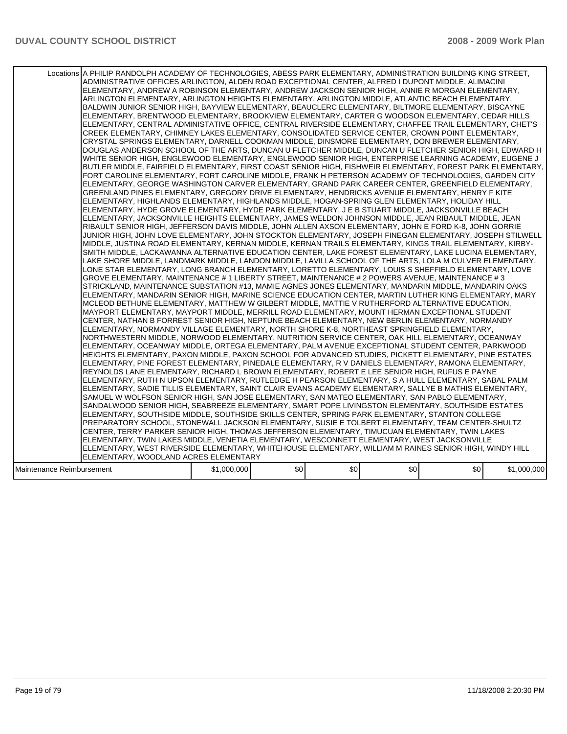| | | | | | | |
|---|---|---|---|---|---|---|
| Locations | A PHILIP RANDOLPH ACADEMY OF TECHNOLOGIES, ABESS PARK ELEMENTARY, ADMINISTRATION BUILDING KING STREET, ADMINISTRATIVE OFFICES ARLINGTON, ALDEN ROAD EXCEPTIONAL CENTER, ALFRED I DUPONT MIDDLE, ALIMACINI ELEMENTARY, ANDREW A ROBINSON ELEMENTARY, ANDREW JACKSON SENIOR HIGH, ANNIE R MORGAN ELEMENTARY, ARLINGTON ELEMENTARY, ARLINGTON HEIGHTS ELEMENTARY, ARLINGTON MIDDLE, ATLANTIC BEACH ELEMENTARY, BALDWIN JUNIOR SENIOR HIGH, BAYVIEW ELEMENTARY, BEAUCLERC ELEMENTARY, BILTMORE ELEMENTARY, BISCAYNE ELEMENTARY, BRENTWOOD ELEMENTARY, BROOKVIEW ELEMENTARY, CARTER G WOODSON ELEMENTARY, CEDAR HILLS ELEMENTARY, CENTRAL ADMINISTATIVE OFFICE, CENTRAL RIVERSIDE ELEMENTARY, CHAFFEE TRAIL ELEMENTARY, CHET'S CREEK ELEMENTARY, CHIMNEY LAKES ELEMENTARY, CONSOLIDATED SERVICE CENTER, CROWN POINT ELEMENTARY, CRYSTAL SPRINGS ELEMENTARY, DARNELL COOKMAN MIDDLE, DINSMORE ELEMENTARY, DON BREWER ELEMENTARY, DOUGLAS ANDERSON SCHOOL OF THE ARTS, DUNCAN U FLETCHER MIDDLE, DUNCAN U FLETCHER SENIOR HIGH, EDWARD H WHITE SENIOR HIGH, ENGLEWOOD ELEMENTARY, ENGLEWOOD SENIOR HIGH, ENTERPRISE LEARNING ACADEMY, EUGENE J BUTLER MIDDLE, FAIRFIELD ELEMENTARY, FIRST COAST SENIOR HIGH, FISHWEIR ELEMENTARY, FOREST PARK ELEMENTARY, FORT CAROLINE ELEMENTARY, FORT CAROLINE MIDDLE, FRANK H PETERSON ACADEMY OF TECHNOLOGIES, GARDEN CITY ELEMENTARY, GEORGE WASHINGTON CARVER ELEMENTARY, GRAND PARK CAREER CENTER, GREENFIELD ELEMENTARY, GREENLAND PINES ELEMENTARY, GREGORY DRIVE ELEMENTARY, HENDRICKS AVENUE ELEMENTARY, HENRY F KITE ELEMENTARY, HIGHLANDS ELEMENTARY, HIGHLANDS MIDDLE, HOGAN-SPRING GLEN ELEMENTARY, HOLIDAY HILL ELEMENTARY, HYDE GROVE ELEMENTARY, HYDE PARK ELEMENTARY, J E B STUART MIDDLE, JACKSONVILLE BEACH ELEMENTARY, JACKSONVILLE HEIGHTS ELEMENTARY, JAMES WELDON JOHNSON MIDDLE, JEAN RIBAULT MIDDLE, JEAN RIBAULT SENIOR HIGH, JEFFERSON DAVIS MIDDLE, JOHN ALLEN AXSON ELEMENTARY, JOHN E FORD K-8, JOHN GORRIE JUNIOR HIGH, JOHN LOVE ELEMENTARY, JOHN STOCKTON ELEMENTARY, JOSEPH FINEGAN ELEMENTARY, JOSEPH STILWELL MIDDLE, JUSTINA ROAD ELEMENTARY, KERNAN MIDDLE, KERNAN TRAILS ELEMENTARY, KINGS TRAIL ELEMENTARY, KIRBY-SMITH MIDDLE, LACKAWANNA ALTERNATIVE EDUCATION CENTER, LAKE FOREST ELEMENTARY, LAKE LUCINA ELEMENTARY, LAKE SHORE MIDDLE, LANDMARK MIDDLE, LANDON MIDDLE, LAVILLA SCHOOL OF THE ARTS, LOLA M CULVER ELEMENTARY, LONE STAR ELEMENTARY, LONG BRANCH ELEMENTARY, LORETTO ELEMENTARY, LOUIS S SHEFFIELD ELEMENTARY, LOVE GROVE ELEMENTARY, MAINTENANCE # 1 LIBERTY STREET, MAINTENANCE # 2 POWERS AVENUE, MAINTENANCE # 3 STRICKLAND, MAINTENANCE SUBSTATION #13, MAMIE AGNES JONES ELEMENTARY, MANDARIN MIDDLE, MANDARIN OAKS ELEMENTARY, MANDARIN SENIOR HIGH, MARINE SCIENCE EDUCATION CENTER, MARTIN LUTHER KING ELEMENTARY, MARY MCLEOD BETHUNE ELEMENTARY, MATTHEW W GILBERT MIDDLE, MATTIE V RUTHERFORD ALTERNATIVE EDUCATION, MAYPORT ELEMENTARY, MAYPORT MIDDLE, MERRILL ROAD ELEMENTARY, MOUNT HERMAN EXCEPTIONAL STUDENT CENTER, NATHAN B FORREST SENIOR HIGH, NEPTUNE BEACH ELEMENTARY, NEW BERLIN ELEMENTARY, NORMANDY ELEMENTARY, NORMANDY VILLAGE ELEMENTARY, NORTH SHORE K-8, NORTHEAST SPRINGFIELD ELEMENTARY, NORTHWESTERN MIDDLE, NORWOOD ELEMENTARY, NUTRITION SERVICE CENTER, OAK HILL ELEMENTARY, OCEANWAY ELEMENTARY, OCEANWAY MIDDLE, ORTEGA ELEMENTARY, PALM AVENUE EXCEPTIONAL STUDENT CENTER, PARKWOOD HEIGHTS ELEMENTARY, PAXON MIDDLE, PAXON SCHOOL FOR ADVANCED STUDIES, PICKETT ELEMENTARY, PINE ESTATES ELEMENTARY, PINE FOREST ELEMENTARY, PINEDALE ELEMENTARY, R V DANIELS ELEMENTARY, RAMONA ELEMENTARY, REYNOLDS LANE ELEMENTARY, RICHARD L BROWN ELEMENTARY, ROBERT E LEE SENIOR HIGH, RUFUS E PAYNE ELEMENTARY, RUTH N UPSON ELEMENTARY, RUTLEDGE H PEARSON ELEMENTARY, S A HULL ELEMENTARY, SABAL PALM ELEMENTARY, SADIE TILLIS ELEMENTARY, SAINT CLAIR EVANS ACADEMY ELEMENTARY, SALLYE B MATHIS ELEMENTARY, SAMUEL W WOLFSON SENIOR HIGH, SAN JOSE ELEMENTARY, SAN MATEO ELEMENTARY, SAN PABLO ELEMENTARY, SANDALWOOD SENIOR HIGH, SEABREEZE ELEMENTARY, SMART POPE LIVINGSTON ELEMENTARY, SOUTHSIDE ESTATES ELEMENTARY, SOUTHSIDE MIDDLE, SOUTHSIDE SKILLS CENTER, SPRING PARK ELEMENTARY, STANTON COLLEGE PREPARATORY SCHOOL, STONEWALL JACKSON ELEMENTARY, SUSIE E TOLBERT ELEMENTARY, TEAM CENTER-SHULTZ CENTER, TERRY PARKER SENIOR HIGH, THOMAS JEFFERSON ELEMENTARY, TIMUCUAN ELEMENTARY, TWIN LAKES ELEMENTARY, TWIN LAKES MIDDLE, VENETIA ELEMENTARY, WESCONNETT ELEMENTARY, WEST JACKSONVILLE ELEMENTARY, WEST RIVERSIDE ELEMENTARY, WHITEHOUSE ELEMENTARY, WILLIAM M RAINES SENIOR HIGH, WINDY HILL ELEMENTARY, WOODLAND ACRES ELEMENTARY | | | | | |
| Maintenance Reimbursement | | $1,000,000 | $0 | $0 | $0 | $0 | $1,000,000 |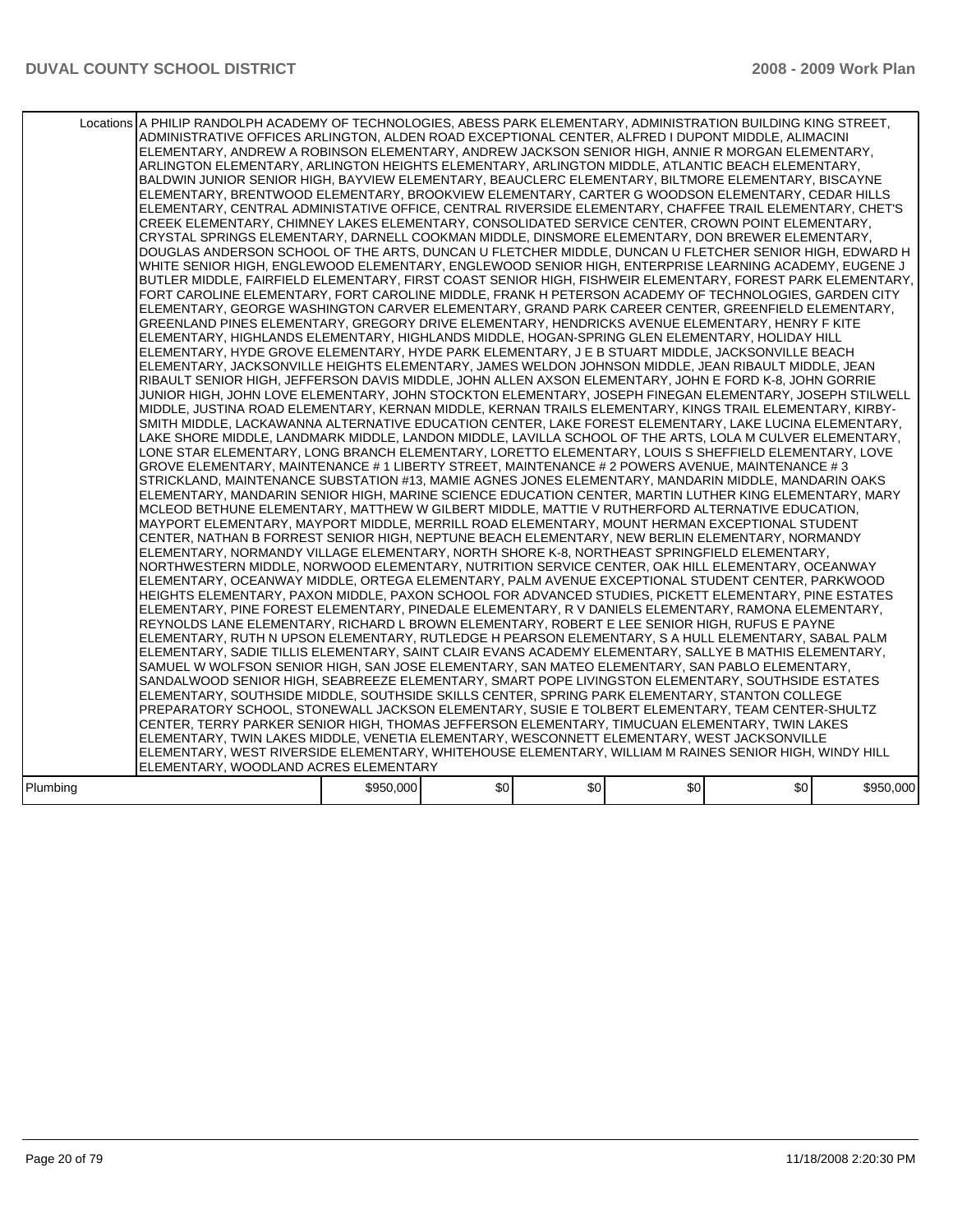| | | | | | | |
|---|---|---|---|---|---|---|
| Locations | A PHILIP RANDOLPH ACADEMY OF TECHNOLOGIES, ABESS PARK ELEMENTARY, ADMINISTRATION BUILDING KING STREET, ADMINISTRATIVE OFFICES ARLINGTON, ALDEN ROAD EXCEPTIONAL CENTER, ALFRED I DUPONT MIDDLE, ALIMACINI ELEMENTARY, ANDREW A ROBINSON ELEMENTARY, ANDREW JACKSON SENIOR HIGH, ANNIE R MORGAN ELEMENTARY, ARLINGTON ELEMENTARY, ARLINGTON HEIGHTS ELEMENTARY, ARLINGTON MIDDLE, ATLANTIC BEACH ELEMENTARY, BALDWIN JUNIOR SENIOR HIGH, BAYVIEW ELEMENTARY, BEAUCLERC ELEMENTARY, BILTMORE ELEMENTARY, BISCAYNE ELEMENTARY, BRENTWOOD ELEMENTARY, BROOKVIEW ELEMENTARY, CARTER G WOODSON ELEMENTARY, CEDAR HILLS ELEMENTARY, CENTRAL ADMINISTATIVE OFFICE, CENTRAL RIVERSIDE ELEMENTARY, CHAFFEE TRAIL ELEMENTARY, CHET'S CREEK ELEMENTARY, CHIMNEY LAKES ELEMENTARY, CONSOLIDATED SERVICE CENTER, CROWN POINT ELEMENTARY, CRYSTAL SPRINGS ELEMENTARY, DARNELL COOKMAN MIDDLE, DINSMORE ELEMENTARY, DON BREWER ELEMENTARY, DOUGLAS ANDERSON SCHOOL OF THE ARTS, DUNCAN U FLETCHER MIDDLE, DUNCAN U FLETCHER SENIOR HIGH, EDWARD H WHITE SENIOR HIGH, ENGLEWOOD ELEMENTARY, ENGLEWOOD SENIOR HIGH, ENTERPRISE LEARNING ACADEMY, EUGENE J BUTLER MIDDLE, FAIRFIELD ELEMENTARY, FIRST COAST SENIOR HIGH, FISHWEIR ELEMENTARY, FOREST PARK ELEMENTARY, FORT CAROLINE ELEMENTARY, FORT CAROLINE MIDDLE, FRANK H PETERSON ACADEMY OF TECHNOLOGIES, GARDEN CITY ELEMENTARY, GEORGE WASHINGTON CARVER ELEMENTARY, GRAND PARK CAREER CENTER, GREENFIELD ELEMENTARY, GREENLAND PINES ELEMENTARY, GREGORY DRIVE ELEMENTARY, HENDRICKS AVENUE ELEMENTARY, HENRY F KITE ELEMENTARY, HIGHLANDS ELEMENTARY, HIGHLANDS MIDDLE, HOGAN-SPRING GLEN ELEMENTARY, HOLIDAY HILL ELEMENTARY, HYDE GROVE ELEMENTARY, HYDE PARK ELEMENTARY, J E B STUART MIDDLE, JACKSONVILLE BEACH ELEMENTARY, JACKSONVILLE HEIGHTS ELEMENTARY, JAMES WELDON JOHNSON MIDDLE, JEAN RIBAULT MIDDLE, JEAN RIBAULT SENIOR HIGH, JEFFERSON DAVIS MIDDLE, JOHN ALLEN AXSON ELEMENTARY, JOHN E FORD K-8, JOHN GORRIE JUNIOR HIGH, JOHN LOVE ELEMENTARY, JOHN STOCKTON ELEMENTARY, JOSEPH FINEGAN ELEMENTARY, JOSEPH STILWELL MIDDLE, JUSTINA ROAD ELEMENTARY, KERNAN MIDDLE, KERNAN TRAILS ELEMENTARY, KINGS TRAIL ELEMENTARY, KIRBY-SMITH MIDDLE, LACKAWANNA ALTERNATIVE EDUCATION CENTER, LAKE FOREST ELEMENTARY, LAKE LUCINA ELEMENTARY, LAKE SHORE MIDDLE, LANDMARK MIDDLE, LANDON MIDDLE, LAVILLA SCHOOL OF THE ARTS, LOLA M CULVER ELEMENTARY, LONE STAR ELEMENTARY, LONG BRANCH ELEMENTARY, LORETTO ELEMENTARY, LOUIS S SHEFFIELD ELEMENTARY, LOVE GROVE ELEMENTARY, MAINTENANCE # 1 LIBERTY STREET, MAINTENANCE # 2 POWERS AVENUE, MAINTENANCE # 3 STRICKLAND, MAINTENANCE SUBSTATION #13, MAMIE AGNES JONES ELEMENTARY, MANDARIN MIDDLE, MANDARIN OAKS ELEMENTARY, MANDARIN SENIOR HIGH, MARINE SCIENCE EDUCATION CENTER, MARTIN LUTHER KING ELEMENTARY, MARY MCLEOD BETHUNE ELEMENTARY, MATTHEW W GILBERT MIDDLE, MATTIE V RUTHERFORD ALTERNATIVE EDUCATION, MAYPORT ELEMENTARY, MAYPORT MIDDLE, MERRILL ROAD ELEMENTARY, MOUNT HERMAN EXCEPTIONAL STUDENT CENTER, NATHAN B FORREST SENIOR HIGH, NEPTUNE BEACH ELEMENTARY, NEW BERLIN ELEMENTARY, NORMANDY ELEMENTARY, NORMANDY VILLAGE ELEMENTARY, NORTH SHORE K-8, NORTHEAST SPRINGFIELD ELEMENTARY, NORTHWESTERN MIDDLE, NORWOOD ELEMENTARY, NUTRITION SERVICE CENTER, OAK HILL ELEMENTARY, OCEANWAY ELEMENTARY, OCEANWAY MIDDLE, ORTEGA ELEMENTARY, PALM AVENUE EXCEPTIONAL STUDENT CENTER, PARKWOOD HEIGHTS ELEMENTARY, PAXON MIDDLE, PAXON SCHOOL FOR ADVANCED STUDIES, PICKETT ELEMENTARY, PINE ESTATES ELEMENTARY, PINE FOREST ELEMENTARY, PINEDALE ELEMENTARY, R V DANIELS ELEMENTARY, RAMONA ELEMENTARY, REYNOLDS LANE ELEMENTARY, RICHARD L BROWN ELEMENTARY, ROBERT E LEE SENIOR HIGH, RUFUS E PAYNE ELEMENTARY, RUTH N UPSON ELEMENTARY, RUTLEDGE H PEARSON ELEMENTARY, S A HULL ELEMENTARY, SABAL PALM ELEMENTARY, SADIE TILLIS ELEMENTARY, SAINT CLAIR EVANS ACADEMY ELEMENTARY, SALLYE B MATHIS ELEMENTARY, SAMUEL W WOLFSON SENIOR HIGH, SAN JOSE ELEMENTARY, SAN MATEO ELEMENTARY, SAN PABLO ELEMENTARY, SANDALWOOD SENIOR HIGH, SEABREEZE ELEMENTARY, SMART POPE LIVINGSTON ELEMENTARY, SOUTHSIDE ESTATES ELEMENTARY, SOUTHSIDE MIDDLE, SOUTHSIDE SKILLS CENTER, SPRING PARK ELEMENTARY, STANTON COLLEGE PREPARATORY SCHOOL, STONEWALL JACKSON ELEMENTARY, SUSIE E TOLBERT ELEMENTARY, TEAM CENTER-SHULTZ CENTER, TERRY PARKER SENIOR HIGH, THOMAS JEFFERSON ELEMENTARY, TIMUCUAN ELEMENTARY, TWIN LAKES ELEMENTARY, TWIN LAKES MIDDLE, VENETIA ELEMENTARY, WESCONNETT ELEMENTARY, WEST JACKSONVILLE ELEMENTARY, WEST RIVERSIDE ELEMENTARY, WHITEHOUSE ELEMENTARY, WILLIAM M RAINES SENIOR HIGH, WINDY HILL ELEMENTARY, WOODLAND ACRES ELEMENTARY | | | | | |
| Plumbing | $950,000 | $0 | $0 | $0 | $0 | $950,000 |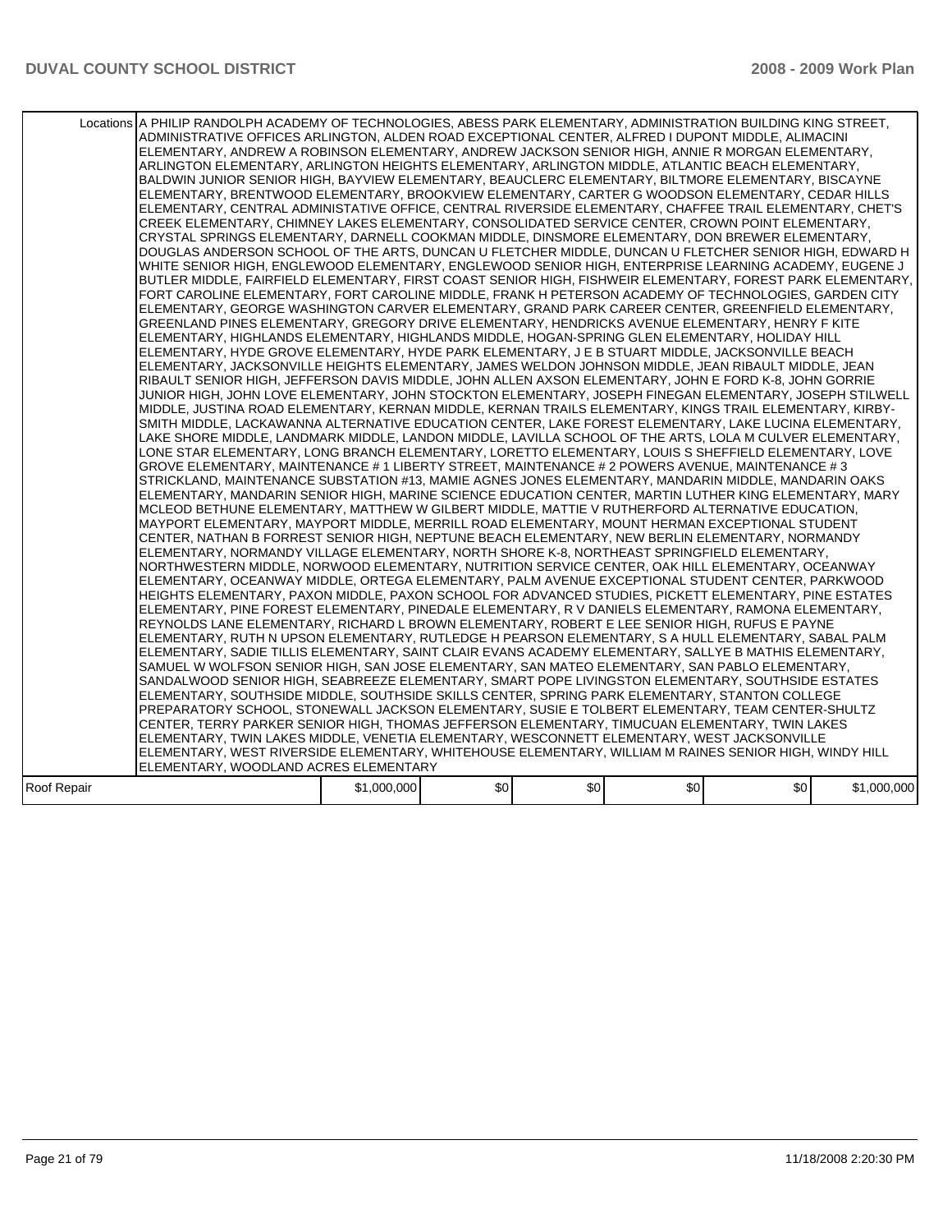| | | | | | | |
|---|---|---|---|---|---|---|
| Locations | A PHILIP RANDOLPH ACADEMY OF TECHNOLOGIES, ABESS PARK ELEMENTARY, ADMINISTRATION BUILDING KING STREET, ADMINISTRATIVE OFFICES ARLINGTON, ALDEN ROAD EXCEPTIONAL CENTER, ALFRED I DUPONT MIDDLE, ALIMACINI ELEMENTARY, ANDREW A ROBINSON ELEMENTARY, ANDREW JACKSON SENIOR HIGH, ANNIE R MORGAN ELEMENTARY, ARLINGTON ELEMENTARY, ARLINGTON HEIGHTS ELEMENTARY, ARLINGTON MIDDLE, ATLANTIC BEACH ELEMENTARY, BALDWIN JUNIOR SENIOR HIGH, BAYVIEW ELEMENTARY, BEAUCLERC ELEMENTARY, BILTMORE ELEMENTARY, BISCAYNE ELEMENTARY, BRENTWOOD ELEMENTARY, BROOKVIEW ELEMENTARY, CARTER G WOODSON ELEMENTARY, CEDAR HILLS ELEMENTARY, CENTRAL ADMINISTATIVE OFFICE, CENTRAL RIVERSIDE ELEMENTARY, CHAFFEE TRAIL ELEMENTARY, CHET'S CREEK ELEMENTARY, CHIMNEY LAKES ELEMENTARY, CONSOLIDATED SERVICE CENTER, CROWN POINT ELEMENTARY, CRYSTAL SPRINGS ELEMENTARY, DARNELL COOKMAN MIDDLE, DINSMORE ELEMENTARY, DON BREWER ELEMENTARY, DOUGLAS ANDERSON SCHOOL OF THE ARTS, DUNCAN U FLETCHER MIDDLE, DUNCAN U FLETCHER SENIOR HIGH, EDWARD H WHITE SENIOR HIGH, ENGLEWOOD ELEMENTARY, ENGLEWOOD SENIOR HIGH, ENTERPRISE LEARNING ACADEMY, EUGENE J BUTLER MIDDLE, FAIRFIELD ELEMENTARY, FIRST COAST SENIOR HIGH, FISHWEIR ELEMENTARY, FOREST PARK ELEMENTARY, FORT CAROLINE ELEMENTARY, FORT CAROLINE MIDDLE, FRANK H PETERSON ACADEMY OF TECHNOLOGIES, GARDEN CITY ELEMENTARY, GEORGE WASHINGTON CARVER ELEMENTARY, GRAND PARK CAREER CENTER, GREENFIELD ELEMENTARY, GREENLAND PINES ELEMENTARY, GREGORY DRIVE ELEMENTARY, HENDRICKS AVENUE ELEMENTARY, HENRY F KITE ELEMENTARY, HIGHLANDS ELEMENTARY, HIGHLANDS MIDDLE, HOGAN-SPRING GLEN ELEMENTARY, HOLIDAY HILL ELEMENTARY, HYDE GROVE ELEMENTARY, HYDE PARK ELEMENTARY, J E B STUART MIDDLE, JACKSONVILLE BEACH ELEMENTARY, JACKSONVILLE HEIGHTS ELEMENTARY, JAMES WELDON JOHNSON MIDDLE, JEAN RIBAULT MIDDLE, JEAN RIBAULT SENIOR HIGH, JEFFERSON DAVIS MIDDLE, JOHN ALLEN AXSON ELEMENTARY, JOHN E FORD K-8, JOHN GORRIE JUNIOR HIGH, JOHN LOVE ELEMENTARY, JOHN STOCKTON ELEMENTARY, JOSEPH FINEGAN ELEMENTARY, JOSEPH STILWELL MIDDLE, JUSTINA ROAD ELEMENTARY, KERNAN MIDDLE, KERNAN TRAILS ELEMENTARY, KINGS TRAIL ELEMENTARY, KIRBY-SMITH MIDDLE, LACKAWANNA ALTERNATIVE EDUCATION CENTER, LAKE FOREST ELEMENTARY, LAKE LUCINA ELEMENTARY, LAKE SHORE MIDDLE, LANDMARK MIDDLE, LANDON MIDDLE, LAVILLA SCHOOL OF THE ARTS, LOLA M CULVER ELEMENTARY, LONE STAR ELEMENTARY, LONG BRANCH ELEMENTARY, LORETTO ELEMENTARY, LOUIS S SHEFFIELD ELEMENTARY, LOVE GROVE ELEMENTARY, MAINTENANCE # 1 LIBERTY STREET, MAINTENANCE # 2 POWERS AVENUE, MAINTENANCE # 3 STRICKLAND, MAINTENANCE SUBSTATION #13, MAMIE AGNES JONES ELEMENTARY, MANDARIN MIDDLE, MANDARIN OAKS ELEMENTARY, MANDARIN SENIOR HIGH, MARINE SCIENCE EDUCATION CENTER, MARTIN LUTHER KING ELEMENTARY, MARY MCLEOD BETHUNE ELEMENTARY, MATTHEW W GILBERT MIDDLE, MATTIE V RUTHERFORD ALTERNATIVE EDUCATION, MAYPORT ELEMENTARY, MAYPORT MIDDLE, MERRILL ROAD ELEMENTARY, MOUNT HERMAN EXCEPTIONAL STUDENT CENTER, NATHAN B FORREST SENIOR HIGH, NEPTUNE BEACH ELEMENTARY, NEW BERLIN ELEMENTARY, NORMANDY ELEMENTARY, NORMANDY VILLAGE ELEMENTARY, NORTH SHORE K-8, NORTHEAST SPRINGFIELD ELEMENTARY, NORTHWESTERN MIDDLE, NORWOOD ELEMENTARY, NUTRITION SERVICE CENTER, OAK HILL ELEMENTARY, OCEANWAY ELEMENTARY, OCEANWAY MIDDLE, ORTEGA ELEMENTARY, PALM AVENUE EXCEPTIONAL STUDENT CENTER, PARKWOOD HEIGHTS ELEMENTARY, PAXON MIDDLE, PAXON SCHOOL FOR ADVANCED STUDIES, PICKETT ELEMENTARY, PINE ESTATES ELEMENTARY, PINE FOREST ELEMENTARY, PINEDALE ELEMENTARY, R V DANIELS ELEMENTARY, RAMONA ELEMENTARY, REYNOLDS LANE ELEMENTARY, RICHARD L BROWN ELEMENTARY, ROBERT E LEE SENIOR HIGH, RUFUS E PAYNE ELEMENTARY, RUTH N UPSON ELEMENTARY, RUTLEDGE H PEARSON ELEMENTARY, S A HULL ELEMENTARY, SABAL PALM ELEMENTARY, SADIE TILLIS ELEMENTARY, SAINT CLAIR EVANS ACADEMY ELEMENTARY, SALLYE B MATHIS ELEMENTARY, SAMUEL W WOLFSON SENIOR HIGH, SAN JOSE ELEMENTARY, SAN MATEO ELEMENTARY, SAN PABLO ELEMENTARY, SANDALWOOD SENIOR HIGH, SEABREEZE ELEMENTARY, SMART POPE LIVINGSTON ELEMENTARY, SOUTHSIDE ESTATES ELEMENTARY, SOUTHSIDE MIDDLE, SOUTHSIDE SKILLS CENTER, SPRING PARK ELEMENTARY, STANTON COLLEGE PREPARATORY SCHOOL, STONEWALL JACKSON ELEMENTARY, SUSIE E TOLBERT ELEMENTARY, TEAM CENTER-SHULTZ CENTER, TERRY PARKER SENIOR HIGH, THOMAS JEFFERSON ELEMENTARY, TIMUCUAN ELEMENTARY, TWIN LAKES ELEMENTARY, TWIN LAKES MIDDLE, VENETIA ELEMENTARY, WESCONNETT ELEMENTARY, WEST JACKSONVILLE ELEMENTARY, WEST RIVERSIDE ELEMENTARY, WHITEHOUSE ELEMENTARY, WILLIAM M RAINES SENIOR HIGH, WINDY HILL ELEMENTARY, WOODLAND ACRES ELEMENTARY | | | | | |
| Roof Repair | $1,000,000 | $0 | $0 | $0 | $0 | $1,000,000 |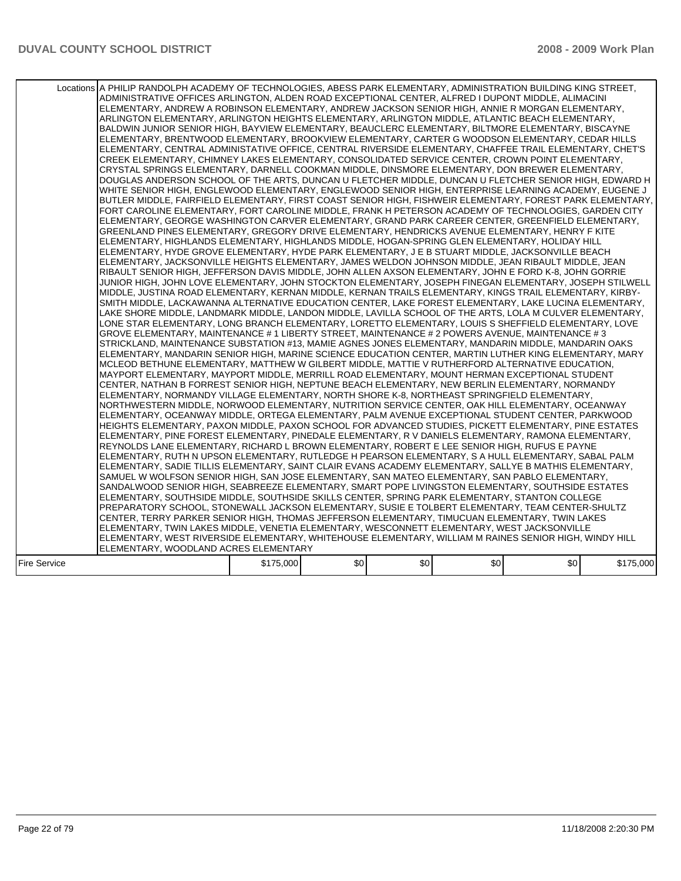| | Locations | A PHILIP RANDOLPH ACADEMY OF TECHNOLOGIES, ABESS PARK ELEMENTARY, ADMINISTRATION BUILDING KING STREET, ADMINISTRATIVE OFFICES ARLINGTON, ALDEN ROAD EXCEPTIONAL CENTER, ALFRED I DUPONT MIDDLE, ALIMACINI ELEMENTARY, ANDREW A ROBINSON ELEMENTARY, ANDREW JACKSON SENIOR HIGH, ANNIE R MORGAN ELEMENTARY, ARLINGTON ELEMENTARY, ARLINGTON HEIGHTS ELEMENTARY, ARLINGTON MIDDLE, ATLANTIC BEACH ELEMENTARY, BALDWIN JUNIOR SENIOR HIGH, BAYVIEW ELEMENTARY, BEAUCLERC ELEMENTARY, BILTMORE ELEMENTARY, BISCAYNE ELEMENTARY, BRENTWOOD ELEMENTARY, BROOKVIEW ELEMENTARY, CARTER G WOODSON ELEMENTARY, CEDAR HILLS ELEMENTARY, CENTRAL ADMINISTATIVE OFFICE, CENTRAL RIVERSIDE ELEMENTARY, CHAFFEE TRAIL ELEMENTARY, CHET'S CREEK ELEMENTARY, CHIMNEY LAKES ELEMENTARY, CONSOLIDATED SERVICE CENTER, CROWN POINT ELEMENTARY, CRYSTAL SPRINGS ELEMENTARY, DARNELL COOKMAN MIDDLE, DINSMORE ELEMENTARY, DON BREWER ELEMENTARY, DOUGLAS ANDERSON SCHOOL OF THE ARTS, DUNCAN U FLETCHER MIDDLE, DUNCAN U FLETCHER SENIOR HIGH, EDWARD H WHITE SENIOR HIGH, ENGLEWOOD ELEMENTARY, ENGLEWOOD SENIOR HIGH, ENTERPRISE LEARNING ACADEMY, EUGENE J BUTLER MIDDLE, FAIRFIELD ELEMENTARY, FIRST COAST SENIOR HIGH, FISHWEIR ELEMENTARY, FOREST PARK ELEMENTARY, FORT CAROLINE ELEMENTARY, FORT CAROLINE MIDDLE, FRANK H PETERSON ACADEMY OF TECHNOLOGIES, GARDEN CITY ELEMENTARY, GEORGE WASHINGTON CARVER ELEMENTARY, GRAND PARK CAREER CENTER, GREENFIELD ELEMENTARY, GREENLAND PINES ELEMENTARY, GREGORY DRIVE ELEMENTARY, HENDRICKS AVENUE ELEMENTARY, HENRY F KITE ELEMENTARY, HIGHLANDS ELEMENTARY, HIGHLANDS MIDDLE, HOGAN-SPRING GLEN ELEMENTARY, HOLIDAY HILL ELEMENTARY, HYDE GROVE ELEMENTARY, HYDE PARK ELEMENTARY, J E B STUART MIDDLE, JACKSONVILLE BEACH ELEMENTARY, JACKSONVILLE HEIGHTS ELEMENTARY, JAMES WELDON JOHNSON MIDDLE, JEAN RIBAULT MIDDLE, JEAN RIBAULT SENIOR HIGH, JEFFERSON DAVIS MIDDLE, JOHN ALLEN AXSON ELEMENTARY, JOHN E FORD K-8, JOHN GORRIE JUNIOR HIGH, JOHN LOVE ELEMENTARY, JOHN STOCKTON ELEMENTARY, JOSEPH FINEGAN ELEMENTARY, JOSEPH STILWELL MIDDLE, JUSTINA ROAD ELEMENTARY, KERNAN MIDDLE, KERNAN TRAILS ELEMENTARY, KINGS TRAIL ELEMENTARY, KIRBY-SMITH MIDDLE, LACKAWANNA ALTERNATIVE EDUCATION CENTER, LAKE FOREST ELEMENTARY, LAKE LUCINA ELEMENTARY, LAKE SHORE MIDDLE, LANDMARK MIDDLE, LANDON MIDDLE, LAVILLA SCHOOL OF THE ARTS, LOLA M CULVER ELEMENTARY, LONE STAR ELEMENTARY, LONG BRANCH ELEMENTARY, LORETTO ELEMENTARY, LOUIS S SHEFFIELD ELEMENTARY, LOVE GROVE ELEMENTARY, MAINTENANCE # 1 LIBERTY STREET, MAINTENANCE # 2 POWERS AVENUE, MAINTENANCE # 3 STRICKLAND, MAINTENANCE SUBSTATION #13, MAMIE AGNES JONES ELEMENTARY, MANDARIN MIDDLE, MANDARIN OAKS ELEMENTARY, MANDARIN SENIOR HIGH, MARINE SCIENCE EDUCATION CENTER, MARTIN LUTHER KING ELEMENTARY, MARY MCLEOD BETHUNE ELEMENTARY, MATTHEW W GILBERT MIDDLE, MATTIE V RUTHERFORD ALTERNATIVE EDUCATION, MAYPORT ELEMENTARY, MAYPORT MIDDLE, MERRILL ROAD ELEMENTARY, MOUNT HERMAN EXCEPTIONAL STUDENT CENTER, NATHAN B FORREST SENIOR HIGH, NEPTUNE BEACH ELEMENTARY, NEW BERLIN ELEMENTARY, NORMANDY ELEMENTARY, NORMANDY VILLAGE ELEMENTARY, NORTH SHORE K-8, NORTHEAST SPRINGFIELD ELEMENTARY, NORTHWESTERN MIDDLE, NORWOOD ELEMENTARY, NUTRITION SERVICE CENTER, OAK HILL ELEMENTARY, OCEANWAY ELEMENTARY, OCEANWAY MIDDLE, ORTEGA ELEMENTARY, PALM AVENUE EXCEPTIONAL STUDENT CENTER, PARKWOOD HEIGHTS ELEMENTARY, PAXON MIDDLE, PAXON SCHOOL FOR ADVANCED STUDIES, PICKETT ELEMENTARY, PINE ESTATES ELEMENTARY, PINE FOREST ELEMENTARY, PINEDALE ELEMENTARY, R V DANIELS ELEMENTARY, RAMONA ELEMENTARY, REYNOLDS LANE ELEMENTARY, RICHARD L BROWN ELEMENTARY, ROBERT E LEE SENIOR HIGH, RUFUS E PAYNE ELEMENTARY, RUTH N UPSON ELEMENTARY, RUTLEDGE H PEARSON ELEMENTARY, S A HULL ELEMENTARY, SABAL PALM ELEMENTARY, SADIE TILLIS ELEMENTARY, SAINT CLAIR EVANS ACADEMY ELEMENTARY, SALLYE B MATHIS ELEMENTARY, SAMUEL W WOLFSON SENIOR HIGH, SAN JOSE ELEMENTARY, SAN MATEO ELEMENTARY, SAN PABLO ELEMENTARY, SANDALWOOD SENIOR HIGH, SEABREEZE ELEMENTARY, SMART POPE LIVINGSTON ELEMENTARY, SOUTHSIDE ESTATES ELEMENTARY, SOUTHSIDE MIDDLE, SOUTHSIDE SKILLS CENTER, SPRING PARK ELEMENTARY, STANTON COLLEGE PREPARATORY SCHOOL, STONEWALL JACKSON ELEMENTARY, SUSIE E TOLBERT ELEMENTARY, TEAM CENTER-SHULTZ CENTER, TERRY PARKER SENIOR HIGH, THOMAS JEFFERSON ELEMENTARY, TIMUCUAN ELEMENTARY, TWIN LAKES ELEMENTARY, TWIN LAKES MIDDLE, VENETIA ELEMENTARY, WESCONNETT ELEMENTARY, WEST JACKSONVILLE ELEMENTARY, WEST RIVERSIDE ELEMENTARY, WHITEHOUSE ELEMENTARY, WILLIAM M RAINES SENIOR HIGH, WINDY HILL ELEMENTARY, WOODLAND ACRES ELEMENTARY | | | | | | |
|---|---|---|---|---|---|---|---|
| Fire Service | | $175,000 | $0 | $0 | $0 | $0 | $175,000 |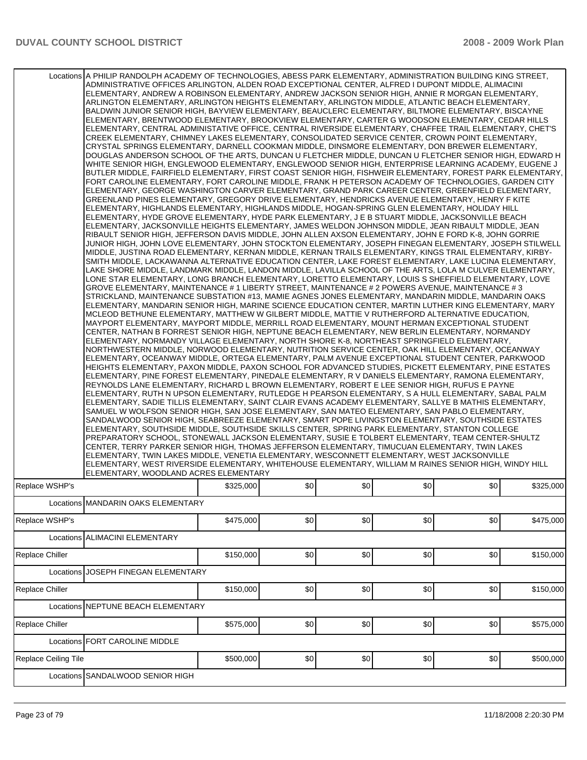| | | | | | | |
|---|---|---|---|---|---|---|
| Locations | A PHILIP RANDOLPH ACADEMY OF TECHNOLOGIES, ABESS PARK ELEMENTARY, ADMINISTRATION BUILDING KING STREET, ADMINISTRATIVE OFFICES ARLINGTON, ALDEN ROAD EXCEPTIONAL CENTER, ALFRED I DUPONT MIDDLE, ALIMACINI ELEMENTARY, ANDREW A ROBINSON ELEMENTARY, ANDREW JACKSON SENIOR HIGH, ANNIE R MORGAN ELEMENTARY, ARLINGTON ELEMENTARY, ARLINGTON HEIGHTS ELEMENTARY, ARLINGTON MIDDLE, ATLANTIC BEACH ELEMENTARY, BALDWIN JUNIOR SENIOR HIGH, BAYVIEW ELEMENTARY, BEAUCLERC ELEMENTARY, BILTMORE ELEMENTARY, BISCAYNE ELEMENTARY, BRENTWOOD ELEMENTARY, BROOKVIEW ELEMENTARY, CARTER G WOODSON ELEMENTARY, CEDAR HILLS ELEMENTARY, CENTRAL ADMINISTATIVE OFFICE, CENTRAL RIVERSIDE ELEMENTARY, CHAFFEE TRAIL ELEMENTARY, CHET'S CREEK ELEMENTARY, CHIMNEY LAKES ELEMENTARY, CONSOLIDATED SERVICE CENTER, CROWN POINT ELEMENTARY, CRYSTAL SPRINGS ELEMENTARY, DARNELL COOKMAN MIDDLE, DINSMORE ELEMENTARY, DON BREWER ELEMENTARY, DOUGLAS ANDERSON SCHOOL OF THE ARTS, DUNCAN U FLETCHER MIDDLE, DUNCAN U FLETCHER SENIOR HIGH, EDWARD H WHITE SENIOR HIGH, ENGLEWOOD ELEMENTARY, ENGLEWOOD SENIOR HIGH, ENTERPRISE LEARNING ACADEMY, EUGENE J BUTLER MIDDLE, FAIRFIELD ELEMENTARY, FIRST COAST SENIOR HIGH, FISHWEIR ELEMENTARY, FOREST PARK ELEMENTARY, FORT CAROLINE ELEMENTARY, FORT CAROLINE MIDDLE, FRANK H PETERSON ACADEMY OF TECHNOLOGIES, GARDEN CITY ELEMENTARY, GEORGE WASHINGTON CARVER ELEMENTARY, GRAND PARK CAREER CENTER, GREENFIELD ELEMENTARY, GREENLAND PINES ELEMENTARY, GREGORY DRIVE ELEMENTARY, HENDRICKS AVENUE ELEMENTARY, HENRY F KITE ELEMENTARY, HIGHLANDS ELEMENTARY, HIGHLANDS MIDDLE, HOGAN-SPRING GLEN ELEMENTARY, HOLIDAY HILL ELEMENTARY, HYDE GROVE ELEMENTARY, HYDE PARK ELEMENTARY, J E B STUART MIDDLE, JACKSONVILLE BEACH ELEMENTARY, JACKSONVILLE HEIGHTS ELEMENTARY, JAMES WELDON JOHNSON MIDDLE, JEAN RIBAULT MIDDLE, JEAN RIBAULT SENIOR HIGH, JEFFERSON DAVIS MIDDLE, JOHN ALLEN AXSON ELEMENTARY, JOHN E FORD K-8, JOHN GORRIE JUNIOR HIGH, JOHN LOVE ELEMENTARY, JOHN STOCKTON ELEMENTARY, JOSEPH FINEGAN ELEMENTARY, JOSEPH STILWELL MIDDLE, JUSTINA ROAD ELEMENTARY, KERNAN MIDDLE, KERNAN TRAILS ELEMENTARY, KINGS TRAIL ELEMENTARY, KIRBY-SMITH MIDDLE, LACKAWANNA ALTERNATIVE EDUCATION CENTER, LAKE FOREST ELEMENTARY, LAKE LUCINA ELEMENTARY, LAKE SHORE MIDDLE, LANDMARK MIDDLE, LANDON MIDDLE, LAVILLA SCHOOL OF THE ARTS, LOLA M CULVER ELEMENTARY, LONE STAR ELEMENTARY, LONG BRANCH ELEMENTARY, LORETTO ELEMENTARY, LOUIS S SHEFFIELD ELEMENTARY, LOVE GROVE ELEMENTARY, MAINTENANCE # 1 LIBERTY STREET, MAINTENANCE # 2 POWERS AVENUE, MAINTENANCE # 3 STRICKLAND, MAINTENANCE SUBSTATION #13, MAMIE AGNES JONES ELEMENTARY, MANDARIN MIDDLE, MANDARIN OAKS ELEMENTARY, MANDARIN SENIOR HIGH, MARINE SCIENCE EDUCATION CENTER, MARTIN LUTHER KING ELEMENTARY, MARY MCLEOD BETHUNE ELEMENTARY, MATTHEW W GILBERT MIDDLE, MATTIE V RUTHERFORD ALTERNATIVE EDUCATION, MAYPORT ELEMENTARY, MAYPORT MIDDLE, MERRILL ROAD ELEMENTARY, MOUNT HERMAN EXCEPTIONAL STUDENT CENTER, NATHAN B FORREST SENIOR HIGH, NEPTUNE BEACH ELEMENTARY, NEW BERLIN ELEMENTARY, NORMANDY ELEMENTARY, NORMANDY VILLAGE ELEMENTARY, NORTH SHORE K-8, NORTHEAST SPRINGFIELD ELEMENTARY, NORTHWESTERN MIDDLE, NORWOOD ELEMENTARY, NUTRITION SERVICE CENTER, OAK HILL ELEMENTARY, OCEANWAY ELEMENTARY, OCEANWAY MIDDLE, ORTEGA ELEMENTARY, PALM AVENUE EXCEPTIONAL STUDENT CENTER, PARKWOOD HEIGHTS ELEMENTARY, PAXON MIDDLE, PAXON SCHOOL FOR ADVANCED STUDIES, PICKETT ELEMENTARY, PINE ESTATES ELEMENTARY, PINE FOREST ELEMENTARY, PINEDALE ELEMENTARY, R V DANIELS ELEMENTARY, RAMONA ELEMENTARY, REYNOLDS LANE ELEMENTARY, RICHARD L BROWN ELEMENTARY, ROBERT E LEE SENIOR HIGH, RUFUS E PAYNE ELEMENTARY, RUTH N UPSON ELEMENTARY, RUTLEDGE H PEARSON ELEMENTARY, S A HULL ELEMENTARY, SABAL PALM ELEMENTARY, SADIE TILLIS ELEMENTARY, SAINT CLAIR EVANS ACADEMY ELEMENTARY, SALLYE B MATHIS ELEMENTARY, SAMUEL W WOLFSON SENIOR HIGH, SAN JOSE ELEMENTARY, SAN MATEO ELEMENTARY, SAN PABLO ELEMENTARY, SANDALWOOD SENIOR HIGH, SEABREEZE ELEMENTARY, SMART POPE LIVINGSTON ELEMENTARY, SOUTHSIDE ESTATES ELEMENTARY, SOUTHSIDE MIDDLE, SOUTHSIDE SKILLS CENTER, SPRING PARK ELEMENTARY, STANTON COLLEGE PREPARATORY SCHOOL, STONEWALL JACKSON ELEMENTARY, SUSIE E TOLBERT ELEMENTARY, TEAM CENTER-SHULTZ CENTER, TERRY PARKER SENIOR HIGH, THOMAS JEFFERSON ELEMENTARY, TIMUCUAN ELEMENTARY, TWIN LAKES ELEMENTARY, TWIN LAKES MIDDLE, VENETIA ELEMENTARY, WESCONNETT ELEMENTARY, WEST JACKSONVILLE ELEMENTARY, WEST RIVERSIDE ELEMENTARY, WHITEHOUSE ELEMENTARY, WILLIAM M RAINES SENIOR HIGH, WINDY HILL ELEMENTARY, WOODLAND ACRES ELEMENTARY | | | | | |
| Replace WSHP's | | $325,000 | $0 | $0 | $0 | $0 | $325,000 |
| Locations | MANDARIN OAKS ELEMENTARY | | | | | | |
| Replace WSHP's | | $475,000 | $0 | $0 | $0 | $0 | $475,000 |
| Locations | ALIMACINI ELEMENTARY | | | | | | |
| Replace Chiller | | $150,000 | $0 | $0 | $0 | $0 | $150,000 |
| Locations | JOSEPH FINEGAN ELEMENTARY | | | | | | |
| Replace Chiller | | $150,000 | $0 | $0 | $0 | $0 | $150,000 |
| Locations | NEPTUNE BEACH ELEMENTARY | | | | | | |
| Replace Chiller | | $575,000 | $0 | $0 | $0 | $0 | $575,000 |
| Locations | FORT CAROLINE MIDDLE | | | | | | |
| Replace Ceiling Tile | | $500,000 | $0 | $0 | $0 | $0 | $500,000 |
| Locations | SANDALWOOD SENIOR HIGH | | | | | | |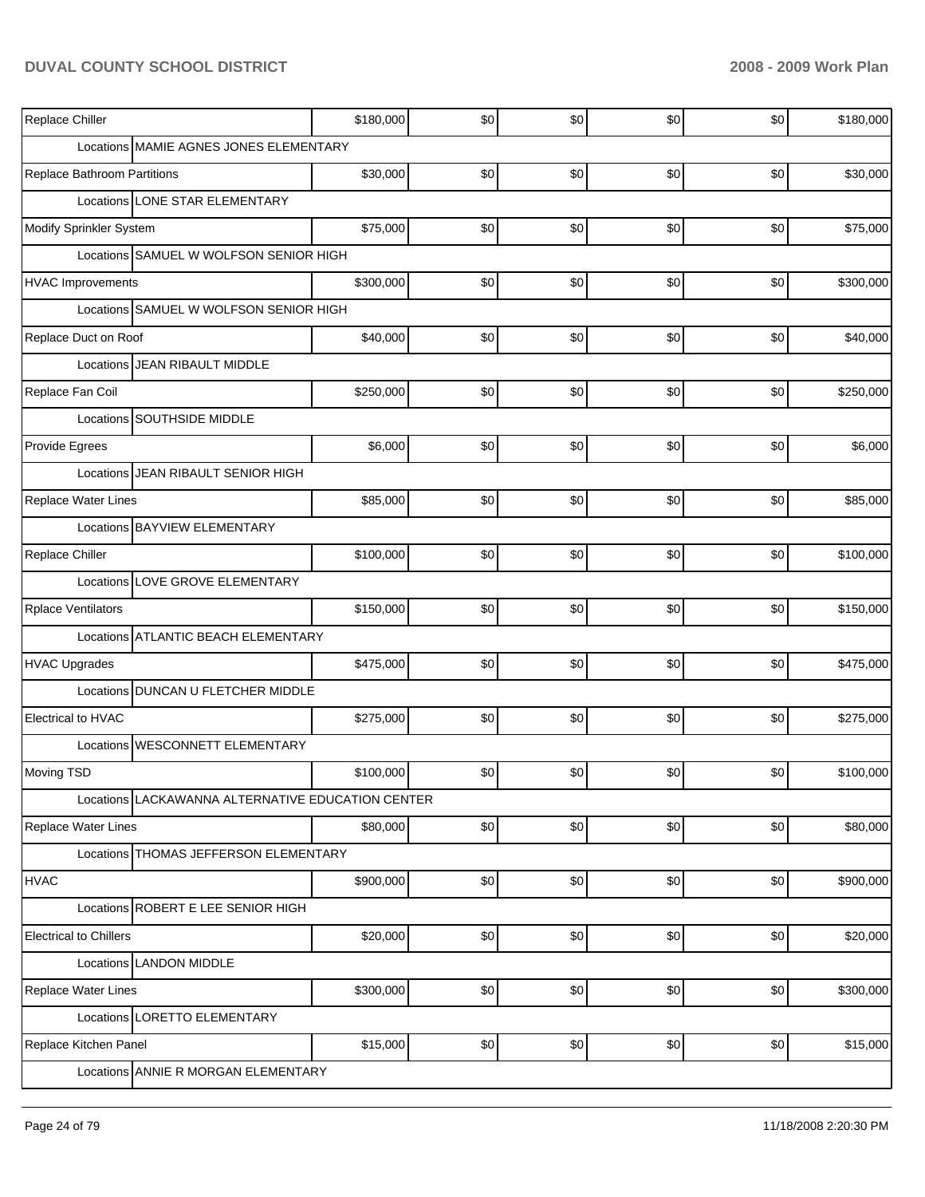| | | | | | |
|---|---|---|---|---|---|
| Replace Chiller | $180,000 | $0 | $0 | $0 | $0 | $180,000 |
| Locations MAMIE AGNES JONES ELEMENTARY | | | | | | |
| Replace Bathroom Partitions | $30,000 | $0 | $0 | $0 | $0 | $30,000 |
| Locations LONE STAR ELEMENTARY | | | | | | |
| Modify Sprinkler System | $75,000 | $0 | $0 | $0 | $0 | $75,000 |
| Locations SAMUEL W WOLFSON SENIOR HIGH | | | | | | |
| HVAC Improvements | $300,000 | $0 | $0 | $0 | $0 | $300,000 |
| Locations SAMUEL W WOLFSON SENIOR HIGH | | | | | | |
| Replace Duct on Roof | $40,000 | $0 | $0 | $0 | $0 | $40,000 |
| Locations JEAN RIBAULT MIDDLE | | | | | | |
| Replace Fan Coil | $250,000 | $0 | $0 | $0 | $0 | $250,000 |
| Locations SOUTHSIDE MIDDLE | | | | | | |
| Provide Egrees | $6,000 | $0 | $0 | $0 | $0 | $6,000 |
| Locations JEAN RIBAULT SENIOR HIGH | | | | | | |
| Replace Water Lines | $85,000 | $0 | $0 | $0 | $0 | $85,000 |
| Locations BAYVIEW ELEMENTARY | | | | | | |
| Replace Chiller | $100,000 | $0 | $0 | $0 | $0 | $100,000 |
| Locations LOVE GROVE ELEMENTARY | | | | | | |
| Rplace Ventilators | $150,000 | $0 | $0 | $0 | $0 | $150,000 |
| Locations ATLANTIC BEACH ELEMENTARY | | | | | | |
| HVAC Upgrades | $475,000 | $0 | $0 | $0 | $0 | $475,000 |
| Locations DUNCAN U FLETCHER MIDDLE | | | | | | |
| Electrical to HVAC | $275,000 | $0 | $0 | $0 | $0 | $275,000 |
| Locations WESCONNETT ELEMENTARY | | | | | | |
| Moving TSD | $100,000 | $0 | $0 | $0 | $0 | $100,000 |
| Locations LACKAWANNA ALTERNATIVE EDUCATION CENTER | | | | | | |
| Replace Water Lines | $80,000 | $0 | $0 | $0 | $0 | $80,000 |
| Locations THOMAS JEFFERSON ELEMENTARY | | | | | | |
| HVAC | $900,000 | $0 | $0 | $0 | $0 | $900,000 |
| Locations ROBERT E LEE SENIOR HIGH | | | | | | |
| Electrical to Chillers | $20,000 | $0 | $0 | $0 | $0 | $20,000 |
| Locations LANDON MIDDLE | | | | | | |
| Replace Water Lines | $300,000 | $0 | $0 | $0 | $0 | $300,000 |
| Locations LORETTO ELEMENTARY | | | | | | |
| Replace Kitchen Panel | $15,000 | $0 | $0 | $0 | $0 | $15,000 |
| Locations ANNIE R MORGAN ELEMENTARY | | | | | | |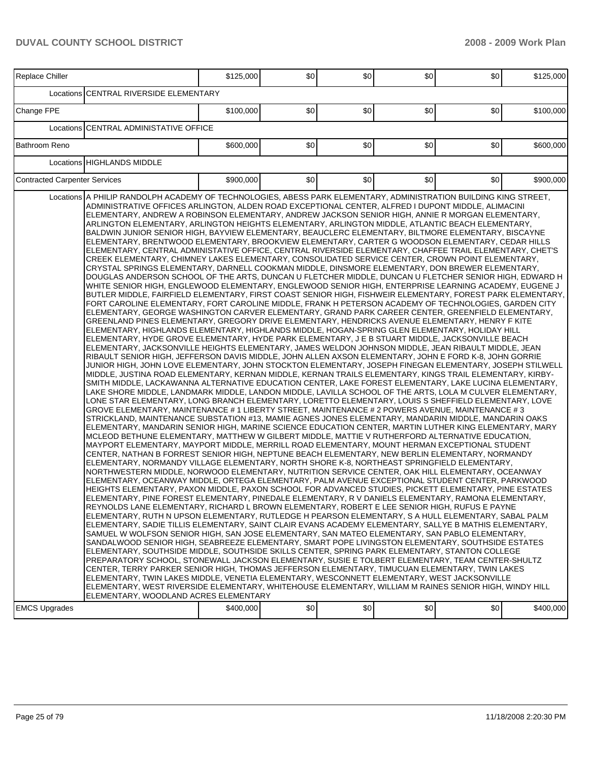| Replace Chiller | | $125,000 | $0 | $0 | $0 | $0 | $125,000 |
|---|---|---|---|---|---|---|---|
| | Locations | CENTRAL RIVERSIDE ELEMENTARY | | | | | |
| Change FPE | | $100,000 | $0 | $0 | $0 | $0 | $100,000 |
| | Locations | CENTRAL ADMINISTATIVE OFFICE | | | | | |
| Bathroom Reno | | $600,000 | $0 | $0 | $0 | $0 | $600,000 |
| | Locations | HIGHLANDS MIDDLE | | | | | |
| Contracted Carpenter Services | | $900,000 | $0 | $0 | $0 | $0 | $900,000 |
| | Locations | A PHILIP RANDOLPH ACADEMY OF TECHNOLOGIES, ABESS PARK ELEMENTARY, ADMINISTRATION BUILDING KING STREET, ADMINISTRATIVE OFFICES ARLINGTON, ALDEN ROAD EXCEPTIONAL CENTER, ALFRED I DUPONT MIDDLE, ALIMACINI ELEMENTARY, ANDREW A ROBINSON ELEMENTARY, ANDREW JACKSON SENIOR HIGH, ANNIE R MORGAN ELEMENTARY, ARLINGTON ELEMENTARY, ARLINGTON HEIGHTS ELEMENTARY, ARLINGTON MIDDLE, ATLANTIC BEACH ELEMENTARY, BALDWIN JUNIOR SENIOR HIGH, BAYVIEW ELEMENTARY, BEAUCLERC ELEMENTARY, BILTMORE ELEMENTARY, BISCAYNE ELEMENTARY, BRENTWOOD ELEMENTARY, BROOKVIEW ELEMENTARY, CARTER G WOODSON ELEMENTARY, CEDAR HILLS ELEMENTARY, CENTRAL ADMINISTATIVE OFFICE, CENTRAL RIVERSIDE ELEMENTARY, CHAFFEE TRAIL ELEMENTARY, CHET'S CREEK ELEMENTARY, CHIMNEY LAKES ELEMENTARY, CONSOLIDATED SERVICE CENTER, CROWN POINT ELEMENTARY, CRYSTAL SPRINGS ELEMENTARY, DARNELL COOKMAN MIDDLE, DINSMORE ELEMENTARY, DON BREWER ELEMENTARY, DOUGLAS ANDERSON SCHOOL OF THE ARTS, DUNCAN U FLETCHER MIDDLE, DUNCAN U FLETCHER SENIOR HIGH, EDWARD H WHITE SENIOR HIGH, ENGLEWOOD ELEMENTARY, ENGLEWOOD SENIOR HIGH, ENTERPRISE LEARNING ACADEMY, EUGENE J BUTLER MIDDLE, FAIRFIELD ELEMENTARY, FIRST COAST SENIOR HIGH, FISHWEIR ELEMENTARY, FOREST PARK ELEMENTARY, FORT CAROLINE ELEMENTARY, FORT CAROLINE MIDDLE, FRANK H PETERSON ACADEMY OF TECHNOLOGIES, GARDEN CITY ELEMENTARY, GEORGE WASHINGTON CARVER ELEMENTARY, GRAND PARK CAREER CENTER, GREENFIELD ELEMENTARY, GREENLAND PINES ELEMENTARY, GREGORY DRIVE ELEMENTARY, HENDRICKS AVENUE ELEMENTARY, HENRY F KITE ELEMENTARY, HIGHLANDS ELEMENTARY, HIGHLANDS MIDDLE, HOGAN-SPRING GLEN ELEMENTARY, HOLIDAY HILL ELEMENTARY, HYDE GROVE ELEMENTARY, HYDE PARK ELEMENTARY, J E B STUART MIDDLE, JACKSONVILLE BEACH ELEMENTARY, JACKSONVILLE HEIGHTS ELEMENTARY, JAMES WELDON JOHNSON MIDDLE, JEAN RIBAULT MIDDLE, JEAN RIBAULT SENIOR HIGH, JEFFERSON DAVIS MIDDLE, JOHN ALLEN AXSON ELEMENTARY, JOHN E FORD K-8, JOHN GORRIE JUNIOR HIGH, JOHN LOVE ELEMENTARY, JOHN STOCKTON ELEMENTARY, JOSEPH FINEGAN ELEMENTARY, JOSEPH STILWELL MIDDLE, JUSTINA ROAD ELEMENTARY, KERNAN MIDDLE, KERNAN TRAILS ELEMENTARY, KINGS TRAIL ELEMENTARY, KIRBY-SMITH MIDDLE, LACKAWANNA ALTERNATIVE EDUCATION CENTER, LAKE FOREST ELEMENTARY, LAKE LUCINA ELEMENTARY, LAKE SHORE MIDDLE, LANDMARK MIDDLE, LANDON MIDDLE, LAVILLA SCHOOL OF THE ARTS, LOLA M CULVER ELEMENTARY, LONE STAR ELEMENTARY, LONG BRANCH ELEMENTARY, LORETTO ELEMENTARY, LOUIS S SHEFFIELD ELEMENTARY, LOVE GROVE ELEMENTARY, MAINTENANCE # 1 LIBERTY STREET, MAINTENANCE # 2 POWERS AVENUE, MAINTENANCE # 3 STRICKLAND, MAINTENANCE SUBSTATION #13, MAMIE AGNES JONES ELEMENTARY, MANDARIN MIDDLE, MANDARIN OAKS ELEMENTARY, MANDARIN SENIOR HIGH, MARINE SCIENCE EDUCATION CENTER, MARTIN LUTHER KING ELEMENTARY, MARY MCLEOD BETHUNE ELEMENTARY, MATTHEW W GILBERT MIDDLE, MATTIE V RUTHERFORD ALTERNATIVE EDUCATION, MAYPORT ELEMENTARY, MAYPORT MIDDLE, MERRILL ROAD ELEMENTARY, MOUNT HERMAN EXCEPTIONAL STUDENT CENTER, NATHAN B FORREST SENIOR HIGH, NEPTUNE BEACH ELEMENTARY, NEW BERLIN ELEMENTARY, NORMANDY ELEMENTARY, NORMANDY VILLAGE ELEMENTARY, NORTH SHORE K-8, NORTHEAST SPRINGFIELD ELEMENTARY, NORTHWESTERN MIDDLE, NORWOOD ELEMENTARY, NUTRITION SERVICE CENTER, OAK HILL ELEMENTARY, OCEANWAY ELEMENTARY, OCEANWAY MIDDLE, ORTEGA ELEMENTARY, PALM AVENUE EXCEPTIONAL STUDENT CENTER, PARKWOOD HEIGHTS ELEMENTARY, PAXON MIDDLE, PAXON SCHOOL FOR ADVANCED STUDIES, PICKETT ELEMENTARY, PINE ESTATES ELEMENTARY, PINE FOREST ELEMENTARY, PINEDALE ELEMENTARY, R V DANIELS ELEMENTARY, RAMONA ELEMENTARY, REYNOLDS LANE ELEMENTARY, RICHARD L BROWN ELEMENTARY, ROBERT E LEE SENIOR HIGH, RUFUS E PAYNE ELEMENTARY, RUTH N UPSON ELEMENTARY, RUTLEDGE H PEARSON ELEMENTARY, S A HULL ELEMENTARY, SABAL PALM ELEMENTARY, SADIE TILLIS ELEMENTARY, SAINT CLAIR EVANS ACADEMY ELEMENTARY, SALLYE B MATHIS ELEMENTARY, SAMUEL W WOLFSON SENIOR HIGH, SAN JOSE ELEMENTARY, SAN MATEO ELEMENTARY, SAN PABLO ELEMENTARY, SANDALWOOD SENIOR HIGH, SEABREEZE ELEMENTARY, SMART POPE LIVINGSTON ELEMENTARY, SOUTHSIDE ESTATES ELEMENTARY, SOUTHSIDE MIDDLE, SOUTHSIDE SKILLS CENTER, SPRING PARK ELEMENTARY, STANTON COLLEGE PREPARATORY SCHOOL, STONEWALL JACKSON ELEMENTARY, SUSIE E TOLBERT ELEMENTARY, TEAM CENTER-SHULTZ CENTER, TERRY PARKER SENIOR HIGH, THOMAS JEFFERSON ELEMENTARY, TIMUCUAN ELEMENTARY, TWIN LAKES ELEMENTARY, TWIN LAKES MIDDLE, VENETIA ELEMENTARY, WESCONNETT ELEMENTARY, WEST JACKSONVILLE ELEMENTARY, WEST RIVERSIDE ELEMENTARY, WHITEHOUSE ELEMENTARY, WILLIAM M RAINES SENIOR HIGH, WINDY HILL ELEMENTARY, WOODLAND ACRES ELEMENTARY | | | | | |
| EMCS Upgrades | | $400,000 | $0 | $0 | $0 | $0 | $400,000 |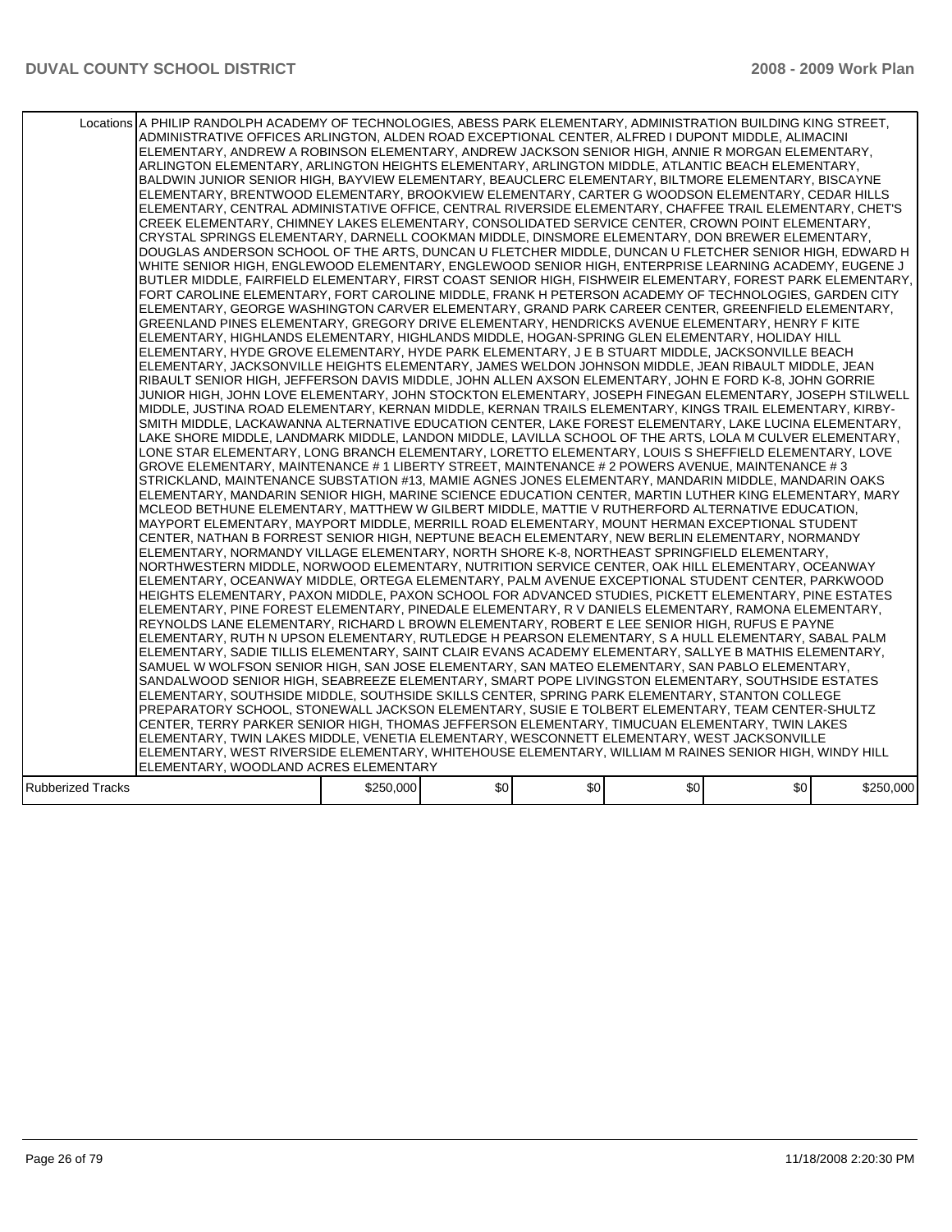| | | | | | | |
|---|---|---|---|---|---|---|
| Locations | A PHILIP RANDOLPH ACADEMY OF TECHNOLOGIES, ABESS PARK ELEMENTARY, ADMINISTRATION BUILDING KING STREET, ADMINISTRATIVE OFFICES ARLINGTON, ALDEN ROAD EXCEPTIONAL CENTER, ALFRED I DUPONT MIDDLE, ALIMACINI ELEMENTARY, ANDREW A ROBINSON ELEMENTARY, ANDREW JACKSON SENIOR HIGH, ANNIE R MORGAN ELEMENTARY, ARLINGTON ELEMENTARY, ARLINGTON HEIGHTS ELEMENTARY, ARLINGTON MIDDLE, ATLANTIC BEACH ELEMENTARY, BALDWIN JUNIOR SENIOR HIGH, BAYVIEW ELEMENTARY, BEAUCLERC ELEMENTARY, BILTMORE ELEMENTARY, BISCAYNE ELEMENTARY, BRENTWOOD ELEMENTARY, BROOKVIEW ELEMENTARY, CARTER G WOODSON ELEMENTARY, CEDAR HILLS ELEMENTARY, CENTRAL ADMINISTATIVE OFFICE, CENTRAL RIVERSIDE ELEMENTARY, CHAFFEE TRAIL ELEMENTARY, CHET'S CREEK ELEMENTARY, CHIMNEY LAKES ELEMENTARY, CONSOLIDATED SERVICE CENTER, CROWN POINT ELEMENTARY, CRYSTAL SPRINGS ELEMENTARY, DARNELL COOKMAN MIDDLE, DINSMORE ELEMENTARY, DON BREWER ELEMENTARY, DOUGLAS ANDERSON SCHOOL OF THE ARTS, DUNCAN U FLETCHER MIDDLE, DUNCAN U FLETCHER SENIOR HIGH, EDWARD H WHITE SENIOR HIGH, ENGLEWOOD ELEMENTARY, ENGLEWOOD SENIOR HIGH, ENTERPRISE LEARNING ACADEMY, EUGENE J BUTLER MIDDLE, FAIRFIELD ELEMENTARY, FIRST COAST SENIOR HIGH, FISHWEIR ELEMENTARY, FOREST PARK ELEMENTARY, FORT CAROLINE ELEMENTARY, FORT CAROLINE MIDDLE, FRANK H PETERSON ACADEMY OF TECHNOLOGIES, GARDEN CITY ELEMENTARY, GEORGE WASHINGTON CARVER ELEMENTARY, GRAND PARK CAREER CENTER, GREENFIELD ELEMENTARY, GREENLAND PINES ELEMENTARY, GREGORY DRIVE ELEMENTARY, HENDRICKS AVENUE ELEMENTARY, HENRY F KITE ELEMENTARY, HIGHLANDS ELEMENTARY, HIGHLANDS MIDDLE, HOGAN-SPRING GLEN ELEMENTARY, HOLIDAY HILL ELEMENTARY, HYDE GROVE ELEMENTARY, HYDE PARK ELEMENTARY, J E B STUART MIDDLE, JACKSONVILLE BEACH ELEMENTARY, JACKSONVILLE HEIGHTS ELEMENTARY, JAMES WELDON JOHNSON MIDDLE, JEAN RIBAULT MIDDLE, JEAN RIBAULT SENIOR HIGH, JEFFERSON DAVIS MIDDLE, JOHN ALLEN AXSON ELEMENTARY, JOHN E FORD K-8, JOHN GORRIE JUNIOR HIGH, JOHN LOVE ELEMENTARY, JOHN STOCKTON ELEMENTARY, JOSEPH FINEGAN ELEMENTARY, JOSEPH STILWELL MIDDLE, JUSTINA ROAD ELEMENTARY, KERNAN MIDDLE, KERNAN TRAILS ELEMENTARY, KINGS TRAIL ELEMENTARY, KIRBY-SMITH MIDDLE, LACKAWANNA ALTERNATIVE EDUCATION CENTER, LAKE FOREST ELEMENTARY, LAKE LUCINA ELEMENTARY, LAKE SHORE MIDDLE, LANDMARK MIDDLE, LANDON MIDDLE, LAVILLA SCHOOL OF THE ARTS, LOLA M CULVER ELEMENTARY, LONE STAR ELEMENTARY, LONG BRANCH ELEMENTARY, LORETTO ELEMENTARY, LOUIS S SHEFFIELD ELEMENTARY, LOVE GROVE ELEMENTARY, MAINTENANCE # 1 LIBERTY STREET, MAINTENANCE # 2 POWERS AVENUE, MAINTENANCE # 3 STRICKLAND, MAINTENANCE SUBSTATION #13, MAMIE AGNES JONES ELEMENTARY, MANDARIN MIDDLE, MANDARIN OAKS ELEMENTARY, MANDARIN SENIOR HIGH, MARINE SCIENCE EDUCATION CENTER, MARTIN LUTHER KING ELEMENTARY, MARY MCLEOD BETHUNE ELEMENTARY, MATTHEW W GILBERT MIDDLE, MATTIE V RUTHERFORD ALTERNATIVE EDUCATION, MAYPORT ELEMENTARY, MAYPORT MIDDLE, MERRILL ROAD ELEMENTARY, MOUNT HERMAN EXCEPTIONAL STUDENT CENTER, NATHAN B FORREST SENIOR HIGH, NEPTUNE BEACH ELEMENTARY, NEW BERLIN ELEMENTARY, NORMANDY ELEMENTARY, NORMANDY VILLAGE ELEMENTARY, NORTH SHORE K-8, NORTHEAST SPRINGFIELD ELEMENTARY, NORTHWESTERN MIDDLE, NORWOOD ELEMENTARY, NUTRITION SERVICE CENTER, OAK HILL ELEMENTARY, OCEANWAY ELEMENTARY, OCEANWAY MIDDLE, ORTEGA ELEMENTARY, PALM AVENUE EXCEPTIONAL STUDENT CENTER, PARKWOOD HEIGHTS ELEMENTARY, PAXON MIDDLE, PAXON SCHOOL FOR ADVANCED STUDIES, PICKETT ELEMENTARY, PINE ESTATES ELEMENTARY, PINE FOREST ELEMENTARY, PINEDALE ELEMENTARY, R V DANIELS ELEMENTARY, RAMONA ELEMENTARY, REYNOLDS LANE ELEMENTARY, RICHARD L BROWN ELEMENTARY, ROBERT E LEE SENIOR HIGH, RUFUS E PAYNE ELEMENTARY, RUTH N UPSON ELEMENTARY, RUTLEDGE H PEARSON ELEMENTARY, S A HULL ELEMENTARY, SABAL PALM ELEMENTARY, SADIE TILLIS ELEMENTARY, SAINT CLAIR EVANS ACADEMY ELEMENTARY, SALLYE B MATHIS ELEMENTARY, SAMUEL W WOLFSON SENIOR HIGH, SAN JOSE ELEMENTARY, SAN MATEO ELEMENTARY, SAN PABLO ELEMENTARY, SANDALWOOD SENIOR HIGH, SEABREEZE ELEMENTARY, SMART POPE LIVINGSTON ELEMENTARY, SOUTHSIDE ESTATES ELEMENTARY, SOUTHSIDE MIDDLE, SOUTHSIDE SKILLS CENTER, SPRING PARK ELEMENTARY, STANTON COLLEGE PREPARATORY SCHOOL, STONEWALL JACKSON ELEMENTARY, SUSIE E TOLBERT ELEMENTARY, TEAM CENTER-SHULTZ CENTER, TERRY PARKER SENIOR HIGH, THOMAS JEFFERSON ELEMENTARY, TIMUCUAN ELEMENTARY, TWIN LAKES ELEMENTARY, TWIN LAKES MIDDLE, VENETIA ELEMENTARY, WESCONNETT ELEMENTARY, WEST JACKSONVILLE ELEMENTARY, WEST RIVERSIDE ELEMENTARY, WHITEHOUSE ELEMENTARY, WILLIAM M RAINES SENIOR HIGH, WINDY HILL ELEMENTARY, WOODLAND ACRES ELEMENTARY | | | | | |
| Rubberized Tracks | $250,000 | $0 | $0 | $0 | $0 | $250,000 |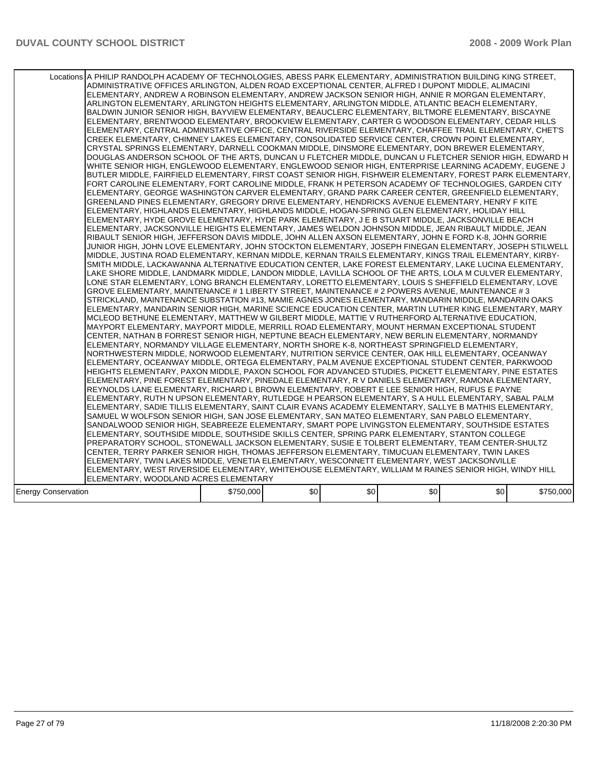| Locations | A PHILIP RANDOLPH ACADEMY OF TECHNOLOGIES, ABESS PARK ELEMENTARY, ADMINISTRATION BUILDING KING STREET, ADMINISTRATIVE OFFICES ARLINGTON, ALDEN ROAD EXCEPTIONAL CENTER, ALFRED I DUPONT MIDDLE, ALIMACINI ELEMENTARY, ANDREW A ROBINSON ELEMENTARY, ANDREW JACKSON SENIOR HIGH, ANNIE R MORGAN ELEMENTARY, ARLINGTON ELEMENTARY, ARLINGTON HEIGHTS ELEMENTARY, ARLINGTON MIDDLE, ATLANTIC BEACH ELEMENTARY, BALDWIN JUNIOR SENIOR HIGH, BAYVIEW ELEMENTARY, BEAUCLERC ELEMENTARY, BILTMORE ELEMENTARY, BISCAYNE ELEMENTARY, BRENTWOOD ELEMENTARY, BROOKVIEW ELEMENTARY, CARTER G WOODSON ELEMENTARY, CEDAR HILLS ELEMENTARY, CENTRAL ADMINISTATIVE OFFICE, CENTRAL RIVERSIDE ELEMENTARY, CHAFFEE TRAIL ELEMENTARY, CHET'S CREEK ELEMENTARY, CHIMNEY LAKES ELEMENTARY, CONSOLIDATED SERVICE CENTER, CROWN POINT ELEMENTARY, CRYSTAL SPRINGS ELEMENTARY, DARNELL COOKMAN MIDDLE, DINSMORE ELEMENTARY, DON BREWER ELEMENTARY, DOUGLAS ANDERSON SCHOOL OF THE ARTS, DUNCAN U FLETCHER MIDDLE, DUNCAN U FLETCHER SENIOR HIGH, EDWARD H WHITE SENIOR HIGH, ENGLEWOOD ELEMENTARY, ENGLEWOOD SENIOR HIGH, ENTERPRISE LEARNING ACADEMY, EUGENE J BUTLER MIDDLE, FAIRFIELD ELEMENTARY, FIRST COAST SENIOR HIGH, FISHWEIR ELEMENTARY, FOREST PARK ELEMENTARY, FORT CAROLINE ELEMENTARY, FORT CAROLINE MIDDLE, FRANK H PETERSON ACADEMY OF TECHNOLOGIES, GARDEN CITY ELEMENTARY, GEORGE WASHINGTON CARVER ELEMENTARY, GRAND PARK CAREER CENTER, GREENFIELD ELEMENTARY, GREENLAND PINES ELEMENTARY, GREGORY DRIVE ELEMENTARY, HENDRICKS AVENUE ELEMENTARY, HENRY F KITE ELEMENTARY, HIGHLANDS ELEMENTARY, HIGHLANDS MIDDLE, HOGAN-SPRING GLEN ELEMENTARY, HOLIDAY HILL ELEMENTARY, HYDE GROVE ELEMENTARY, HYDE PARK ELEMENTARY, J E B STUART MIDDLE, JACKSONVILLE BEACH ELEMENTARY, JACKSONVILLE HEIGHTS ELEMENTARY, JAMES WELDON JOHNSON MIDDLE, JEAN RIBAULT MIDDLE, JEAN RIBAULT SENIOR HIGH, JEFFERSON DAVIS MIDDLE, JOHN ALLEN AXSON ELEMENTARY, JOHN E FORD K-8, JOHN GORRIE JUNIOR HIGH, JOHN LOVE ELEMENTARY, JOHN STOCKTON ELEMENTARY, JOSEPH FINEGAN ELEMENTARY, JOSEPH STILWELL MIDDLE, JUSTINA ROAD ELEMENTARY, KERNAN MIDDLE, KERNAN TRAILS ELEMENTARY, KINGS TRAIL ELEMENTARY, KIRBY-SMITH MIDDLE, LACKAWANNA ALTERNATIVE EDUCATION CENTER, LAKE FOREST ELEMENTARY, LAKE LUCINA ELEMENTARY, LAKE SHORE MIDDLE, LANDMARK MIDDLE, LANDON MIDDLE, LAVILLA SCHOOL OF THE ARTS, LOLA M CULVER ELEMENTARY, LONE STAR ELEMENTARY, LONG BRANCH ELEMENTARY, LORETTO ELEMENTARY, LOUIS S SHEFFIELD ELEMENTARY, LOVE GROVE ELEMENTARY, MAINTENANCE # 1 LIBERTY STREET, MAINTENANCE # 2 POWERS AVENUE, MAINTENANCE # 3 STRICKLAND, MAINTENANCE SUBSTATION #13, MAMIE AGNES JONES ELEMENTARY, MANDARIN MIDDLE, MANDARIN OAKS ELEMENTARY, MANDARIN SENIOR HIGH, MARINE SCIENCE EDUCATION CENTER, MARTIN LUTHER KING ELEMENTARY, MARY MCLEOD BETHUNE ELEMENTARY, MATTHEW W GILBERT MIDDLE, MATTIE V RUTHERFORD ALTERNATIVE EDUCATION, MAYPORT ELEMENTARY, MAYPORT MIDDLE, MERRILL ROAD ELEMENTARY, MOUNT HERMAN EXCEPTIONAL STUDENT CENTER, NATHAN B FORREST SENIOR HIGH, NEPTUNE BEACH ELEMENTARY, NEW BERLIN ELEMENTARY, NORMANDY ELEMENTARY, NORMANDY VILLAGE ELEMENTARY, NORTH SHORE K-8, NORTHEAST SPRINGFIELD ELEMENTARY, NORTHWESTERN MIDDLE, NORWOOD ELEMENTARY, NUTRITION SERVICE CENTER, OAK HILL ELEMENTARY, OCEANWAY ELEMENTARY, OCEANWAY MIDDLE, ORTEGA ELEMENTARY, PALM AVENUE EXCEPTIONAL STUDENT CENTER, PARKWOOD HEIGHTS ELEMENTARY, PAXON MIDDLE, PAXON SCHOOL FOR ADVANCED STUDIES, PICKETT ELEMENTARY, PINE ESTATES ELEMENTARY, PINE FOREST ELEMENTARY, PINEDALE ELEMENTARY, R V DANIELS ELEMENTARY, RAMONA ELEMENTARY, REYNOLDS LANE ELEMENTARY, RICHARD L BROWN ELEMENTARY, ROBERT E LEE SENIOR HIGH, RUFUS E PAYNE ELEMENTARY, RUTH N UPSON ELEMENTARY, RUTLEDGE H PEARSON ELEMENTARY, S A HULL ELEMENTARY, SABAL PALM ELEMENTARY, SADIE TILLIS ELEMENTARY, SAINT CLAIR EVANS ACADEMY ELEMENTARY, SALLYE B MATHIS ELEMENTARY, SAMUEL W WOLFSON SENIOR HIGH, SAN JOSE ELEMENTARY, SAN MATEO ELEMENTARY, SAN PABLO ELEMENTARY, SANDALWOOD SENIOR HIGH, SEABREEZE ELEMENTARY, SMART POPE LIVINGSTON ELEMENTARY, SOUTHSIDE ESTATES ELEMENTARY, SOUTHSIDE MIDDLE, SOUTHSIDE SKILLS CENTER, SPRING PARK ELEMENTARY, STANTON COLLEGE PREPARATORY SCHOOL, STONEWALL JACKSON ELEMENTARY, SUSIE E TOLBERT ELEMENTARY, TEAM CENTER-SHULTZ CENTER, TERRY PARKER SENIOR HIGH, THOMAS JEFFERSON ELEMENTARY, TIMUCUAN ELEMENTARY, TWIN LAKES ELEMENTARY, TWIN LAKES MIDDLE, VENETIA ELEMENTARY, WESCONNETT ELEMENTARY, WEST JACKSONVILLE ELEMENTARY, WEST RIVERSIDE ELEMENTARY, WHITEHOUSE ELEMENTARY, WILLIAM M RAINES SENIOR HIGH, WINDY HILL ELEMENTARY, WOODLAND ACRES ELEMENTARY | | | | | |
|---|---|---|---|---|---|---|
| Energy Conservation | $750,000 | $0 | $0 | $0 | $0 | $750,000 |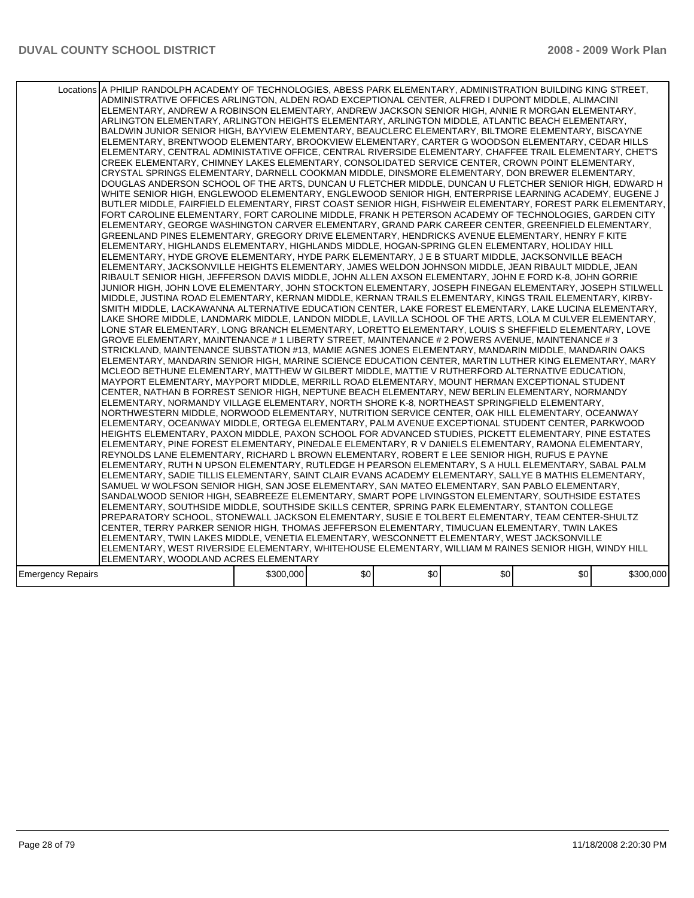| | | | | | | |
|---|---|---|---|---|---|---|
| Locations | A PHILIP RANDOLPH ACADEMY OF TECHNOLOGIES, ABESS PARK ELEMENTARY, ADMINISTRATION BUILDING KING STREET, ADMINISTRATIVE OFFICES ARLINGTON, ALDEN ROAD EXCEPTIONAL CENTER, ALFRED I DUPONT MIDDLE, ALIMACINI ELEMENTARY, ANDREW A ROBINSON ELEMENTARY, ANDREW JACKSON SENIOR HIGH, ANNIE R MORGAN ELEMENTARY, ARLINGTON ELEMENTARY, ARLINGTON HEIGHTS ELEMENTARY, ARLINGTON MIDDLE, ATLANTIC BEACH ELEMENTARY, BALDWIN JUNIOR SENIOR HIGH, BAYVIEW ELEMENTARY, BEAUCLERC ELEMENTARY, BILTMORE ELEMENTARY, BISCAYNE ELEMENTARY, BRENTWOOD ELEMENTARY, BROOKVIEW ELEMENTARY, CARTER G WOODSON ELEMENTARY, CEDAR HILLS ELEMENTARY, CENTRAL ADMINISTATIVE OFFICE, CENTRAL RIVERSIDE ELEMENTARY, CHAFFEE TRAIL ELEMENTARY, CHET'S CREEK ELEMENTARY, CHIMNEY LAKES ELEMENTARY, CONSOLIDATED SERVICE CENTER, CROWN POINT ELEMENTARY, CRYSTAL SPRINGS ELEMENTARY, DARNELL COOKMAN MIDDLE, DINSMORE ELEMENTARY, DON BREWER ELEMENTARY, DOUGLAS ANDERSON SCHOOL OF THE ARTS, DUNCAN U FLETCHER MIDDLE, DUNCAN U FLETCHER SENIOR HIGH, EDWARD H WHITE SENIOR HIGH, ENGLEWOOD ELEMENTARY, ENGLEWOOD SENIOR HIGH, ENTERPRISE LEARNING ACADEMY, EUGENE J BUTLER MIDDLE, FAIRFIELD ELEMENTARY, FIRST COAST SENIOR HIGH, FISHWEIR ELEMENTARY, FOREST PARK ELEMENTARY, FORT CAROLINE ELEMENTARY, FORT CAROLINE MIDDLE, FRANK H PETERSON ACADEMY OF TECHNOLOGIES, GARDEN CITY ELEMENTARY, GEORGE WASHINGTON CARVER ELEMENTARY, GRAND PARK CAREER CENTER, GREENFIELD ELEMENTARY, GREENLAND PINES ELEMENTARY, GREGORY DRIVE ELEMENTARY, HENDRICKS AVENUE ELEMENTARY, HENRY F KITE ELEMENTARY, HIGHLANDS ELEMENTARY, HIGHLANDS MIDDLE, HOGAN-SPRING GLEN ELEMENTARY, HOLIDAY HILL ELEMENTARY, HYDE GROVE ELEMENTARY, HYDE PARK ELEMENTARY, J E B STUART MIDDLE, JACKSONVILLE BEACH ELEMENTARY, JACKSONVILLE HEIGHTS ELEMENTARY, JAMES WELDON JOHNSON MIDDLE, JEAN RIBAULT MIDDLE, JEAN RIBAULT SENIOR HIGH, JEFFERSON DAVIS MIDDLE, JOHN ALLEN AXSON ELEMENTARY, JOHN E FORD K-8, JOHN GORRIE JUNIOR HIGH, JOHN LOVE ELEMENTARY, JOHN STOCKTON ELEMENTARY, JOSEPH FINEGAN ELEMENTARY, JOSEPH STILWELL MIDDLE, JUSTINA ROAD ELEMENTARY, KERNAN MIDDLE, KERNAN TRAILS ELEMENTARY, KINGS TRAIL ELEMENTARY, KIRBY-SMITH MIDDLE, LACKAWANNA ALTERNATIVE EDUCATION CENTER, LAKE FOREST ELEMENTARY, LAKE LUCINA ELEMENTARY, LAKE SHORE MIDDLE, LANDMARK MIDDLE, LANDON MIDDLE, LAVILLA SCHOOL OF THE ARTS, LOLA M CULVER ELEMENTARY, LONE STAR ELEMENTARY, LONG BRANCH ELEMENTARY, LORETTO ELEMENTARY, LOUIS S SHEFFIELD ELEMENTARY, LOVE GROVE ELEMENTARY, MAINTENANCE # 1 LIBERTY STREET, MAINTENANCE # 2 POWERS AVENUE, MAINTENANCE # 3 STRICKLAND, MAINTENANCE SUBSTATION #13, MAMIE AGNES JONES ELEMENTARY, MANDARIN MIDDLE, MANDARIN OAKS ELEMENTARY, MANDARIN SENIOR HIGH, MARINE SCIENCE EDUCATION CENTER, MARTIN LUTHER KING ELEMENTARY, MARY MCLEOD BETHUNE ELEMENTARY, MATTHEW W GILBERT MIDDLE, MATTIE V RUTHERFORD ALTERNATIVE EDUCATION, MAYPORT ELEMENTARY, MAYPORT MIDDLE, MERRILL ROAD ELEMENTARY, MOUNT HERMAN EXCEPTIONAL STUDENT CENTER, NATHAN B FORREST SENIOR HIGH, NEPTUNE BEACH ELEMENTARY, NEW BERLIN ELEMENTARY, NORMANDY ELEMENTARY, NORMANDY VILLAGE ELEMENTARY, NORTH SHORE K-8, NORTHEAST SPRINGFIELD ELEMENTARY, NORTHWESTERN MIDDLE, NORWOOD ELEMENTARY, NUTRITION SERVICE CENTER, OAK HILL ELEMENTARY, OCEANWAY ELEMENTARY, OCEANWAY MIDDLE, ORTEGA ELEMENTARY, PALM AVENUE EXCEPTIONAL STUDENT CENTER, PARKWOOD HEIGHTS ELEMENTARY, PAXON MIDDLE, PAXON SCHOOL FOR ADVANCED STUDIES, PICKETT ELEMENTARY, PINE ESTATES ELEMENTARY, PINE FOREST ELEMENTARY, PINEDALE ELEMENTARY, R V DANIELS ELEMENTARY, RAMONA ELEMENTARY, REYNOLDS LANE ELEMENTARY, RICHARD L BROWN ELEMENTARY, ROBERT E LEE SENIOR HIGH, RUFUS E PAYNE ELEMENTARY, RUTH N UPSON ELEMENTARY, RUTLEDGE H PEARSON ELEMENTARY, S A HULL ELEMENTARY, SABAL PALM ELEMENTARY, SADIE TILLIS ELEMENTARY, SAINT CLAIR EVANS ACADEMY ELEMENTARY, SALLYE B MATHIS ELEMENTARY, SAMUEL W WOLFSON SENIOR HIGH, SAN JOSE ELEMENTARY, SAN MATEO ELEMENTARY, SAN PABLO ELEMENTARY, SANDALWOOD SENIOR HIGH, SEABREEZE ELEMENTARY, SMART POPE LIVINGSTON ELEMENTARY, SOUTHSIDE ESTATES ELEMENTARY, SOUTHSIDE MIDDLE, SOUTHSIDE SKILLS CENTER, SPRING PARK ELEMENTARY, STANTON COLLEGE PREPARATORY SCHOOL, STONEWALL JACKSON ELEMENTARY, SUSIE E TOLBERT ELEMENTARY, TEAM CENTER-SHULTZ CENTER, TERRY PARKER SENIOR HIGH, THOMAS JEFFERSON ELEMENTARY, TIMUCUAN ELEMENTARY, TWIN LAKES ELEMENTARY, TWIN LAKES MIDDLE, VENETIA ELEMENTARY, WESCONNETT ELEMENTARY, WEST JACKSONVILLE ELEMENTARY, WEST RIVERSIDE ELEMENTARY, WHITEHOUSE ELEMENTARY, WILLIAM M RAINES SENIOR HIGH, WINDY HILL ELEMENTARY, WOODLAND ACRES ELEMENTARY | | | | | |
| Emergency Repairs | $300,000 | $0 | $0 | $0 | $0 | $300,000 |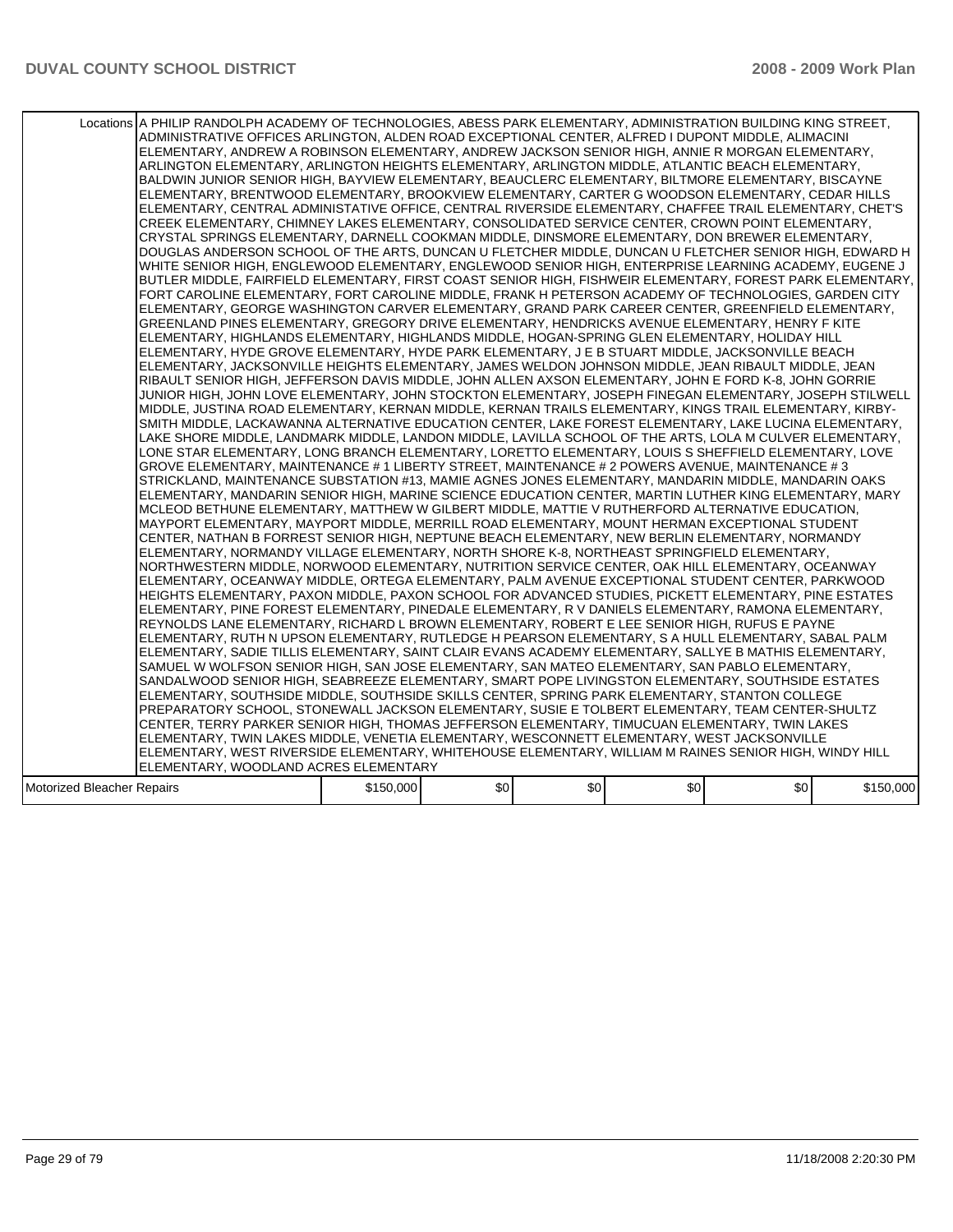| | | | | | | |
|---|---|---|---|---|---|---|
| Locations | A PHILIP RANDOLPH ACADEMY OF TECHNOLOGIES, ABESS PARK ELEMENTARY, ADMINISTRATION BUILDING KING STREET, ADMINISTRATIVE OFFICES ARLINGTON, ALDEN ROAD EXCEPTIONAL CENTER, ALFRED I DUPONT MIDDLE, ALIMACINI ELEMENTARY, ANDREW A ROBINSON ELEMENTARY, ANDREW JACKSON SENIOR HIGH, ANNIE R MORGAN ELEMENTARY, ARLINGTON ELEMENTARY, ARLINGTON HEIGHTS ELEMENTARY, ARLINGTON MIDDLE, ATLANTIC BEACH ELEMENTARY, BALDWIN JUNIOR SENIOR HIGH, BAYVIEW ELEMENTARY, BEAUCLERC ELEMENTARY, BILTMORE ELEMENTARY, BISCAYNE ELEMENTARY, BRENTWOOD ELEMENTARY, BROOKVIEW ELEMENTARY, CARTER G WOODSON ELEMENTARY, CEDAR HILLS ELEMENTARY, CENTRAL ADMINISTATIVE OFFICE, CENTRAL RIVERSIDE ELEMENTARY, CHAFFEE TRAIL ELEMENTARY, CHET'S CREEK ELEMENTARY, CHIMNEY LAKES ELEMENTARY, CONSOLIDATED SERVICE CENTER, CROWN POINT ELEMENTARY, CRYSTAL SPRINGS ELEMENTARY, DARNELL COOKMAN MIDDLE, DINSMORE ELEMENTARY, DON BREWER ELEMENTARY, DOUGLAS ANDERSON SCHOOL OF THE ARTS, DUNCAN U FLETCHER MIDDLE, DUNCAN U FLETCHER SENIOR HIGH, EDWARD H WHITE SENIOR HIGH, ENGLEWOOD ELEMENTARY, ENGLEWOOD SENIOR HIGH, ENTERPRISE LEARNING ACADEMY, EUGENE J BUTLER MIDDLE, FAIRFIELD ELEMENTARY, FIRST COAST SENIOR HIGH, FISHWEIR ELEMENTARY, FOREST PARK ELEMENTARY, FORT CAROLINE ELEMENTARY, FORT CAROLINE MIDDLE, FRANK H PETERSON ACADEMY OF TECHNOLOGIES, GARDEN CITY ELEMENTARY, GEORGE WASHINGTON CARVER ELEMENTARY, GRAND PARK CAREER CENTER, GREENFIELD ELEMENTARY, GREENLAND PINES ELEMENTARY, GREGORY DRIVE ELEMENTARY, HENDRICKS AVENUE ELEMENTARY, HENRY F KITE ELEMENTARY, HIGHLANDS ELEMENTARY, HIGHLANDS MIDDLE, HOGAN-SPRING GLEN ELEMENTARY, HOLIDAY HILL ELEMENTARY, HYDE GROVE ELEMENTARY, HYDE PARK ELEMENTARY, J E B STUART MIDDLE, JACKSONVILLE BEACH ELEMENTARY, JACKSONVILLE HEIGHTS ELEMENTARY, JAMES WELDON JOHNSON MIDDLE, JEAN RIBAULT MIDDLE, JEAN RIBAULT SENIOR HIGH, JEFFERSON DAVIS MIDDLE, JOHN ALLEN AXSON ELEMENTARY, JOHN E FORD K-8, JOHN GORRIE JUNIOR HIGH, JOHN LOVE ELEMENTARY, JOHN STOCKTON ELEMENTARY, JOSEPH FINEGAN ELEMENTARY, JOSEPH STILWELL MIDDLE, JUSTINA ROAD ELEMENTARY, KERNAN MIDDLE, KERNAN TRAILS ELEMENTARY, KINGS TRAIL ELEMENTARY, KIRBY-SMITH MIDDLE, LACKAWANNA ALTERNATIVE EDUCATION CENTER, LAKE FOREST ELEMENTARY, LAKE LUCINA ELEMENTARY, LAKE SHORE MIDDLE, LANDMARK MIDDLE, LANDON MIDDLE, LAVILLA SCHOOL OF THE ARTS, LOLA M CULVER ELEMENTARY, LONE STAR ELEMENTARY, LONG BRANCH ELEMENTARY, LORETTO ELEMENTARY, LOUIS S SHEFFIELD ELEMENTARY, LOVE GROVE ELEMENTARY, MAINTENANCE # 1 LIBERTY STREET, MAINTENANCE # 2 POWERS AVENUE, MAINTENANCE # 3 STRICKLAND, MAINTENANCE SUBSTATION #13, MAMIE AGNES JONES ELEMENTARY, MANDARIN MIDDLE, MANDARIN OAKS ELEMENTARY, MANDARIN SENIOR HIGH, MARINE SCIENCE EDUCATION CENTER, MARTIN LUTHER KING ELEMENTARY, MARY MCLEOD BETHUNE ELEMENTARY, MATTHEW W GILBERT MIDDLE, MATTIE V RUTHERFORD ALTERNATIVE EDUCATION, MAYPORT ELEMENTARY, MAYPORT MIDDLE, MERRILL ROAD ELEMENTARY, MOUNT HERMAN EXCEPTIONAL STUDENT CENTER, NATHAN B FORREST SENIOR HIGH, NEPTUNE BEACH ELEMENTARY, NEW BERLIN ELEMENTARY, NORMANDY ELEMENTARY, NORMANDY VILLAGE ELEMENTARY, NORTH SHORE K-8, NORTHEAST SPRINGFIELD ELEMENTARY, NORTHWESTERN MIDDLE, NORWOOD ELEMENTARY, NUTRITION SERVICE CENTER, OAK HILL ELEMENTARY, OCEANWAY ELEMENTARY, OCEANWAY MIDDLE, ORTEGA ELEMENTARY, PALM AVENUE EXCEPTIONAL STUDENT CENTER, PARKWOOD HEIGHTS ELEMENTARY, PAXON MIDDLE, PAXON SCHOOL FOR ADVANCED STUDIES, PICKETT ELEMENTARY, PINE ESTATES ELEMENTARY, PINE FOREST ELEMENTARY, PINEDALE ELEMENTARY, R V DANIELS ELEMENTARY, RAMONA ELEMENTARY, REYNOLDS LANE ELEMENTARY, RICHARD L BROWN ELEMENTARY, ROBERT E LEE SENIOR HIGH, RUFUS E PAYNE ELEMENTARY, RUTH N UPSON ELEMENTARY, RUTLEDGE H PEARSON ELEMENTARY, S A HULL ELEMENTARY, SABAL PALM ELEMENTARY, SADIE TILLIS ELEMENTARY, SAINT CLAIR EVANS ACADEMY ELEMENTARY, SALLYE B MATHIS ELEMENTARY, SAMUEL W WOLFSON SENIOR HIGH, SAN JOSE ELEMENTARY, SAN MATEO ELEMENTARY, SAN PABLO ELEMENTARY, SANDALWOOD SENIOR HIGH, SEABREEZE ELEMENTARY, SMART POPE LIVINGSTON ELEMENTARY, SOUTHSIDE ESTATES ELEMENTARY, SOUTHSIDE MIDDLE, SOUTHSIDE SKILLS CENTER, SPRING PARK ELEMENTARY, STANTON COLLEGE PREPARATORY SCHOOL, STONEWALL JACKSON ELEMENTARY, SUSIE E TOLBERT ELEMENTARY, TEAM CENTER-SHULTZ CENTER, TERRY PARKER SENIOR HIGH, THOMAS JEFFERSON ELEMENTARY, TIMUCUAN ELEMENTARY, TWIN LAKES ELEMENTARY, TWIN LAKES MIDDLE, VENETIA ELEMENTARY, WESCONNETT ELEMENTARY, WEST JACKSONVILLE ELEMENTARY, WEST RIVERSIDE ELEMENTARY, WHITEHOUSE ELEMENTARY, WILLIAM M RAINES SENIOR HIGH, WINDY HILL ELEMENTARY, WOODLAND ACRES ELEMENTARY | | | | | |
| Motorized Bleacher Repairs | $150,000 | $0 | $0 | $0 | $0 | $150,000 |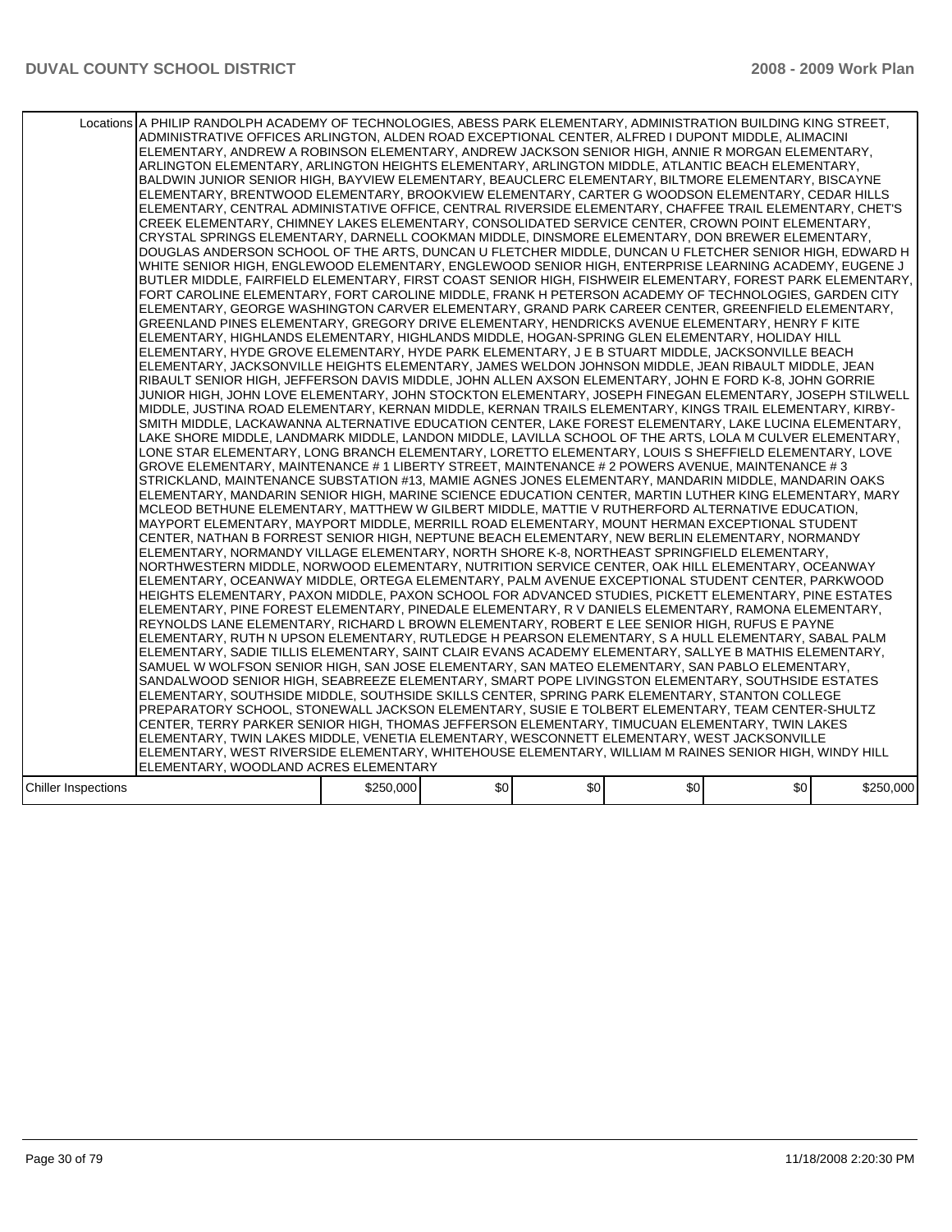| | | | | | | |
|---|---|---|---|---|---|---|
| Locations | A PHILIP RANDOLPH ACADEMY OF TECHNOLOGIES, ABESS PARK ELEMENTARY, ADMINISTRATION BUILDING KING STREET, ADMINISTRATIVE OFFICES ARLINGTON, ALDEN ROAD EXCEPTIONAL CENTER, ALFRED I DUPONT MIDDLE, ALIMACINI ELEMENTARY, ANDREW A ROBINSON ELEMENTARY, ANDREW JACKSON SENIOR HIGH, ANNIE R MORGAN ELEMENTARY, ARLINGTON ELEMENTARY, ARLINGTON HEIGHTS ELEMENTARY, ARLINGTON MIDDLE, ATLANTIC BEACH ELEMENTARY, BALDWIN JUNIOR SENIOR HIGH, BAYVIEW ELEMENTARY, BEAUCLERC ELEMENTARY, BILTMORE ELEMENTARY, BISCAYNE ELEMENTARY, BRENTWOOD ELEMENTARY, BROOKVIEW ELEMENTARY, CARTER G WOODSON ELEMENTARY, CEDAR HILLS ELEMENTARY, CENTRAL ADMINISTATIVE OFFICE, CENTRAL RIVERSIDE ELEMENTARY, CHAFFEE TRAIL ELEMENTARY, CHET'S CREEK ELEMENTARY, CHIMNEY LAKES ELEMENTARY, CONSOLIDATED SERVICE CENTER, CROWN POINT ELEMENTARY, CRYSTAL SPRINGS ELEMENTARY, DARNELL COOKMAN MIDDLE, DINSMORE ELEMENTARY, DON BREWER ELEMENTARY, DOUGLAS ANDERSON SCHOOL OF THE ARTS, DUNCAN U FLETCHER MIDDLE, DUNCAN U FLETCHER SENIOR HIGH, EDWARD H WHITE SENIOR HIGH, ENGLEWOOD ELEMENTARY, ENGLEWOOD SENIOR HIGH, ENTERPRISE LEARNING ACADEMY, EUGENE J BUTLER MIDDLE, FAIRFIELD ELEMENTARY, FIRST COAST SENIOR HIGH, FISHWEIR ELEMENTARY, FOREST PARK ELEMENTARY, FORT CAROLINE ELEMENTARY, FORT CAROLINE MIDDLE, FRANK H PETERSON ACADEMY OF TECHNOLOGIES, GARDEN CITY ELEMENTARY, GEORGE WASHINGTON CARVER ELEMENTARY, GRAND PARK CAREER CENTER, GREENFIELD ELEMENTARY, GREENLAND PINES ELEMENTARY, GREGORY DRIVE ELEMENTARY, HENDRICKS AVENUE ELEMENTARY, HENRY F KITE ELEMENTARY, HIGHLANDS ELEMENTARY, HIGHLANDS MIDDLE, HOGAN-SPRING GLEN ELEMENTARY, HOLIDAY HILL ELEMENTARY, HYDE GROVE ELEMENTARY, HYDE PARK ELEMENTARY, J E B STUART MIDDLE, JACKSONVILLE BEACH ELEMENTARY, JACKSONVILLE HEIGHTS ELEMENTARY, JAMES WELDON JOHNSON MIDDLE, JEAN RIBAULT MIDDLE, JEAN RIBAULT SENIOR HIGH, JEFFERSON DAVIS MIDDLE, JOHN ALLEN AXSON ELEMENTARY, JOHN E FORD K-8, JOHN GORRIE JUNIOR HIGH, JOHN LOVE ELEMENTARY, JOHN STOCKTON ELEMENTARY, JOSEPH FINEGAN ELEMENTARY, JOSEPH STILWELL MIDDLE, JUSTINA ROAD ELEMENTARY, KERNAN MIDDLE, KERNAN TRAILS ELEMENTARY, KINGS TRAIL ELEMENTARY, KIRBY-SMITH MIDDLE, LACKAWANNA ALTERNATIVE EDUCATION CENTER, LAKE FOREST ELEMENTARY, LAKE LUCINA ELEMENTARY, LAKE SHORE MIDDLE, LANDMARK MIDDLE, LANDON MIDDLE, LAVILLA SCHOOL OF THE ARTS, LOLA M CULVER ELEMENTARY, LONE STAR ELEMENTARY, LONG BRANCH ELEMENTARY, LORETTO ELEMENTARY, LOUIS S SHEFFIELD ELEMENTARY, LOVE GROVE ELEMENTARY, MAINTENANCE # 1 LIBERTY STREET, MAINTENANCE # 2 POWERS AVENUE, MAINTENANCE # 3 STRICKLAND, MAINTENANCE SUBSTATION #13, MAMIE AGNES JONES ELEMENTARY, MANDARIN MIDDLE, MANDARIN OAKS ELEMENTARY, MANDARIN SENIOR HIGH, MARINE SCIENCE EDUCATION CENTER, MARTIN LUTHER KING ELEMENTARY, MARY MCLEOD BETHUNE ELEMENTARY, MATTHEW W GILBERT MIDDLE, MATTIE V RUTHERFORD ALTERNATIVE EDUCATION, MAYPORT ELEMENTARY, MAYPORT MIDDLE, MERRILL ROAD ELEMENTARY, MOUNT HERMAN EXCEPTIONAL STUDENT CENTER, NATHAN B FORREST SENIOR HIGH, NEPTUNE BEACH ELEMENTARY, NEW BERLIN ELEMENTARY, NORMANDY ELEMENTARY, NORMANDY VILLAGE ELEMENTARY, NORTH SHORE K-8, NORTHEAST SPRINGFIELD ELEMENTARY, NORTHWESTERN MIDDLE, NORWOOD ELEMENTARY, NUTRITION SERVICE CENTER, OAK HILL ELEMENTARY, OCEANWAY ELEMENTARY, OCEANWAY MIDDLE, ORTEGA ELEMENTARY, PALM AVENUE EXCEPTIONAL STUDENT CENTER, PARKWOOD HEIGHTS ELEMENTARY, PAXON MIDDLE, PAXON SCHOOL FOR ADVANCED STUDIES, PICKETT ELEMENTARY, PINE ESTATES ELEMENTARY, PINE FOREST ELEMENTARY, PINEDALE ELEMENTARY, R V DANIELS ELEMENTARY, RAMONA ELEMENTARY, REYNOLDS LANE ELEMENTARY, RICHARD L BROWN ELEMENTARY, ROBERT E LEE SENIOR HIGH, RUFUS E PAYNE ELEMENTARY, RUTH N UPSON ELEMENTARY, RUTLEDGE H PEARSON ELEMENTARY, S A HULL ELEMENTARY, SABAL PALM ELEMENTARY, SADIE TILLIS ELEMENTARY, SAINT CLAIR EVANS ACADEMY ELEMENTARY, SALLYE B MATHIS ELEMENTARY, SAMUEL W WOLFSON SENIOR HIGH, SAN JOSE ELEMENTARY, SAN MATEO ELEMENTARY, SAN PABLO ELEMENTARY, SANDALWOOD SENIOR HIGH, SEABREEZE ELEMENTARY, SMART POPE LIVINGSTON ELEMENTARY, SOUTHSIDE ESTATES ELEMENTARY, SOUTHSIDE MIDDLE, SOUTHSIDE SKILLS CENTER, SPRING PARK ELEMENTARY, STANTON COLLEGE PREPARATORY SCHOOL, STONEWALL JACKSON ELEMENTARY, SUSIE E TOLBERT ELEMENTARY, TEAM CENTER-SHULTZ CENTER, TERRY PARKER SENIOR HIGH, THOMAS JEFFERSON ELEMENTARY, TIMUCUAN ELEMENTARY, TWIN LAKES ELEMENTARY, TWIN LAKES MIDDLE, VENETIA ELEMENTARY, WESCONNETT ELEMENTARY, WEST JACKSONVILLE ELEMENTARY, WEST RIVERSIDE ELEMENTARY, WHITEHOUSE ELEMENTARY, WILLIAM M RAINES SENIOR HIGH, WINDY HILL ELEMENTARY, WOODLAND ACRES ELEMENTARY | | | | | |
| Chiller Inspections | $250,000 | $0 | $0 | $0 | $0 | $250,000 |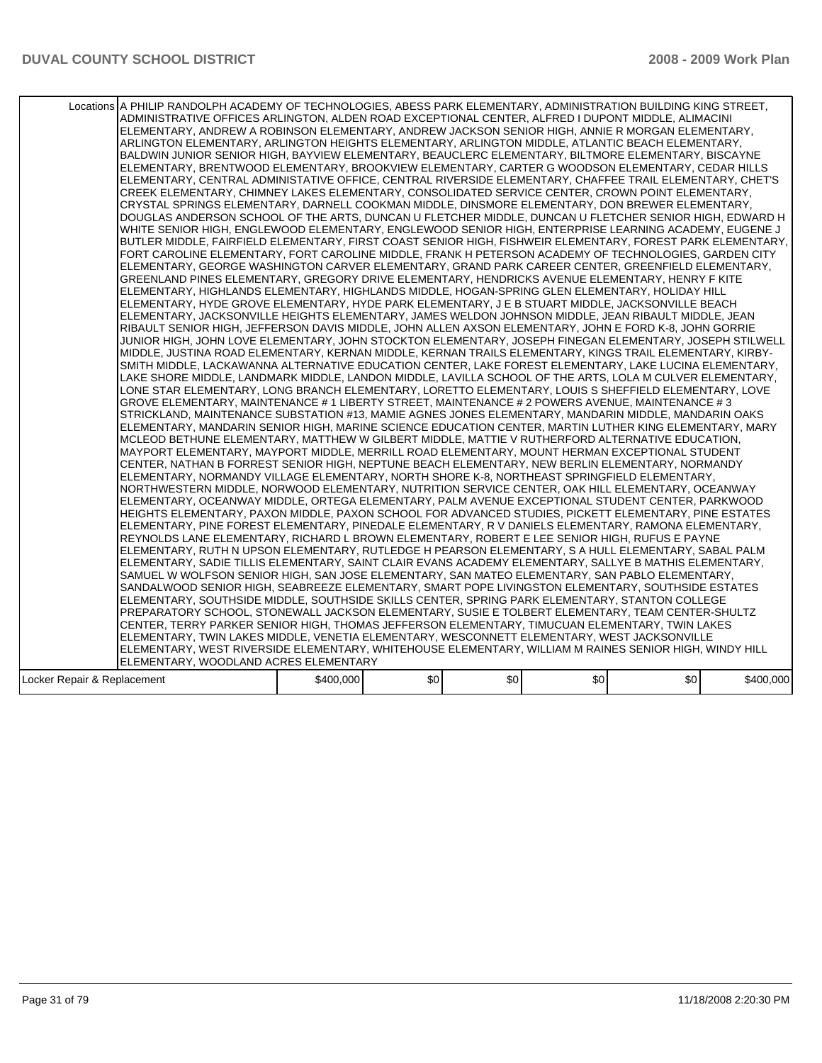| | | | | | | |
|---|---|---|---|---|---|---|
| Locations | A PHILIP RANDOLPH ACADEMY OF TECHNOLOGIES, ABESS PARK ELEMENTARY, ADMINISTRATION BUILDING KING STREET, ADMINISTRATIVE OFFICES ARLINGTON, ALDEN ROAD EXCEPTIONAL CENTER, ALFRED I DUPONT MIDDLE, ALIMACINI ELEMENTARY, ANDREW A ROBINSON ELEMENTARY, ANDREW JACKSON SENIOR HIGH, ANNIE R MORGAN ELEMENTARY, ARLINGTON ELEMENTARY, ARLINGTON HEIGHTS ELEMENTARY, ARLINGTON MIDDLE, ATLANTIC BEACH ELEMENTARY, BALDWIN JUNIOR SENIOR HIGH, BAYVIEW ELEMENTARY, BEAUCLERC ELEMENTARY, BILTMORE ELEMENTARY, BISCAYNE ELEMENTARY, BRENTWOOD ELEMENTARY, BROOKVIEW ELEMENTARY, CARTER G WOODSON ELEMENTARY, CEDAR HILLS ELEMENTARY, CENTRAL ADMINISTATIVE OFFICE, CENTRAL RIVERSIDE ELEMENTARY, CHAFFEE TRAIL ELEMENTARY, CHET'S CREEK ELEMENTARY, CHIMNEY LAKES ELEMENTARY, CONSOLIDATED SERVICE CENTER, CROWN POINT ELEMENTARY, CRYSTAL SPRINGS ELEMENTARY, DARNELL COOKMAN MIDDLE, DINSMORE ELEMENTARY, DON BREWER ELEMENTARY, DOUGLAS ANDERSON SCHOOL OF THE ARTS, DUNCAN U FLETCHER MIDDLE, DUNCAN U FLETCHER SENIOR HIGH, EDWARD H WHITE SENIOR HIGH, ENGLEWOOD ELEMENTARY, ENGLEWOOD SENIOR HIGH, ENTERPRISE LEARNING ACADEMY, EUGENE J BUTLER MIDDLE, FAIRFIELD ELEMENTARY, FIRST COAST SENIOR HIGH, FISHWEIR ELEMENTARY, FOREST PARK ELEMENTARY, FORT CAROLINE ELEMENTARY, FORT CAROLINE MIDDLE, FRANK H PETERSON ACADEMY OF TECHNOLOGIES, GARDEN CITY ELEMENTARY, GEORGE WASHINGTON CARVER ELEMENTARY, GRAND PARK CAREER CENTER, GREENFIELD ELEMENTARY, GREENLAND PINES ELEMENTARY, GREGORY DRIVE ELEMENTARY, HENDRICKS AVENUE ELEMENTARY, HENRY F KITE ELEMENTARY, HIGHLANDS ELEMENTARY, HIGHLANDS MIDDLE, HOGAN-SPRING GLEN ELEMENTARY, HOLIDAY HILL ELEMENTARY, HYDE GROVE ELEMENTARY, HYDE PARK ELEMENTARY, J E B STUART MIDDLE, JACKSONVILLE BEACH ELEMENTARY, JACKSONVILLE HEIGHTS ELEMENTARY, JAMES WELDON JOHNSON MIDDLE, JEAN RIBAULT MIDDLE, JEAN RIBAULT SENIOR HIGH, JEFFERSON DAVIS MIDDLE, JOHN ALLEN AXSON ELEMENTARY, JOHN E FORD K-8, JOHN GORRIE JUNIOR HIGH, JOHN LOVE ELEMENTARY, JOHN STOCKTON ELEMENTARY, JOSEPH FINEGAN ELEMENTARY, JOSEPH STILWELL MIDDLE, JUSTINA ROAD ELEMENTARY, KERNAN MIDDLE, KERNAN TRAILS ELEMENTARY, KINGS TRAIL ELEMENTARY, KIRBY-SMITH MIDDLE, LACKAWANNA ALTERNATIVE EDUCATION CENTER, LAKE FOREST ELEMENTARY, LAKE LUCINA ELEMENTARY, LAKE SHORE MIDDLE, LANDMARK MIDDLE, LANDON MIDDLE, LAVILLA SCHOOL OF THE ARTS, LOLA M CULVER ELEMENTARY, LONE STAR ELEMENTARY, LONG BRANCH ELEMENTARY, LORETTO ELEMENTARY, LOUIS S SHEFFIELD ELEMENTARY, LOVE GROVE ELEMENTARY, MAINTENANCE # 1 LIBERTY STREET, MAINTENANCE # 2 POWERS AVENUE, MAINTENANCE # 3 STRICKLAND, MAINTENANCE SUBSTATION #13, MAMIE AGNES JONES ELEMENTARY, MANDARIN MIDDLE, MANDARIN OAKS ELEMENTARY, MANDARIN SENIOR HIGH, MARINE SCIENCE EDUCATION CENTER, MARTIN LUTHER KING ELEMENTARY, MARY MCLEOD BETHUNE ELEMENTARY, MATTHEW W GILBERT MIDDLE, MATTIE V RUTHERFORD ALTERNATIVE EDUCATION, MAYPORT ELEMENTARY, MAYPORT MIDDLE, MERRILL ROAD ELEMENTARY, MOUNT HERMAN EXCEPTIONAL STUDENT CENTER, NATHAN B FORREST SENIOR HIGH, NEPTUNE BEACH ELEMENTARY, NEW BERLIN ELEMENTARY, NORMANDY ELEMENTARY, NORMANDY VILLAGE ELEMENTARY, NORTH SHORE K-8, NORTHEAST SPRINGFIELD ELEMENTARY, NORTHWESTERN MIDDLE, NORWOOD ELEMENTARY, NUTRITION SERVICE CENTER, OAK HILL ELEMENTARY, OCEANWAY ELEMENTARY, OCEANWAY MIDDLE, ORTEGA ELEMENTARY, PALM AVENUE EXCEPTIONAL STUDENT CENTER, PARKWOOD HEIGHTS ELEMENTARY, PAXON MIDDLE, PAXON SCHOOL FOR ADVANCED STUDIES, PICKETT ELEMENTARY, PINE ESTATES ELEMENTARY, PINE FOREST ELEMENTARY, PINEDALE ELEMENTARY, R V DANIELS ELEMENTARY, RAMONA ELEMENTARY, REYNOLDS LANE ELEMENTARY, RICHARD L BROWN ELEMENTARY, ROBERT E LEE SENIOR HIGH, RUFUS E PAYNE ELEMENTARY, RUTH N UPSON ELEMENTARY, RUTLEDGE H PEARSON ELEMENTARY, S A HULL ELEMENTARY, SABAL PALM ELEMENTARY, SADIE TILLIS ELEMENTARY, SAINT CLAIR EVANS ACADEMY ELEMENTARY, SALLYE B MATHIS ELEMENTARY, SAMUEL W WOLFSON SENIOR HIGH, SAN JOSE ELEMENTARY, SAN MATEO ELEMENTARY, SAN PABLO ELEMENTARY, SANDALWOOD SENIOR HIGH, SEABREEZE ELEMENTARY, SMART POPE LIVINGSTON ELEMENTARY, SOUTHSIDE ESTATES ELEMENTARY, SOUTHSIDE MIDDLE, SOUTHSIDE SKILLS CENTER, SPRING PARK ELEMENTARY, STANTON COLLEGE PREPARATORY SCHOOL, STONEWALL JACKSON ELEMENTARY, SUSIE E TOLBERT ELEMENTARY, TEAM CENTER-SHULTZ CENTER, TERRY PARKER SENIOR HIGH, THOMAS JEFFERSON ELEMENTARY, TIMUCUAN ELEMENTARY, TWIN LAKES ELEMENTARY, TWIN LAKES MIDDLE, VENETIA ELEMENTARY, WESCONNETT ELEMENTARY, WEST JACKSONVILLE ELEMENTARY, WEST RIVERSIDE ELEMENTARY, WHITEHOUSE ELEMENTARY, WILLIAM M RAINES SENIOR HIGH, WINDY HILL ELEMENTARY, WOODLAND ACRES ELEMENTARY | | | | | |
| Locker Repair & Replacement | $400,000 | $0 | $0 | $0 | $0 | $400,000 |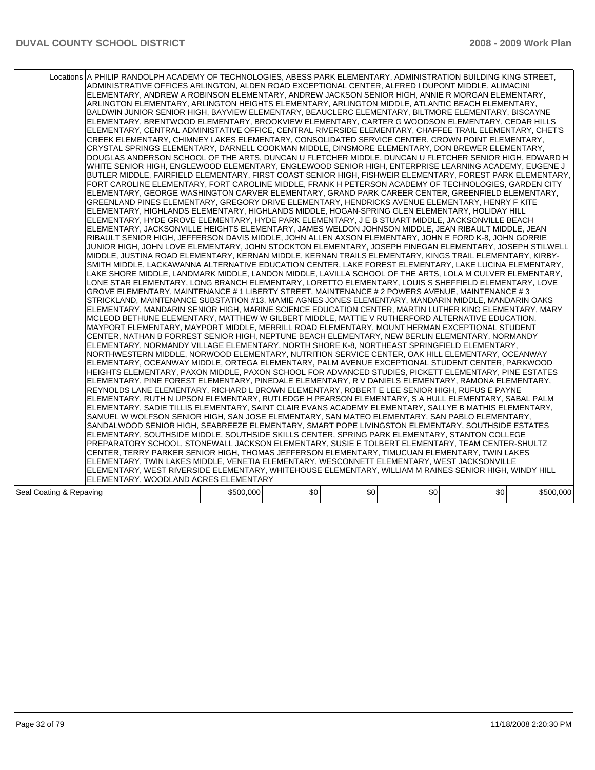| Locations | A PHILIP RANDOLPH ACADEMY OF TECHNOLOGIES, ABESS PARK ELEMENTARY, ADMINISTRATION BUILDING KING STREET, ADMINISTRATIVE OFFICES ARLINGTON, ALDEN ROAD EXCEPTIONAL CENTER, ALFRED I DUPONT MIDDLE, ALIMACINI ELEMENTARY, ANDREW A ROBINSON ELEMENTARY, ANDREW JACKSON SENIOR HIGH, ANNIE R MORGAN ELEMENTARY, ARLINGTON ELEMENTARY, ARLINGTON HEIGHTS ELEMENTARY, ARLINGTON MIDDLE, ATLANTIC BEACH ELEMENTARY, BALDWIN JUNIOR SENIOR HIGH, BAYVIEW ELEMENTARY, BEAUCLERC ELEMENTARY, BILTMORE ELEMENTARY, BISCAYNE ELEMENTARY, BRENTWOOD ELEMENTARY, BROOKVIEW ELEMENTARY, CARTER G WOODSON ELEMENTARY, CEDAR HILLS ELEMENTARY, CENTRAL ADMINISTATIVE OFFICE, CENTRAL RIVERSIDE ELEMENTARY, CHAFFEE TRAIL ELEMENTARY, CHET'S CREEK ELEMENTARY, CHIMNEY LAKES ELEMENTARY, CONSOLIDATED SERVICE CENTER, CROWN POINT ELEMENTARY, CRYSTAL SPRINGS ELEMENTARY, DARNELL COOKMAN MIDDLE, DINSMORE ELEMENTARY, DON BREWER ELEMENTARY, DOUGLAS ANDERSON SCHOOL OF THE ARTS, DUNCAN U FLETCHER MIDDLE, DUNCAN U FLETCHER SENIOR HIGH, EDWARD H WHITE SENIOR HIGH, ENGLEWOOD ELEMENTARY, ENGLEWOOD SENIOR HIGH, ENTERPRISE LEARNING ACADEMY, EUGENE J BUTLER MIDDLE, FAIRFIELD ELEMENTARY, FIRST COAST SENIOR HIGH, FISHWEIR ELEMENTARY, FOREST PARK ELEMENTARY, FORT CAROLINE ELEMENTARY, FORT CAROLINE MIDDLE, FRANK H PETERSON ACADEMY OF TECHNOLOGIES, GARDEN CITY ELEMENTARY, GEORGE WASHINGTON CARVER ELEMENTARY, GRAND PARK CAREER CENTER, GREENFIELD ELEMENTARY, GREENLAND PINES ELEMENTARY, GREGORY DRIVE ELEMENTARY, HENDRICKS AVENUE ELEMENTARY, HENRY F KITE ELEMENTARY, HIGHLANDS ELEMENTARY, HIGHLANDS MIDDLE, HOGAN-SPRING GLEN ELEMENTARY, HOLIDAY HILL ELEMENTARY, HYDE GROVE ELEMENTARY, HYDE PARK ELEMENTARY, J E B STUART MIDDLE, JACKSONVILLE BEACH ELEMENTARY, JACKSONVILLE HEIGHTS ELEMENTARY, JAMES WELDON JOHNSON MIDDLE, JEAN RIBAULT MIDDLE, JEAN RIBAULT SENIOR HIGH, JEFFERSON DAVIS MIDDLE, JOHN ALLEN AXSON ELEMENTARY, JOHN E FORD K-8, JOHN GORRIE JUNIOR HIGH, JOHN LOVE ELEMENTARY, JOHN STOCKTON ELEMENTARY, JOSEPH FINEGAN ELEMENTARY, JOSEPH STILWELL MIDDLE, JUSTINA ROAD ELEMENTARY, KERNAN MIDDLE, KERNAN TRAILS ELEMENTARY, KINGS TRAIL ELEMENTARY, KIRBY-SMITH MIDDLE, LACKAWANNA ALTERNATIVE EDUCATION CENTER, LAKE FOREST ELEMENTARY, LAKE LUCINA ELEMENTARY, LAKE SHORE MIDDLE, LANDMARK MIDDLE, LANDON MIDDLE, LAVILLA SCHOOL OF THE ARTS, LOLA M CULVER ELEMENTARY, LONE STAR ELEMENTARY, LONG BRANCH ELEMENTARY, LORETTO ELEMENTARY, LOUIS S SHEFFIELD ELEMENTARY, LOVE GROVE ELEMENTARY, MAINTENANCE # 1 LIBERTY STREET, MAINTENANCE # 2 POWERS AVENUE, MAINTENANCE # 3 STRICKLAND, MAINTENANCE SUBSTATION #13, MAMIE AGNES JONES ELEMENTARY, MANDARIN MIDDLE, MANDARIN OAKS ELEMENTARY, MANDARIN SENIOR HIGH, MARINE SCIENCE EDUCATION CENTER, MARTIN LUTHER KING ELEMENTARY, MARY MCLEOD BETHUNE ELEMENTARY, MATTHEW W GILBERT MIDDLE, MATTIE V RUTHERFORD ALTERNATIVE EDUCATION, MAYPORT ELEMENTARY, MAYPORT MIDDLE, MERRILL ROAD ELEMENTARY, MOUNT HERMAN EXCEPTIONAL STUDENT CENTER, NATHAN B FORREST SENIOR HIGH, NEPTUNE BEACH ELEMENTARY, NEW BERLIN ELEMENTARY, NORMANDY ELEMENTARY, NORMANDY VILLAGE ELEMENTARY, NORTH SHORE K-8, NORTHEAST SPRINGFIELD ELEMENTARY, NORTHWESTERN MIDDLE, NORWOOD ELEMENTARY, NUTRITION SERVICE CENTER, OAK HILL ELEMENTARY, OCEANWAY ELEMENTARY, OCEANWAY MIDDLE, ORTEGA ELEMENTARY, PALM AVENUE EXCEPTIONAL STUDENT CENTER, PARKWOOD HEIGHTS ELEMENTARY, PAXON MIDDLE, PAXON SCHOOL FOR ADVANCED STUDIES, PICKETT ELEMENTARY, PINE ESTATES ELEMENTARY, PINE FOREST ELEMENTARY, PINEDALE ELEMENTARY, R V DANIELS ELEMENTARY, RAMONA ELEMENTARY, REYNOLDS LANE ELEMENTARY, RICHARD L BROWN ELEMENTARY, ROBERT E LEE SENIOR HIGH, RUFUS E PAYNE ELEMENTARY, RUTH N UPSON ELEMENTARY, RUTLEDGE H PEARSON ELEMENTARY, S A HULL ELEMENTARY, SABAL PALM ELEMENTARY, SADIE TILLIS ELEMENTARY, SAINT CLAIR EVANS ACADEMY ELEMENTARY, SALLYE B MATHIS ELEMENTARY, SAMUEL W WOLFSON SENIOR HIGH, SAN JOSE ELEMENTARY, SAN MATEO ELEMENTARY, SAN PABLO ELEMENTARY, SANDALWOOD SENIOR HIGH, SEABREEZE ELEMENTARY, SMART POPE LIVINGSTON ELEMENTARY, SOUTHSIDE ESTATES ELEMENTARY, SOUTHSIDE MIDDLE, SOUTHSIDE SKILLS CENTER, SPRING PARK ELEMENTARY, STANTON COLLEGE PREPARATORY SCHOOL, STONEWALL JACKSON ELEMENTARY, SUSIE E TOLBERT ELEMENTARY, TEAM CENTER-SHULTZ CENTER, TERRY PARKER SENIOR HIGH, THOMAS JEFFERSON ELEMENTARY, TIMUCUAN ELEMENTARY, TWIN LAKES ELEMENTARY, TWIN LAKES MIDDLE, VENETIA ELEMENTARY, WESCONNETT ELEMENTARY, WEST JACKSONVILLE ELEMENTARY, WEST RIVERSIDE ELEMENTARY, WHITEHOUSE ELEMENTARY, WILLIAM M RAINES SENIOR HIGH, WINDY HILL ELEMENTARY, WOODLAND ACRES ELEMENTARY | | | | | |
|---|---|---|---|---|---|---|
| Seal Coating & Repaving | $500,000 | $0 | $0 | $0 | $0 | $500,000 |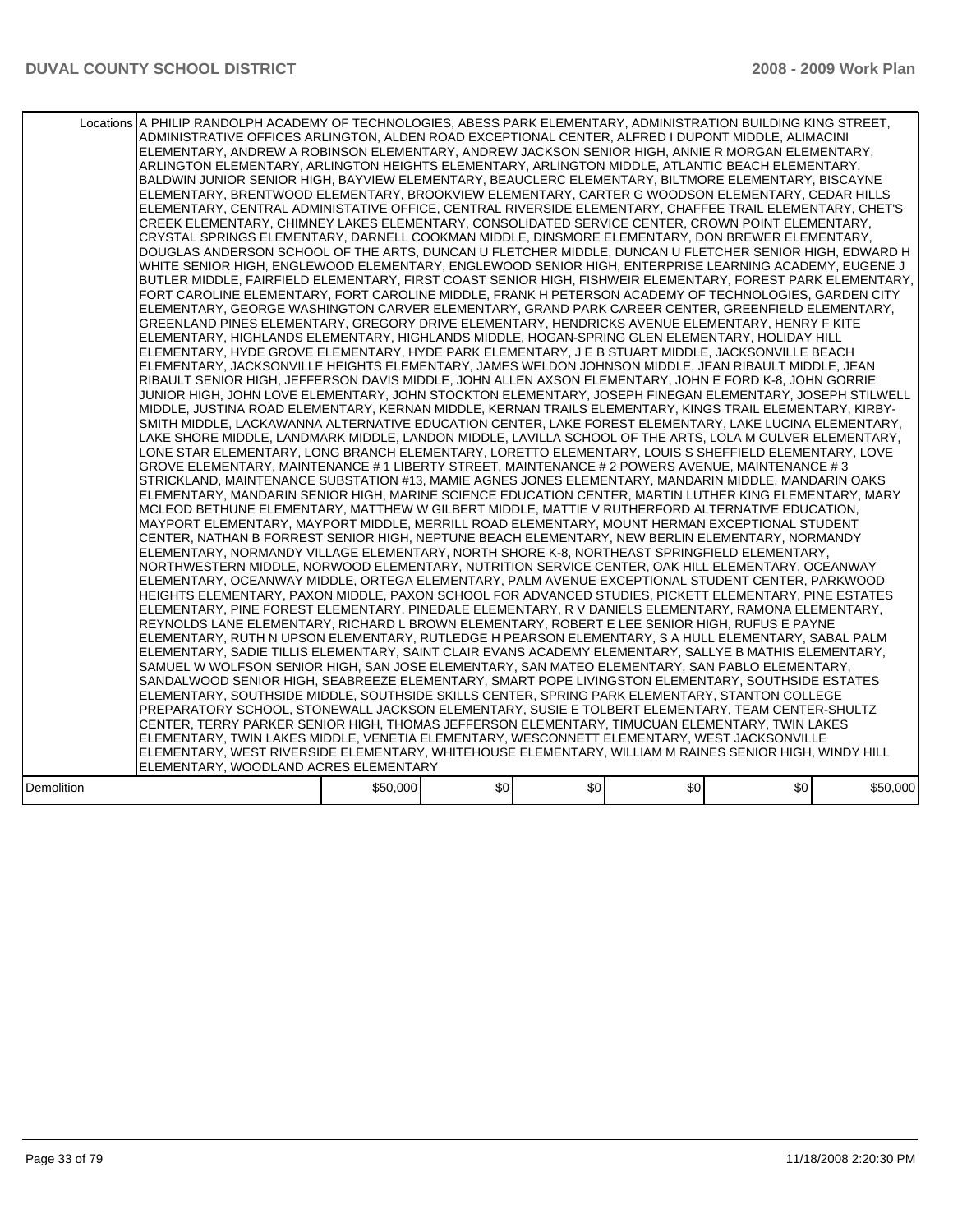| | | | | | | |
|---|---|---|---|---|---|---|
| Locations | A PHILIP RANDOLPH ACADEMY OF TECHNOLOGIES, ABESS PARK ELEMENTARY, ADMINISTRATION BUILDING KING STREET, ADMINISTRATIVE OFFICES ARLINGTON, ALDEN ROAD EXCEPTIONAL CENTER, ALFRED I DUPONT MIDDLE, ALIMACINI ELEMENTARY, ANDREW A ROBINSON ELEMENTARY, ANDREW JACKSON SENIOR HIGH, ANNIE R MORGAN ELEMENTARY, ARLINGTON ELEMENTARY, ARLINGTON HEIGHTS ELEMENTARY, ARLINGTON MIDDLE, ATLANTIC BEACH ELEMENTARY, BALDWIN JUNIOR SENIOR HIGH, BAYVIEW ELEMENTARY, BEAUCLERC ELEMENTARY, BILTMORE ELEMENTARY, BISCAYNE ELEMENTARY, BRENTWOOD ELEMENTARY, BROOKVIEW ELEMENTARY, CARTER G WOODSON ELEMENTARY, CEDAR HILLS ELEMENTARY, CENTRAL ADMINISTATIVE OFFICE, CENTRAL RIVERSIDE ELEMENTARY, CHAFFEE TRAIL ELEMENTARY, CHET'S CREEK ELEMENTARY, CHIMNEY LAKES ELEMENTARY, CONSOLIDATED SERVICE CENTER, CROWN POINT ELEMENTARY, CRYSTAL SPRINGS ELEMENTARY, DARNELL COOKMAN MIDDLE, DINSMORE ELEMENTARY, DON BREWER ELEMENTARY, DOUGLAS ANDERSON SCHOOL OF THE ARTS, DUNCAN U FLETCHER MIDDLE, DUNCAN U FLETCHER SENIOR HIGH, EDWARD H WHITE SENIOR HIGH, ENGLEWOOD ELEMENTARY, ENGLEWOOD SENIOR HIGH, ENTERPRISE LEARNING ACADEMY, EUGENE J BUTLER MIDDLE, FAIRFIELD ELEMENTARY, FIRST COAST SENIOR HIGH, FISHWEIR ELEMENTARY, FOREST PARK ELEMENTARY, FORT CAROLINE ELEMENTARY, FORT CAROLINE MIDDLE, FRANK H PETERSON ACADEMY OF TECHNOLOGIES, GARDEN CITY ELEMENTARY, GEORGE WASHINGTON CARVER ELEMENTARY, GRAND PARK CAREER CENTER, GREENFIELD ELEMENTARY, GREENLAND PINES ELEMENTARY, GREGORY DRIVE ELEMENTARY, HENDRICKS AVENUE ELEMENTARY, HENRY F KITE ELEMENTARY, HIGHLANDS ELEMENTARY, HIGHLANDS MIDDLE, HOGAN-SPRING GLEN ELEMENTARY, HOLIDAY HILL ELEMENTARY, HYDE GROVE ELEMENTARY, HYDE PARK ELEMENTARY, J E B STUART MIDDLE, JACKSONVILLE BEACH ELEMENTARY, JACKSONVILLE HEIGHTS ELEMENTARY, JAMES WELDON JOHNSON MIDDLE, JEAN RIBAULT MIDDLE, JEAN RIBAULT SENIOR HIGH, JEFFERSON DAVIS MIDDLE, JOHN ALLEN AXSON ELEMENTARY, JOHN E FORD K-8, JOHN GORRIE JUNIOR HIGH, JOHN LOVE ELEMENTARY, JOHN STOCKTON ELEMENTARY, JOSEPH FINEGAN ELEMENTARY, JOSEPH STILWELL MIDDLE, JUSTINA ROAD ELEMENTARY, KERNAN MIDDLE, KERNAN TRAILS ELEMENTARY, KINGS TRAIL ELEMENTARY, KIRBY-SMITH MIDDLE, LACKAWANNA ALTERNATIVE EDUCATION CENTER, LAKE FOREST ELEMENTARY, LAKE LUCINA ELEMENTARY, LAKE SHORE MIDDLE, LANDMARK MIDDLE, LANDON MIDDLE, LAVILLA SCHOOL OF THE ARTS, LOLA M CULVER ELEMENTARY, LONE STAR ELEMENTARY, LONG BRANCH ELEMENTARY, LORETTO ELEMENTARY, LOUIS S SHEFFIELD ELEMENTARY, LOVE GROVE ELEMENTARY, MAINTENANCE # 1 LIBERTY STREET, MAINTENANCE # 2 POWERS AVENUE, MAINTENANCE # 3 STRICKLAND, MAINTENANCE SUBSTATION #13, MAMIE AGNES JONES ELEMENTARY, MANDARIN MIDDLE, MANDARIN OAKS ELEMENTARY, MANDARIN SENIOR HIGH, MARINE SCIENCE EDUCATION CENTER, MARTIN LUTHER KING ELEMENTARY, MARY MCLEOD BETHUNE ELEMENTARY, MATTHEW W GILBERT MIDDLE, MATTIE V RUTHERFORD ALTERNATIVE EDUCATION, MAYPORT ELEMENTARY, MAYPORT MIDDLE, MERRILL ROAD ELEMENTARY, MOUNT HERMAN EXCEPTIONAL STUDENT CENTER, NATHAN B FORREST SENIOR HIGH, NEPTUNE BEACH ELEMENTARY, NEW BERLIN ELEMENTARY, NORMANDY ELEMENTARY, NORMANDY VILLAGE ELEMENTARY, NORTH SHORE K-8, NORTHEAST SPRINGFIELD ELEMENTARY, NORTHWESTERN MIDDLE, NORWOOD ELEMENTARY, NUTRITION SERVICE CENTER, OAK HILL ELEMENTARY, OCEANWAY ELEMENTARY, OCEANWAY MIDDLE, ORTEGA ELEMENTARY, PALM AVENUE EXCEPTIONAL STUDENT CENTER, PARKWOOD HEIGHTS ELEMENTARY, PAXON MIDDLE, PAXON SCHOOL FOR ADVANCED STUDIES, PICKETT ELEMENTARY, PINE ESTATES ELEMENTARY, PINE FOREST ELEMENTARY, PINEDALE ELEMENTARY, R V DANIELS ELEMENTARY, RAMONA ELEMENTARY, REYNOLDS LANE ELEMENTARY, RICHARD L BROWN ELEMENTARY, ROBERT E LEE SENIOR HIGH, RUFUS E PAYNE ELEMENTARY, RUTH N UPSON ELEMENTARY, RUTLEDGE H PEARSON ELEMENTARY, S A HULL ELEMENTARY, SABAL PALM ELEMENTARY, SADIE TILLIS ELEMENTARY, SAINT CLAIR EVANS ACADEMY ELEMENTARY, SALLYE B MATHIS ELEMENTARY, SAMUEL W WOLFSON SENIOR HIGH, SAN JOSE ELEMENTARY, SAN MATEO ELEMENTARY, SAN PABLO ELEMENTARY, SANDALWOOD SENIOR HIGH, SEABREEZE ELEMENTARY, SMART POPE LIVINGSTON ELEMENTARY, SOUTHSIDE ESTATES ELEMENTARY, SOUTHSIDE MIDDLE, SOUTHSIDE SKILLS CENTER, SPRING PARK ELEMENTARY, STANTON COLLEGE PREPARATORY SCHOOL, STONEWALL JACKSON ELEMENTARY, SUSIE E TOLBERT ELEMENTARY, TEAM CENTER-SHULTZ CENTER, TERRY PARKER SENIOR HIGH, THOMAS JEFFERSON ELEMENTARY, TIMUCUAN ELEMENTARY, TWIN LAKES ELEMENTARY, TWIN LAKES MIDDLE, VENETIA ELEMENTARY, WESCONNETT ELEMENTARY, WEST JACKSONVILLE ELEMENTARY, WEST RIVERSIDE ELEMENTARY, WHITEHOUSE ELEMENTARY, WILLIAM M RAINES SENIOR HIGH, WINDY HILL ELEMENTARY, WOODLAND ACRES ELEMENTARY | | | | | |
| Demolition | | $50,000 | $0 | $0 | $0 | $0 | $50,000 |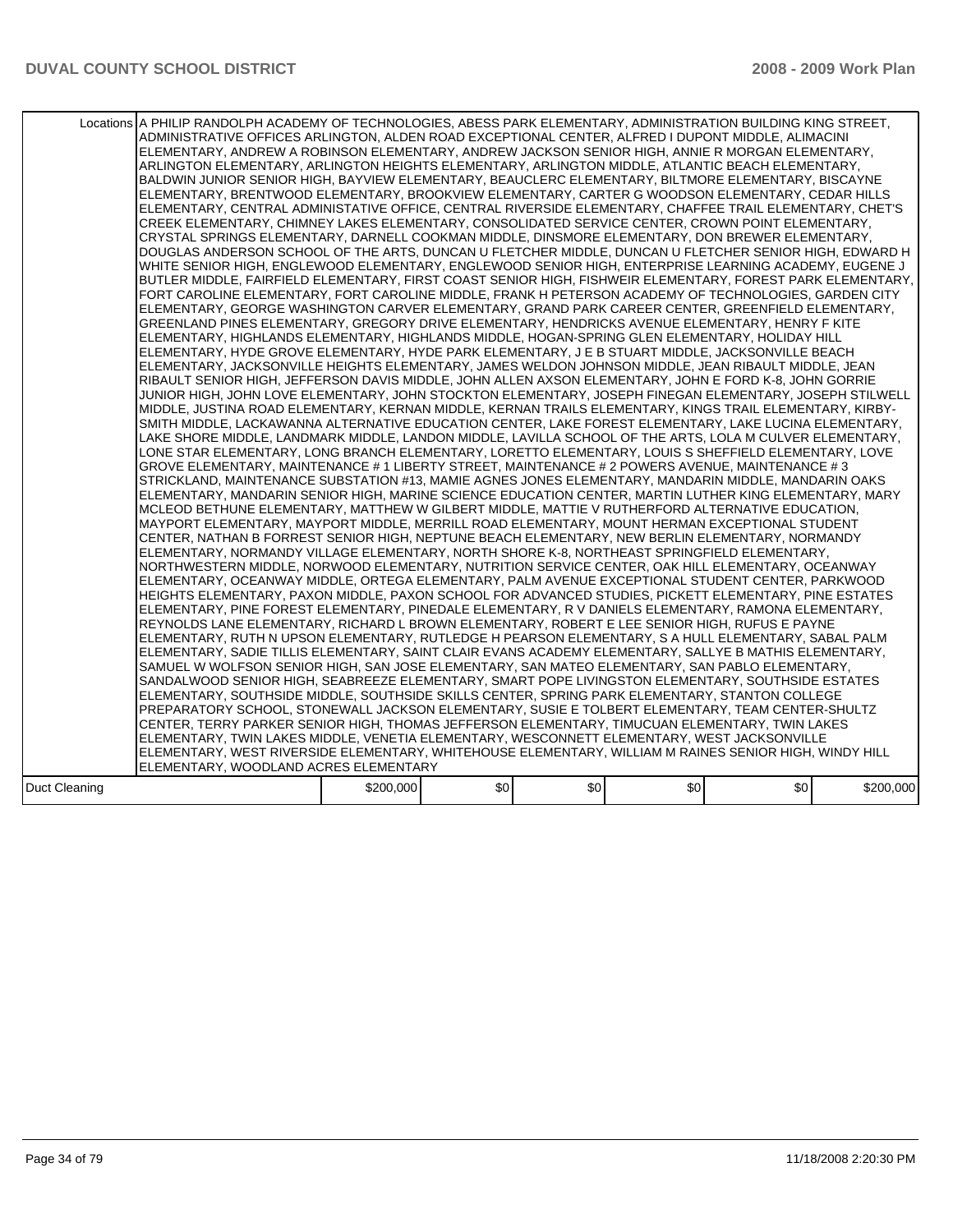| | | | | | | |
|---|---|---|---|---|---|---|
| Locations | A PHILIP RANDOLPH ACADEMY OF TECHNOLOGIES, ABESS PARK ELEMENTARY, ADMINISTRATION BUILDING KING STREET, ADMINISTRATIVE OFFICES ARLINGTON, ALDEN ROAD EXCEPTIONAL CENTER, ALFRED I DUPONT MIDDLE, ALIMACINI ELEMENTARY, ANDREW A ROBINSON ELEMENTARY, ANDREW JACKSON SENIOR HIGH, ANNIE R MORGAN ELEMENTARY, ARLINGTON ELEMENTARY, ARLINGTON HEIGHTS ELEMENTARY, ARLINGTON MIDDLE, ATLANTIC BEACH ELEMENTARY, BALDWIN JUNIOR SENIOR HIGH, BAYVIEW ELEMENTARY, BEAUCLERC ELEMENTARY, BILTMORE ELEMENTARY, BISCAYNE ELEMENTARY, BRENTWOOD ELEMENTARY, BROOKVIEW ELEMENTARY, CARTER G WOODSON ELEMENTARY, CEDAR HILLS ELEMENTARY, CENTRAL ADMINISTATIVE OFFICE, CENTRAL RIVERSIDE ELEMENTARY, CHAFFEE TRAIL ELEMENTARY, CHET'S CREEK ELEMENTARY, CHIMNEY LAKES ELEMENTARY, CONSOLIDATED SERVICE CENTER, CROWN POINT ELEMENTARY, CRYSTAL SPRINGS ELEMENTARY, DARNELL COOKMAN MIDDLE, DINSMORE ELEMENTARY, DON BREWER ELEMENTARY, DOUGLAS ANDERSON SCHOOL OF THE ARTS, DUNCAN U FLETCHER MIDDLE, DUNCAN U FLETCHER SENIOR HIGH, EDWARD H WHITE SENIOR HIGH, ENGLEWOOD ELEMENTARY, ENGLEWOOD SENIOR HIGH, ENTERPRISE LEARNING ACADEMY, EUGENE J BUTLER MIDDLE, FAIRFIELD ELEMENTARY, FIRST COAST SENIOR HIGH, FISHWEIR ELEMENTARY, FOREST PARK ELEMENTARY, FORT CAROLINE ELEMENTARY, FORT CAROLINE MIDDLE, FRANK H PETERSON ACADEMY OF TECHNOLOGIES, GARDEN CITY ELEMENTARY, GEORGE WASHINGTON CARVER ELEMENTARY, GRAND PARK CAREER CENTER, GREENFIELD ELEMENTARY, GREENLAND PINES ELEMENTARY, GREGORY DRIVE ELEMENTARY, HENDRICKS AVENUE ELEMENTARY, HENRY F KITE ELEMENTARY, HIGHLANDS ELEMENTARY, HIGHLANDS MIDDLE, HOGAN-SPRING GLEN ELEMENTARY, HOLIDAY HILL ELEMENTARY, HYDE GROVE ELEMENTARY, HYDE PARK ELEMENTARY, J E B STUART MIDDLE, JACKSONVILLE BEACH ELEMENTARY, JACKSONVILLE HEIGHTS ELEMENTARY, JAMES WELDON JOHNSON MIDDLE, JEAN RIBAULT MIDDLE, JEAN RIBAULT SENIOR HIGH, JEFFERSON DAVIS MIDDLE, JOHN ALLEN AXSON ELEMENTARY, JOHN E FORD K-8, JOHN GORRIE JUNIOR HIGH, JOHN LOVE ELEMENTARY, JOHN STOCKTON ELEMENTARY, JOSEPH FINEGAN ELEMENTARY, JOSEPH STILWELL MIDDLE, JUSTINA ROAD ELEMENTARY, KERNAN MIDDLE, KERNAN TRAILS ELEMENTARY, KINGS TRAIL ELEMENTARY, KIRBY-SMITH MIDDLE, LACKAWANNA ALTERNATIVE EDUCATION CENTER, LAKE FOREST ELEMENTARY, LAKE LUCINA ELEMENTARY, LAKE SHORE MIDDLE, LANDMARK MIDDLE, LANDON MIDDLE, LAVILLA SCHOOL OF THE ARTS, LOLA M CULVER ELEMENTARY, LONE STAR ELEMENTARY, LONG BRANCH ELEMENTARY, LORETTO ELEMENTARY, LOUIS S SHEFFIELD ELEMENTARY, LOVE GROVE ELEMENTARY, MAINTENANCE # 1 LIBERTY STREET, MAINTENANCE # 2 POWERS AVENUE, MAINTENANCE # 3 STRICKLAND, MAINTENANCE SUBSTATION #13, MAMIE AGNES JONES ELEMENTARY, MANDARIN MIDDLE, MANDARIN OAKS ELEMENTARY, MANDARIN SENIOR HIGH, MARINE SCIENCE EDUCATION CENTER, MARTIN LUTHER KING ELEMENTARY, MARY MCLEOD BETHUNE ELEMENTARY, MATTHEW W GILBERT MIDDLE, MATTIE V RUTHERFORD ALTERNATIVE EDUCATION, MAYPORT ELEMENTARY, MAYPORT MIDDLE, MERRILL ROAD ELEMENTARY, MOUNT HERMAN EXCEPTIONAL STUDENT CENTER, NATHAN B FORREST SENIOR HIGH, NEPTUNE BEACH ELEMENTARY, NEW BERLIN ELEMENTARY, NORMANDY ELEMENTARY, NORMANDY VILLAGE ELEMENTARY, NORTH SHORE K-8, NORTHEAST SPRINGFIELD ELEMENTARY, NORTHWESTERN MIDDLE, NORWOOD ELEMENTARY, NUTRITION SERVICE CENTER, OAK HILL ELEMENTARY, OCEANWAY ELEMENTARY, OCEANWAY MIDDLE, ORTEGA ELEMENTARY, PALM AVENUE EXCEPTIONAL STUDENT CENTER, PARKWOOD HEIGHTS ELEMENTARY, PAXON MIDDLE, PAXON SCHOOL FOR ADVANCED STUDIES, PICKETT ELEMENTARY, PINE ESTATES ELEMENTARY, PINE FOREST ELEMENTARY, PINEDALE ELEMENTARY, R V DANIELS ELEMENTARY, RAMONA ELEMENTARY, REYNOLDS LANE ELEMENTARY, RICHARD L BROWN ELEMENTARY, ROBERT E LEE SENIOR HIGH, RUFUS E PAYNE ELEMENTARY, RUTH N UPSON ELEMENTARY, RUTLEDGE H PEARSON ELEMENTARY, S A HULL ELEMENTARY, SABAL PALM ELEMENTARY, SADIE TILLIS ELEMENTARY, SAINT CLAIR EVANS ACADEMY ELEMENTARY, SALLYE B MATHIS ELEMENTARY, SAMUEL W WOLFSON SENIOR HIGH, SAN JOSE ELEMENTARY, SAN MATEO ELEMENTARY, SAN PABLO ELEMENTARY, SANDALWOOD SENIOR HIGH, SEABREEZE ELEMENTARY, SMART POPE LIVINGSTON ELEMENTARY, SOUTHSIDE ESTATES ELEMENTARY, SOUTHSIDE MIDDLE, SOUTHSIDE SKILLS CENTER, SPRING PARK ELEMENTARY, STANTON COLLEGE PREPARATORY SCHOOL, STONEWALL JACKSON ELEMENTARY, SUSIE E TOLBERT ELEMENTARY, TEAM CENTER-SHULTZ CENTER, TERRY PARKER SENIOR HIGH, THOMAS JEFFERSON ELEMENTARY, TIMUCUAN ELEMENTARY, TWIN LAKES ELEMENTARY, TWIN LAKES MIDDLE, VENETIA ELEMENTARY, WESCONNETT ELEMENTARY, WEST JACKSONVILLE ELEMENTARY, WEST RIVERSIDE ELEMENTARY, WHITEHOUSE ELEMENTARY, WILLIAM M RAINES SENIOR HIGH, WINDY HILL ELEMENTARY, WOODLAND ACRES ELEMENTARY | | | | | |
| Duct Cleaning | $200,000 | $0 | $0 | $0 | $0 | $200,000 |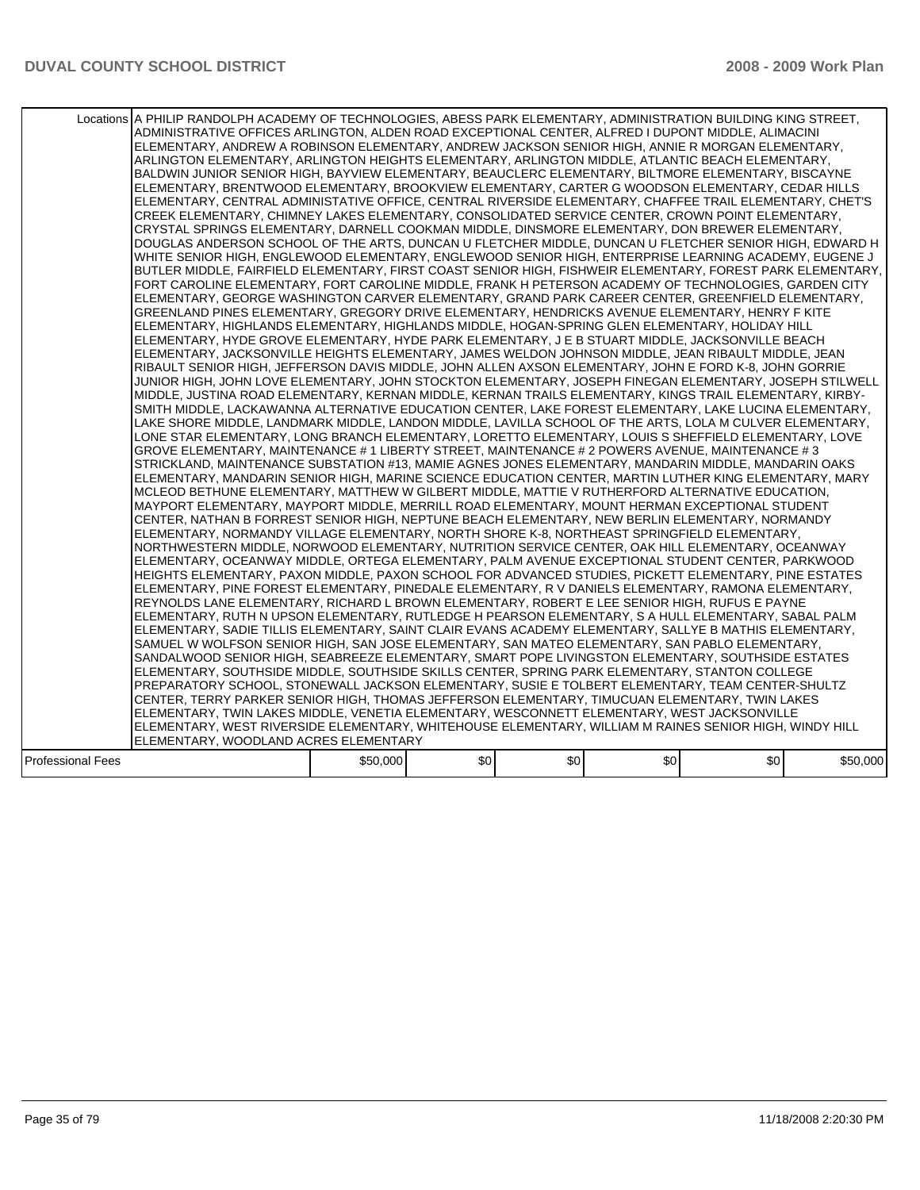| | | | | | | |
|---|---|---|---|---|---|---|
| Locations | A PHILIP RANDOLPH ACADEMY OF TECHNOLOGIES, ABESS PARK ELEMENTARY, ADMINISTRATION BUILDING KING STREET, ADMINISTRATIVE OFFICES ARLINGTON, ALDEN ROAD EXCEPTIONAL CENTER, ALFRED I DUPONT MIDDLE, ALIMACINI ELEMENTARY, ANDREW A ROBINSON ELEMENTARY, ANDREW JACKSON SENIOR HIGH, ANNIE R MORGAN ELEMENTARY, ARLINGTON ELEMENTARY, ARLINGTON HEIGHTS ELEMENTARY, ARLINGTON MIDDLE, ATLANTIC BEACH ELEMENTARY, BALDWIN JUNIOR SENIOR HIGH, BAYVIEW ELEMENTARY, BEAUCLERC ELEMENTARY, BILTMORE ELEMENTARY, BISCAYNE ELEMENTARY, BRENTWOOD ELEMENTARY, BROOKVIEW ELEMENTARY, CARTER G WOODSON ELEMENTARY, CEDAR HILLS ELEMENTARY, CENTRAL ADMINISTATIVE OFFICE, CENTRAL RIVERSIDE ELEMENTARY, CHAFFEE TRAIL ELEMENTARY, CHET'S CREEK ELEMENTARY, CHIMNEY LAKES ELEMENTARY, CONSOLIDATED SERVICE CENTER, CROWN POINT ELEMENTARY, CRYSTAL SPRINGS ELEMENTARY, DARNELL COOKMAN MIDDLE, DINSMORE ELEMENTARY, DON BREWER ELEMENTARY, DOUGLAS ANDERSON SCHOOL OF THE ARTS, DUNCAN U FLETCHER MIDDLE, DUNCAN U FLETCHER SENIOR HIGH, EDWARD H WHITE SENIOR HIGH, ENGLEWOOD ELEMENTARY, ENGLEWOOD SENIOR HIGH, ENTERPRISE LEARNING ACADEMY, EUGENE J BUTLER MIDDLE, FAIRFIELD ELEMENTARY, FIRST COAST SENIOR HIGH, FISHWEIR ELEMENTARY, FOREST PARK ELEMENTARY, FORT CAROLINE ELEMENTARY, FORT CAROLINE MIDDLE, FRANK H PETERSON ACADEMY OF TECHNOLOGIES, GARDEN CITY ELEMENTARY, GEORGE WASHINGTON CARVER ELEMENTARY, GRAND PARK CAREER CENTER, GREENFIELD ELEMENTARY, GREENLAND PINES ELEMENTARY, GREGORY DRIVE ELEMENTARY, HENDRICKS AVENUE ELEMENTARY, HENRY F KITE ELEMENTARY, HIGHLANDS ELEMENTARY, HIGHLANDS MIDDLE, HOGAN-SPRING GLEN ELEMENTARY, HOLIDAY HILL ELEMENTARY, HYDE GROVE ELEMENTARY, HYDE PARK ELEMENTARY, J E B STUART MIDDLE, JACKSONVILLE BEACH ELEMENTARY, JACKSONVILLE HEIGHTS ELEMENTARY, JAMES WELDON JOHNSON MIDDLE, JEAN RIBAULT MIDDLE, JEAN RIBAULT SENIOR HIGH, JEFFERSON DAVIS MIDDLE, JOHN ALLEN AXSON ELEMENTARY, JOHN E FORD K-8, JOHN GORRIE JUNIOR HIGH, JOHN LOVE ELEMENTARY, JOHN STOCKTON ELEMENTARY, JOSEPH FINEGAN ELEMENTARY, JOSEPH STILWELL MIDDLE, JUSTINA ROAD ELEMENTARY, KERNAN MIDDLE, KERNAN TRAILS ELEMENTARY, KINGS TRAIL ELEMENTARY, KIRBY-SMITH MIDDLE, LACKAWANNA ALTERNATIVE EDUCATION CENTER, LAKE FOREST ELEMENTARY, LAKE LUCINA ELEMENTARY, LAKE SHORE MIDDLE, LANDMARK MIDDLE, LANDON MIDDLE, LAVILLA SCHOOL OF THE ARTS, LOLA M CULVER ELEMENTARY, LONE STAR ELEMENTARY, LONG BRANCH ELEMENTARY, LORETTO ELEMENTARY, LOUIS S SHEFFIELD ELEMENTARY, LOVE GROVE ELEMENTARY, MAINTENANCE # 1 LIBERTY STREET, MAINTENANCE # 2 POWERS AVENUE, MAINTENANCE # 3 STRICKLAND, MAINTENANCE SUBSTATION #13, MAMIE AGNES JONES ELEMENTARY, MANDARIN MIDDLE, MANDARIN OAKS ELEMENTARY, MANDARIN SENIOR HIGH, MARINE SCIENCE EDUCATION CENTER, MARTIN LUTHER KING ELEMENTARY, MARY MCLEOD BETHUNE ELEMENTARY, MATTHEW W GILBERT MIDDLE, MATTIE V RUTHERFORD ALTERNATIVE EDUCATION, MAYPORT ELEMENTARY, MAYPORT MIDDLE, MERRILL ROAD ELEMENTARY, MOUNT HERMAN EXCEPTIONAL STUDENT CENTER, NATHAN B FORREST SENIOR HIGH, NEPTUNE BEACH ELEMENTARY, NEW BERLIN ELEMENTARY, NORMANDY ELEMENTARY, NORMANDY VILLAGE ELEMENTARY, NORTH SHORE K-8, NORTHEAST SPRINGFIELD ELEMENTARY, NORTHWESTERN MIDDLE, NORWOOD ELEMENTARY, NUTRITION SERVICE CENTER, OAK HILL ELEMENTARY, OCEANWAY ELEMENTARY, OCEANWAY MIDDLE, ORTEGA ELEMENTARY, PALM AVENUE EXCEPTIONAL STUDENT CENTER, PARKWOOD HEIGHTS ELEMENTARY, PAXON MIDDLE, PAXON SCHOOL FOR ADVANCED STUDIES, PICKETT ELEMENTARY, PINE ESTATES ELEMENTARY, PINE FOREST ELEMENTARY, PINEDALE ELEMENTARY, R V DANIELS ELEMENTARY, RAMONA ELEMENTARY, REYNOLDS LANE ELEMENTARY, RICHARD L BROWN ELEMENTARY, ROBERT E LEE SENIOR HIGH, RUFUS E PAYNE ELEMENTARY, RUTH N UPSON ELEMENTARY, RUTLEDGE H PEARSON ELEMENTARY, S A HULL ELEMENTARY, SABAL PALM ELEMENTARY, SADIE TILLIS ELEMENTARY, SAINT CLAIR EVANS ACADEMY ELEMENTARY, SALLYE B MATHIS ELEMENTARY, SAMUEL W WOLFSON SENIOR HIGH, SAN JOSE ELEMENTARY, SAN MATEO ELEMENTARY, SAN PABLO ELEMENTARY, SANDALWOOD SENIOR HIGH, SEABREEZE ELEMENTARY, SMART POPE LIVINGSTON ELEMENTARY, SOUTHSIDE ESTATES ELEMENTARY, SOUTHSIDE MIDDLE, SOUTHSIDE SKILLS CENTER, SPRING PARK ELEMENTARY, STANTON COLLEGE PREPARATORY SCHOOL, STONEWALL JACKSON ELEMENTARY, SUSIE E TOLBERT ELEMENTARY, TEAM CENTER-SHULTZ CENTER, TERRY PARKER SENIOR HIGH, THOMAS JEFFERSON ELEMENTARY, TIMUCUAN ELEMENTARY, TWIN LAKES ELEMENTARY, TWIN LAKES MIDDLE, VENETIA ELEMENTARY, WESCONNETT ELEMENTARY, WEST JACKSONVILLE ELEMENTARY, WEST RIVERSIDE ELEMENTARY, WHITEHOUSE ELEMENTARY, WILLIAM M RAINES SENIOR HIGH, WINDY HILL ELEMENTARY, WOODLAND ACRES ELEMENTARY | | | | | |
| Professional Fees | $50,000 | $0 | $0 | $0 | $0 | $50,000 |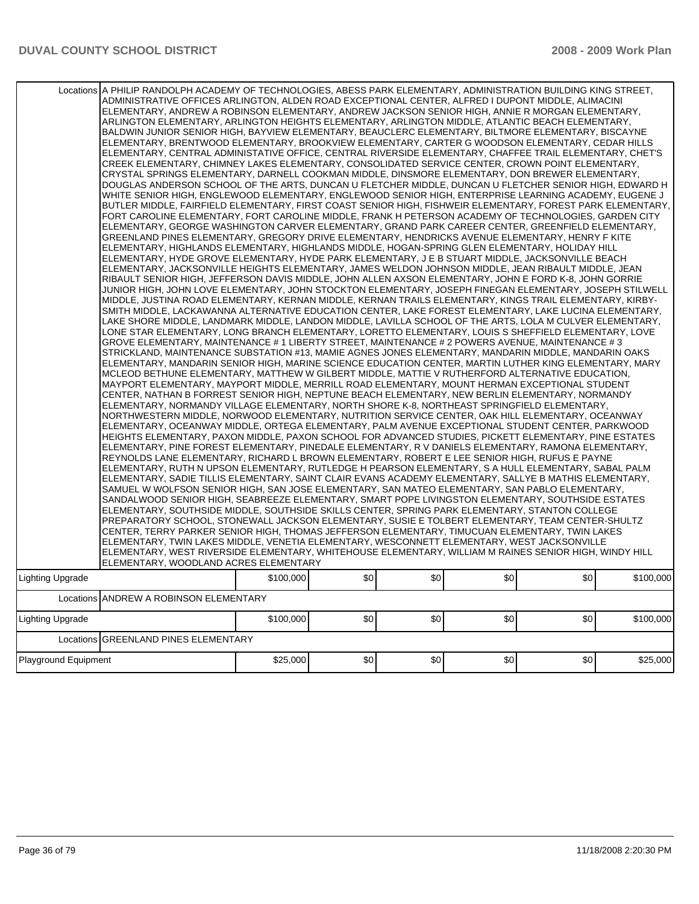| | | | | | | | |
|---|---|---|---|---|---|---|---|
| Locations | A PHILIP RANDOLPH ACADEMY OF TECHNOLOGIES, ABESS PARK ELEMENTARY, ADMINISTRATION BUILDING KING STREET, ADMINISTRATIVE OFFICES ARLINGTON, ALDEN ROAD EXCEPTIONAL CENTER, ALFRED I DUPONT MIDDLE, ALIMACINI ELEMENTARY, ANDREW A ROBINSON ELEMENTARY, ANDREW JACKSON SENIOR HIGH, ANNIE R MORGAN ELEMENTARY, ARLINGTON ELEMENTARY, ARLINGTON HEIGHTS ELEMENTARY, ARLINGTON MIDDLE, ATLANTIC BEACH ELEMENTARY, BALDWIN JUNIOR SENIOR HIGH, BAYVIEW ELEMENTARY, BEAUCLERC ELEMENTARY, BILTMORE ELEMENTARY, BISCAYNE ELEMENTARY, BRENTWOOD ELEMENTARY, BROOKVIEW ELEMENTARY, CARTER G WOODSON ELEMENTARY, CEDAR HILLS ELEMENTARY, CENTRAL ADMINISTATIVE OFFICE, CENTRAL RIVERSIDE ELEMENTARY, CHAFFEE TRAIL ELEMENTARY, CHET'S CREEK ELEMENTARY, CHIMNEY LAKES ELEMENTARY, CONSOLIDATED SERVICE CENTER, CROWN POINT ELEMENTARY, CRYSTAL SPRINGS ELEMENTARY, DARNELL COOKMAN MIDDLE, DINSMORE ELEMENTARY, DON BREWER ELEMENTARY, DOUGLAS ANDERSON SCHOOL OF THE ARTS, DUNCAN U FLETCHER MIDDLE, DUNCAN U FLETCHER SENIOR HIGH, EDWARD H WHITE SENIOR HIGH, ENGLEWOOD ELEMENTARY, ENGLEWOOD SENIOR HIGH, ENTERPRISE LEARNING ACADEMY, EUGENE J BUTLER MIDDLE, FAIRFIELD ELEMENTARY, FIRST COAST SENIOR HIGH, FISHWEIR ELEMENTARY, FOREST PARK ELEMENTARY, FORT CAROLINE ELEMENTARY, FORT CAROLINE MIDDLE, FRANK H PETERSON ACADEMY OF TECHNOLOGIES, GARDEN CITY ELEMENTARY, GEORGE WASHINGTON CARVER ELEMENTARY, GRAND PARK CAREER CENTER, GREENFIELD ELEMENTARY, GREENLAND PINES ELEMENTARY, GREGORY DRIVE ELEMENTARY, HENDRICKS AVENUE ELEMENTARY, HENRY F KITE ELEMENTARY, HIGHLANDS ELEMENTARY, HIGHLANDS MIDDLE, HOGAN-SPRING GLEN ELEMENTARY, HOLIDAY HILL ELEMENTARY, HYDE GROVE ELEMENTARY, HYDE PARK ELEMENTARY, J E B STUART MIDDLE, JACKSONVILLE BEACH ELEMENTARY, JACKSONVILLE HEIGHTS ELEMENTARY, JAMES WELDON JOHNSON MIDDLE, JEAN RIBAULT MIDDLE, JEAN RIBAULT SENIOR HIGH, JEFFERSON DAVIS MIDDLE, JOHN ALLEN AXSON ELEMENTARY, JOHN E FORD K-8, JOHN GORRIE JUNIOR HIGH, JOHN LOVE ELEMENTARY, JOHN STOCKTON ELEMENTARY, JOSEPH FINEGAN ELEMENTARY, JOSEPH STILWELL MIDDLE, JUSTINA ROAD ELEMENTARY, KERNAN MIDDLE, KERNAN TRAILS ELEMENTARY, KINGS TRAIL ELEMENTARY, KIRBY-SMITH MIDDLE, LACKAWANNA ALTERNATIVE EDUCATION CENTER, LAKE FOREST ELEMENTARY, LAKE LUCINA ELEMENTARY, LAKE SHORE MIDDLE, LANDMARK MIDDLE, LANDON MIDDLE, LAVILLA SCHOOL OF THE ARTS, LOLA M CULVER ELEMENTARY, LONE STAR ELEMENTARY, LONG BRANCH ELEMENTARY, LORETTO ELEMENTARY, LOUIS S SHEFFIELD ELEMENTARY, LOVE GROVE ELEMENTARY, MAINTENANCE # 1 LIBERTY STREET, MAINTENANCE # 2 POWERS AVENUE, MAINTENANCE # 3 STRICKLAND, MAINTENANCE SUBSTATION #13, MAMIE AGNES JONES ELEMENTARY, MANDARIN MIDDLE, MANDARIN OAKS ELEMENTARY, MANDARIN SENIOR HIGH, MARINE SCIENCE EDUCATION CENTER, MARTIN LUTHER KING ELEMENTARY, MARY MCLEOD BETHUNE ELEMENTARY, MATTHEW W GILBERT MIDDLE, MATTIE V RUTHERFORD ALTERNATIVE EDUCATION, MAYPORT ELEMENTARY, MAYPORT MIDDLE, MERRILL ROAD ELEMENTARY, MOUNT HERMAN EXCEPTIONAL STUDENT CENTER, NATHAN B FORREST SENIOR HIGH, NEPTUNE BEACH ELEMENTARY, NEW BERLIN ELEMENTARY, NORMANDY ELEMENTARY, NORMANDY VILLAGE ELEMENTARY, NORTH SHORE K-8, NORTHEAST SPRINGFIELD ELEMENTARY, NORTHWESTERN MIDDLE, NORWOOD ELEMENTARY, NUTRITION SERVICE CENTER, OAK HILL ELEMENTARY, OCEANWAY ELEMENTARY, OCEANWAY MIDDLE, ORTEGA ELEMENTARY, PALM AVENUE EXCEPTIONAL STUDENT CENTER, PARKWOOD HEIGHTS ELEMENTARY, PAXON MIDDLE, PAXON SCHOOL FOR ADVANCED STUDIES, PICKETT ELEMENTARY, PINE ESTATES ELEMENTARY, PINE FOREST ELEMENTARY, PINEDALE ELEMENTARY, R V DANIELS ELEMENTARY, RAMONA ELEMENTARY, REYNOLDS LANE ELEMENTARY, RICHARD L BROWN ELEMENTARY, ROBERT E LEE SENIOR HIGH, RUFUS E PAYNE ELEMENTARY, RUTH N UPSON ELEMENTARY, RUTLEDGE H PEARSON ELEMENTARY, S A HULL ELEMENTARY, SABAL PALM ELEMENTARY, SADIE TILLIS ELEMENTARY, SAINT CLAIR EVANS ACADEMY ELEMENTARY, SALLYE B MATHIS ELEMENTARY, SAMUEL W WOLFSON SENIOR HIGH, SAN JOSE ELEMENTARY, SAN MATEO ELEMENTARY, SAN PABLO ELEMENTARY, SANDALWOOD SENIOR HIGH, SEABREEZE ELEMENTARY, SMART POPE LIVINGSTON ELEMENTARY, SOUTHSIDE ESTATES ELEMENTARY, SOUTHSIDE MIDDLE, SOUTHSIDE SKILLS CENTER, SPRING PARK ELEMENTARY, STANTON COLLEGE PREPARATORY SCHOOL, STONEWALL JACKSON ELEMENTARY, SUSIE E TOLBERT ELEMENTARY, TEAM CENTER-SHULTZ CENTER, TERRY PARKER SENIOR HIGH, THOMAS JEFFERSON ELEMENTARY, TIMUCUAN ELEMENTARY, TWIN LAKES ELEMENTARY, TWIN LAKES MIDDLE, VENETIA ELEMENTARY, WESCONNETT ELEMENTARY, WEST JACKSONVILLE ELEMENTARY, WEST RIVERSIDE ELEMENTARY, WHITEHOUSE ELEMENTARY, WILLIAM M RAINES SENIOR HIGH, WINDY HILL ELEMENTARY, WOODLAND ACRES ELEMENTARY | | | | | | |
| Lighting Upgrade | | $100,000 | $0 | $0 | $0 | $0 | $100,000 |
| Locations | ANDREW A ROBINSON ELEMENTARY | | | | | | |
| Lighting Upgrade | | $100,000 | $0 | $0 | $0 | $0 | $100,000 |
| Locations | GREENLAND PINES ELEMENTARY | | | | | | |
| Playground Equipment | | $25,000 | $0 | $0 | $0 | $0 | $25,000 |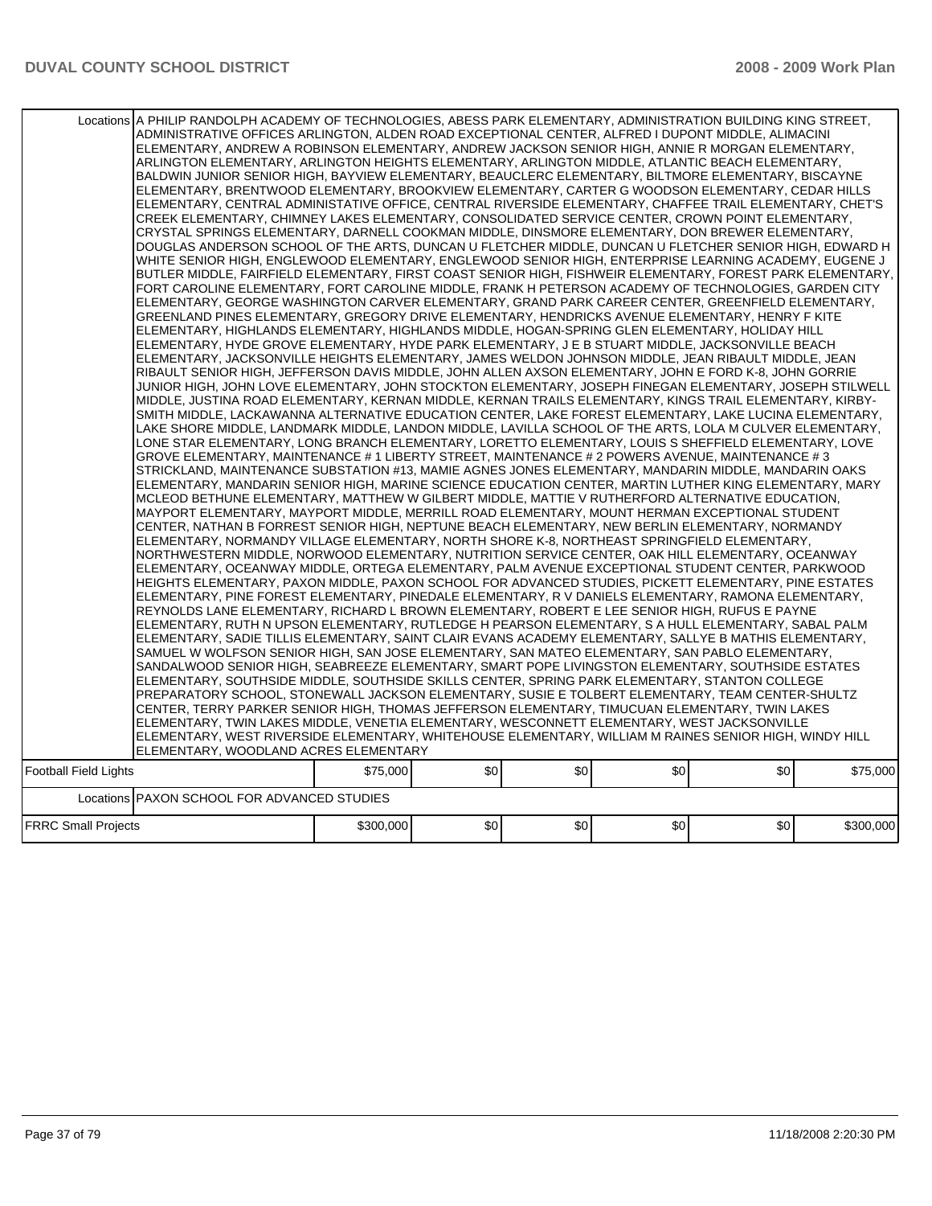| | | | | | | |
|---|---|---|---|---|---|---|
| Locations | A PHILIP RANDOLPH ACADEMY OF TECHNOLOGIES, ABESS PARK ELEMENTARY, ADMINISTRATION BUILDING KING STREET, ADMINISTRATIVE OFFICES ARLINGTON, ALDEN ROAD EXCEPTIONAL CENTER, ALFRED I DUPONT MIDDLE, ALIMACINI ELEMENTARY, ANDREW A ROBINSON ELEMENTARY, ANDREW JACKSON SENIOR HIGH, ANNIE R MORGAN ELEMENTARY, ARLINGTON ELEMENTARY, ARLINGTON HEIGHTS ELEMENTARY, ARLINGTON MIDDLE, ATLANTIC BEACH ELEMENTARY, BALDWIN JUNIOR SENIOR HIGH, BAYVIEW ELEMENTARY, BEAUCLERC ELEMENTARY, BILTMORE ELEMENTARY, BISCAYNE ELEMENTARY, BRENTWOOD ELEMENTARY, BROOKVIEW ELEMENTARY, CARTER G WOODSON ELEMENTARY, CEDAR HILLS ELEMENTARY, CENTRAL ADMINISTATIVE OFFICE, CENTRAL RIVERSIDE ELEMENTARY, CHAFFEE TRAIL ELEMENTARY, CHET'S CREEK ELEMENTARY, CHIMNEY LAKES ELEMENTARY, CONSOLIDATED SERVICE CENTER, CROWN POINT ELEMENTARY, CRYSTAL SPRINGS ELEMENTARY, DARNELL COOKMAN MIDDLE, DINSMORE ELEMENTARY, DON BREWER ELEMENTARY, DOUGLAS ANDERSON SCHOOL OF THE ARTS, DUNCAN U FLETCHER MIDDLE, DUNCAN U FLETCHER SENIOR HIGH, EDWARD H WHITE SENIOR HIGH, ENGLEWOOD ELEMENTARY, ENGLEWOOD SENIOR HIGH, ENTERPRISE LEARNING ACADEMY, EUGENE J BUTLER MIDDLE, FAIRFIELD ELEMENTARY, FIRST COAST SENIOR HIGH, FISHWEIR ELEMENTARY, FOREST PARK ELEMENTARY, FORT CAROLINE ELEMENTARY, FORT CAROLINE MIDDLE, FRANK H PETERSON ACADEMY OF TECHNOLOGIES, GARDEN CITY ELEMENTARY, GEORGE WASHINGTON CARVER ELEMENTARY, GRAND PARK CAREER CENTER, GREENFIELD ELEMENTARY, GREENLAND PINES ELEMENTARY, GREGORY DRIVE ELEMENTARY, HENDRICKS AVENUE ELEMENTARY, HENRY F KITE ELEMENTARY, HIGHLANDS ELEMENTARY, HIGHLANDS MIDDLE, HOGAN-SPRING GLEN ELEMENTARY, HOLIDAY HILL ELEMENTARY, HYDE GROVE ELEMENTARY, HYDE PARK ELEMENTARY, J E B STUART MIDDLE, JACKSONVILLE BEACH ELEMENTARY, JACKSONVILLE HEIGHTS ELEMENTARY, JAMES WELDON JOHNSON MIDDLE, JEAN RIBAULT MIDDLE, JEAN RIBAULT SENIOR HIGH, JEFFERSON DAVIS MIDDLE, JOHN ALLEN AXSON ELEMENTARY, JOHN E FORD K-8, JOHN GORRIE JUNIOR HIGH, JOHN LOVE ELEMENTARY, JOHN STOCKTON ELEMENTARY, JOSEPH FINEGAN ELEMENTARY, JOSEPH STILWELL MIDDLE, JUSTINA ROAD ELEMENTARY, KERNAN MIDDLE, KERNAN TRAILS ELEMENTARY, KINGS TRAIL ELEMENTARY, KIRBY-SMITH MIDDLE, LACKAWANNA ALTERNATIVE EDUCATION CENTER, LAKE FOREST ELEMENTARY, LAKE LUCINA ELEMENTARY, LAKE SHORE MIDDLE, LANDMARK MIDDLE, LANDON MIDDLE, LAVILLA SCHOOL OF THE ARTS, LOLA M CULVER ELEMENTARY, LONE STAR ELEMENTARY, LONG BRANCH ELEMENTARY, LORETTO ELEMENTARY, LOUIS S SHEFFIELD ELEMENTARY, LOVE GROVE ELEMENTARY, MAINTENANCE # 1 LIBERTY STREET, MAINTENANCE # 2 POWERS AVENUE, MAINTENANCE # 3 STRICKLAND, MAINTENANCE SUBSTATION #13, MAMIE AGNES JONES ELEMENTARY, MANDARIN MIDDLE, MANDARIN OAKS ELEMENTARY, MANDARIN SENIOR HIGH, MARINE SCIENCE EDUCATION CENTER, MARTIN LUTHER KING ELEMENTARY, MARY MCLEOD BETHUNE ELEMENTARY, MATTHEW W GILBERT MIDDLE, MATTIE V RUTHERFORD ALTERNATIVE EDUCATION, MAYPORT ELEMENTARY, MAYPORT MIDDLE, MERRILL ROAD ELEMENTARY, MOUNT HERMAN EXCEPTIONAL STUDENT CENTER, NATHAN B FORREST SENIOR HIGH, NEPTUNE BEACH ELEMENTARY, NEW BERLIN ELEMENTARY, NORMANDY ELEMENTARY, NORMANDY VILLAGE ELEMENTARY, NORTH SHORE K-8, NORTHEAST SPRINGFIELD ELEMENTARY, NORTHWESTERN MIDDLE, NORWOOD ELEMENTARY, NUTRITION SERVICE CENTER, OAK HILL ELEMENTARY, OCEANWAY ELEMENTARY, OCEANWAY MIDDLE, ORTEGA ELEMENTARY, PALM AVENUE EXCEPTIONAL STUDENT CENTER, PARKWOOD HEIGHTS ELEMENTARY, PAXON MIDDLE, PAXON SCHOOL FOR ADVANCED STUDIES, PICKETT ELEMENTARY, PINE ESTATES ELEMENTARY, PINE FOREST ELEMENTARY, PINEDALE ELEMENTARY, R V DANIELS ELEMENTARY, RAMONA ELEMENTARY, REYNOLDS LANE ELEMENTARY, RICHARD L BROWN ELEMENTARY, ROBERT E LEE SENIOR HIGH, RUFUS E PAYNE ELEMENTARY, RUTH N UPSON ELEMENTARY, RUTLEDGE H PEARSON ELEMENTARY, S A HULL ELEMENTARY, SABAL PALM ELEMENTARY, SADIE TILLIS ELEMENTARY, SAINT CLAIR EVANS ACADEMY ELEMENTARY, SALLYE B MATHIS ELEMENTARY, SAMUEL W WOLFSON SENIOR HIGH, SAN JOSE ELEMENTARY, SAN MATEO ELEMENTARY, SAN PABLO ELEMENTARY, SANDALWOOD SENIOR HIGH, SEABREEZE ELEMENTARY, SMART POPE LIVINGSTON ELEMENTARY, SOUTHSIDE ESTATES ELEMENTARY, SOUTHSIDE MIDDLE, SOUTHSIDE SKILLS CENTER, SPRING PARK ELEMENTARY, STANTON COLLEGE PREPARATORY SCHOOL, STONEWALL JACKSON ELEMENTARY, SUSIE E TOLBERT ELEMENTARY, TEAM CENTER-SHULTZ CENTER, TERRY PARKER SENIOR HIGH, THOMAS JEFFERSON ELEMENTARY, TIMUCUAN ELEMENTARY, TWIN LAKES ELEMENTARY, TWIN LAKES MIDDLE, VENETIA ELEMENTARY, WESCONNETT ELEMENTARY, WEST JACKSONVILLE ELEMENTARY, WEST RIVERSIDE ELEMENTARY, WHITEHOUSE ELEMENTARY, WILLIAM M RAINES SENIOR HIGH, WINDY HILL ELEMENTARY, WOODLAND ACRES ELEMENTARY | | | | | |
| Football Field Lights | | $75,000 | $0 | $0 | $0 | $0 | $75,000 |
| Locations | PAXON SCHOOL FOR ADVANCED STUDIES | | | | | | |
| FRRC Small Projects | | $300,000 | $0 | $0 | $0 | $0 | $300,000 |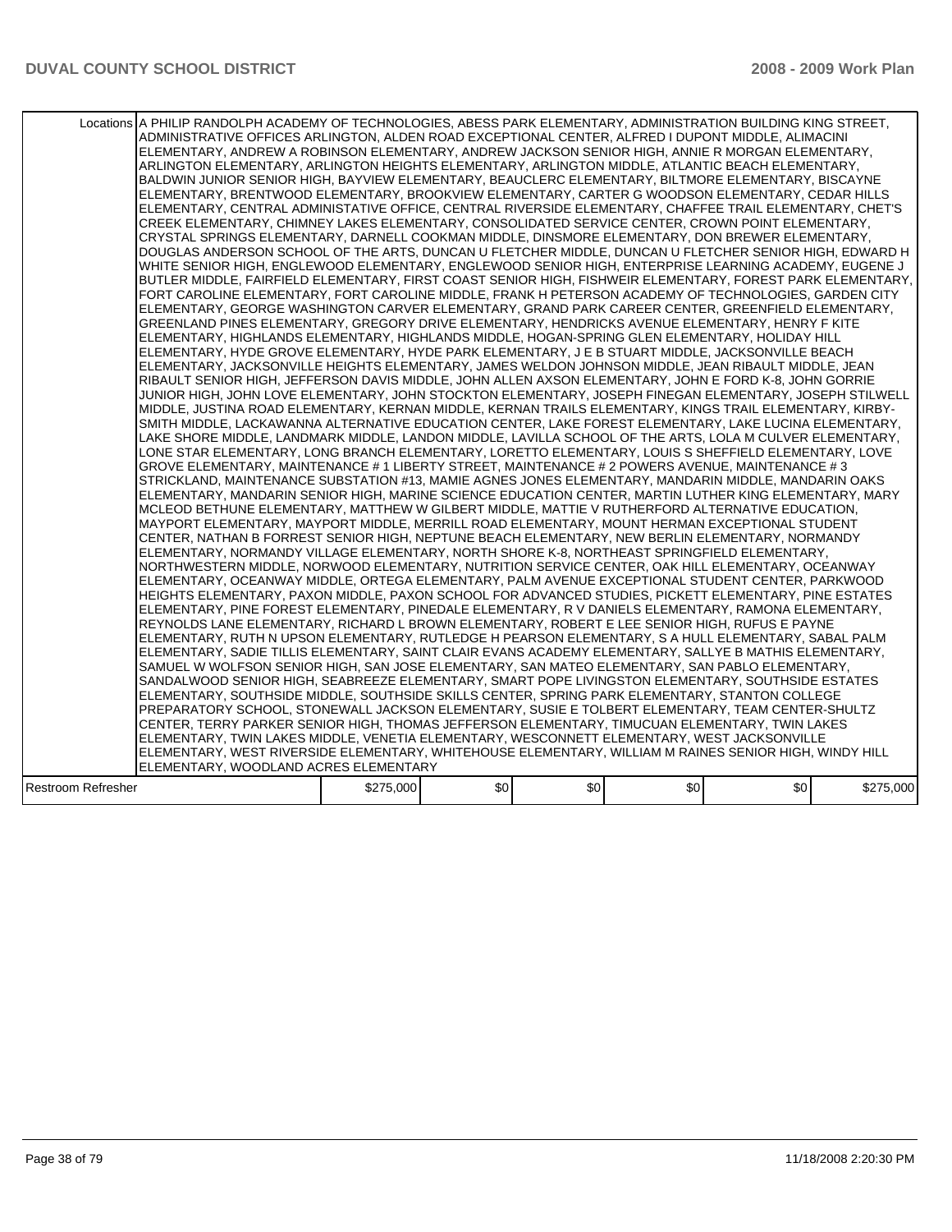| | | | | | | |
|---|---|---|---|---|---|---|
| Locations | A PHILIP RANDOLPH ACADEMY OF TECHNOLOGIES, ABESS PARK ELEMENTARY, ADMINISTRATION BUILDING KING STREET, ADMINISTRATIVE OFFICES ARLINGTON, ALDEN ROAD EXCEPTIONAL CENTER, ALFRED I DUPONT MIDDLE, ALIMACINI ELEMENTARY, ANDREW A ROBINSON ELEMENTARY, ANDREW JACKSON SENIOR HIGH, ANNIE R MORGAN ELEMENTARY, ARLINGTON ELEMENTARY, ARLINGTON HEIGHTS ELEMENTARY, ARLINGTON MIDDLE, ATLANTIC BEACH ELEMENTARY, BALDWIN JUNIOR SENIOR HIGH, BAYVIEW ELEMENTARY, BEAUCLERC ELEMENTARY, BILTMORE ELEMENTARY, BISCAYNE ELEMENTARY, BRENTWOOD ELEMENTARY, BROOKVIEW ELEMENTARY, CARTER G WOODSON ELEMENTARY, CEDAR HILLS ELEMENTARY, CENTRAL ADMINISTATIVE OFFICE, CENTRAL RIVERSIDE ELEMENTARY, CHAFFEE TRAIL ELEMENTARY, CHET'S CREEK ELEMENTARY, CHIMNEY LAKES ELEMENTARY, CONSOLIDATED SERVICE CENTER, CROWN POINT ELEMENTARY, CRYSTAL SPRINGS ELEMENTARY, DARNELL COOKMAN MIDDLE, DINSMORE ELEMENTARY, DON BREWER ELEMENTARY, DOUGLAS ANDERSON SCHOOL OF THE ARTS, DUNCAN U FLETCHER MIDDLE, DUNCAN U FLETCHER SENIOR HIGH, EDWARD H WHITE SENIOR HIGH, ENGLEWOOD ELEMENTARY, ENGLEWOOD SENIOR HIGH, ENTERPRISE LEARNING ACADEMY, EUGENE J BUTLER MIDDLE, FAIRFIELD ELEMENTARY, FIRST COAST SENIOR HIGH, FISHWEIR ELEMENTARY, FOREST PARK ELEMENTARY, FORT CAROLINE ELEMENTARY, FORT CAROLINE MIDDLE, FRANK H PETERSON ACADEMY OF TECHNOLOGIES, GARDEN CITY ELEMENTARY, GEORGE WASHINGTON CARVER ELEMENTARY, GRAND PARK CAREER CENTER, GREENFIELD ELEMENTARY, GREENLAND PINES ELEMENTARY, GREGORY DRIVE ELEMENTARY, HENDRICKS AVENUE ELEMENTARY, HENRY F KITE ELEMENTARY, HIGHLANDS ELEMENTARY, HIGHLANDS MIDDLE, HOGAN-SPRING GLEN ELEMENTARY, HOLIDAY HILL ELEMENTARY, HYDE GROVE ELEMENTARY, HYDE PARK ELEMENTARY, J E B STUART MIDDLE, JACKSONVILLE BEACH ELEMENTARY, JACKSONVILLE HEIGHTS ELEMENTARY, JAMES WELDON JOHNSON MIDDLE, JEAN RIBAULT MIDDLE, JEAN RIBAULT SENIOR HIGH, JEFFERSON DAVIS MIDDLE, JOHN ALLEN AXSON ELEMENTARY, JOHN E FORD K-8, JOHN GORRIE JUNIOR HIGH, JOHN LOVE ELEMENTARY, JOHN STOCKTON ELEMENTARY, JOSEPH FINEGAN ELEMENTARY, JOSEPH STILWELL MIDDLE, JUSTINA ROAD ELEMENTARY, KERNAN MIDDLE, KERNAN TRAILS ELEMENTARY, KINGS TRAIL ELEMENTARY, KIRBY-SMITH MIDDLE, LACKAWANNA ALTERNATIVE EDUCATION CENTER, LAKE FOREST ELEMENTARY, LAKE LUCINA ELEMENTARY, LAKE SHORE MIDDLE, LANDMARK MIDDLE, LANDON MIDDLE, LAVILLA SCHOOL OF THE ARTS, LOLA M CULVER ELEMENTARY, LONE STAR ELEMENTARY, LONG BRANCH ELEMENTARY, LORETTO ELEMENTARY, LOUIS S SHEFFIELD ELEMENTARY, LOVE GROVE ELEMENTARY, MAINTENANCE # 1 LIBERTY STREET, MAINTENANCE # 2 POWERS AVENUE, MAINTENANCE # 3 STRICKLAND, MAINTENANCE SUBSTATION #13, MAMIE AGNES JONES ELEMENTARY, MANDARIN MIDDLE, MANDARIN OAKS ELEMENTARY, MANDARIN SENIOR HIGH, MARINE SCIENCE EDUCATION CENTER, MARTIN LUTHER KING ELEMENTARY, MARY MCLEOD BETHUNE ELEMENTARY, MATTHEW W GILBERT MIDDLE, MATTIE V RUTHERFORD ALTERNATIVE EDUCATION, MAYPORT ELEMENTARY, MAYPORT MIDDLE, MERRILL ROAD ELEMENTARY, MOUNT HERMAN EXCEPTIONAL STUDENT CENTER, NATHAN B FORREST SENIOR HIGH, NEPTUNE BEACH ELEMENTARY, NEW BERLIN ELEMENTARY, NORMANDY ELEMENTARY, NORMANDY VILLAGE ELEMENTARY, NORTH SHORE K-8, NORTHEAST SPRINGFIELD ELEMENTARY, NORTHWESTERN MIDDLE, NORWOOD ELEMENTARY, NUTRITION SERVICE CENTER, OAK HILL ELEMENTARY, OCEANWAY ELEMENTARY, OCEANWAY MIDDLE, ORTEGA ELEMENTARY, PALM AVENUE EXCEPTIONAL STUDENT CENTER, PARKWOOD HEIGHTS ELEMENTARY, PAXON MIDDLE, PAXON SCHOOL FOR ADVANCED STUDIES, PICKETT ELEMENTARY, PINE ESTATES ELEMENTARY, PINE FOREST ELEMENTARY, PINEDALE ELEMENTARY, R V DANIELS ELEMENTARY, RAMONA ELEMENTARY, REYNOLDS LANE ELEMENTARY, RICHARD L BROWN ELEMENTARY, ROBERT E LEE SENIOR HIGH, RUFUS E PAYNE ELEMENTARY, RUTH N UPSON ELEMENTARY, RUTLEDGE H PEARSON ELEMENTARY, S A HULL ELEMENTARY, SABAL PALM ELEMENTARY, SADIE TILLIS ELEMENTARY, SAINT CLAIR EVANS ACADEMY ELEMENTARY, SALLYE B MATHIS ELEMENTARY, SAMUEL W WOLFSON SENIOR HIGH, SAN JOSE ELEMENTARY, SAN MATEO ELEMENTARY, SAN PABLO ELEMENTARY, SANDALWOOD SENIOR HIGH, SEABREEZE ELEMENTARY, SMART POPE LIVINGSTON ELEMENTARY, SOUTHSIDE ESTATES ELEMENTARY, SOUTHSIDE MIDDLE, SOUTHSIDE SKILLS CENTER, SPRING PARK ELEMENTARY, STANTON COLLEGE PREPARATORY SCHOOL, STONEWALL JACKSON ELEMENTARY, SUSIE E TOLBERT ELEMENTARY, TEAM CENTER-SHULTZ CENTER, TERRY PARKER SENIOR HIGH, THOMAS JEFFERSON ELEMENTARY, TIMUCUAN ELEMENTARY, TWIN LAKES ELEMENTARY, TWIN LAKES MIDDLE, VENETIA ELEMENTARY, WESCONNETT ELEMENTARY, WEST JACKSONVILLE ELEMENTARY, WEST RIVERSIDE ELEMENTARY, WHITEHOUSE ELEMENTARY, WILLIAM M RAINES SENIOR HIGH, WINDY HILL ELEMENTARY, WOODLAND ACRES ELEMENTARY | | | | | |
| Restroom Refresher | $275,000 | $0 | $0 | $0 | $0 | $275,000 |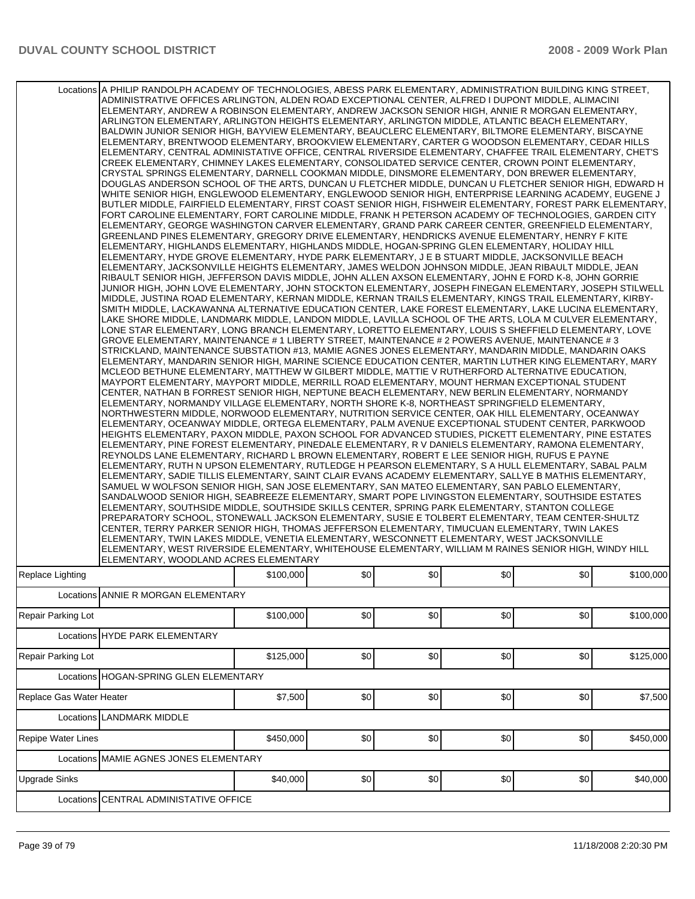| | | | | | | |
|---|---|---|---|---|---|---|
| Locations | A PHILIP RANDOLPH ACADEMY OF TECHNOLOGIES, ABESS PARK ELEMENTARY, ADMINISTRATION BUILDING KING STREET, ADMINISTRATIVE OFFICES ARLINGTON, ALDEN ROAD EXCEPTIONAL CENTER, ALFRED I DUPONT MIDDLE, ALIMACINI ELEMENTARY, ANDREW A ROBINSON ELEMENTARY, ANDREW JACKSON SENIOR HIGH, ANNIE R MORGAN ELEMENTARY, ARLINGTON ELEMENTARY, ARLINGTON HEIGHTS ELEMENTARY, ARLINGTON MIDDLE, ATLANTIC BEACH ELEMENTARY, BALDWIN JUNIOR SENIOR HIGH, BAYVIEW ELEMENTARY, BEAUCLERC ELEMENTARY, BILTMORE ELEMENTARY, BISCAYNE ELEMENTARY, BRENTWOOD ELEMENTARY, BROOKVIEW ELEMENTARY, CARTER G WOODSON ELEMENTARY, CEDAR HILLS ELEMENTARY, CENTRAL ADMINISTATIVE OFFICE, CENTRAL RIVERSIDE ELEMENTARY, CHAFFEE TRAIL ELEMENTARY, CHET'S CREEK ELEMENTARY, CHIMNEY LAKES ELEMENTARY, CONSOLIDATED SERVICE CENTER, CROWN POINT ELEMENTARY, CRYSTAL SPRINGS ELEMENTARY, DARNELL COOKMAN MIDDLE, DINSMORE ELEMENTARY, DON BREWER ELEMENTARY, DOUGLAS ANDERSON SCHOOL OF THE ARTS, DUNCAN U FLETCHER MIDDLE, DUNCAN U FLETCHER SENIOR HIGH, EDWARD H WHITE SENIOR HIGH, ENGLEWOOD ELEMENTARY, ENGLEWOOD SENIOR HIGH, ENTERPRISE LEARNING ACADEMY, EUGENE J BUTLER MIDDLE, FAIRFIELD ELEMENTARY, FIRST COAST SENIOR HIGH, FISHWEIR ELEMENTARY, FOREST PARK ELEMENTARY, FORT CAROLINE ELEMENTARY, FORT CAROLINE MIDDLE, FRANK H PETERSON ACADEMY OF TECHNOLOGIES, GARDEN CITY ELEMENTARY, GEORGE WASHINGTON CARVER ELEMENTARY, GRAND PARK CAREER CENTER, GREENFIELD ELEMENTARY, GREENLAND PINES ELEMENTARY, GREGORY DRIVE ELEMENTARY, HENDRICKS AVENUE ELEMENTARY, HENRY F KITE ELEMENTARY, HIGHLANDS ELEMENTARY, HIGHLANDS MIDDLE, HOGAN-SPRING GLEN ELEMENTARY, HOLIDAY HILL ELEMENTARY, HYDE GROVE ELEMENTARY, HYDE PARK ELEMENTARY, J E B STUART MIDDLE, JACKSONVILLE BEACH ELEMENTARY, JACKSONVILLE HEIGHTS ELEMENTARY, JAMES WELDON JOHNSON MIDDLE, JEAN RIBAULT MIDDLE, JEAN RIBAULT SENIOR HIGH, JEFFERSON DAVIS MIDDLE, JOHN ALLEN AXSON ELEMENTARY, JOHN E FORD K-8, JOHN GORRIE JUNIOR HIGH, JOHN LOVE ELEMENTARY, JOHN STOCKTON ELEMENTARY, JOSEPH FINEGAN ELEMENTARY, JOSEPH STILWELL MIDDLE, JUSTINA ROAD ELEMENTARY, KERNAN MIDDLE, KERNAN TRAILS ELEMENTARY, KINGS TRAIL ELEMENTARY, KIRBY-SMITH MIDDLE, LACKAWANNA ALTERNATIVE EDUCATION CENTER, LAKE FOREST ELEMENTARY, LAKE LUCINA ELEMENTARY, LAKE SHORE MIDDLE, LANDMARK MIDDLE, LANDON MIDDLE, LAVILLA SCHOOL OF THE ARTS, LOLA M CULVER ELEMENTARY, LONE STAR ELEMENTARY, LONG BRANCH ELEMENTARY, LORETTO ELEMENTARY, LOUIS S SHEFFIELD ELEMENTARY, LOVE GROVE ELEMENTARY, MAINTENANCE # 1 LIBERTY STREET, MAINTENANCE # 2 POWERS AVENUE, MAINTENANCE # 3 STRICKLAND, MAINTENANCE SUBSTATION #13, MAMIE AGNES JONES ELEMENTARY, MANDARIN MIDDLE, MANDARIN OAKS ELEMENTARY, MANDARIN SENIOR HIGH, MARINE SCIENCE EDUCATION CENTER, MARTIN LUTHER KING ELEMENTARY, MARY MCLEOD BETHUNE ELEMENTARY, MATTHEW W GILBERT MIDDLE, MATTIE V RUTHERFORD ALTERNATIVE EDUCATION, MAYPORT ELEMENTARY, MAYPORT MIDDLE, MERRILL ROAD ELEMENTARY, MOUNT HERMAN EXCEPTIONAL STUDENT CENTER, NATHAN B FORREST SENIOR HIGH, NEPTUNE BEACH ELEMENTARY, NEW BERLIN ELEMENTARY, NORMANDY ELEMENTARY, NORMANDY VILLAGE ELEMENTARY, NORTH SHORE K-8, NORTHEAST SPRINGFIELD ELEMENTARY, NORTHWESTERN MIDDLE, NORWOOD ELEMENTARY, NUTRITION SERVICE CENTER, OAK HILL ELEMENTARY, OCEANWAY ELEMENTARY, OCEANWAY MIDDLE, ORTEGA ELEMENTARY, PALM AVENUE EXCEPTIONAL STUDENT CENTER, PARKWOOD HEIGHTS ELEMENTARY, PAXON MIDDLE, PAXON SCHOOL FOR ADVANCED STUDIES, PICKETT ELEMENTARY, PINE ESTATES ELEMENTARY, PINE FOREST ELEMENTARY, PINEDALE ELEMENTARY, R V DANIELS ELEMENTARY, RAMONA ELEMENTARY, REYNOLDS LANE ELEMENTARY, RICHARD L BROWN ELEMENTARY, ROBERT E LEE SENIOR HIGH, RUFUS E PAYNE ELEMENTARY, RUTH N UPSON ELEMENTARY, RUTLEDGE H PEARSON ELEMENTARY, S A HULL ELEMENTARY, SABAL PALM ELEMENTARY, SADIE TILLIS ELEMENTARY, SAINT CLAIR EVANS ACADEMY ELEMENTARY, SALLYE B MATHIS ELEMENTARY, SAMUEL W WOLFSON SENIOR HIGH, SAN JOSE ELEMENTARY, SAN MATEO ELEMENTARY, SAN PABLO ELEMENTARY, SANDALWOOD SENIOR HIGH, SEABREEZE ELEMENTARY, SMART POPE LIVINGSTON ELEMENTARY, SOUTHSIDE ESTATES ELEMENTARY, SOUTHSIDE MIDDLE, SOUTHSIDE SKILLS CENTER, SPRING PARK ELEMENTARY, STANTON COLLEGE PREPARATORY SCHOOL, STONEWALL JACKSON ELEMENTARY, SUSIE E TOLBERT ELEMENTARY, TEAM CENTER-SHULTZ CENTER, TERRY PARKER SENIOR HIGH, THOMAS JEFFERSON ELEMENTARY, TIMUCUAN ELEMENTARY, TWIN LAKES ELEMENTARY, TWIN LAKES MIDDLE, VENETIA ELEMENTARY, WESCONNETT ELEMENTARY, WEST JACKSONVILLE ELEMENTARY, WEST RIVERSIDE ELEMENTARY, WHITEHOUSE ELEMENTARY, WILLIAM M RAINES SENIOR HIGH, WINDY HILL ELEMENTARY, WOODLAND ACRES ELEMENTARY | | | | | |
| Replace Lighting | $100,000 | $0 | $0 | $0 | $0 | $100,000 |
| Locations | ANNIE R MORGAN ELEMENTARY | | | | | |
| Repair Parking Lot | $100,000 | $0 | $0 | $0 | $0 | $100,000 |
| Locations | HYDE PARK ELEMENTARY | | | | | |
| Repair Parking Lot | $125,000 | $0 | $0 | $0 | $0 | $125,000 |
| Locations | HOGAN-SPRING GLEN ELEMENTARY | | | | | |
| Replace Gas Water Heater | $7,500 | $0 | $0 | $0 | $0 | $7,500 |
| Locations | LANDMARK MIDDLE | | | | | |
| Repipe Water Lines | $450,000 | $0 | $0 | $0 | $0 | $450,000 |
| Locations | MAMIE AGNES JONES ELEMENTARY | | | | | |
| Upgrade Sinks | $40,000 | $0 | $0 | $0 | $0 | $40,000 |
| Locations | CENTRAL ADMINISTATIVE OFFICE | | | | | |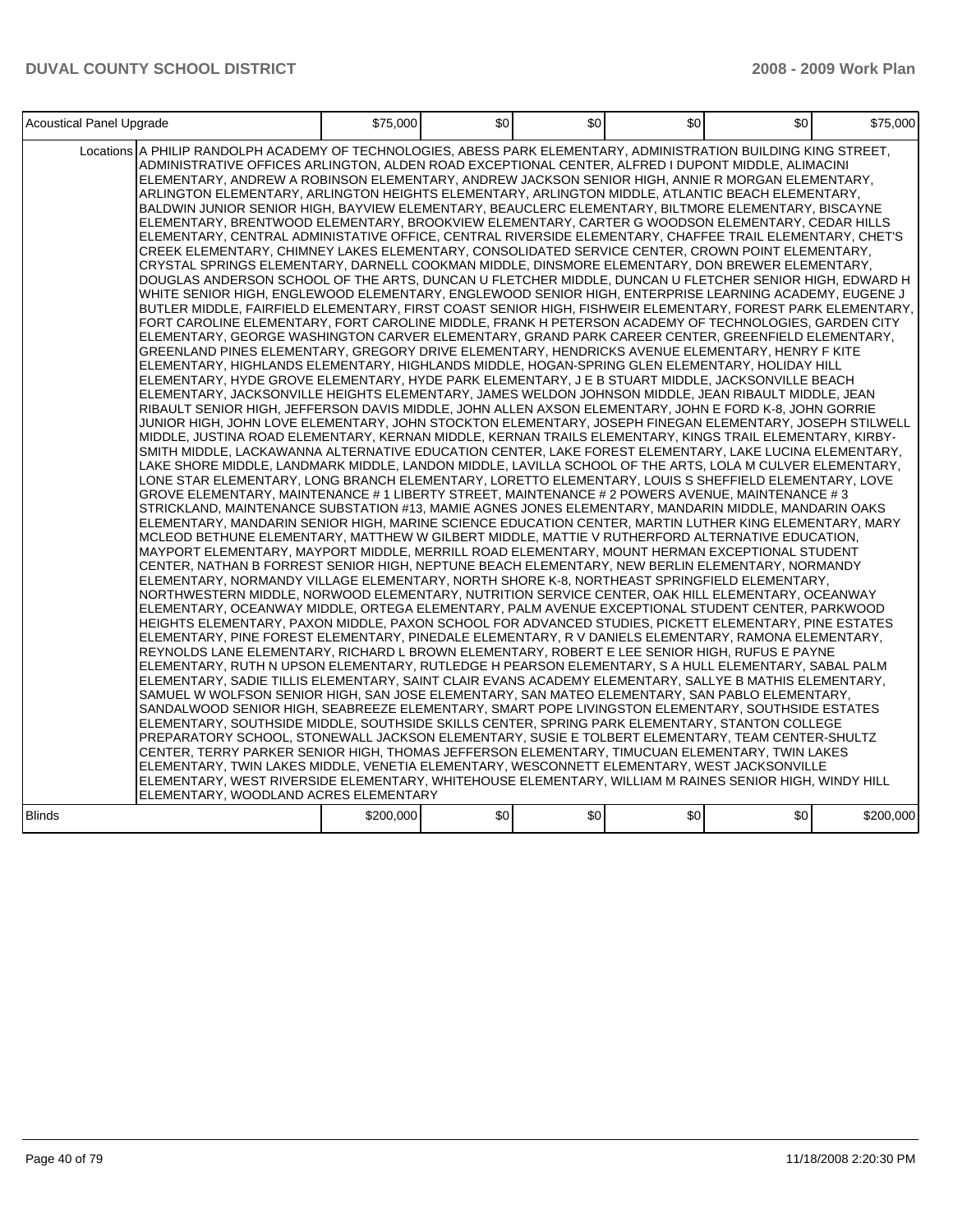| Acoustical Panel Upgrade | | $75,000 | $0 | $0 | $0 | $0 | $75,000 |
|---|---|---|---|---|---|---|---|
| | Locations | A PHILIP RANDOLPH ACADEMY OF TECHNOLOGIES, ABESS PARK ELEMENTARY, ADMINISTRATION BUILDING KING STREET, ADMINISTRATIVE OFFICES ARLINGTON, ALDEN ROAD EXCEPTIONAL CENTER, ALFRED I DUPONT MIDDLE, ALIMACINI ELEMENTARY, ANDREW A ROBINSON ELEMENTARY, ANDREW JACKSON SENIOR HIGH, ANNIE R MORGAN ELEMENTARY, ARLINGTON ELEMENTARY, ARLINGTON HEIGHTS ELEMENTARY, ARLINGTON MIDDLE, ATLANTIC BEACH ELEMENTARY, BALDWIN JUNIOR SENIOR HIGH, BAYVIEW ELEMENTARY, BEAUCLERC ELEMENTARY, BILTMORE ELEMENTARY, BISCAYNE ELEMENTARY, BRENTWOOD ELEMENTARY, BROOKVIEW ELEMENTARY, CARTER G WOODSON ELEMENTARY, CEDAR HILLS ELEMENTARY, CENTRAL ADMINISTATIVE OFFICE, CENTRAL RIVERSIDE ELEMENTARY, CHAFFEE TRAIL ELEMENTARY, CHET'S CREEK ELEMENTARY, CHIMNEY LAKES ELEMENTARY, CONSOLIDATED SERVICE CENTER, CROWN POINT ELEMENTARY, CRYSTAL SPRINGS ELEMENTARY, DARNELL COOKMAN MIDDLE, DINSMORE ELEMENTARY, DON BREWER ELEMENTARY, DOUGLAS ANDERSON SCHOOL OF THE ARTS, DUNCAN U FLETCHER MIDDLE, DUNCAN U FLETCHER SENIOR HIGH, EDWARD H WHITE SENIOR HIGH, ENGLEWOOD ELEMENTARY, ENGLEWOOD SENIOR HIGH, ENTERPRISE LEARNING ACADEMY, EUGENE J BUTLER MIDDLE, FAIRFIELD ELEMENTARY, FIRST COAST SENIOR HIGH, FISHWEIR ELEMENTARY, FOREST PARK ELEMENTARY, FORT CAROLINE ELEMENTARY, FORT CAROLINE MIDDLE, FRANK H PETERSON ACADEMY OF TECHNOLOGIES, GARDEN CITY ELEMENTARY, GEORGE WASHINGTON CARVER ELEMENTARY, GRAND PARK CAREER CENTER, GREENFIELD ELEMENTARY, GREENLAND PINES ELEMENTARY, GREGORY DRIVE ELEMENTARY, HENDRICKS AVENUE ELEMENTARY, HENRY F KITE ELEMENTARY, HIGHLANDS ELEMENTARY, HIGHLANDS MIDDLE, HOGAN-SPRING GLEN ELEMENTARY, HOLIDAY HILL ELEMENTARY, HYDE GROVE ELEMENTARY, HYDE PARK ELEMENTARY, J E B STUART MIDDLE, JACKSONVILLE BEACH ELEMENTARY, JACKSONVILLE HEIGHTS ELEMENTARY, JAMES WELDON JOHNSON MIDDLE, JEAN RIBAULT MIDDLE, JEAN RIBAULT SENIOR HIGH, JEFFERSON DAVIS MIDDLE, JOHN ALLEN AXSON ELEMENTARY, JOHN E FORD K-8, JOHN GORRIE JUNIOR HIGH, JOHN LOVE ELEMENTARY, JOHN STOCKTON ELEMENTARY, JOSEPH FINEGAN ELEMENTARY, JOSEPH STILWELL MIDDLE, JUSTINA ROAD ELEMENTARY, KERNAN MIDDLE, KERNAN TRAILS ELEMENTARY, KINGS TRAIL ELEMENTARY, KIRBY-SMITH MIDDLE, LACKAWANNA ALTERNATIVE EDUCATION CENTER, LAKE FOREST ELEMENTARY, LAKE LUCINA ELEMENTARY, LAKE SHORE MIDDLE, LANDMARK MIDDLE, LANDON MIDDLE, LAVILLA SCHOOL OF THE ARTS, LOLA M CULVER ELEMENTARY, LONE STAR ELEMENTARY, LONG BRANCH ELEMENTARY, LORETTO ELEMENTARY, LOUIS S SHEFFIELD ELEMENTARY, LOVE GROVE ELEMENTARY, MAINTENANCE # 1 LIBERTY STREET, MAINTENANCE # 2 POWERS AVENUE, MAINTENANCE # 3 STRICKLAND, MAINTENANCE SUBSTATION #13, MAMIE AGNES JONES ELEMENTARY, MANDARIN MIDDLE, MANDARIN OAKS ELEMENTARY, MANDARIN SENIOR HIGH, MARINE SCIENCE EDUCATION CENTER, MARTIN LUTHER KING ELEMENTARY, MARY MCLEOD BETHUNE ELEMENTARY, MATTHEW W GILBERT MIDDLE, MATTIE V RUTHERFORD ALTERNATIVE EDUCATION, MAYPORT ELEMENTARY, MAYPORT MIDDLE, MERRILL ROAD ELEMENTARY, MOUNT HERMAN EXCEPTIONAL STUDENT CENTER, NATHAN B FORREST SENIOR HIGH, NEPTUNE BEACH ELEMENTARY, NEW BERLIN ELEMENTARY, NORMANDY ELEMENTARY, NORMANDY VILLAGE ELEMENTARY, NORTH SHORE K-8, NORTHEAST SPRINGFIELD ELEMENTARY, NORTHWESTERN MIDDLE, NORWOOD ELEMENTARY, NUTRITION SERVICE CENTER, OAK HILL ELEMENTARY, OCEANWAY ELEMENTARY, OCEANWAY MIDDLE, ORTEGA ELEMENTARY, PALM AVENUE EXCEPTIONAL STUDENT CENTER, PARKWOOD HEIGHTS ELEMENTARY, PAXON MIDDLE, PAXON SCHOOL FOR ADVANCED STUDIES, PICKETT ELEMENTARY, PINE ESTATES ELEMENTARY, PINE FOREST ELEMENTARY, PINEDALE ELEMENTARY, R V DANIELS ELEMENTARY, RAMONA ELEMENTARY, REYNOLDS LANE ELEMENTARY, RICHARD L BROWN ELEMENTARY, ROBERT E LEE SENIOR HIGH, RUFUS E PAYNE ELEMENTARY, RUTH N UPSON ELEMENTARY, RUTLEDGE H PEARSON ELEMENTARY, S A HULL ELEMENTARY, SABAL PALM ELEMENTARY, SADIE TILLIS ELEMENTARY, SAINT CLAIR EVANS ACADEMY ELEMENTARY, SALLYE B MATHIS ELEMENTARY, SAMUEL W WOLFSON SENIOR HIGH, SAN JOSE ELEMENTARY, SAN MATEO ELEMENTARY, SAN PABLO ELEMENTARY, SANDALWOOD SENIOR HIGH, SEABREEZE ELEMENTARY, SMART POPE LIVINGSTON ELEMENTARY, SOUTHSIDE ESTATES ELEMENTARY, SOUTHSIDE MIDDLE, SOUTHSIDE SKILLS CENTER, SPRING PARK ELEMENTARY, STANTON COLLEGE PREPARATORY SCHOOL, STONEWALL JACKSON ELEMENTARY, SUSIE E TOLBERT ELEMENTARY, TEAM CENTER-SHULTZ CENTER, TERRY PARKER SENIOR HIGH, THOMAS JEFFERSON ELEMENTARY, TIMUCUAN ELEMENTARY, TWIN LAKES ELEMENTARY, TWIN LAKES MIDDLE, VENETIA ELEMENTARY, WESCONNETT ELEMENTARY, WEST JACKSONVILLE ELEMENTARY, WEST RIVERSIDE ELEMENTARY, WHITEHOUSE ELEMENTARY, WILLIAM M RAINES SENIOR HIGH, WINDY HILL ELEMENTARY, WOODLAND ACRES ELEMENTARY | | | | | |
| Blinds | | $200,000 | $0 | $0 | $0 | $0 | $200,000 |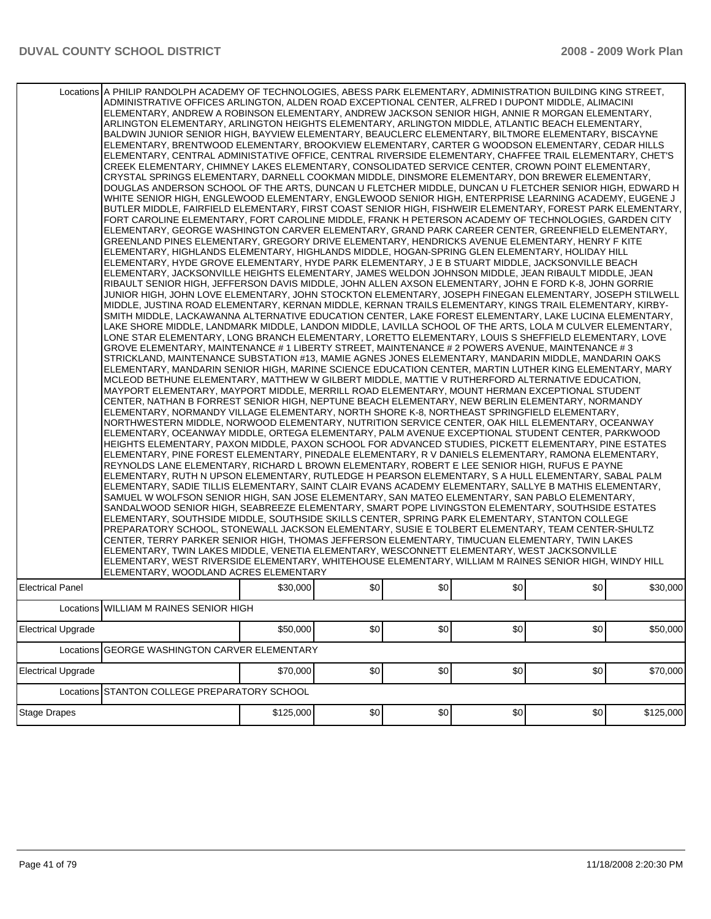| | | | | | | | |
|---|---|---|---|---|---|---|---|
| Locations | A PHILIP RANDOLPH ACADEMY OF TECHNOLOGIES, ABESS PARK ELEMENTARY, ADMINISTRATION BUILDING KING STREET, ADMINISTRATIVE OFFICES ARLINGTON, ALDEN ROAD EXCEPTIONAL CENTER, ALFRED I DUPONT MIDDLE, ALIMACINI ELEMENTARY, ANDREW A ROBINSON ELEMENTARY, ANDREW JACKSON SENIOR HIGH, ANNIE R MORGAN ELEMENTARY, ARLINGTON ELEMENTARY, ARLINGTON HEIGHTS ELEMENTARY, ARLINGTON MIDDLE, ATLANTIC BEACH ELEMENTARY, BALDWIN JUNIOR SENIOR HIGH, BAYVIEW ELEMENTARY, BEAUCLERC ELEMENTARY, BILTMORE ELEMENTARY, BISCAYNE ELEMENTARY, BRENTWOOD ELEMENTARY, BROOKVIEW ELEMENTARY, CARTER G WOODSON ELEMENTARY, CEDAR HILLS ELEMENTARY, CENTRAL ADMINISTATIVE OFFICE, CENTRAL RIVERSIDE ELEMENTARY, CHAFFEE TRAIL ELEMENTARY, CHET'S CREEK ELEMENTARY, CHIMNEY LAKES ELEMENTARY, CONSOLIDATED SERVICE CENTER, CROWN POINT ELEMENTARY, CRYSTAL SPRINGS ELEMENTARY, DARNELL COOKMAN MIDDLE, DINSMORE ELEMENTARY, DON BREWER ELEMENTARY, DOUGLAS ANDERSON SCHOOL OF THE ARTS, DUNCAN U FLETCHER MIDDLE, DUNCAN U FLETCHER SENIOR HIGH, EDWARD H WHITE SENIOR HIGH, ENGLEWOOD ELEMENTARY, ENGLEWOOD SENIOR HIGH, ENTERPRISE LEARNING ACADEMY, EUGENE J BUTLER MIDDLE, FAIRFIELD ELEMENTARY, FIRST COAST SENIOR HIGH, FISHWEIR ELEMENTARY, FOREST PARK ELEMENTARY, FORT CAROLINE ELEMENTARY, FORT CAROLINE MIDDLE, FRANK H PETERSON ACADEMY OF TECHNOLOGIES, GARDEN CITY ELEMENTARY, GEORGE WASHINGTON CARVER ELEMENTARY, GRAND PARK CAREER CENTER, GREENFIELD ELEMENTARY, GREENLAND PINES ELEMENTARY, GREGORY DRIVE ELEMENTARY, HENDRICKS AVENUE ELEMENTARY, HENRY F KITE ELEMENTARY, HIGHLANDS ELEMENTARY, HIGHLANDS MIDDLE, HOGAN-SPRING GLEN ELEMENTARY, HOLIDAY HILL ELEMENTARY, HYDE GROVE ELEMENTARY, HYDE PARK ELEMENTARY, J E B STUART MIDDLE, JACKSONVILLE BEACH ELEMENTARY, JACKSONVILLE HEIGHTS ELEMENTARY, JAMES WELDON JOHNSON MIDDLE, JEAN RIBAULT MIDDLE, JEAN RIBAULT SENIOR HIGH, JEFFERSON DAVIS MIDDLE, JOHN ALLEN AXSON ELEMENTARY, JOHN E FORD K-8, JOHN GORRIE JUNIOR HIGH, JOHN LOVE ELEMENTARY, JOHN STOCKTON ELEMENTARY, JOSEPH FINEGAN ELEMENTARY, JOSEPH STILWELL MIDDLE, JUSTINA ROAD ELEMENTARY, KERNAN MIDDLE, KERNAN TRAILS ELEMENTARY, KINGS TRAIL ELEMENTARY, KIRBY-SMITH MIDDLE, LACKAWANNA ALTERNATIVE EDUCATION CENTER, LAKE FOREST ELEMENTARY, LAKE LUCINA ELEMENTARY, LAKE SHORE MIDDLE, LANDMARK MIDDLE, LANDON MIDDLE, LAVILLA SCHOOL OF THE ARTS, LOLA M CULVER ELEMENTARY, LONE STAR ELEMENTARY, LONG BRANCH ELEMENTARY, LORETTO ELEMENTARY, LOUIS S SHEFFIELD ELEMENTARY, LOVE GROVE ELEMENTARY, MAINTENANCE # 1 LIBERTY STREET, MAINTENANCE # 2 POWERS AVENUE, MAINTENANCE # 3 STRICKLAND, MAINTENANCE SUBSTATION #13, MAMIE AGNES JONES ELEMENTARY, MANDARIN MIDDLE, MANDARIN OAKS ELEMENTARY, MANDARIN SENIOR HIGH, MARINE SCIENCE EDUCATION CENTER, MARTIN LUTHER KING ELEMENTARY, MARY MCLEOD BETHUNE ELEMENTARY, MATTHEW W GILBERT MIDDLE, MATTIE V RUTHERFORD ALTERNATIVE EDUCATION, MAYPORT ELEMENTARY, MAYPORT MIDDLE, MERRILL ROAD ELEMENTARY, MOUNT HERMAN EXCEPTIONAL STUDENT CENTER, NATHAN B FORREST SENIOR HIGH, NEPTUNE BEACH ELEMENTARY, NEW BERLIN ELEMENTARY, NORMANDY ELEMENTARY, NORMANDY VILLAGE ELEMENTARY, NORTH SHORE K-8, NORTHEAST SPRINGFIELD ELEMENTARY, NORTHWESTERN MIDDLE, NORWOOD ELEMENTARY, NUTRITION SERVICE CENTER, OAK HILL ELEMENTARY, OCEANWAY ELEMENTARY, OCEANWAY MIDDLE, ORTEGA ELEMENTARY, PALM AVENUE EXCEPTIONAL STUDENT CENTER, PARKWOOD HEIGHTS ELEMENTARY, PAXON MIDDLE, PAXON SCHOOL FOR ADVANCED STUDIES, PICKETT ELEMENTARY, PINE ESTATES ELEMENTARY, PINE FOREST ELEMENTARY, PINEDALE ELEMENTARY, R V DANIELS ELEMENTARY, RAMONA ELEMENTARY, REYNOLDS LANE ELEMENTARY, RICHARD L BROWN ELEMENTARY, ROBERT E LEE SENIOR HIGH, RUFUS E PAYNE ELEMENTARY, RUTH N UPSON ELEMENTARY, RUTLEDGE H PEARSON ELEMENTARY, S A HULL ELEMENTARY, SABAL PALM ELEMENTARY, SADIE TILLIS ELEMENTARY, SAINT CLAIR EVANS ACADEMY ELEMENTARY, SALLYE B MATHIS ELEMENTARY, SAMUEL W WOLFSON SENIOR HIGH, SAN JOSE ELEMENTARY, SAN MATEO ELEMENTARY, SAN PABLO ELEMENTARY, SANDALWOOD SENIOR HIGH, SEABREEZE ELEMENTARY, SMART POPE LIVINGSTON ELEMENTARY, SOUTHSIDE ESTATES ELEMENTARY, SOUTHSIDE MIDDLE, SOUTHSIDE SKILLS CENTER, SPRING PARK ELEMENTARY, STANTON COLLEGE PREPARATORY SCHOOL, STONEWALL JACKSON ELEMENTARY, SUSIE E TOLBERT ELEMENTARY, TEAM CENTER-SHULTZ CENTER, TERRY PARKER SENIOR HIGH, THOMAS JEFFERSON ELEMENTARY, TIMUCUAN ELEMENTARY, TWIN LAKES ELEMENTARY, TWIN LAKES MIDDLE, VENETIA ELEMENTARY, WESCONNETT ELEMENTARY, WEST JACKSONVILLE ELEMENTARY, WEST RIVERSIDE ELEMENTARY, WHITEHOUSE ELEMENTARY, WILLIAM M RAINES SENIOR HIGH, WINDY HILL ELEMENTARY, WOODLAND ACRES ELEMENTARY | | | | | | |
| Electrical Panel | | $30,000 | $0 | $0 | $0 | $0 | $30,000 |
| Locations | WILLIAM M RAINES SENIOR HIGH | | | | | | |
| Electrical Upgrade | | $50,000 | $0 | $0 | $0 | $0 | $50,000 |
| Locations | GEORGE WASHINGTON CARVER ELEMENTARY | | | | | | |
| Electrical Upgrade | | $70,000 | $0 | $0 | $0 | $0 | $70,000 |
| Locations | STANTON COLLEGE PREPARATORY SCHOOL | | | | | | |
| Stage Drapes | | $125,000 | $0 | $0 | $0 | $0 | $125,000 |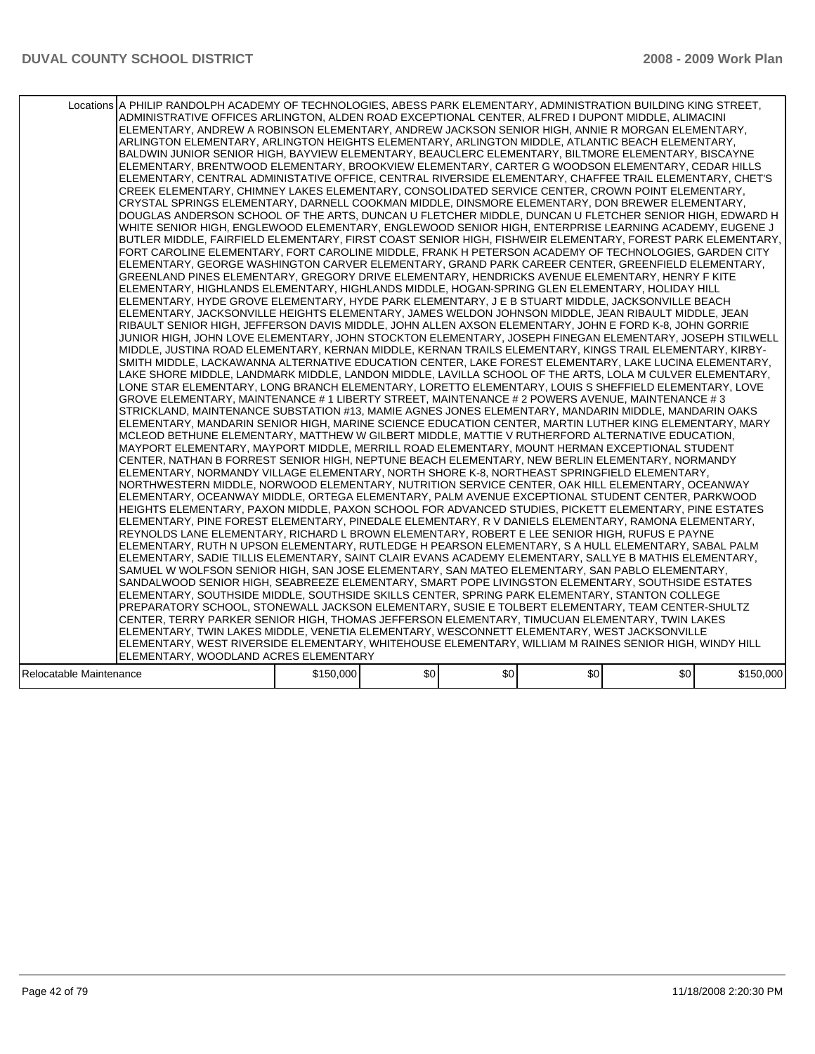| | | | | | | |
|---|---|---|---|---|---|---|
| Locations | A PHILIP RANDOLPH ACADEMY OF TECHNOLOGIES, ABESS PARK ELEMENTARY, ADMINISTRATION BUILDING KING STREET, ADMINISTRATIVE OFFICES ARLINGTON, ALDEN ROAD EXCEPTIONAL CENTER, ALFRED I DUPONT MIDDLE, ALIMACINI ELEMENTARY, ANDREW A ROBINSON ELEMENTARY, ANDREW JACKSON SENIOR HIGH, ANNIE R MORGAN ELEMENTARY, ARLINGTON ELEMENTARY, ARLINGTON HEIGHTS ELEMENTARY, ARLINGTON MIDDLE, ATLANTIC BEACH ELEMENTARY, BALDWIN JUNIOR SENIOR HIGH, BAYVIEW ELEMENTARY, BEAUCLERC ELEMENTARY, BILTMORE ELEMENTARY, BISCAYNE ELEMENTARY, BRENTWOOD ELEMENTARY, BROOKVIEW ELEMENTARY, CARTER G WOODSON ELEMENTARY, CEDAR HILLS ELEMENTARY, CENTRAL ADMINISTATIVE OFFICE, CENTRAL RIVERSIDE ELEMENTARY, CHAFFEE TRAIL ELEMENTARY, CHET'S CREEK ELEMENTARY, CHIMNEY LAKES ELEMENTARY, CONSOLIDATED SERVICE CENTER, CROWN POINT ELEMENTARY, CRYSTAL SPRINGS ELEMENTARY, DARNELL COOKMAN MIDDLE, DINSMORE ELEMENTARY, DON BREWER ELEMENTARY, DOUGLAS ANDERSON SCHOOL OF THE ARTS, DUNCAN U FLETCHER MIDDLE, DUNCAN U FLETCHER SENIOR HIGH, EDWARD H WHITE SENIOR HIGH, ENGLEWOOD ELEMENTARY, ENGLEWOOD SENIOR HIGH, ENTERPRISE LEARNING ACADEMY, EUGENE J BUTLER MIDDLE, FAIRFIELD ELEMENTARY, FIRST COAST SENIOR HIGH, FISHWEIR ELEMENTARY, FOREST PARK ELEMENTARY, FORT CAROLINE ELEMENTARY, FORT CAROLINE MIDDLE, FRANK H PETERSON ACADEMY OF TECHNOLOGIES, GARDEN CITY ELEMENTARY, GEORGE WASHINGTON CARVER ELEMENTARY, GRAND PARK CAREER CENTER, GREENFIELD ELEMENTARY, GREENLAND PINES ELEMENTARY, GREGORY DRIVE ELEMENTARY, HENDRICKS AVENUE ELEMENTARY, HENRY F KITE ELEMENTARY, HIGHLANDS ELEMENTARY, HIGHLANDS MIDDLE, HOGAN-SPRING GLEN ELEMENTARY, HOLIDAY HILL ELEMENTARY, HYDE GROVE ELEMENTARY, HYDE PARK ELEMENTARY, J E B STUART MIDDLE, JACKSONVILLE BEACH ELEMENTARY, JACKSONVILLE HEIGHTS ELEMENTARY, JAMES WELDON JOHNSON MIDDLE, JEAN RIBAULT MIDDLE, JEAN RIBAULT SENIOR HIGH, JEFFERSON DAVIS MIDDLE, JOHN ALLEN AXSON ELEMENTARY, JOHN E FORD K-8, JOHN GORRIE JUNIOR HIGH, JOHN LOVE ELEMENTARY, JOHN STOCKTON ELEMENTARY, JOSEPH FINEGAN ELEMENTARY, JOSEPH STILWELL MIDDLE, JUSTINA ROAD ELEMENTARY, KERNAN MIDDLE, KERNAN TRAILS ELEMENTARY, KINGS TRAIL ELEMENTARY, KIRBY-SMITH MIDDLE, LACKAWANNA ALTERNATIVE EDUCATION CENTER, LAKE FOREST ELEMENTARY, LAKE LUCINA ELEMENTARY, LAKE SHORE MIDDLE, LANDMARK MIDDLE, LANDON MIDDLE, LAVILLA SCHOOL OF THE ARTS, LOLA M CULVER ELEMENTARY, LONE STAR ELEMENTARY, LONG BRANCH ELEMENTARY, LORETTO ELEMENTARY, LOUIS S SHEFFIELD ELEMENTARY, LOVE GROVE ELEMENTARY, MAINTENANCE # 1 LIBERTY STREET, MAINTENANCE # 2 POWERS AVENUE, MAINTENANCE # 3 STRICKLAND, MAINTENANCE SUBSTATION #13, MAMIE AGNES JONES ELEMENTARY, MANDARIN MIDDLE, MANDARIN OAKS ELEMENTARY, MANDARIN SENIOR HIGH, MARINE SCIENCE EDUCATION CENTER, MARTIN LUTHER KING ELEMENTARY, MARY MCLEOD BETHUNE ELEMENTARY, MATTHEW W GILBERT MIDDLE, MATTIE V RUTHERFORD ALTERNATIVE EDUCATION, MAYPORT ELEMENTARY, MAYPORT MIDDLE, MERRILL ROAD ELEMENTARY, MOUNT HERMAN EXCEPTIONAL STUDENT CENTER, NATHAN B FORREST SENIOR HIGH, NEPTUNE BEACH ELEMENTARY, NEW BERLIN ELEMENTARY, NORMANDY ELEMENTARY, NORMANDY VILLAGE ELEMENTARY, NORTH SHORE K-8, NORTHEAST SPRINGFIELD ELEMENTARY, NORTHWESTERN MIDDLE, NORWOOD ELEMENTARY, NUTRITION SERVICE CENTER, OAK HILL ELEMENTARY, OCEANWAY ELEMENTARY, OCEANWAY MIDDLE, ORTEGA ELEMENTARY, PALM AVENUE EXCEPTIONAL STUDENT CENTER, PARKWOOD HEIGHTS ELEMENTARY, PAXON MIDDLE, PAXON SCHOOL FOR ADVANCED STUDIES, PICKETT ELEMENTARY, PINE ESTATES ELEMENTARY, PINE FOREST ELEMENTARY, PINEDALE ELEMENTARY, R V DANIELS ELEMENTARY, RAMONA ELEMENTARY, REYNOLDS LANE ELEMENTARY, RICHARD L BROWN ELEMENTARY, ROBERT E LEE SENIOR HIGH, RUFUS E PAYNE ELEMENTARY, RUTH N UPSON ELEMENTARY, RUTLEDGE H PEARSON ELEMENTARY, S A HULL ELEMENTARY, SABAL PALM ELEMENTARY, SADIE TILLIS ELEMENTARY, SAINT CLAIR EVANS ACADEMY ELEMENTARY, SALLYE B MATHIS ELEMENTARY, SAMUEL W WOLFSON SENIOR HIGH, SAN JOSE ELEMENTARY, SAN MATEO ELEMENTARY, SAN PABLO ELEMENTARY, SANDALWOOD SENIOR HIGH, SEABREEZE ELEMENTARY, SMART POPE LIVINGSTON ELEMENTARY, SOUTHSIDE ESTATES ELEMENTARY, SOUTHSIDE MIDDLE, SOUTHSIDE SKILLS CENTER, SPRING PARK ELEMENTARY, STANTON COLLEGE PREPARATORY SCHOOL, STONEWALL JACKSON ELEMENTARY, SUSIE E TOLBERT ELEMENTARY, TEAM CENTER-SHULTZ CENTER, TERRY PARKER SENIOR HIGH, THOMAS JEFFERSON ELEMENTARY, TIMUCUAN ELEMENTARY, TWIN LAKES ELEMENTARY, TWIN LAKES MIDDLE, VENETIA ELEMENTARY, WESCONNETT ELEMENTARY, WEST JACKSONVILLE ELEMENTARY, WEST RIVERSIDE ELEMENTARY, WHITEHOUSE ELEMENTARY, WILLIAM M RAINES SENIOR HIGH, WINDY HILL ELEMENTARY, WOODLAND ACRES ELEMENTARY | | | | | |
| Relocatable Maintenance | $150,000 | $0 | $0 | $0 | $0 | $150,000 |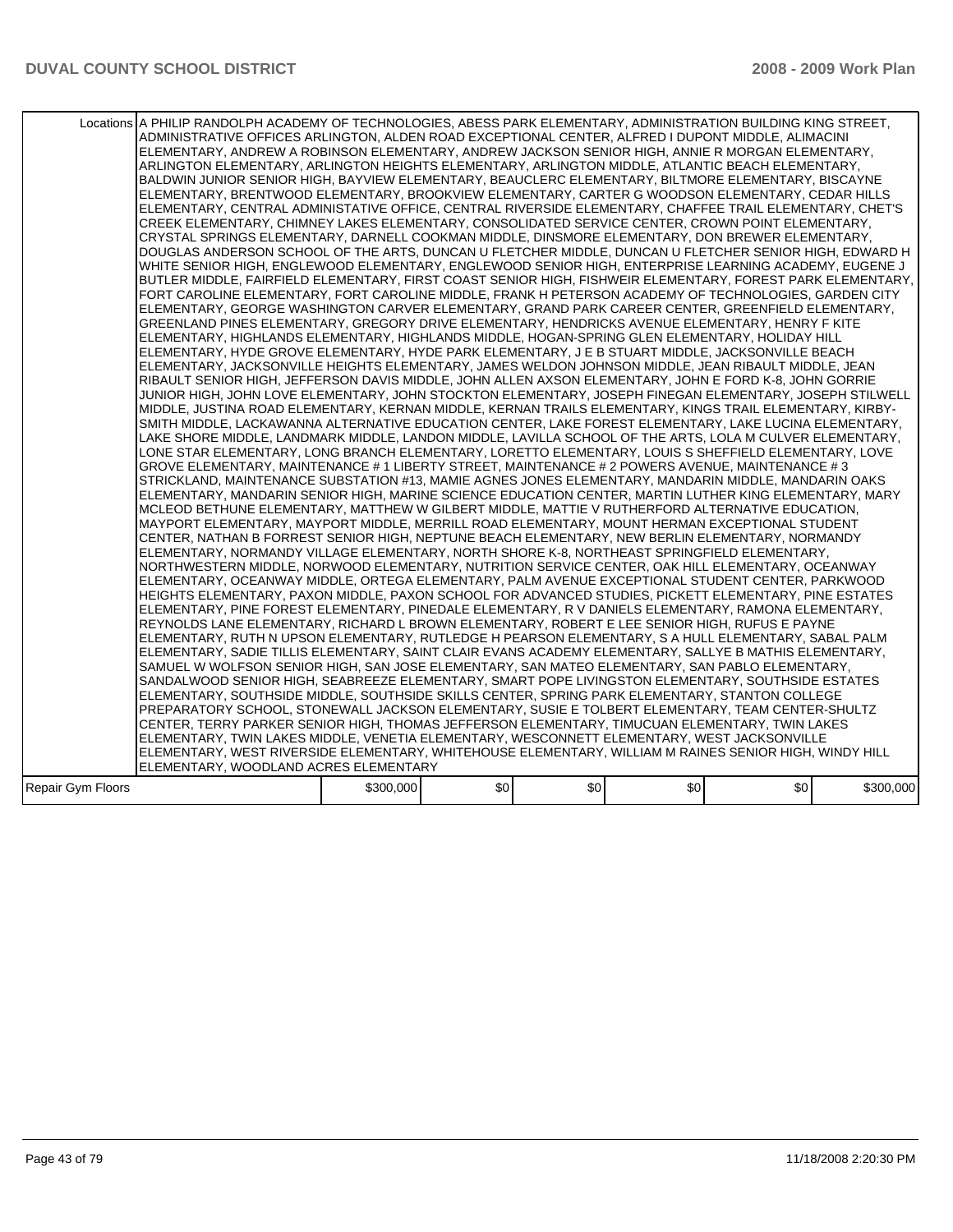| | | | | | | |
|---|---|---|---|---|---|---|
| Locations | A PHILIP RANDOLPH ACADEMY OF TECHNOLOGIES, ABESS PARK ELEMENTARY, ADMINISTRATION BUILDING KING STREET, ADMINISTRATIVE OFFICES ARLINGTON, ALDEN ROAD EXCEPTIONAL CENTER, ALFRED I DUPONT MIDDLE, ALIMACINI ELEMENTARY, ANDREW A ROBINSON ELEMENTARY, ANDREW JACKSON SENIOR HIGH, ANNIE R MORGAN ELEMENTARY, ARLINGTON ELEMENTARY, ARLINGTON HEIGHTS ELEMENTARY, ARLINGTON MIDDLE, ATLANTIC BEACH ELEMENTARY, BALDWIN JUNIOR SENIOR HIGH, BAYVIEW ELEMENTARY, BEAUCLERC ELEMENTARY, BILTMORE ELEMENTARY, BISCAYNE ELEMENTARY, BRENTWOOD ELEMENTARY, BROOKVIEW ELEMENTARY, CARTER G WOODSON ELEMENTARY, CEDAR HILLS ELEMENTARY, CENTRAL ADMINISTATIVE OFFICE, CENTRAL RIVERSIDE ELEMENTARY, CHAFFEE TRAIL ELEMENTARY, CHET'S CREEK ELEMENTARY, CHIMNEY LAKES ELEMENTARY, CONSOLIDATED SERVICE CENTER, CROWN POINT ELEMENTARY, CRYSTAL SPRINGS ELEMENTARY, DARNELL COOKMAN MIDDLE, DINSMORE ELEMENTARY, DON BREWER ELEMENTARY, DOUGLAS ANDERSON SCHOOL OF THE ARTS, DUNCAN U FLETCHER MIDDLE, DUNCAN U FLETCHER SENIOR HIGH, EDWARD H WHITE SENIOR HIGH, ENGLEWOOD ELEMENTARY, ENGLEWOOD SENIOR HIGH, ENTERPRISE LEARNING ACADEMY, EUGENE J BUTLER MIDDLE, FAIRFIELD ELEMENTARY, FIRST COAST SENIOR HIGH, FISHWEIR ELEMENTARY, FOREST PARK ELEMENTARY, FORT CAROLINE ELEMENTARY, FORT CAROLINE MIDDLE, FRANK H PETERSON ACADEMY OF TECHNOLOGIES, GARDEN CITY ELEMENTARY, GEORGE WASHINGTON CARVER ELEMENTARY, GRAND PARK CAREER CENTER, GREENFIELD ELEMENTARY, GREENLAND PINES ELEMENTARY, GREGORY DRIVE ELEMENTARY, HENDRICKS AVENUE ELEMENTARY, HENRY F KITE ELEMENTARY, HIGHLANDS ELEMENTARY, HIGHLANDS MIDDLE, HOGAN-SPRING GLEN ELEMENTARY, HOLIDAY HILL ELEMENTARY, HYDE GROVE ELEMENTARY, HYDE PARK ELEMENTARY, J E B STUART MIDDLE, JACKSONVILLE BEACH ELEMENTARY, JACKSONVILLE HEIGHTS ELEMENTARY, JAMES WELDON JOHNSON MIDDLE, JEAN RIBAULT MIDDLE, JEAN RIBAULT SENIOR HIGH, JEFFERSON DAVIS MIDDLE, JOHN ALLEN AXSON ELEMENTARY, JOHN E FORD K-8, JOHN GORRIE JUNIOR HIGH, JOHN LOVE ELEMENTARY, JOHN STOCKTON ELEMENTARY, JOSEPH FINEGAN ELEMENTARY, JOSEPH STILWELL MIDDLE, JUSTINA ROAD ELEMENTARY, KERNAN MIDDLE, KERNAN TRAILS ELEMENTARY, KINGS TRAIL ELEMENTARY, KIRBY-SMITH MIDDLE, LACKAWANNA ALTERNATIVE EDUCATION CENTER, LAKE FOREST ELEMENTARY, LAKE LUCINA ELEMENTARY, LAKE SHORE MIDDLE, LANDMARK MIDDLE, LANDON MIDDLE, LAVILLA SCHOOL OF THE ARTS, LOLA M CULVER ELEMENTARY, LONE STAR ELEMENTARY, LONG BRANCH ELEMENTARY, LORETTO ELEMENTARY, LOUIS S SHEFFIELD ELEMENTARY, LOVE GROVE ELEMENTARY, MAINTENANCE # 1 LIBERTY STREET, MAINTENANCE # 2 POWERS AVENUE, MAINTENANCE # 3 STRICKLAND, MAINTENANCE SUBSTATION #13, MAMIE AGNES JONES ELEMENTARY, MANDARIN MIDDLE, MANDARIN OAKS ELEMENTARY, MANDARIN SENIOR HIGH, MARINE SCIENCE EDUCATION CENTER, MARTIN LUTHER KING ELEMENTARY, MARY MCLEOD BETHUNE ELEMENTARY, MATTHEW W GILBERT MIDDLE, MATTIE V RUTHERFORD ALTERNATIVE EDUCATION, MAYPORT ELEMENTARY, MAYPORT MIDDLE, MERRILL ROAD ELEMENTARY, MOUNT HERMAN EXCEPTIONAL STUDENT CENTER, NATHAN B FORREST SENIOR HIGH, NEPTUNE BEACH ELEMENTARY, NEW BERLIN ELEMENTARY, NORMANDY ELEMENTARY, NORMANDY VILLAGE ELEMENTARY, NORTH SHORE K-8, NORTHEAST SPRINGFIELD ELEMENTARY, NORTHWESTERN MIDDLE, NORWOOD ELEMENTARY, NUTRITION SERVICE CENTER, OAK HILL ELEMENTARY, OCEANWAY ELEMENTARY, OCEANWAY MIDDLE, ORTEGA ELEMENTARY, PALM AVENUE EXCEPTIONAL STUDENT CENTER, PARKWOOD HEIGHTS ELEMENTARY, PAXON MIDDLE, PAXON SCHOOL FOR ADVANCED STUDIES, PICKETT ELEMENTARY, PINE ESTATES ELEMENTARY, PINE FOREST ELEMENTARY, PINEDALE ELEMENTARY, R V DANIELS ELEMENTARY, RAMONA ELEMENTARY, REYNOLDS LANE ELEMENTARY, RICHARD L BROWN ELEMENTARY, ROBERT E LEE SENIOR HIGH, RUFUS E PAYNE ELEMENTARY, RUTH N UPSON ELEMENTARY, RUTLEDGE H PEARSON ELEMENTARY, S A HULL ELEMENTARY, SABAL PALM ELEMENTARY, SADIE TILLIS ELEMENTARY, SAINT CLAIR EVANS ACADEMY ELEMENTARY, SALLYE B MATHIS ELEMENTARY, SAMUEL W WOLFSON SENIOR HIGH, SAN JOSE ELEMENTARY, SAN MATEO ELEMENTARY, SAN PABLO ELEMENTARY, SANDALWOOD SENIOR HIGH, SEABREEZE ELEMENTARY, SMART POPE LIVINGSTON ELEMENTARY, SOUTHSIDE ESTATES ELEMENTARY, SOUTHSIDE MIDDLE, SOUTHSIDE SKILLS CENTER, SPRING PARK ELEMENTARY, STANTON COLLEGE PREPARATORY SCHOOL, STONEWALL JACKSON ELEMENTARY, SUSIE E TOLBERT ELEMENTARY, TEAM CENTER-SHULTZ CENTER, TERRY PARKER SENIOR HIGH, THOMAS JEFFERSON ELEMENTARY, TIMUCUAN ELEMENTARY, TWIN LAKES ELEMENTARY, TWIN LAKES MIDDLE, VENETIA ELEMENTARY, WESCONNETT ELEMENTARY, WEST JACKSONVILLE ELEMENTARY, WEST RIVERSIDE ELEMENTARY, WHITEHOUSE ELEMENTARY, WILLIAM M RAINES SENIOR HIGH, WINDY HILL ELEMENTARY, WOODLAND ACRES ELEMENTARY | | | | | |
| Repair Gym Floors | $300,000 | $0 | $0 | $0 | $0 | $300,000 |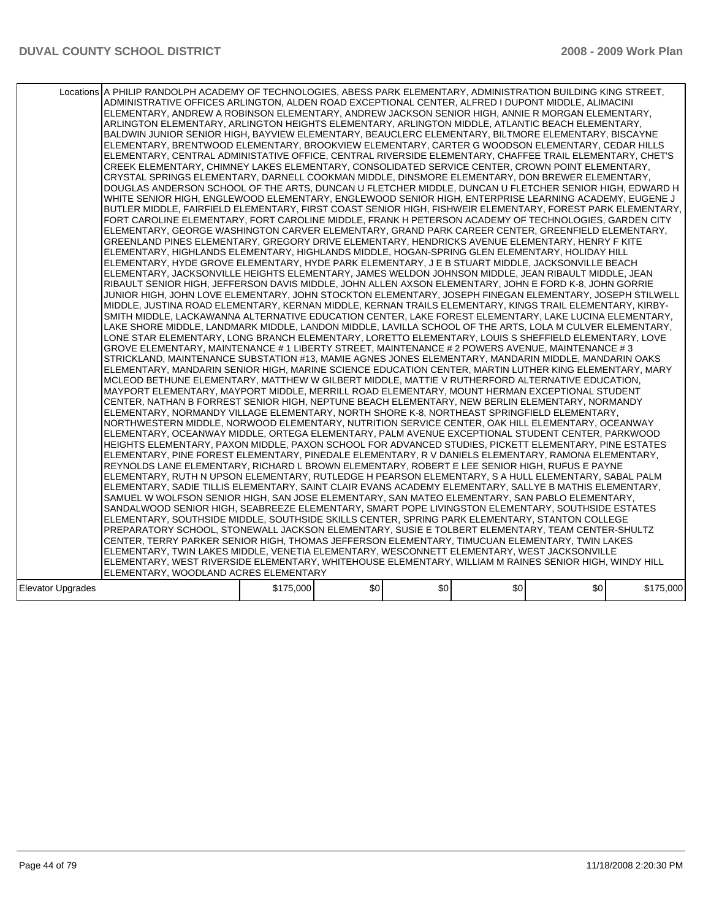| | | | | | | |
|---|---|---|---|---|---|---|
| Locations | A PHILIP RANDOLPH ACADEMY OF TECHNOLOGIES, ABESS PARK ELEMENTARY, ADMINISTRATION BUILDING KING STREET, ADMINISTRATIVE OFFICES ARLINGTON, ALDEN ROAD EXCEPTIONAL CENTER, ALFRED I DUPONT MIDDLE, ALIMACINI ELEMENTARY, ANDREW A ROBINSON ELEMENTARY, ANDREW JACKSON SENIOR HIGH, ANNIE R MORGAN ELEMENTARY, ARLINGTON ELEMENTARY, ARLINGTON HEIGHTS ELEMENTARY, ARLINGTON MIDDLE, ATLANTIC BEACH ELEMENTARY, BALDWIN JUNIOR SENIOR HIGH, BAYVIEW ELEMENTARY, BEAUCLERC ELEMENTARY, BILTMORE ELEMENTARY, BISCAYNE ELEMENTARY, BRENTWOOD ELEMENTARY, BROOKVIEW ELEMENTARY, CARTER G WOODSON ELEMENTARY, CEDAR HILLS ELEMENTARY, CENTRAL ADMINISTATIVE OFFICE, CENTRAL RIVERSIDE ELEMENTARY, CHAFFEE TRAIL ELEMENTARY, CHET'S CREEK ELEMENTARY, CHIMNEY LAKES ELEMENTARY, CONSOLIDATED SERVICE CENTER, CROWN POINT ELEMENTARY, CRYSTAL SPRINGS ELEMENTARY, DARNELL COOKMAN MIDDLE, DINSMORE ELEMENTARY, DON BREWER ELEMENTARY, DOUGLAS ANDERSON SCHOOL OF THE ARTS, DUNCAN U FLETCHER MIDDLE, DUNCAN U FLETCHER SENIOR HIGH, EDWARD H WHITE SENIOR HIGH, ENGLEWOOD ELEMENTARY, ENGLEWOOD SENIOR HIGH, ENTERPRISE LEARNING ACADEMY, EUGENE J BUTLER MIDDLE, FAIRFIELD ELEMENTARY, FIRST COAST SENIOR HIGH, FISHWEIR ELEMENTARY, FOREST PARK ELEMENTARY, FORT CAROLINE ELEMENTARY, FORT CAROLINE MIDDLE, FRANK H PETERSON ACADEMY OF TECHNOLOGIES, GARDEN CITY ELEMENTARY, GEORGE WASHINGTON CARVER ELEMENTARY, GRAND PARK CAREER CENTER, GREENFIELD ELEMENTARY, GREENLAND PINES ELEMENTARY, GREGORY DRIVE ELEMENTARY, HENDRICKS AVENUE ELEMENTARY, HENRY F KITE ELEMENTARY, HIGHLANDS ELEMENTARY, HIGHLANDS MIDDLE, HOGAN-SPRING GLEN ELEMENTARY, HOLIDAY HILL ELEMENTARY, HYDE GROVE ELEMENTARY, HYDE PARK ELEMENTARY, J E B STUART MIDDLE, JACKSONVILLE BEACH ELEMENTARY, JACKSONVILLE HEIGHTS ELEMENTARY, JAMES WELDON JOHNSON MIDDLE, JEAN RIBAULT MIDDLE, JEAN RIBAULT SENIOR HIGH, JEFFERSON DAVIS MIDDLE, JOHN ALLEN AXSON ELEMENTARY, JOHN E FORD K-8, JOHN GORRIE JUNIOR HIGH, JOHN LOVE ELEMENTARY, JOHN STOCKTON ELEMENTARY, JOSEPH FINEGAN ELEMENTARY, JOSEPH STILWELL MIDDLE, JUSTINA ROAD ELEMENTARY, KERNAN MIDDLE, KERNAN TRAILS ELEMENTARY, KINGS TRAIL ELEMENTARY, KIRBY-SMITH MIDDLE, LACKAWANNA ALTERNATIVE EDUCATION CENTER, LAKE FOREST ELEMENTARY, LAKE LUCINA ELEMENTARY, LAKE SHORE MIDDLE, LANDMARK MIDDLE, LANDON MIDDLE, LAVILLA SCHOOL OF THE ARTS, LOLA M CULVER ELEMENTARY, LONE STAR ELEMENTARY, LONG BRANCH ELEMENTARY, LORETTO ELEMENTARY, LOUIS S SHEFFIELD ELEMENTARY, LOVE GROVE ELEMENTARY, MAINTENANCE # 1 LIBERTY STREET, MAINTENANCE # 2 POWERS AVENUE, MAINTENANCE # 3 STRICKLAND, MAINTENANCE SUBSTATION #13, MAMIE AGNES JONES ELEMENTARY, MANDARIN MIDDLE, MANDARIN OAKS ELEMENTARY, MANDARIN SENIOR HIGH, MARINE SCIENCE EDUCATION CENTER, MARTIN LUTHER KING ELEMENTARY, MARY MCLEOD BETHUNE ELEMENTARY, MATTHEW W GILBERT MIDDLE, MATTIE V RUTHERFORD ALTERNATIVE EDUCATION, MAYPORT ELEMENTARY, MAYPORT MIDDLE, MERRILL ROAD ELEMENTARY, MOUNT HERMAN EXCEPTIONAL STUDENT CENTER, NATHAN B FORREST SENIOR HIGH, NEPTUNE BEACH ELEMENTARY, NEW BERLIN ELEMENTARY, NORMANDY ELEMENTARY, NORMANDY VILLAGE ELEMENTARY, NORTH SHORE K-8, NORTHEAST SPRINGFIELD ELEMENTARY, NORTHWESTERN MIDDLE, NORWOOD ELEMENTARY, NUTRITION SERVICE CENTER, OAK HILL ELEMENTARY, OCEANWAY ELEMENTARY, OCEANWAY MIDDLE, ORTEGA ELEMENTARY, PALM AVENUE EXCEPTIONAL STUDENT CENTER, PARKWOOD HEIGHTS ELEMENTARY, PAXON MIDDLE, PAXON SCHOOL FOR ADVANCED STUDIES, PICKETT ELEMENTARY, PINE ESTATES ELEMENTARY, PINE FOREST ELEMENTARY, PINEDALE ELEMENTARY, R V DANIELS ELEMENTARY, RAMONA ELEMENTARY, REYNOLDS LANE ELEMENTARY, RICHARD L BROWN ELEMENTARY, ROBERT E LEE SENIOR HIGH, RUFUS E PAYNE ELEMENTARY, RUTH N UPSON ELEMENTARY, RUTLEDGE H PEARSON ELEMENTARY, S A HULL ELEMENTARY, SABAL PALM ELEMENTARY, SADIE TILLIS ELEMENTARY, SAINT CLAIR EVANS ACADEMY ELEMENTARY, SALLYE B MATHIS ELEMENTARY, SAMUEL W WOLFSON SENIOR HIGH, SAN JOSE ELEMENTARY, SAN MATEO ELEMENTARY, SAN PABLO ELEMENTARY, SANDALWOOD SENIOR HIGH, SEABREEZE ELEMENTARY, SMART POPE LIVINGSTON ELEMENTARY, SOUTHSIDE ESTATES ELEMENTARY, SOUTHSIDE MIDDLE, SOUTHSIDE SKILLS CENTER, SPRING PARK ELEMENTARY, STANTON COLLEGE PREPARATORY SCHOOL, STONEWALL JACKSON ELEMENTARY, SUSIE E TOLBERT ELEMENTARY, TEAM CENTER-SHULTZ CENTER, TERRY PARKER SENIOR HIGH, THOMAS JEFFERSON ELEMENTARY, TIMUCUAN ELEMENTARY, TWIN LAKES ELEMENTARY, TWIN LAKES MIDDLE, VENETIA ELEMENTARY, WESCONNETT ELEMENTARY, WEST JACKSONVILLE ELEMENTARY, WEST RIVERSIDE ELEMENTARY, WHITEHOUSE ELEMENTARY, WILLIAM M RAINES SENIOR HIGH, WINDY HILL ELEMENTARY, WOODLAND ACRES ELEMENTARY | | | | | |
| Elevator Upgrades | $175,000 | $0 | $0 | $0 | $0 | $175,000 |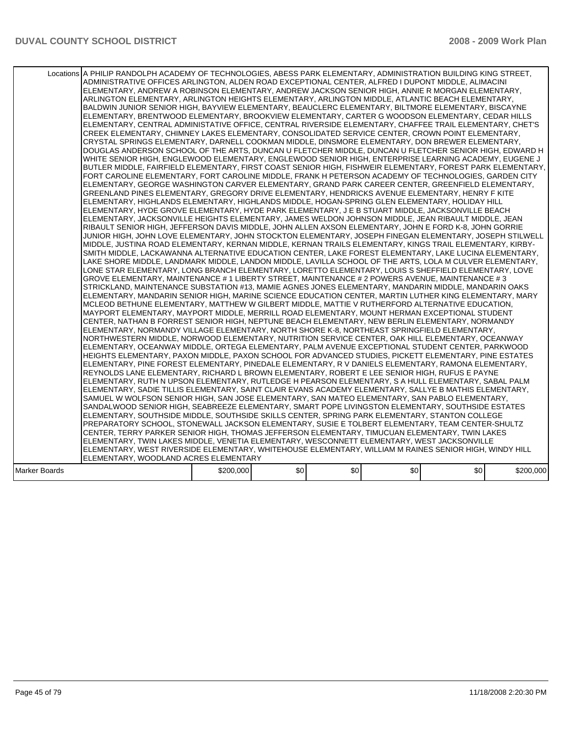| | | | | | | |
|---|---|---|---|---|---|---|
| Locations | A PHILIP RANDOLPH ACADEMY OF TECHNOLOGIES, ABESS PARK ELEMENTARY, ADMINISTRATION BUILDING KING STREET, ADMINISTRATIVE OFFICES ARLINGTON, ALDEN ROAD EXCEPTIONAL CENTER, ALFRED I DUPONT MIDDLE, ALIMACINI ELEMENTARY, ANDREW A ROBINSON ELEMENTARY, ANDREW JACKSON SENIOR HIGH, ANNIE R MORGAN ELEMENTARY, ARLINGTON ELEMENTARY, ARLINGTON HEIGHTS ELEMENTARY, ARLINGTON MIDDLE, ATLANTIC BEACH ELEMENTARY, BALDWIN JUNIOR SENIOR HIGH, BAYVIEW ELEMENTARY, BEAUCLERC ELEMENTARY, BILTMORE ELEMENTARY, BISCAYNE ELEMENTARY, BRENTWOOD ELEMENTARY, BROOKVIEW ELEMENTARY, CARTER G WOODSON ELEMENTARY, CEDAR HILLS ELEMENTARY, CENTRAL ADMINISTATIVE OFFICE, CENTRAL RIVERSIDE ELEMENTARY, CHAFFEE TRAIL ELEMENTARY, CHET'S CREEK ELEMENTARY, CHIMNEY LAKES ELEMENTARY, CONSOLIDATED SERVICE CENTER, CROWN POINT ELEMENTARY, CRYSTAL SPRINGS ELEMENTARY, DARNELL COOKMAN MIDDLE, DINSMORE ELEMENTARY, DON BREWER ELEMENTARY, DOUGLAS ANDERSON SCHOOL OF THE ARTS, DUNCAN U FLETCHER MIDDLE, DUNCAN U FLETCHER SENIOR HIGH, EDWARD H WHITE SENIOR HIGH, ENGLEWOOD ELEMENTARY, ENGLEWOOD SENIOR HIGH, ENTERPRISE LEARNING ACADEMY, EUGENE J BUTLER MIDDLE, FAIRFIELD ELEMENTARY, FIRST COAST SENIOR HIGH, FISHWEIR ELEMENTARY, FOREST PARK ELEMENTARY, FORT CAROLINE ELEMENTARY, FORT CAROLINE MIDDLE, FRANK H PETERSON ACADEMY OF TECHNOLOGIES, GARDEN CITY ELEMENTARY, GEORGE WASHINGTON CARVER ELEMENTARY, GRAND PARK CAREER CENTER, GREENFIELD ELEMENTARY, GREENLAND PINES ELEMENTARY, GREGORY DRIVE ELEMENTARY, HENDRICKS AVENUE ELEMENTARY, HENRY F KITE ELEMENTARY, HIGHLANDS ELEMENTARY, HIGHLANDS MIDDLE, HOGAN-SPRING GLEN ELEMENTARY, HOLIDAY HILL ELEMENTARY, HYDE GROVE ELEMENTARY, HYDE PARK ELEMENTARY, J E B STUART MIDDLE, JACKSONVILLE BEACH ELEMENTARY, JACKSONVILLE HEIGHTS ELEMENTARY, JAMES WELDON JOHNSON MIDDLE, JEAN RIBAULT MIDDLE, JEAN RIBAULT SENIOR HIGH, JEFFERSON DAVIS MIDDLE, JOHN ALLEN AXSON ELEMENTARY, JOHN E FORD K-8, JOHN GORRIE JUNIOR HIGH, JOHN LOVE ELEMENTARY, JOHN STOCKTON ELEMENTARY, JOSEPH FINEGAN ELEMENTARY, JOSEPH STILWELL MIDDLE, JUSTINA ROAD ELEMENTARY, KERNAN MIDDLE, KERNAN TRAILS ELEMENTARY, KINGS TRAIL ELEMENTARY, KIRBY-SMITH MIDDLE, LACKAWANNA ALTERNATIVE EDUCATION CENTER, LAKE FOREST ELEMENTARY, LAKE LUCINA ELEMENTARY, LAKE SHORE MIDDLE, LANDMARK MIDDLE, LANDON MIDDLE, LAVILLA SCHOOL OF THE ARTS, LOLA M CULVER ELEMENTARY, LONE STAR ELEMENTARY, LONG BRANCH ELEMENTARY, LORETTO ELEMENTARY, LOUIS S SHEFFIELD ELEMENTARY, LOVE GROVE ELEMENTARY, MAINTENANCE # 1 LIBERTY STREET, MAINTENANCE # 2 POWERS AVENUE, MAINTENANCE # 3 STRICKLAND, MAINTENANCE SUBSTATION #13, MAMIE AGNES JONES ELEMENTARY, MANDARIN MIDDLE, MANDARIN OAKS ELEMENTARY, MANDARIN SENIOR HIGH, MARINE SCIENCE EDUCATION CENTER, MARTIN LUTHER KING ELEMENTARY, MARY MCLEOD BETHUNE ELEMENTARY, MATTHEW W GILBERT MIDDLE, MATTIE V RUTHERFORD ALTERNATIVE EDUCATION, MAYPORT ELEMENTARY, MAYPORT MIDDLE, MERRILL ROAD ELEMENTARY, MOUNT HERMAN EXCEPTIONAL STUDENT CENTER, NATHAN B FORREST SENIOR HIGH, NEPTUNE BEACH ELEMENTARY, NEW BERLIN ELEMENTARY, NORMANDY ELEMENTARY, NORMANDY VILLAGE ELEMENTARY, NORTH SHORE K-8, NORTHEAST SPRINGFIELD ELEMENTARY, NORTHWESTERN MIDDLE, NORWOOD ELEMENTARY, NUTRITION SERVICE CENTER, OAK HILL ELEMENTARY, OCEANWAY ELEMENTARY, OCEANWAY MIDDLE, ORTEGA ELEMENTARY, PALM AVENUE EXCEPTIONAL STUDENT CENTER, PARKWOOD HEIGHTS ELEMENTARY, PAXON MIDDLE, PAXON SCHOOL FOR ADVANCED STUDIES, PICKETT ELEMENTARY, PINE ESTATES ELEMENTARY, PINE FOREST ELEMENTARY, PINEDALE ELEMENTARY, R V DANIELS ELEMENTARY, RAMONA ELEMENTARY, REYNOLDS LANE ELEMENTARY, RICHARD L BROWN ELEMENTARY, ROBERT E LEE SENIOR HIGH, RUFUS E PAYNE ELEMENTARY, RUTH N UPSON ELEMENTARY, RUTLEDGE H PEARSON ELEMENTARY, S A HULL ELEMENTARY, SABAL PALM ELEMENTARY, SADIE TILLIS ELEMENTARY, SAINT CLAIR EVANS ACADEMY ELEMENTARY, SALLYE B MATHIS ELEMENTARY, SAMUEL W WOLFSON SENIOR HIGH, SAN JOSE ELEMENTARY, SAN MATEO ELEMENTARY, SAN PABLO ELEMENTARY, SANDALWOOD SENIOR HIGH, SEABREEZE ELEMENTARY, SMART POPE LIVINGSTON ELEMENTARY, SOUTHSIDE ESTATES ELEMENTARY, SOUTHSIDE MIDDLE, SOUTHSIDE SKILLS CENTER, SPRING PARK ELEMENTARY, STANTON COLLEGE PREPARATORY SCHOOL, STONEWALL JACKSON ELEMENTARY, SUSIE E TOLBERT ELEMENTARY, TEAM CENTER-SHULTZ CENTER, TERRY PARKER SENIOR HIGH, THOMAS JEFFERSON ELEMENTARY, TIMUCUAN ELEMENTARY, TWIN LAKES ELEMENTARY, TWIN LAKES MIDDLE, VENETIA ELEMENTARY, WESCONNETT ELEMENTARY, WEST JACKSONVILLE ELEMENTARY, WEST RIVERSIDE ELEMENTARY, WHITEHOUSE ELEMENTARY, WILLIAM M RAINES SENIOR HIGH, WINDY HILL ELEMENTARY, WOODLAND ACRES ELEMENTARY | | | | | |
| Marker Boards | $200,000 | $0 | $0 | $0 | $0 | $200,000 |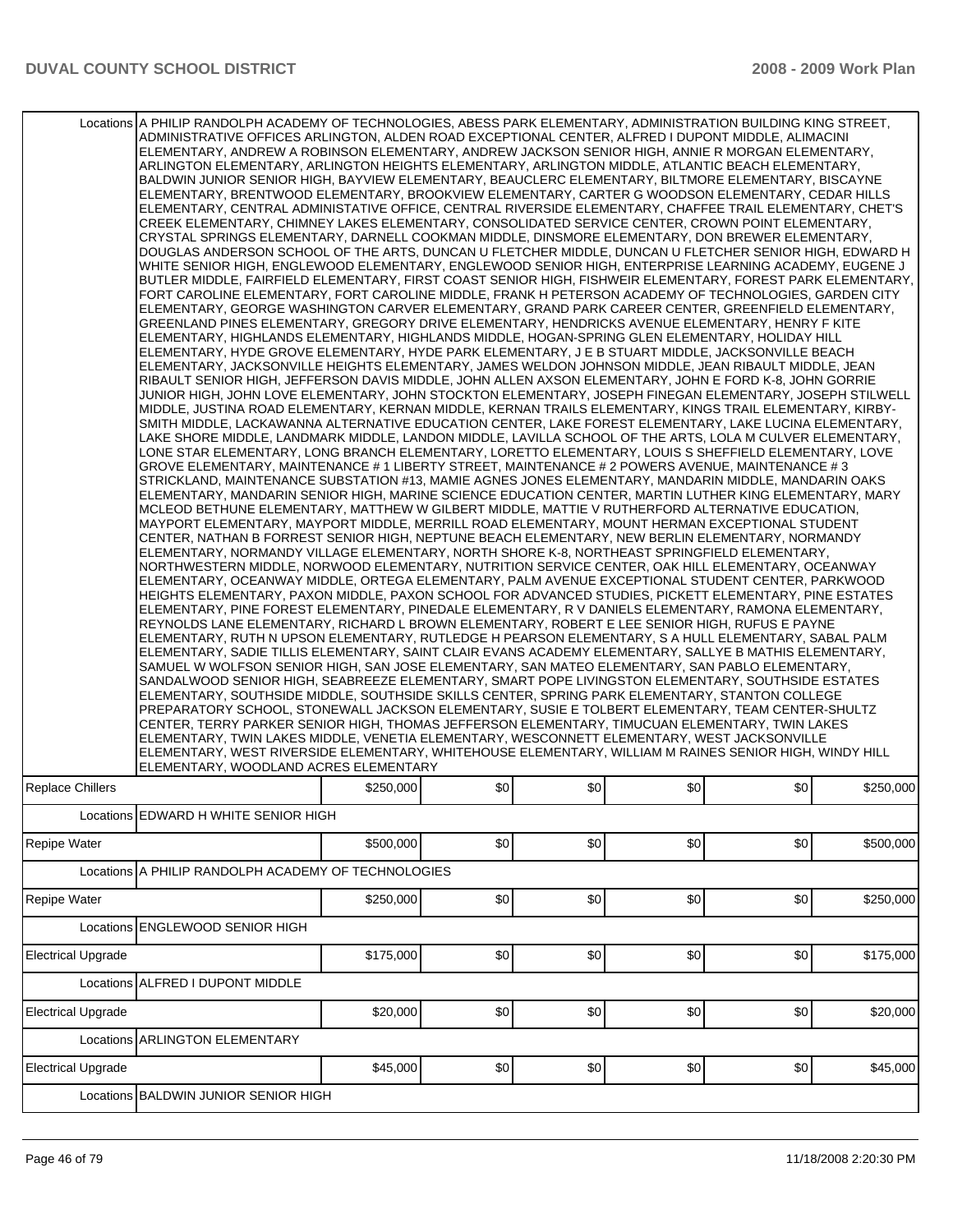| | | | | | | |
|---|---|---|---|---|---|---|
| Locations | A PHILIP RANDOLPH ACADEMY OF TECHNOLOGIES, ABESS PARK ELEMENTARY, ADMINISTRATION BUILDING KING STREET, ADMINISTRATIVE OFFICES ARLINGTON, ALDEN ROAD EXCEPTIONAL CENTER, ALFRED I DUPONT MIDDLE, ALIMACINI ELEMENTARY, ANDREW A ROBINSON ELEMENTARY, ANDREW JACKSON SENIOR HIGH, ANNIE R MORGAN ELEMENTARY, ARLINGTON ELEMENTARY, ARLINGTON HEIGHTS ELEMENTARY, ARLINGTON MIDDLE, ATLANTIC BEACH ELEMENTARY, BALDWIN JUNIOR SENIOR HIGH, BAYVIEW ELEMENTARY, BEAUCLERC ELEMENTARY, BILTMORE ELEMENTARY, BISCAYNE ELEMENTARY, BRENTWOOD ELEMENTARY, BROOKVIEW ELEMENTARY, CARTER G WOODSON ELEMENTARY, CEDAR HILLS ELEMENTARY, CENTRAL ADMINISTATIVE OFFICE, CENTRAL RIVERSIDE ELEMENTARY, CHAFFEE TRAIL ELEMENTARY, CHET'S CREEK ELEMENTARY, CHIMNEY LAKES ELEMENTARY, CONSOLIDATED SERVICE CENTER, CROWN POINT ELEMENTARY, CRYSTAL SPRINGS ELEMENTARY, DARNELL COOKMAN MIDDLE, DINSMORE ELEMENTARY, DON BREWER ELEMENTARY, DOUGLAS ANDERSON SCHOOL OF THE ARTS, DUNCAN U FLETCHER MIDDLE, DUNCAN U FLETCHER SENIOR HIGH, EDWARD H WHITE SENIOR HIGH, ENGLEWOOD ELEMENTARY, ENGLEWOOD SENIOR HIGH, ENTERPRISE LEARNING ACADEMY, EUGENE J BUTLER MIDDLE, FAIRFIELD ELEMENTARY, FIRST COAST SENIOR HIGH, FISHWEIR ELEMENTARY, FOREST PARK ELEMENTARY, FORT CAROLINE ELEMENTARY, FORT CAROLINE MIDDLE, FRANK H PETERSON ACADEMY OF TECHNOLOGIES, GARDEN CITY ELEMENTARY, GEORGE WASHINGTON CARVER ELEMENTARY, GRAND PARK CAREER CENTER, GREENFIELD ELEMENTARY, GREENLAND PINES ELEMENTARY, GREGORY DRIVE ELEMENTARY, HENDRICKS AVENUE ELEMENTARY, HENRY F KITE ELEMENTARY, HIGHLANDS ELEMENTARY, HIGHLANDS MIDDLE, HOGAN-SPRING GLEN ELEMENTARY, HOLIDAY HILL ELEMENTARY, HYDE GROVE ELEMENTARY, HYDE PARK ELEMENTARY, J E B STUART MIDDLE, JACKSONVILLE BEACH ELEMENTARY, JACKSONVILLE HEIGHTS ELEMENTARY, JAMES WELDON JOHNSON MIDDLE, JEAN RIBAULT MIDDLE, JEAN RIBAULT SENIOR HIGH, JEFFERSON DAVIS MIDDLE, JOHN ALLEN AXSON ELEMENTARY, JOHN E FORD K-8, JOHN GORRIE JUNIOR HIGH, JOHN LOVE ELEMENTARY, JOHN STOCKTON ELEMENTARY, JOSEPH FINEGAN ELEMENTARY, JOSEPH STILWELL MIDDLE, JUSTINA ROAD ELEMENTARY, KERNAN MIDDLE, KERNAN TRAILS ELEMENTARY, KINGS TRAIL ELEMENTARY, KIRBY-SMITH MIDDLE, LACKAWANNA ALTERNATIVE EDUCATION CENTER, LAKE FOREST ELEMENTARY, LAKE LUCINA ELEMENTARY, LAKE SHORE MIDDLE, LANDMARK MIDDLE, LANDON MIDDLE, LAVILLA SCHOOL OF THE ARTS, LOLA M CULVER ELEMENTARY, LONE STAR ELEMENTARY, LONG BRANCH ELEMENTARY, LORETTO ELEMENTARY, LOUIS S SHEFFIELD ELEMENTARY, LOVE GROVE ELEMENTARY, MAINTENANCE # 1 LIBERTY STREET, MAINTENANCE # 2 POWERS AVENUE, MAINTENANCE # 3 STRICKLAND, MAINTENANCE SUBSTATION #13, MAMIE AGNES JONES ELEMENTARY, MANDARIN MIDDLE, MANDARIN OAKS ELEMENTARY, MANDARIN SENIOR HIGH, MARINE SCIENCE EDUCATION CENTER, MARTIN LUTHER KING ELEMENTARY, MARY MCLEOD BETHUNE ELEMENTARY, MATTHEW W GILBERT MIDDLE, MATTIE V RUTHERFORD ALTERNATIVE EDUCATION, MAYPORT ELEMENTARY, MAYPORT MIDDLE, MERRILL ROAD ELEMENTARY, MOUNT HERMAN EXCEPTIONAL STUDENT CENTER, NATHAN B FORREST SENIOR HIGH, NEPTUNE BEACH ELEMENTARY, NEW BERLIN ELEMENTARY, NORMANDY ELEMENTARY, NORMANDY VILLAGE ELEMENTARY, NORTH SHORE K-8, NORTHEAST SPRINGFIELD ELEMENTARY, NORTHWESTERN MIDDLE, NORWOOD ELEMENTARY, NUTRITION SERVICE CENTER, OAK HILL ELEMENTARY, OCEANWAY ELEMENTARY, OCEANWAY MIDDLE, ORTEGA ELEMENTARY, PALM AVENUE EXCEPTIONAL STUDENT CENTER, PARKWOOD HEIGHTS ELEMENTARY, PAXON MIDDLE, PAXON SCHOOL FOR ADVANCED STUDIES, PICKETT ELEMENTARY, PINE ESTATES ELEMENTARY, PINE FOREST ELEMENTARY, PINEDALE ELEMENTARY, R V DANIELS ELEMENTARY, RAMONA ELEMENTARY, REYNOLDS LANE ELEMENTARY, RICHARD L BROWN ELEMENTARY, ROBERT E LEE SENIOR HIGH, RUFUS E PAYNE ELEMENTARY, RUTH N UPSON ELEMENTARY, RUTLEDGE H PEARSON ELEMENTARY, S A HULL ELEMENTARY, SABAL PALM ELEMENTARY, SADIE TILLIS ELEMENTARY, SAINT CLAIR EVANS ACADEMY ELEMENTARY, SALLYE B MATHIS ELEMENTARY, SAMUEL W WOLFSON SENIOR HIGH, SAN JOSE ELEMENTARY, SAN MATEO ELEMENTARY, SAN PABLO ELEMENTARY, SANDALWOOD SENIOR HIGH, SEABREEZE ELEMENTARY, SMART POPE LIVINGSTON ELEMENTARY, SOUTHSIDE ESTATES ELEMENTARY, SOUTHSIDE MIDDLE, SOUTHSIDE SKILLS CENTER, SPRING PARK ELEMENTARY, STANTON COLLEGE PREPARATORY SCHOOL, STONEWALL JACKSON ELEMENTARY, SUSIE E TOLBERT ELEMENTARY, TEAM CENTER-SHULTZ CENTER, TERRY PARKER SENIOR HIGH, THOMAS JEFFERSON ELEMENTARY, TIMUCUAN ELEMENTARY, TWIN LAKES ELEMENTARY, TWIN LAKES MIDDLE, VENETIA ELEMENTARY, WESCONNETT ELEMENTARY, WEST JACKSONVILLE ELEMENTARY, WEST RIVERSIDE ELEMENTARY, WHITEHOUSE ELEMENTARY, WILLIAM M RAINES SENIOR HIGH, WINDY HILL ELEMENTARY, WOODLAND ACRES ELEMENTARY | | | | | |
| Replace Chillers | $250,000 | $0 | $0 | $0 | $0 | $250,000 |
| Locations | EDWARD H WHITE SENIOR HIGH | | | | | |
| Repipe Water | $500,000 | $0 | $0 | $0 | $0 | $500,000 |
| Locations | A PHILIP RANDOLPH ACADEMY OF TECHNOLOGIES | | | | | |
| Repipe Water | $250,000 | $0 | $0 | $0 | $0 | $250,000 |
| Locations | ENGLEWOOD SENIOR HIGH | | | | | |
| Electrical Upgrade | $175,000 | $0 | $0 | $0 | $0 | $175,000 |
| Locations | ALFRED I DUPONT MIDDLE | | | | | |
| Electrical Upgrade | $20,000 | $0 | $0 | $0 | $0 | $20,000 |
| Locations | ARLINGTON ELEMENTARY | | | | | |
| Electrical Upgrade | $45,000 | $0 | $0 | $0 | $0 | $45,000 |
| Locations | BALDWIN JUNIOR SENIOR HIGH | | | | | |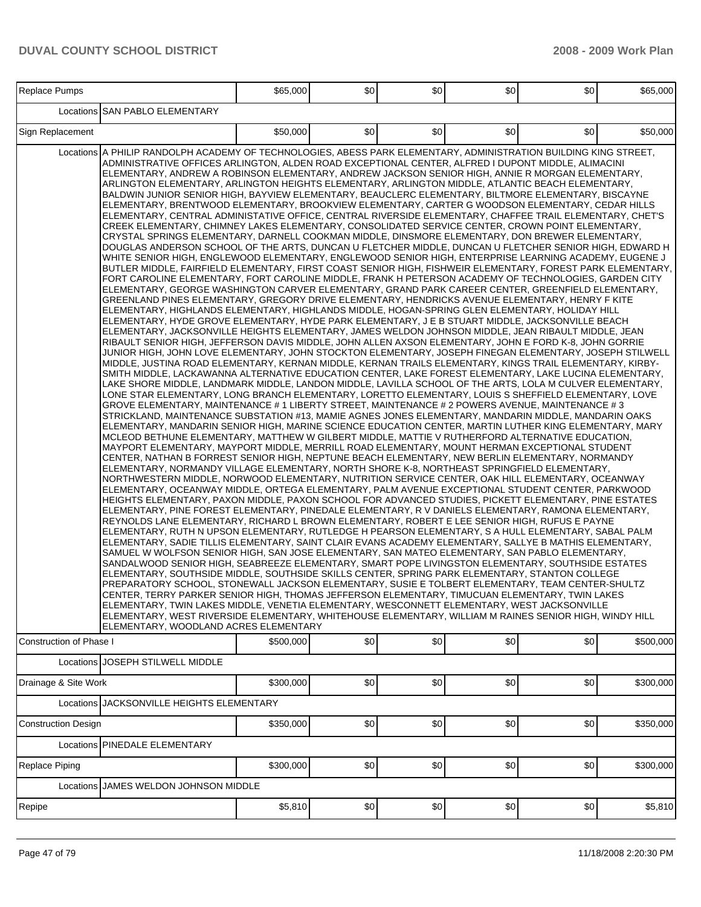| Replace Pumps | | $65,000 | $0 | $0 | $0 | $0 | $65,000 |
|---|---|---|---|---|---|---|---|
| | Locations | SAN PABLO ELEMENTARY | | | | | |
| Sign Replacement | | $50,000 | $0 | $0 | $0 | $0 | $50,000 |
| | Locations | A PHILIP RANDOLPH ACADEMY OF TECHNOLOGIES, ABESS PARK ELEMENTARY, ADMINISTRATION BUILDING KING STREET, ADMINISTRATIVE OFFICES ARLINGTON, ALDEN ROAD EXCEPTIONAL CENTER, ALFRED I DUPONT MIDDLE, ALIMACINI ELEMENTARY, ANDREW A ROBINSON ELEMENTARY, ANDREW JACKSON SENIOR HIGH, ANNIE R MORGAN ELEMENTARY, ARLINGTON ELEMENTARY, ARLINGTON HEIGHTS ELEMENTARY, ARLINGTON MIDDLE, ATLANTIC BEACH ELEMENTARY, BALDWIN JUNIOR SENIOR HIGH, BAYVIEW ELEMENTARY, BEAUCLERC ELEMENTARY, BILTMORE ELEMENTARY, BISCAYNE ELEMENTARY, BRENTWOOD ELEMENTARY, BROOKVIEW ELEMENTARY, CARTER G WOODSON ELEMENTARY, CEDAR HILLS ELEMENTARY, CENTRAL ADMINISTATIVE OFFICE, CENTRAL RIVERSIDE ELEMENTARY, CHAFFEE TRAIL ELEMENTARY, CHET'S CREEK ELEMENTARY, CHIMNEY LAKES ELEMENTARY, CONSOLIDATED SERVICE CENTER, CROWN POINT ELEMENTARY, CRYSTAL SPRINGS ELEMENTARY, DARNELL COOKMAN MIDDLE, DINSMORE ELEMENTARY, DON BREWER ELEMENTARY, DOUGLAS ANDERSON SCHOOL OF THE ARTS, DUNCAN U FLETCHER MIDDLE, DUNCAN U FLETCHER SENIOR HIGH, EDWARD H WHITE SENIOR HIGH, ENGLEWOOD ELEMENTARY, ENGLEWOOD SENIOR HIGH, ENTERPRISE LEARNING ACADEMY, EUGENE J BUTLER MIDDLE, FAIRFIELD ELEMENTARY, FIRST COAST SENIOR HIGH, FISHWEIR ELEMENTARY, FOREST PARK ELEMENTARY, FORT CAROLINE ELEMENTARY, FORT CAROLINE MIDDLE, FRANK H PETERSON ACADEMY OF TECHNOLOGIES, GARDEN CITY ELEMENTARY, GEORGE WASHINGTON CARVER ELEMENTARY, GRAND PARK CAREER CENTER, GREENFIELD ELEMENTARY, GREENLAND PINES ELEMENTARY, GREGORY DRIVE ELEMENTARY, HENDRICKS AVENUE ELEMENTARY, HENRY F KITE ELEMENTARY, HIGHLANDS ELEMENTARY, HIGHLANDS MIDDLE, HOGAN-SPRING GLEN ELEMENTARY, HOLIDAY HILL ELEMENTARY, HYDE GROVE ELEMENTARY, HYDE PARK ELEMENTARY, J E B STUART MIDDLE, JACKSONVILLE BEACH ELEMENTARY, JACKSONVILLE HEIGHTS ELEMENTARY, JAMES WELDON JOHNSON MIDDLE, JEAN RIBAULT MIDDLE, JEAN RIBAULT SENIOR HIGH, JEFFERSON DAVIS MIDDLE, JOHN ALLEN AXSON ELEMENTARY, JOHN E FORD K-8, JOHN GORRIE JUNIOR HIGH, JOHN LOVE ELEMENTARY, JOHN STOCKTON ELEMENTARY, JOSEPH FINEGAN ELEMENTARY, JOSEPH STILWELL MIDDLE, JUSTINA ROAD ELEMENTARY, KERNAN MIDDLE, KERNAN TRAILS ELEMENTARY, KINGS TRAIL ELEMENTARY, KIRBY-SMITH MIDDLE, LACKAWANNA ALTERNATIVE EDUCATION CENTER, LAKE FOREST ELEMENTARY, LAKE LUCINA ELEMENTARY, LAKE SHORE MIDDLE, LANDMARK MIDDLE, LANDON MIDDLE, LAVILLA SCHOOL OF THE ARTS, LOLA M CULVER ELEMENTARY, LONE STAR ELEMENTARY, LONG BRANCH ELEMENTARY, LORETTO ELEMENTARY, LOUIS S SHEFFIELD ELEMENTARY, LOVE GROVE ELEMENTARY, MAINTENANCE # 1 LIBERTY STREET, MAINTENANCE # 2 POWERS AVENUE, MAINTENANCE # 3 STRICKLAND, MAINTENANCE SUBSTATION #13, MAMIE AGNES JONES ELEMENTARY, MANDARIN MIDDLE, MANDARIN OAKS ELEMENTARY, MANDARIN SENIOR HIGH, MARINE SCIENCE EDUCATION CENTER, MARTIN LUTHER KING ELEMENTARY, MARY MCLEOD BETHUNE ELEMENTARY, MATTHEW W GILBERT MIDDLE, MATTIE V RUTHERFORD ALTERNATIVE EDUCATION, MAYPORT ELEMENTARY, MAYPORT MIDDLE, MERRILL ROAD ELEMENTARY, MOUNT HERMAN EXCEPTIONAL STUDENT CENTER, NATHAN B FORREST SENIOR HIGH, NEPTUNE BEACH ELEMENTARY, NEW BERLIN ELEMENTARY, NORMANDY ELEMENTARY, NORMANDY VILLAGE ELEMENTARY, NORTH SHORE K-8, NORTHEAST SPRINGFIELD ELEMENTARY, NORTHWESTERN MIDDLE, NORWOOD ELEMENTARY, NUTRITION SERVICE CENTER, OAK HILL ELEMENTARY, OCEANWAY ELEMENTARY, OCEANWAY MIDDLE, ORTEGA ELEMENTARY, PALM AVENUE EXCEPTIONAL STUDENT CENTER, PARKWOOD HEIGHTS ELEMENTARY, PAXON MIDDLE, PAXON SCHOOL FOR ADVANCED STUDIES, PICKETT ELEMENTARY, PINE ESTATES ELEMENTARY, PINE FOREST ELEMENTARY, PINEDALE ELEMENTARY, R V DANIELS ELEMENTARY, RAMONA ELEMENTARY, REYNOLDS LANE ELEMENTARY, RICHARD L BROWN ELEMENTARY, ROBERT E LEE SENIOR HIGH, RUFUS E PAYNE ELEMENTARY, RUTH N UPSON ELEMENTARY, RUTLEDGE H PEARSON ELEMENTARY, S A HULL ELEMENTARY, SABAL PALM ELEMENTARY, SADIE TILLIS ELEMENTARY, SAINT CLAIR EVANS ACADEMY ELEMENTARY, SALLYE B MATHIS ELEMENTARY, SAMUEL W WOLFSON SENIOR HIGH, SAN JOSE ELEMENTARY, SAN MATEO ELEMENTARY, SAN PABLO ELEMENTARY, SANDALWOOD SENIOR HIGH, SEABREEZE ELEMENTARY, SMART POPE LIVINGSTON ELEMENTARY, SOUTHSIDE ESTATES ELEMENTARY, SOUTHSIDE MIDDLE, SOUTHSIDE SKILLS CENTER, SPRING PARK ELEMENTARY, STANTON COLLEGE PREPARATORY SCHOOL, STONEWALL JACKSON ELEMENTARY, SUSIE E TOLBERT ELEMENTARY, TEAM CENTER-SHULTZ CENTER, TERRY PARKER SENIOR HIGH, THOMAS JEFFERSON ELEMENTARY, TIMUCUAN ELEMENTARY, TWIN LAKES ELEMENTARY, TWIN LAKES MIDDLE, VENETIA ELEMENTARY, WESCONNETT ELEMENTARY, WEST JACKSONVILLE ELEMENTARY, WEST RIVERSIDE ELEMENTARY, WHITEHOUSE ELEMENTARY, WILLIAM M RAINES SENIOR HIGH, WINDY HILL ELEMENTARY, WOODLAND ACRES ELEMENTARY | | | | | |
| Construction of Phase I | | $500,000 | $0 | $0 | $0 | $0 | $500,000 |
| | Locations | JOSEPH STILWELL MIDDLE | | | | | |
| Drainage & Site Work | | $300,000 | $0 | $0 | $0 | $0 | $300,000 |
| | Locations | JACKSONVILLE HEIGHTS ELEMENTARY | | | | | |
| Construction Design | | $350,000 | $0 | $0 | $0 | $0 | $350,000 |
| | Locations | PINEDALE ELEMENTARY | | | | | |
| Replace Piping | | $300,000 | $0 | $0 | $0 | $0 | $300,000 |
| | Locations | JAMES WELDON JOHNSON MIDDLE | | | | | |
| Repipe | | $5,810 | $0 | $0 | $0 | $0 | $5,810 |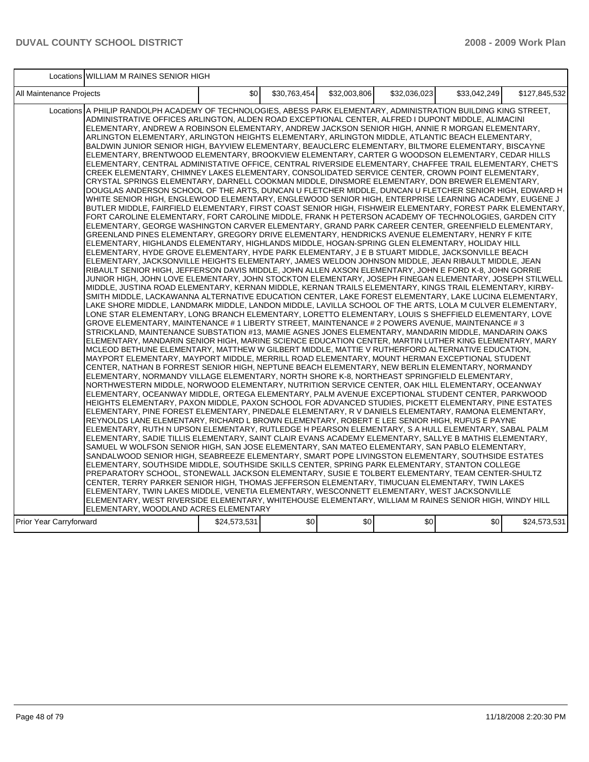| | | | | | | | |
|---|---|---|---|---|---|---|---|
| | Locations | WILLIAM M RAINES SENIOR HIGH | | | | | |
| All Maintenance Projects | | $0 | $30,763,454 | $32,003,806 | $32,036,023 | $33,042,249 | $127,845,532 |
| | Locations | A PHILIP RANDOLPH ACADEMY OF TECHNOLOGIES, ABESS PARK ELEMENTARY, ADMINISTRATION BUILDING KING STREET, ADMINISTRATIVE OFFICES ARLINGTON, ALDEN ROAD EXCEPTIONAL CENTER, ALFRED I DUPONT MIDDLE, ALIMACINI ELEMENTARY, ANDREW A ROBINSON ELEMENTARY, ANDREW JACKSON SENIOR HIGH, ANNIE R MORGAN ELEMENTARY, ARLINGTON ELEMENTARY, ARLINGTON HEIGHTS ELEMENTARY, ARLINGTON MIDDLE, ATLANTIC BEACH ELEMENTARY, BALDWIN JUNIOR SENIOR HIGH, BAYVIEW ELEMENTARY, BEAUCLERC ELEMENTARY, BILTMORE ELEMENTARY, BISCAYNE ELEMENTARY, BRENTWOOD ELEMENTARY, BROOKVIEW ELEMENTARY, CARTER G WOODSON ELEMENTARY, CEDAR HILLS ELEMENTARY, CENTRAL ADMINISTATIVE OFFICE, CENTRAL RIVERSIDE ELEMENTARY, CHAFFEE TRAIL ELEMENTARY, CHET'S CREEK ELEMENTARY, CHIMNEY LAKES ELEMENTARY, CONSOLIDATED SERVICE CENTER, CROWN POINT ELEMENTARY, CRYSTAL SPRINGS ELEMENTARY, DARNELL COOKMAN MIDDLE, DINSMORE ELEMENTARY, DON BREWER ELEMENTARY, DOUGLAS ANDERSON SCHOOL OF THE ARTS, DUNCAN U FLETCHER MIDDLE, DUNCAN U FLETCHER SENIOR HIGH, EDWARD H WHITE SENIOR HIGH, ENGLEWOOD ELEMENTARY, ENGLEWOOD SENIOR HIGH, ENTERPRISE LEARNING ACADEMY, EUGENE J BUTLER MIDDLE, FAIRFIELD ELEMENTARY, FIRST COAST SENIOR HIGH, FISHWEIR ELEMENTARY, FOREST PARK ELEMENTARY, FORT CAROLINE ELEMENTARY, FORT CAROLINE MIDDLE, FRANK H PETERSON ACADEMY OF TECHNOLOGIES, GARDEN CITY ELEMENTARY, GEORGE WASHINGTON CARVER ELEMENTARY, GRAND PARK CAREER CENTER, GREENFIELD ELEMENTARY, GREENLAND PINES ELEMENTARY, GREGORY DRIVE ELEMENTARY, HENDRICKS AVENUE ELEMENTARY, HENRY F KITE ELEMENTARY, HIGHLANDS ELEMENTARY, HIGHLANDS MIDDLE, HOGAN-SPRING GLEN ELEMENTARY, HOLIDAY HILL ELEMENTARY, HYDE GROVE ELEMENTARY, HYDE PARK ELEMENTARY, J E B STUART MIDDLE, JACKSONVILLE BEACH ELEMENTARY, JACKSONVILLE HEIGHTS ELEMENTARY, JAMES WELDON JOHNSON MIDDLE, JEAN RIBAULT MIDDLE, JEAN RIBAULT SENIOR HIGH, JEFFERSON DAVIS MIDDLE, JOHN ALLEN AXSON ELEMENTARY, JOHN E FORD K-8, JOHN GORRIE JUNIOR HIGH, JOHN LOVE ELEMENTARY, JOHN STOCKTON ELEMENTARY, JOSEPH FINEGAN ELEMENTARY, JOSEPH STILWELL MIDDLE, JUSTINA ROAD ELEMENTARY, KERNAN MIDDLE, KERNAN TRAILS ELEMENTARY, KINGS TRAIL ELEMENTARY, KIRBY-SMITH MIDDLE, LACKAWANNA ALTERNATIVE EDUCATION CENTER, LAKE FOREST ELEMENTARY, LAKE LUCINA ELEMENTARY, LAKE SHORE MIDDLE, LANDMARK MIDDLE, LANDON MIDDLE, LAVILLA SCHOOL OF THE ARTS, LOLA M CULVER ELEMENTARY, LONE STAR ELEMENTARY, LONG BRANCH ELEMENTARY, LORETTO ELEMENTARY, LOUIS S SHEFFIELD ELEMENTARY, LOVE GROVE ELEMENTARY, MAINTENANCE # 1 LIBERTY STREET, MAINTENANCE # 2 POWERS AVENUE, MAINTENANCE # 3 STRICKLAND, MAINTENANCE SUBSTATION #13, MAMIE AGNES JONES ELEMENTARY, MANDARIN MIDDLE, MANDARIN OAKS ELEMENTARY, MANDARIN SENIOR HIGH, MARINE SCIENCE EDUCATION CENTER, MARTIN LUTHER KING ELEMENTARY, MARY MCLEOD BETHUNE ELEMENTARY, MATTHEW W GILBERT MIDDLE, MATTIE V RUTHERFORD ALTERNATIVE EDUCATION, MAYPORT ELEMENTARY, MAYPORT MIDDLE, MERRILL ROAD ELEMENTARY, MOUNT HERMAN EXCEPTIONAL STUDENT CENTER, NATHAN B FORREST SENIOR HIGH, NEPTUNE BEACH ELEMENTARY, NEW BERLIN ELEMENTARY, NORMANDY ELEMENTARY, NORMANDY VILLAGE ELEMENTARY, NORTH SHORE K-8, NORTHEAST SPRINGFIELD ELEMENTARY, NORTHWESTERN MIDDLE, NORWOOD ELEMENTARY, NUTRITION SERVICE CENTER, OAK HILL ELEMENTARY, OCEANWAY ELEMENTARY, OCEANWAY MIDDLE, ORTEGA ELEMENTARY, PALM AVENUE EXCEPTIONAL STUDENT CENTER, PARKWOOD HEIGHTS ELEMENTARY, PAXON MIDDLE, PAXON SCHOOL FOR ADVANCED STUDIES, PICKETT ELEMENTARY, PINE ESTATES ELEMENTARY, PINE FOREST ELEMENTARY, PINEDALE ELEMENTARY, R V DANIELS ELEMENTARY, RAMONA ELEMENTARY, REYNOLDS LANE ELEMENTARY, RICHARD L BROWN ELEMENTARY, ROBERT E LEE SENIOR HIGH, RUFUS E PAYNE ELEMENTARY, RUTH N UPSON ELEMENTARY, RUTLEDGE H PEARSON ELEMENTARY, S A HULL ELEMENTARY, SABAL PALM ELEMENTARY, SADIE TILLIS ELEMENTARY, SAINT CLAIR EVANS ACADEMY ELEMENTARY, SALLYE B MATHIS ELEMENTARY, SAMUEL W WOLFSON SENIOR HIGH, SAN JOSE ELEMENTARY, SAN MATEO ELEMENTARY, SAN PABLO ELEMENTARY, SANDALWOOD SENIOR HIGH, SEABREEZE ELEMENTARY, SMART POPE LIVINGSTON ELEMENTARY, SOUTHSIDE ESTATES ELEMENTARY, SOUTHSIDE MIDDLE, SOUTHSIDE SKILLS CENTER, SPRING PARK ELEMENTARY, STANTON COLLEGE PREPARATORY SCHOOL, STONEWALL JACKSON ELEMENTARY, SUSIE E TOLBERT ELEMENTARY, TEAM CENTER-SHULTZ CENTER, TERRY PARKER SENIOR HIGH, THOMAS JEFFERSON ELEMENTARY, TIMUCUAN ELEMENTARY, TWIN LAKES ELEMENTARY, TWIN LAKES MIDDLE, VENETIA ELEMENTARY, WESCONNETT ELEMENTARY, WEST JACKSONVILLE ELEMENTARY, WEST RIVERSIDE ELEMENTARY, WHITEHOUSE ELEMENTARY, WILLIAM M RAINES SENIOR HIGH, WINDY HILL ELEMENTARY, WOODLAND ACRES ELEMENTARY | | | | | |
| Prior Year Carryforward | | $24,573,531 | $0 | $0 | $0 | $0 | $24,573,531 |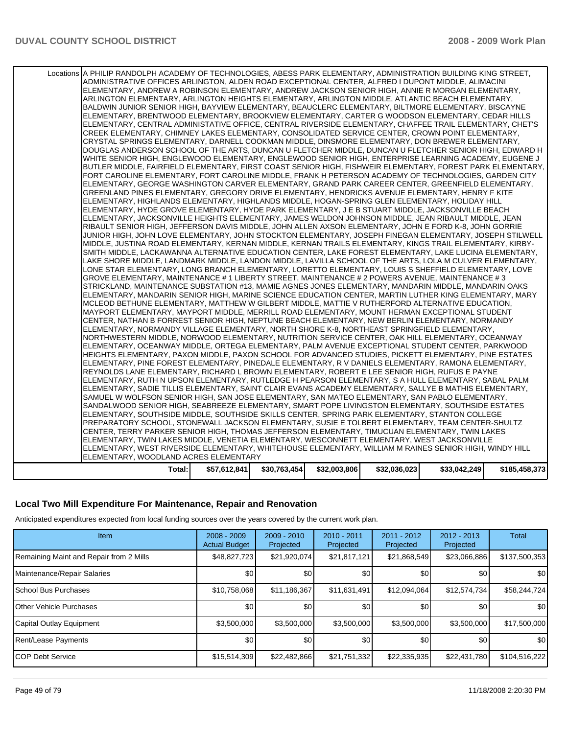| | | | | | | |
|---|---|---|---|---|---|---|
| Locations | A PHILIP RANDOLPH ACADEMY OF TECHNOLOGIES, ABESS PARK ELEMENTARY, ADMINISTRATION BUILDING KING STREET, ADMINISTRATIVE OFFICES ARLINGTON, ALDEN ROAD EXCEPTIONAL CENTER, ALFRED I DUPONT MIDDLE, ALIMACINI ELEMENTARY, ANDREW A ROBINSON ELEMENTARY, ANDREW JACKSON SENIOR HIGH, ANNIE R MORGAN ELEMENTARY, ARLINGTON ELEMENTARY, ARLINGTON HEIGHTS ELEMENTARY, ARLINGTON MIDDLE, ATLANTIC BEACH ELEMENTARY, BALDWIN JUNIOR SENIOR HIGH, BAYVIEW ELEMENTARY, BEAUCLERC ELEMENTARY, BILTMORE ELEMENTARY, BISCAYNE ELEMENTARY, BRENTWOOD ELEMENTARY, BROOKVIEW ELEMENTARY, CARTER G WOODSON ELEMENTARY, CEDAR HILLS ELEMENTARY, CENTRAL ADMINISTATIVE OFFICE, CENTRAL RIVERSIDE ELEMENTARY, CHAFFEE TRAIL ELEMENTARY, CHET'S CREEK ELEMENTARY, CHIMNEY LAKES ELEMENTARY, CONSOLIDATED SERVICE CENTER, CROWN POINT ELEMENTARY, CRYSTAL SPRINGS ELEMENTARY, DARNELL COOKMAN MIDDLE, DINSMORE ELEMENTARY, DON BREWER ELEMENTARY, DOUGLAS ANDERSON SCHOOL OF THE ARTS, DUNCAN U FLETCHER MIDDLE, DUNCAN U FLETCHER SENIOR HIGH, EDWARD H WHITE SENIOR HIGH, ENGLEWOOD ELEMENTARY, ENGLEWOOD SENIOR HIGH, ENTERPRISE LEARNING ACADEMY, EUGENE J BUTLER MIDDLE, FAIRFIELD ELEMENTARY, FIRST COAST SENIOR HIGH, FISHWEIR ELEMENTARY, FOREST PARK ELEMENTARY, FORT CAROLINE ELEMENTARY, FORT CAROLINE MIDDLE, FRANK H PETERSON ACADEMY OF TECHNOLOGIES, GARDEN CITY ELEMENTARY, GEORGE WASHINGTON CARVER ELEMENTARY, GRAND PARK CAREER CENTER, GREENFIELD ELEMENTARY, GREENLAND PINES ELEMENTARY, GREGORY DRIVE ELEMENTARY, HENDRICKS AVENUE ELEMENTARY, HENRY F KITE ELEMENTARY, HIGHLANDS ELEMENTARY, HIGHLANDS MIDDLE, HOGAN-SPRING GLEN ELEMENTARY, HOLIDAY HILL ELEMENTARY, HYDE GROVE ELEMENTARY, HYDE PARK ELEMENTARY, J E B STUART MIDDLE, JACKSONVILLE BEACH ELEMENTARY, JACKSONVILLE HEIGHTS ELEMENTARY, JAMES WELDON JOHNSON MIDDLE, JEAN RIBAULT MIDDLE, JEAN RIBAULT SENIOR HIGH, JEFFERSON DAVIS MIDDLE, JOHN ALLEN AXSON ELEMENTARY, JOHN E FORD K-8, JOHN GORRIE JUNIOR HIGH, JOHN LOVE ELEMENTARY, JOHN STOCKTON ELEMENTARY, JOSEPH FINEGAN ELEMENTARY, JOSEPH STILWELL MIDDLE, JUSTINA ROAD ELEMENTARY, KERNAN MIDDLE, KERNAN TRAILS ELEMENTARY, KINGS TRAIL ELEMENTARY, KIRBY-SMITH MIDDLE, LACKAWANNA ALTERNATIVE EDUCATION CENTER, LAKE FOREST ELEMENTARY, LAKE LUCINA ELEMENTARY, LAKE SHORE MIDDLE, LANDMARK MIDDLE, LANDON MIDDLE, LAVILLA SCHOOL OF THE ARTS, LOLA M CULVER ELEMENTARY, LONE STAR ELEMENTARY, LONG BRANCH ELEMENTARY, LORETTO ELEMENTARY, LOUIS S SHEFFIELD ELEMENTARY, LOVE GROVE ELEMENTARY, MAINTENANCE # 1 LIBERTY STREET, MAINTENANCE # 2 POWERS AVENUE, MAINTENANCE # 3 STRICKLAND, MAINTENANCE SUBSTATION #13, MAMIE AGNES JONES ELEMENTARY, MANDARIN MIDDLE, MANDARIN OAKS ELEMENTARY, MANDARIN SENIOR HIGH, MARINE SCIENCE EDUCATION CENTER, MARTIN LUTHER KING ELEMENTARY, MARY MCLEOD BETHUNE ELEMENTARY, MATTHEW W GILBERT MIDDLE, MATTIE V RUTHERFORD ALTERNATIVE EDUCATION, MAYPORT ELEMENTARY, MAYPORT MIDDLE, MERRILL ROAD ELEMENTARY, MOUNT HERMAN EXCEPTIONAL STUDENT CENTER, NATHAN B FORREST SENIOR HIGH, NEPTUNE BEACH ELEMENTARY, NEW BERLIN ELEMENTARY, NORMANDY ELEMENTARY, NORMANDY VILLAGE ELEMENTARY, NORTH SHORE K-8, NORTHEAST SPRINGFIELD ELEMENTARY, NORTHWESTERN MIDDLE, NORWOOD ELEMENTARY, NUTRITION SERVICE CENTER, OAK HILL ELEMENTARY, OCEANWAY ELEMENTARY, OCEANWAY MIDDLE, ORTEGA ELEMENTARY, PALM AVENUE EXCEPTIONAL STUDENT CENTER, PARKWOOD HEIGHTS ELEMENTARY, PAXON MIDDLE, PAXON SCHOOL FOR ADVANCED STUDIES, PICKETT ELEMENTARY, PINE ESTATES ELEMENTARY, PINE FOREST ELEMENTARY, PINEDALE ELEMENTARY, R V DANIELS ELEMENTARY, RAMONA ELEMENTARY, REYNOLDS LANE ELEMENTARY, RICHARD L BROWN ELEMENTARY, ROBERT E LEE SENIOR HIGH, RUFUS E PAYNE ELEMENTARY, RUTH N UPSON ELEMENTARY, RUTLEDGE H PEARSON ELEMENTARY, S A HULL ELEMENTARY, SABAL PALM ELEMENTARY, SADIE TILLIS ELEMENTARY, SAINT CLAIR EVANS ACADEMY ELEMENTARY, SALLYE B MATHIS ELEMENTARY, SAMUEL W WOLFSON SENIOR HIGH, SAN JOSE ELEMENTARY, SAN MATEO ELEMENTARY, SAN PABLO ELEMENTARY, SANDALWOOD SENIOR HIGH, SEABREEZE ELEMENTARY, SMART POPE LIVINGSTON ELEMENTARY, SOUTHSIDE ESTATES ELEMENTARY, SOUTHSIDE MIDDLE, SOUTHSIDE SKILLS CENTER, SPRING PARK ELEMENTARY, STANTON COLLEGE PREPARATORY SCHOOL, STONEWALL JACKSON ELEMENTARY, SUSIE E TOLBERT ELEMENTARY, TEAM CENTER-SHULTZ CENTER, TERRY PARKER SENIOR HIGH, THOMAS JEFFERSON ELEMENTARY, TIMUCUAN ELEMENTARY, TWIN LAKES ELEMENTARY, TWIN LAKES MIDDLE, VENETIA ELEMENTARY, WESCONNETT ELEMENTARY, WEST JACKSONVILLE ELEMENTARY, WEST RIVERSIDE ELEMENTARY, WHITEHOUSE ELEMENTARY, WILLIAM M RAINES SENIOR HIGH, WINDY HILL ELEMENTARY, WOODLAND ACRES ELEMENTARY | | | | | |
| | **Total:** | **$57,612,841** | **$30,763,454** | **$32,003,806** | **$32,036,023** | **$33,042,249** | **$185,458,373** |

## Local Two Mill Expenditure For Maintenance, Repair and Renovation

Anticipated expenditures expected from local funding sources over the years covered by the current work plan.

| Item | 2008 - 2009 Actual Budget | 2009 - 2010 Projected | 2010 - 2011 Projected | 2011 - 2012 Projected | 2012 - 2013 Projected | Total |
|---|---|---|---|---|---|---|
| Remaining Maint and Repair from 2 Mills | $48,827,723 | $21,920,074 | $21,817,121 | $21,868,549 | $23,066,886 | $137,500,353 |
| Maintenance/Repair Salaries | $0 | $0 | $0 | $0 | $0 | $0 |
| School Bus Purchases | $10,758,068 | $11,186,367 | $11,631,491 | $12,094,064 | $12,574,734 | $58,244,724 |
| Other Vehicle Purchases | $0 | $0 | $0 | $0 | $0 | $0 |
| Capital Outlay Equipment | $3,500,000 | $3,500,000 | $3,500,000 | $3,500,000 | $3,500,000 | $17,500,000 |
| Rent/Lease Payments | $0 | $0 | $0 | $0 | $0 | $0 |
| COP Debt Service | $15,514,309 | $22,482,866 | $21,751,332 | $22,335,935 | $22,431,780 | $104,516,222 |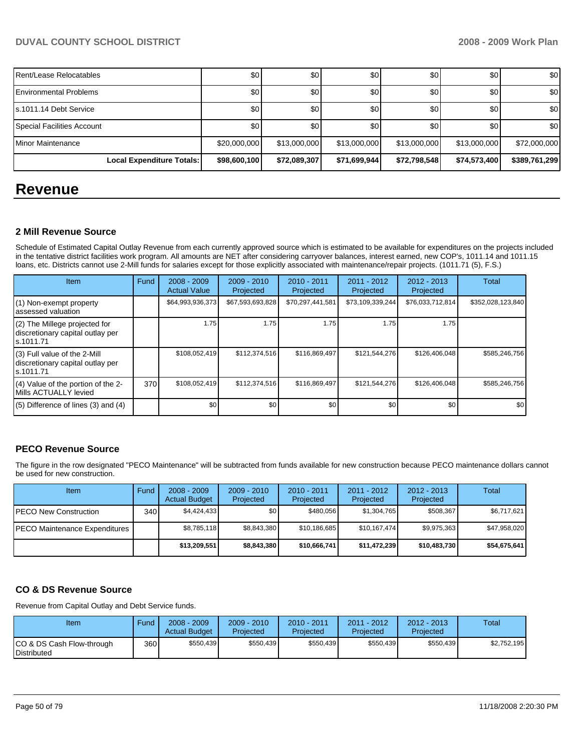| Rent/Lease Relocatables | $0 | $0 | $0 | $0 | $0 | $0 |
|---|---|---|---|---|---|---|
| Environmental Problems | $0 | $0 | $0 | $0 | $0 | $0 |
| s.1011.14 Debt Service | $0 | $0 | $0 | $0 | $0 | $0 |
| Special Facilities Account | $0 | $0 | $0 | $0 | $0 | $0 |
| Minor Maintenance | $20,000,000 | $13,000,000 | $13,000,000 | $13,000,000 | $13,000,000 | $72,000,000 |
| **Local Expenditure Totals:** | **$98,600,100** | **$72,089,307** | **$71,699,944** | **$72,798,548** | **$74,573,400** | **$389,761,299** |

# Revenue

### 2 Mill Revenue Source

Schedule of Estimated Capital Outlay Revenue from each currently approved source which is estimated to be available for expenditures on the projects included in the tentative district facilities work program. All amounts are NET after considering carryover balances, interest earned, new COP's, 1011.14 and 1011.15 loans, etc. Districts cannot use 2-Mill funds for salaries except for those explicitly associated with maintenance/repair projects. (1011.71 (5), F.S.)

| Item | Fund | 2008 - 2009 Actual Value | 2009 - 2010 Projected | 2010 - 2011 Projected | 2011 - 2012 Projected | 2012 - 2013 Projected | Total |
|---|---|---|---|---|---|---|---|
| (1) Non-exempt property assessed valuation | | $64,993,936,373 | $67,593,693,828 | $70,297,441,581 | $73,109,339,244 | $76,033,712,814 | $352,028,123,840 |
| (2) The Millege projected for discretionary capital outlay per s.1011.71 | | 1.75 | 1.75 | 1.75 | 1.75 | 1.75 | |
| (3) Full value of the 2-Mill discretionary capital outlay per s.1011.71 | | $108,052,419 | $112,374,516 | $116,869,497 | $121,544,276 | $126,406,048 | $585,246,756 |
| (4) Value of the portion of the 2-Mills ACTUALLY levied | 370 | $108,052,419 | $112,374,516 | $116,869,497 | $121,544,276 | $126,406,048 | $585,246,756 |
| (5) Difference of lines (3) and (4) | | $0 | $0 | $0 | $0 | $0 | $0 |

### PECO Revenue Source

The figure in the row designated "PECO Maintenance" will be subtracted from funds available for new construction because PECO maintenance dollars cannot be used for new construction.

| Item | Fund | 2008 - 2009 Actual Budget | 2009 - 2010 Projected | 2010 - 2011 Projected | 2011 - 2012 Projected | 2012 - 2013 Projected | Total |
|---|---|---|---|---|---|---|---|
| PECO New Construction | 340 | $4,424,433 | $0 | $480,056 | $1,304,765 | $508,367 | $6,717,621 |
| PECO Maintenance Expenditures | | $8,785,118 | $8,843,380 | $10,186,685 | $10,167,474 | $9,975,363 | $47,958,020 |
| | | **$13,209,551** | **$8,843,380** | **$10,666,741** | **$11,472,239** | **$10,483,730** | **$54,675,641** |

### CO & DS Revenue Source

Revenue from Capital Outlay and Debt Service funds.

| Item | Fund | 2008 - 2009 Actual Budget | 2009 - 2010 Projected | 2010 - 2011 Projected | 2011 - 2012 Projected | 2012 - 2013 Projected | Total |
|---|---|---|---|---|---|---|---|
| CO & DS Cash Flow-through Distributed | 360 | $550,439 | $550,439 | $550,439 | $550,439 | $550,439 | $2,752,195 |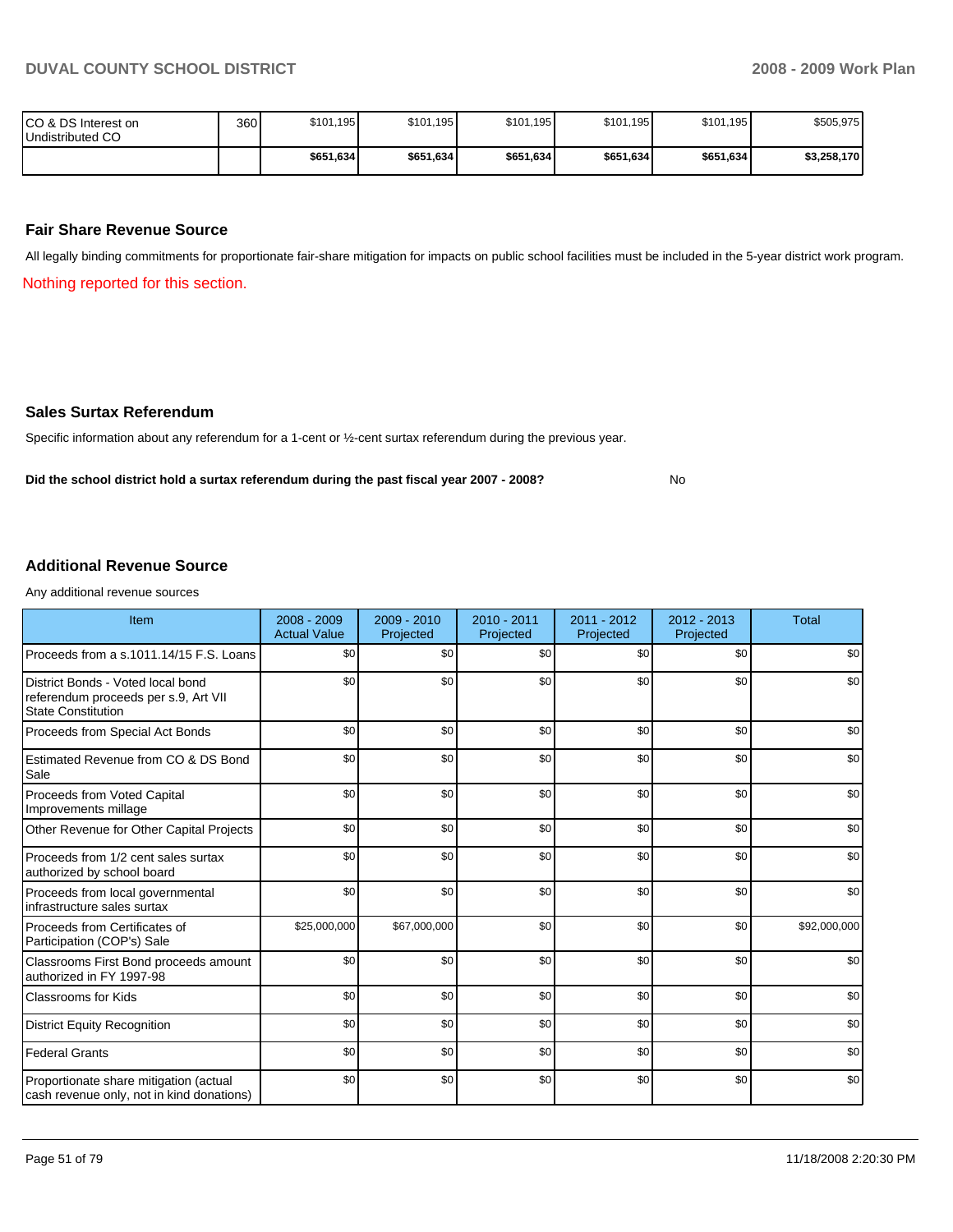| | | | | | | | |
|---|---|---|---|---|---|---|---|
| CO & DS Interest on Undistributed CO | 360 | $101,195 | $101,195 | $101,195 | $101,195 | $101,195 | $505,975 |
| | | **$651,634** | **$651,634** | **$651,634** | **$651,634** | **$651,634** | **$3,258,170** |

### Fair Share Revenue Source

All legally binding commitments for proportionate fair-share mitigation for impacts on public school facilities must be included in the 5-year district work program.

Nothing reported for this section.

### Sales Surtax Referendum

Specific information about any referendum for a 1-cent or ½-cent surtax referendum during the previous year.

**Did the school district hold a surtax referendum during the past fiscal year 2007 - 2008?** No

### Additional Revenue Source

Any additional revenue sources

| Item | 2008 - 2009 Actual Value | 2009 - 2010 Projected | 2010 - 2011 Projected | 2011 - 2012 Projected | 2012 - 2013 Projected | Total |
|---|---|---|---|---|---|---|
| Proceeds from a s.1011.14/15 F.S. Loans | $0 | $0 | $0 | $0 | $0 | $0 |
| District Bonds - Voted local bond referendum proceeds per s.9, Art VII State Constitution | $0 | $0 | $0 | $0 | $0 | $0 |
| Proceeds from Special Act Bonds | $0 | $0 | $0 | $0 | $0 | $0 |
| Estimated Revenue from CO & DS Bond Sale | $0 | $0 | $0 | $0 | $0 | $0 |
| Proceeds from Voted Capital Improvements millage | $0 | $0 | $0 | $0 | $0 | $0 |
| Other Revenue for Other Capital Projects | $0 | $0 | $0 | $0 | $0 | $0 |
| Proceeds from 1/2 cent sales surtax authorized by school board | $0 | $0 | $0 | $0 | $0 | $0 |
| Proceeds from local governmental infrastructure sales surtax | $0 | $0 | $0 | $0 | $0 | $0 |
| Proceeds from Certificates of Participation (COP's) Sale | $25,000,000 | $67,000,000 | $0 | $0 | $0 | $92,000,000 |
| Classrooms First Bond proceeds amount authorized in FY 1997-98 | $0 | $0 | $0 | $0 | $0 | $0 |
| Classrooms for Kids | $0 | $0 | $0 | $0 | $0 | $0 |
| District Equity Recognition | $0 | $0 | $0 | $0 | $0 | $0 |
| Federal Grants | $0 | $0 | $0 | $0 | $0 | $0 |
| Proportionate share mitigation (actual cash revenue only, not in kind donations) | $0 | $0 | $0 | $0 | $0 | $0 |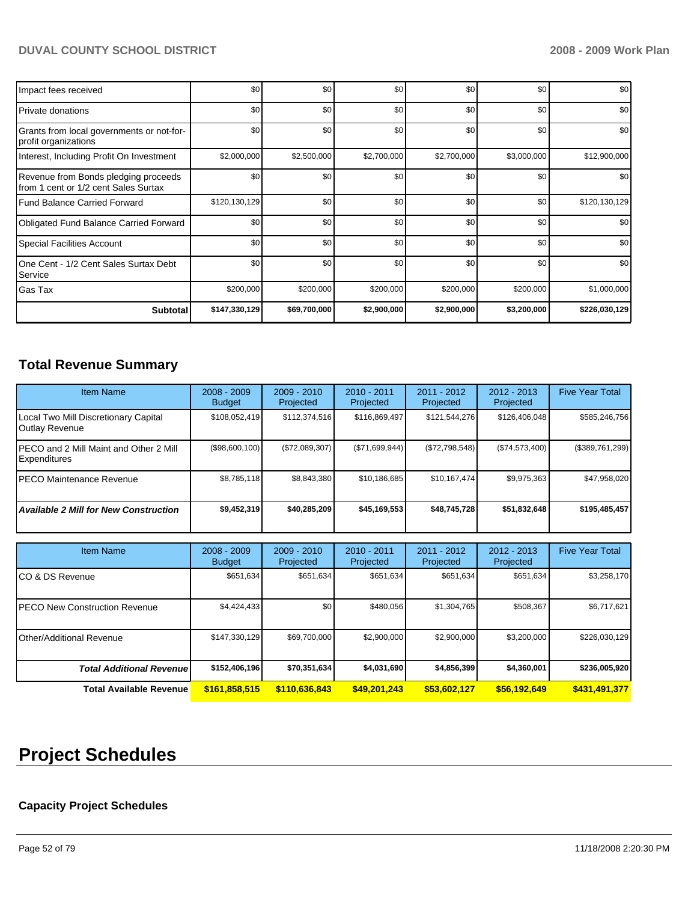| | | | | | | |
|---|---|---|---|---|---|---|
| Impact fees received | $0 | $0 | $0 | $0 | $0 | $0 |
| Private donations | $0 | $0 | $0 | $0 | $0 | $0 |
| Grants from local governments or not-for-profit organizations | $0 | $0 | $0 | $0 | $0 | $0 |
| Interest, Including Profit On Investment | $2,000,000 | $2,500,000 | $2,700,000 | $2,700,000 | $3,000,000 | $12,900,000 |
| Revenue from Bonds pledging proceeds from 1 cent or 1/2 cent Sales Surtax | $0 | $0 | $0 | $0 | $0 | $0 |
| Fund Balance Carried Forward | $120,130,129 | $0 | $0 | $0 | $0 | $120,130,129 |
| Obligated Fund Balance Carried Forward | $0 | $0 | $0 | $0 | $0 | $0 |
| Special Facilities Account | $0 | $0 | $0 | $0 | $0 | $0 |
| One Cent - 1/2 Cent Sales Surtax Debt Service | $0 | $0 | $0 | $0 | $0 | $0 |
| Gas Tax | $200,000 | $200,000 | $200,000 | $200,000 | $200,000 | $1,000,000 |
| **Subtotal** | **$147,330,129** | **$69,700,000** | **$2,900,000** | **$2,900,000** | **$3,200,000** | **$226,030,129** |

## Total Revenue Summary

| Item Name | 2008 - 2009 Budget | 2009 - 2010 Projected | 2010 - 2011 Projected | 2011 - 2012 Projected | 2012 - 2013 Projected | Five Year Total |
|---|---|---|---|---|---|---|
| Local Two Mill Discretionary Capital Outlay Revenue | $108,052,419 | $112,374,516 | $116,869,497 | $121,544,276 | $126,406,048 | $585,246,756 |
| PECO and 2 Mill Maint and Other 2 Mill Expenditures | ($98,600,100) | ($72,089,307) | ($71,699,944) | ($72,798,548) | ($74,573,400) | ($389,761,299) |
| PECO Maintenance Revenue | $8,785,118 | $8,843,380 | $10,186,685 | $10,167,474 | $9,975,363 | $47,958,020 |
| ***Available 2 Mill for New Construction*** | **$9,452,319** | **$40,285,209** | **$45,169,553** | **$48,745,728** | **$51,832,648** | **$195,485,457** |

| Item Name | 2008 - 2009 Budget | 2009 - 2010 Projected | 2010 - 2011 Projected | 2011 - 2012 Projected | 2012 - 2013 Projected | Five Year Total |
|---|---|---|---|---|---|---|
| CO & DS Revenue | $651,634 | $651,634 | $651,634 | $651,634 | $651,634 | $3,258,170 |
| PECO New Construction Revenue | $4,424,433 | $0 | $480,056 | $1,304,765 | $508,367 | $6,717,621 |
| Other/Additional Revenue | $147,330,129 | $69,700,000 | $2,900,000 | $2,900,000 | $3,200,000 | $226,030,129 |
| ***Total Additional Revenue*** | **$152,406,196** | **$70,351,634** | **$4,031,690** | **$4,856,399** | **$4,360,001** | **$236,005,920** |
| **Total Available Revenue** | **$161,858,515** | **$110,636,843** | **$49,201,243** | **$53,602,127** | **$56,192,649** | **$431,491,377** |

# Project Schedules

### Capacity Project Schedules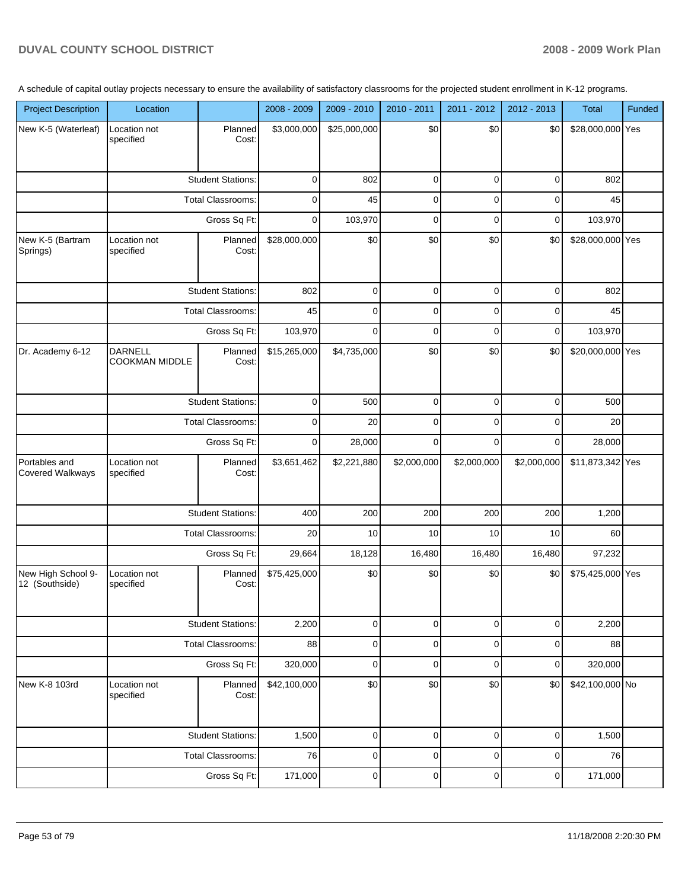A schedule of capital outlay projects necessary to ensure the availability of satisfactory classrooms for the projected student enrollment in K-12 programs.

| Project Description | Location | | 2008 - 2009 | 2009 - 2010 | 2010 - 2011 | 2011 - 2012 | 2012 - 2013 | Total | Funded |
|---|---|---|---|---|---|---|---|---|---|
| New K-5 (Waterleaf) | Location not specified | Planned Cost: | $3,000,000 | $25,000,000 | $0 | $0 | $0 | $28,000,000 | Yes |
| | | Student Stations: | 0 | 802 | 0 | 0 | 0 | 802 | |
| | | Total Classrooms: | 0 | 45 | 0 | 0 | 0 | 45 | |
| | | Gross Sq Ft: | 0 | 103,970 | 0 | 0 | 0 | 103,970 | |
| New K-5 (Bartram Springs) | Location not specified | Planned Cost: | $28,000,000 | $0 | $0 | $0 | $0 | $28,000,000 | Yes |
| | | Student Stations: | 802 | 0 | 0 | 0 | 0 | 802 | |
| | | Total Classrooms: | 45 | 0 | 0 | 0 | 0 | 45 | |
| | | Gross Sq Ft: | 103,970 | 0 | 0 | 0 | 0 | 103,970 | |
| Dr. Academy 6-12 | DARNELL COOKMAN MIDDLE | Planned Cost: | $15,265,000 | $4,735,000 | $0 | $0 | $0 | $20,000,000 | Yes |
| | | Student Stations: | 0 | 500 | 0 | 0 | 0 | 500 | |
| | | Total Classrooms: | 0 | 20 | 0 | 0 | 0 | 20 | |
| | | Gross Sq Ft: | 0 | 28,000 | 0 | 0 | 0 | 28,000 | |
| Portables and Covered Walkways | Location not specified | Planned Cost: | $3,651,462 | $2,221,880 | $2,000,000 | $2,000,000 | $2,000,000 | $11,873,342 | Yes |
| | | Student Stations: | 400 | 200 | 200 | 200 | 200 | 1,200 | |
| | | Total Classrooms: | 20 | 10 | 10 | 10 | 10 | 60 | |
| | | Gross Sq Ft: | 29,664 | 18,128 | 16,480 | 16,480 | 16,480 | 97,232 | |
| New High School 9-12 (Southside) | Location not specified | Planned Cost: | $75,425,000 | $0 | $0 | $0 | $0 | $75,425,000 | Yes |
| | | Student Stations: | 2,200 | 0 | 0 | 0 | 0 | 2,200 | |
| | | Total Classrooms: | 88 | 0 | 0 | 0 | 0 | 88 | |
| | | Gross Sq Ft: | 320,000 | 0 | 0 | 0 | 0 | 320,000 | |
| New K-8 103rd | Location not specified | Planned Cost: | $42,100,000 | $0 | $0 | $0 | $0 | $42,100,000 | No |
| | | Student Stations: | 1,500 | 0 | 0 | 0 | 0 | 1,500 | |
| | | Total Classrooms: | 76 | 0 | 0 | 0 | 0 | 76 | |
| | | Gross Sq Ft: | 171,000 | 0 | 0 | 0 | 0 | 171,000 | |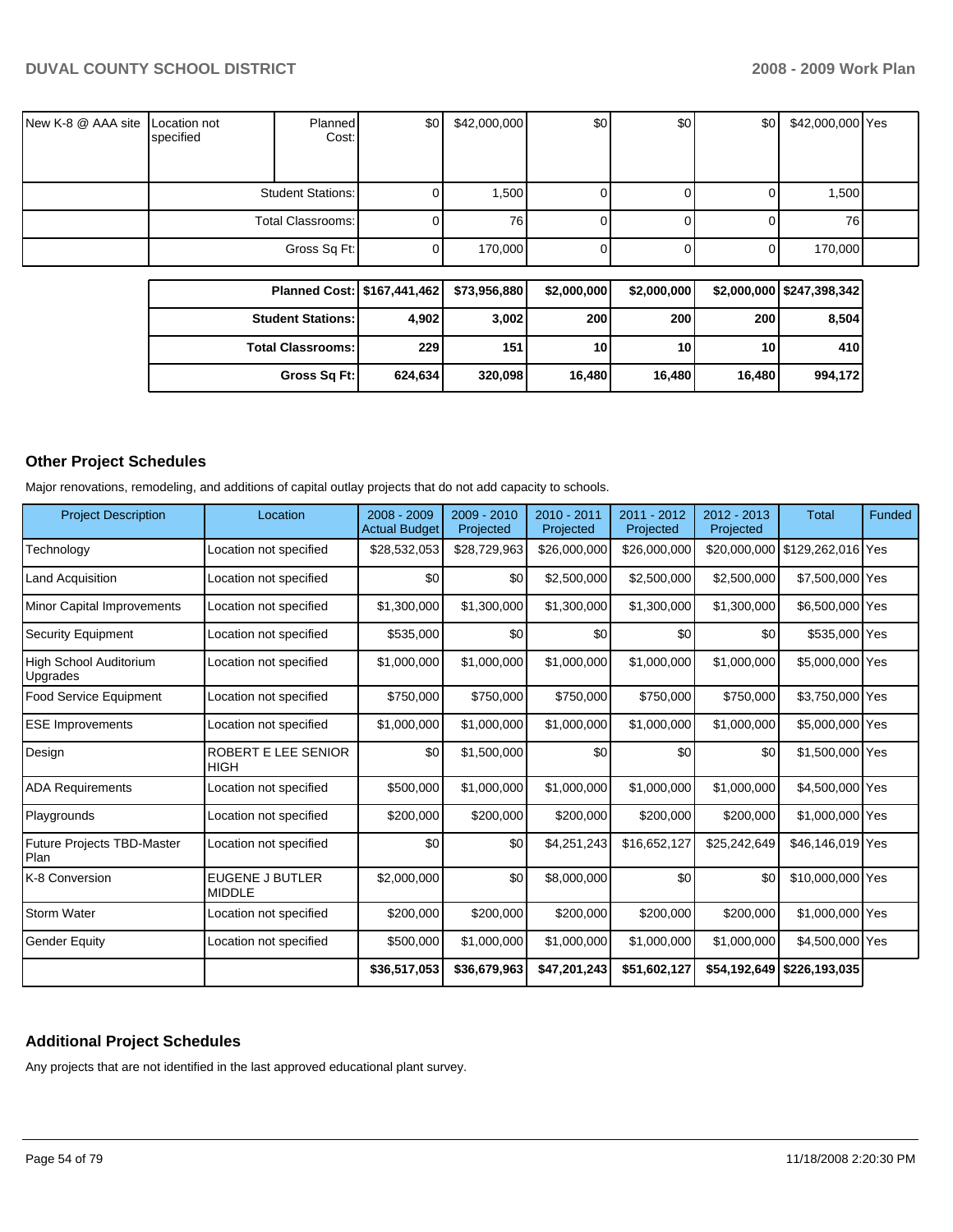| | | | | | | | | | |
|---|---|---|---|---|---|---|---|---|---|
| New K-8 @ AAA site | Location not specified | Planned Cost: | $0 | $42,000,000 | $0 | $0 | $0 | $42,000,000 | Yes |
| | Student Stations: | | 0 | 1,500 | 0 | 0 | 0 | 1,500 | |
| | Total Classrooms: | | 0 | 76 | 0 | 0 | 0 | 76 | |
| | Gross Sq Ft: | | 0 | 170,000 | 0 | 0 | 0 | 170,000 | |

| | | | | | | |
|---|---|---|---|---|---|---|
| **Planned Cost:** | **$167,441,462** | **$73,956,880** | **$2,000,000** | **$2,000,000** | **$2,000,000** | **$247,398,342** |
| **Student Stations:** | **4,902** | **3,002** | **200** | **200** | **200** | **8,504** |
| **Total Classrooms:** | **229** | **151** | **10** | **10** | **10** | **410** |
| **Gross Sq Ft:** | **624,634** | **320,098** | **16,480** | **16,480** | **16,480** | **994,172** |

## Other Project Schedules

Major renovations, remodeling, and additions of capital outlay projects that do not add capacity to schools.

| Project Description | Location | 2008 - 2009 Actual Budget | 2009 - 2010 Projected | 2010 - 2011 Projected | 2011 - 2012 Projected | 2012 - 2013 Projected | Total | Funded |
|---|---|---|---|---|---|---|---|---|
| Technology | Location not specified | $28,532,053 | $28,729,963 | $26,000,000 | $26,000,000 | $20,000,000 | $129,262,016 | Yes |
| Land Acquisition | Location not specified | $0 | $0 | $2,500,000 | $2,500,000 | $2,500,000 | $7,500,000 | Yes |
| Minor Capital Improvements | Location not specified | $1,300,000 | $1,300,000 | $1,300,000 | $1,300,000 | $1,300,000 | $6,500,000 | Yes |
| Security Equipment | Location not specified | $535,000 | $0 | $0 | $0 | $0 | $535,000 | Yes |
| High School Auditorium Upgrades | Location not specified | $1,000,000 | $1,000,000 | $1,000,000 | $1,000,000 | $1,000,000 | $5,000,000 | Yes |
| Food Service Equipment | Location not specified | $750,000 | $750,000 | $750,000 | $750,000 | $750,000 | $3,750,000 | Yes |
| ESE Improvements | Location not specified | $1,000,000 | $1,000,000 | $1,000,000 | $1,000,000 | $1,000,000 | $5,000,000 | Yes |
| Design | ROBERT E LEE SENIOR HIGH | $0 | $1,500,000 | $0 | $0 | $0 | $1,500,000 | Yes |
| ADA Requirements | Location not specified | $500,000 | $1,000,000 | $1,000,000 | $1,000,000 | $1,000,000 | $4,500,000 | Yes |
| Playgrounds | Location not specified | $200,000 | $200,000 | $200,000 | $200,000 | $200,000 | $1,000,000 | Yes |
| Future Projects TBD-Master Plan | Location not specified | $0 | $0 | $4,251,243 | $16,652,127 | $25,242,649 | $46,146,019 | Yes |
| K-8 Conversion | EUGENE J BUTLER MIDDLE | $2,000,000 | $0 | $8,000,000 | $0 | $0 | $10,000,000 | Yes |
| Storm Water | Location not specified | $200,000 | $200,000 | $200,000 | $200,000 | $200,000 | $1,000,000 | Yes |
| Gender Equity | Location not specified | $500,000 | $1,000,000 | $1,000,000 | $1,000,000 | $1,000,000 | $4,500,000 | Yes |
| | | **$36,517,053** | **$36,679,963** | **$47,201,243** | **$51,602,127** | **$54,192,649** | **$226,193,035** | |

## Additional Project Schedules

Any projects that are not identified in the last approved educational plant survey.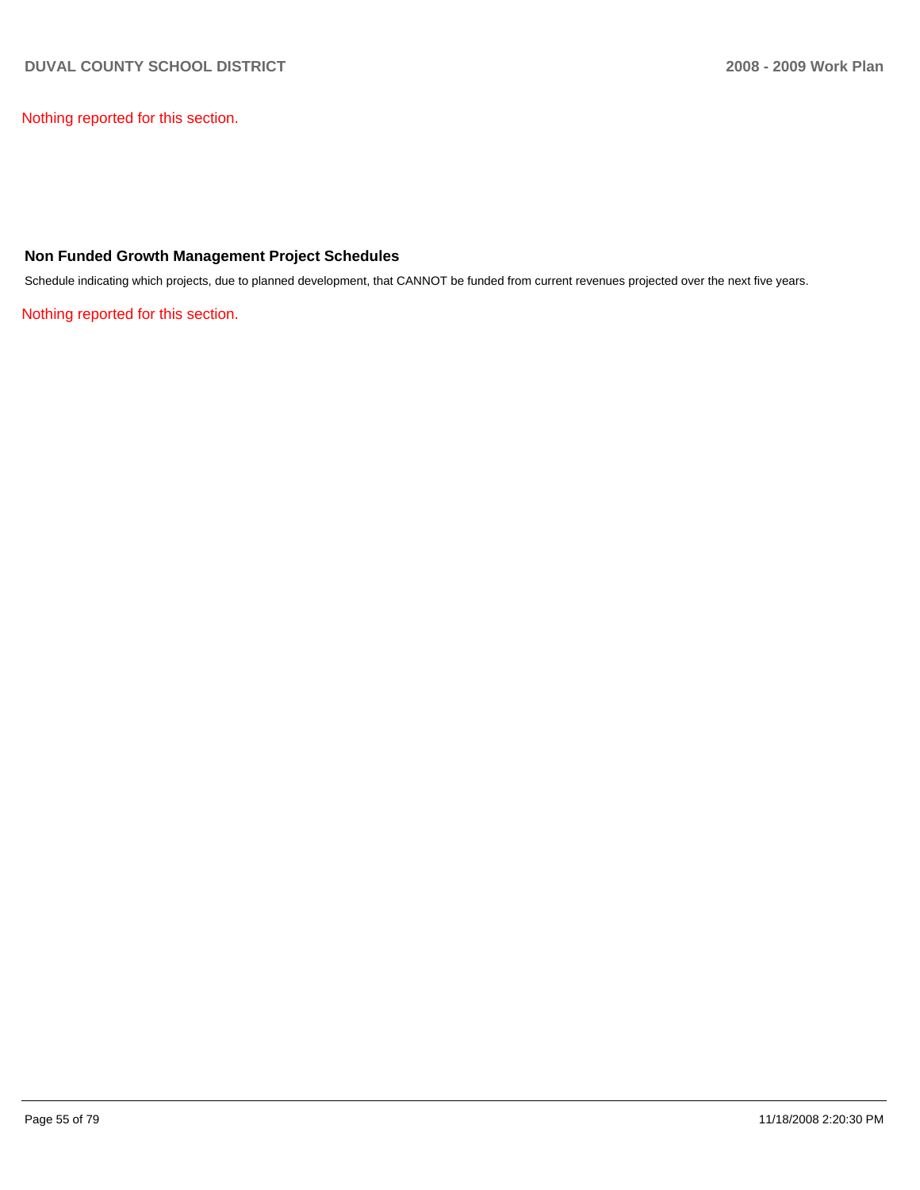Nothing reported for this section.

## Non Funded Growth Management Project Schedules

Schedule indicating which projects, due to planned development, that CANNOT be funded from current revenues projected over the next five years.

Nothing reported for this section.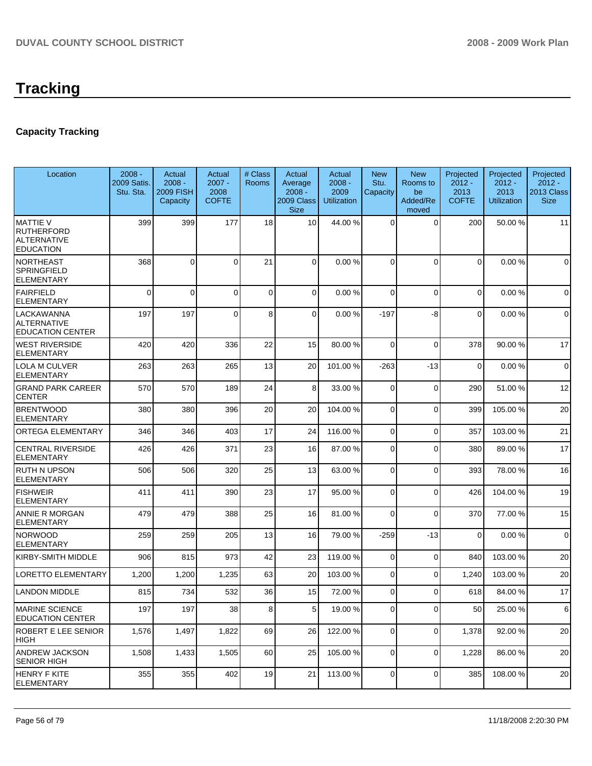# Tracking

## Capacity Tracking

| Location | 2008 - 2009 Satis. Stu. Sta. | Actual 2008 - 2009 FISH Capacity | Actual 2007 - 2008 COFTE | # Class Rooms | Actual Average 2008 - 2009 Class Size | Actual 2008 - 2009 Utilization | New Stu. Capacity | New Rooms to be Added/Removed | Projected 2012 - 2013 COFTE | Projected 2012 - 2013 Utilization | Projected 2012 - 2013 Class Size |
|---|---|---|---|---|---|---|---|---|---|---|---|
| MATTIE V RUTHERFORD ALTERNATIVE EDUCATION | 399 | 399 | 177 | 18 | 10 | 44.00 % | 0 | 0 | 200 | 50.00 % | 11 |
| NORTHEAST SPRINGFIELD ELEMENTARY | 368 | 0 | 0 | 21 | 0 | 0.00 % | 0 | 0 | 0 | 0.00 % | 0 |
| FAIRFIELD ELEMENTARY | 0 | 0 | 0 | 0 | 0 | 0.00 % | 0 | 0 | 0 | 0.00 % | 0 |
| LACKAWANNA ALTERNATIVE EDUCATION CENTER | 197 | 197 | 0 | 8 | 0 | 0.00 % | -197 | -8 | 0 | 0.00 % | 0 |
| WEST RIVERSIDE ELEMENTARY | 420 | 420 | 336 | 22 | 15 | 80.00 % | 0 | 0 | 378 | 90.00 % | 17 |
| LOLA M CULVER ELEMENTARY | 263 | 263 | 265 | 13 | 20 | 101.00 % | -263 | -13 | 0 | 0.00 % | 0 |
| GRAND PARK CAREER CENTER | 570 | 570 | 189 | 24 | 8 | 33.00 % | 0 | 0 | 290 | 51.00 % | 12 |
| BRENTWOOD ELEMENTARY | 380 | 380 | 396 | 20 | 20 | 104.00 % | 0 | 0 | 399 | 105.00 % | 20 |
| ORTEGA ELEMENTARY | 346 | 346 | 403 | 17 | 24 | 116.00 % | 0 | 0 | 357 | 103.00 % | 21 |
| CENTRAL RIVERSIDE ELEMENTARY | 426 | 426 | 371 | 23 | 16 | 87.00 % | 0 | 0 | 380 | 89.00 % | 17 |
| RUTH N UPSON ELEMENTARY | 506 | 506 | 320 | 25 | 13 | 63.00 % | 0 | 0 | 393 | 78.00 % | 16 |
| FISHWEIR ELEMENTARY | 411 | 411 | 390 | 23 | 17 | 95.00 % | 0 | 0 | 426 | 104.00 % | 19 |
| ANNIE R MORGAN ELEMENTARY | 479 | 479 | 388 | 25 | 16 | 81.00 % | 0 | 0 | 370 | 77.00 % | 15 |
| NORWOOD ELEMENTARY | 259 | 259 | 205 | 13 | 16 | 79.00 % | -259 | -13 | 0 | 0.00 % | 0 |
| KIRBY-SMITH MIDDLE | 906 | 815 | 973 | 42 | 23 | 119.00 % | 0 | 0 | 840 | 103.00 % | 20 |
| LORETTO ELEMENTARY | 1,200 | 1,200 | 1,235 | 63 | 20 | 103.00 % | 0 | 0 | 1,240 | 103.00 % | 20 |
| LANDON MIDDLE | 815 | 734 | 532 | 36 | 15 | 72.00 % | 0 | 0 | 618 | 84.00 % | 17 |
| MARINE SCIENCE EDUCATION CENTER | 197 | 197 | 38 | 8 | 5 | 19.00 % | 0 | 0 | 50 | 25.00 % | 6 |
| ROBERT E LEE SENIOR HIGH | 1,576 | 1,497 | 1,822 | 69 | 26 | 122.00 % | 0 | 0 | 1,378 | 92.00 % | 20 |
| ANDREW JACKSON SENIOR HIGH | 1,508 | 1,433 | 1,505 | 60 | 25 | 105.00 % | 0 | 0 | 1,228 | 86.00 % | 20 |
| HENRY F KITE ELEMENTARY | 355 | 355 | 402 | 19 | 21 | 113.00 % | 0 | 0 | 385 | 108.00 % | 20 |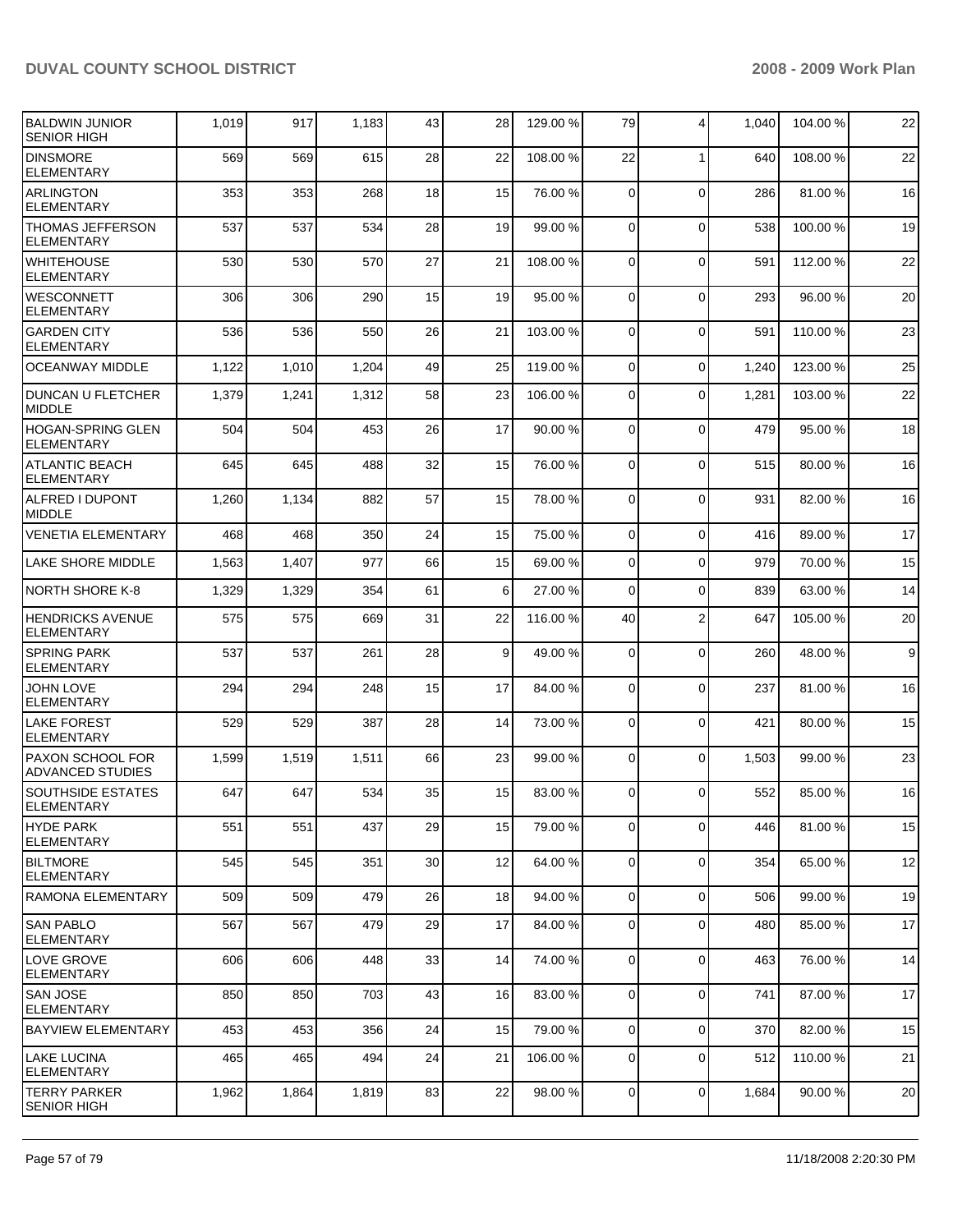| | | | | | | | | | | |
|---|---|---|---|---|---|---|---|---|---|---|
| BALDWIN JUNIOR SENIOR HIGH | 1,019 | 917 | 1,183 | 43 | 28 | 129.00 % | 79 | 4 | 1,040 | 104.00 % | 22 |
| DINSMORE ELEMENTARY | 569 | 569 | 615 | 28 | 22 | 108.00 % | 22 | 1 | 640 | 108.00 % | 22 |
| ARLINGTON ELEMENTARY | 353 | 353 | 268 | 18 | 15 | 76.00 % | 0 | 0 | 286 | 81.00 % | 16 |
| THOMAS JEFFERSON ELEMENTARY | 537 | 537 | 534 | 28 | 19 | 99.00 % | 0 | 0 | 538 | 100.00 % | 19 |
| WHITEHOUSE ELEMENTARY | 530 | 530 | 570 | 27 | 21 | 108.00 % | 0 | 0 | 591 | 112.00 % | 22 |
| WESCONNETT ELEMENTARY | 306 | 306 | 290 | 15 | 19 | 95.00 % | 0 | 0 | 293 | 96.00 % | 20 |
| GARDEN CITY ELEMENTARY | 536 | 536 | 550 | 26 | 21 | 103.00 % | 0 | 0 | 591 | 110.00 % | 23 |
| OCEANWAY MIDDLE | 1,122 | 1,010 | 1,204 | 49 | 25 | 119.00 % | 0 | 0 | 1,240 | 123.00 % | 25 |
| DUNCAN U FLETCHER MIDDLE | 1,379 | 1,241 | 1,312 | 58 | 23 | 106.00 % | 0 | 0 | 1,281 | 103.00 % | 22 |
| HOGAN-SPRING GLEN ELEMENTARY | 504 | 504 | 453 | 26 | 17 | 90.00 % | 0 | 0 | 479 | 95.00 % | 18 |
| ATLANTIC BEACH ELEMENTARY | 645 | 645 | 488 | 32 | 15 | 76.00 % | 0 | 0 | 515 | 80.00 % | 16 |
| ALFRED I DUPONT MIDDLE | 1,260 | 1,134 | 882 | 57 | 15 | 78.00 % | 0 | 0 | 931 | 82.00 % | 16 |
| VENETIA ELEMENTARY | 468 | 468 | 350 | 24 | 15 | 75.00 % | 0 | 0 | 416 | 89.00 % | 17 |
| LAKE SHORE MIDDLE | 1,563 | 1,407 | 977 | 66 | 15 | 69.00 % | 0 | 0 | 979 | 70.00 % | 15 |
| NORTH SHORE K-8 | 1,329 | 1,329 | 354 | 61 | 6 | 27.00 % | 0 | 0 | 839 | 63.00 % | 14 |
| HENDRICKS AVENUE ELEMENTARY | 575 | 575 | 669 | 31 | 22 | 116.00 % | 40 | 2 | 647 | 105.00 % | 20 |
| SPRING PARK ELEMENTARY | 537 | 537 | 261 | 28 | 9 | 49.00 % | 0 | 0 | 260 | 48.00 % | 9 |
| JOHN LOVE ELEMENTARY | 294 | 294 | 248 | 15 | 17 | 84.00 % | 0 | 0 | 237 | 81.00 % | 16 |
| LAKE FOREST ELEMENTARY | 529 | 529 | 387 | 28 | 14 | 73.00 % | 0 | 0 | 421 | 80.00 % | 15 |
| PAXON SCHOOL FOR ADVANCED STUDIES | 1,599 | 1,519 | 1,511 | 66 | 23 | 99.00 % | 0 | 0 | 1,503 | 99.00 % | 23 |
| SOUTHSIDE ESTATES ELEMENTARY | 647 | 647 | 534 | 35 | 15 | 83.00 % | 0 | 0 | 552 | 85.00 % | 16 |
| HYDE PARK ELEMENTARY | 551 | 551 | 437 | 29 | 15 | 79.00 % | 0 | 0 | 446 | 81.00 % | 15 |
| BILTMORE ELEMENTARY | 545 | 545 | 351 | 30 | 12 | 64.00 % | 0 | 0 | 354 | 65.00 % | 12 |
| RAMONA ELEMENTARY | 509 | 509 | 479 | 26 | 18 | 94.00 % | 0 | 0 | 506 | 99.00 % | 19 |
| SAN PABLO ELEMENTARY | 567 | 567 | 479 | 29 | 17 | 84.00 % | 0 | 0 | 480 | 85.00 % | 17 |
| LOVE GROVE ELEMENTARY | 606 | 606 | 448 | 33 | 14 | 74.00 % | 0 | 0 | 463 | 76.00 % | 14 |
| SAN JOSE ELEMENTARY | 850 | 850 | 703 | 43 | 16 | 83.00 % | 0 | 0 | 741 | 87.00 % | 17 |
| BAYVIEW ELEMENTARY | 453 | 453 | 356 | 24 | 15 | 79.00 % | 0 | 0 | 370 | 82.00 % | 15 |
| LAKE LUCINA ELEMENTARY | 465 | 465 | 494 | 24 | 21 | 106.00 % | 0 | 0 | 512 | 110.00 % | 21 |
| TERRY PARKER SENIOR HIGH | 1,962 | 1,864 | 1,819 | 83 | 22 | 98.00 % | 0 | 0 | 1,684 | 90.00 % | 20 |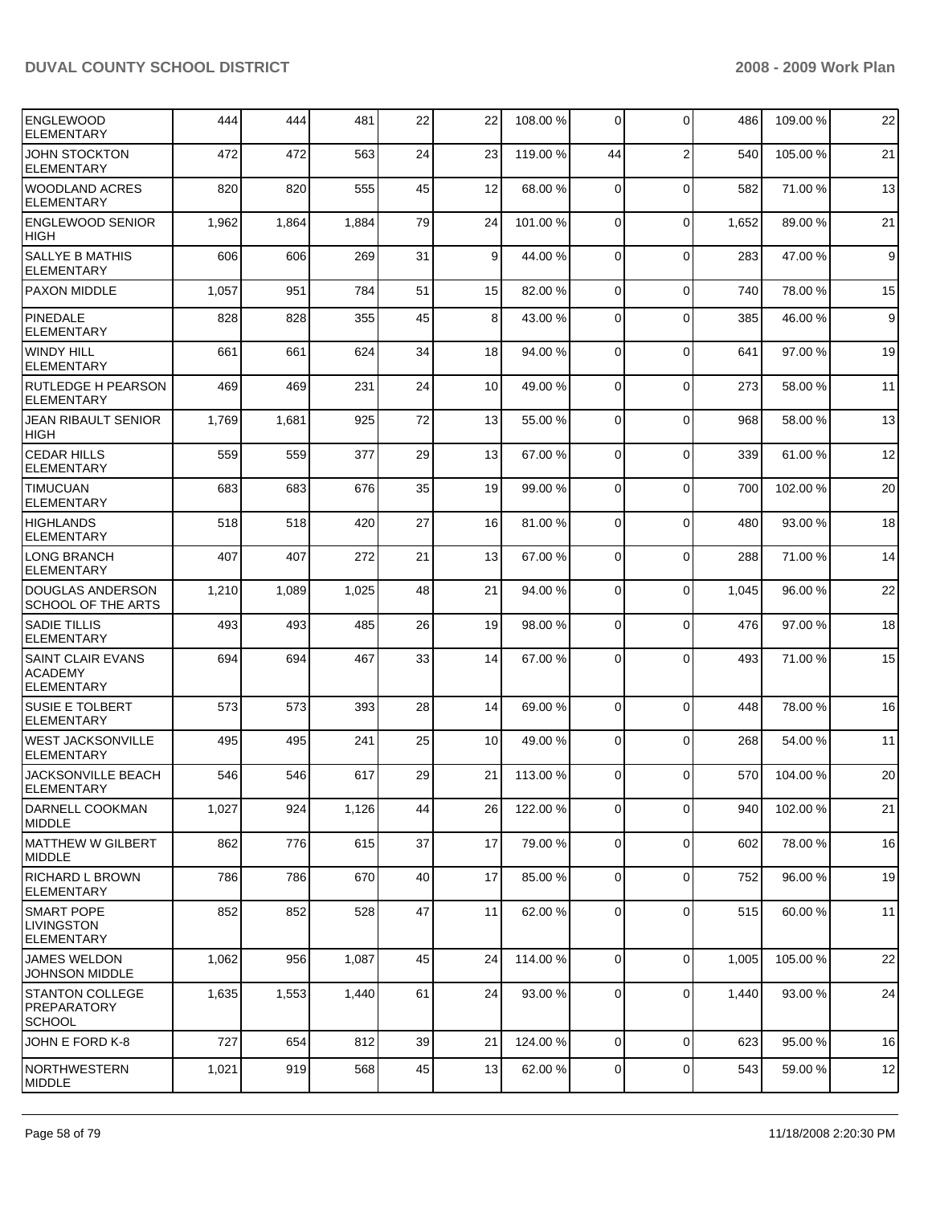| | | | | | | | | | | | |
|---|---|---|---|---|---|---|---|---|---|---|---|
| ENGLEWOOD ELEMENTARY | 444 | 444 | 481 | 22 | 22 | 108.00 % | 0 | 0 | 486 | 109.00 % | 22 |
| JOHN STOCKTON ELEMENTARY | 472 | 472 | 563 | 24 | 23 | 119.00 % | 44 | 2 | 540 | 105.00 % | 21 |
| WOODLAND ACRES ELEMENTARY | 820 | 820 | 555 | 45 | 12 | 68.00 % | 0 | 0 | 582 | 71.00 % | 13 |
| ENGLEWOOD SENIOR HIGH | 1,962 | 1,864 | 1,884 | 79 | 24 | 101.00 % | 0 | 0 | 1,652 | 89.00 % | 21 |
| SALLYE B MATHIS ELEMENTARY | 606 | 606 | 269 | 31 | 9 | 44.00 % | 0 | 0 | 283 | 47.00 % | 9 |
| PAXON MIDDLE | 1,057 | 951 | 784 | 51 | 15 | 82.00 % | 0 | 0 | 740 | 78.00 % | 15 |
| PINEDALE ELEMENTARY | 828 | 828 | 355 | 45 | 8 | 43.00 % | 0 | 0 | 385 | 46.00 % | 9 |
| WINDY HILL ELEMENTARY | 661 | 661 | 624 | 34 | 18 | 94.00 % | 0 | 0 | 641 | 97.00 % | 19 |
| RUTLEDGE H PEARSON ELEMENTARY | 469 | 469 | 231 | 24 | 10 | 49.00 % | 0 | 0 | 273 | 58.00 % | 11 |
| JEAN RIBAULT SENIOR HIGH | 1,769 | 1,681 | 925 | 72 | 13 | 55.00 % | 0 | 0 | 968 | 58.00 % | 13 |
| CEDAR HILLS ELEMENTARY | 559 | 559 | 377 | 29 | 13 | 67.00 % | 0 | 0 | 339 | 61.00 % | 12 |
| TIMUCUAN ELEMENTARY | 683 | 683 | 676 | 35 | 19 | 99.00 % | 0 | 0 | 700 | 102.00 % | 20 |
| HIGHLANDS ELEMENTARY | 518 | 518 | 420 | 27 | 16 | 81.00 % | 0 | 0 | 480 | 93.00 % | 18 |
| LONG BRANCH ELEMENTARY | 407 | 407 | 272 | 21 | 13 | 67.00 % | 0 | 0 | 288 | 71.00 % | 14 |
| DOUGLAS ANDERSON SCHOOL OF THE ARTS | 1,210 | 1,089 | 1,025 | 48 | 21 | 94.00 % | 0 | 0 | 1,045 | 96.00 % | 22 |
| SADIE TILLIS ELEMENTARY | 493 | 493 | 485 | 26 | 19 | 98.00 % | 0 | 0 | 476 | 97.00 % | 18 |
| SAINT CLAIR EVANS ACADEMY ELEMENTARY | 694 | 694 | 467 | 33 | 14 | 67.00 % | 0 | 0 | 493 | 71.00 % | 15 |
| SUSIE E TOLBERT ELEMENTARY | 573 | 573 | 393 | 28 | 14 | 69.00 % | 0 | 0 | 448 | 78.00 % | 16 |
| WEST JACKSONVILLE ELEMENTARY | 495 | 495 | 241 | 25 | 10 | 49.00 % | 0 | 0 | 268 | 54.00 % | 11 |
| JACKSONVILLE BEACH ELEMENTARY | 546 | 546 | 617 | 29 | 21 | 113.00 % | 0 | 0 | 570 | 104.00 % | 20 |
| DARNELL COOKMAN MIDDLE | 1,027 | 924 | 1,126 | 44 | 26 | 122.00 % | 0 | 0 | 940 | 102.00 % | 21 |
| MATTHEW W GILBERT MIDDLE | 862 | 776 | 615 | 37 | 17 | 79.00 % | 0 | 0 | 602 | 78.00 % | 16 |
| RICHARD L BROWN ELEMENTARY | 786 | 786 | 670 | 40 | 17 | 85.00 % | 0 | 0 | 752 | 96.00 % | 19 |
| SMART POPE LIVINGSTON ELEMENTARY | 852 | 852 | 528 | 47 | 11 | 62.00 % | 0 | 0 | 515 | 60.00 % | 11 |
| JAMES WELDON JOHNSON MIDDLE | 1,062 | 956 | 1,087 | 45 | 24 | 114.00 % | 0 | 0 | 1,005 | 105.00 % | 22 |
| STANTON COLLEGE PREPARATORY SCHOOL | 1,635 | 1,553 | 1,440 | 61 | 24 | 93.00 % | 0 | 0 | 1,440 | 93.00 % | 24 |
| JOHN E FORD K-8 | 727 | 654 | 812 | 39 | 21 | 124.00 % | 0 | 0 | 623 | 95.00 % | 16 |
| NORTHWESTERN MIDDLE | 1,021 | 919 | 568 | 45 | 13 | 62.00 % | 0 | 0 | 543 | 59.00 % | 12 |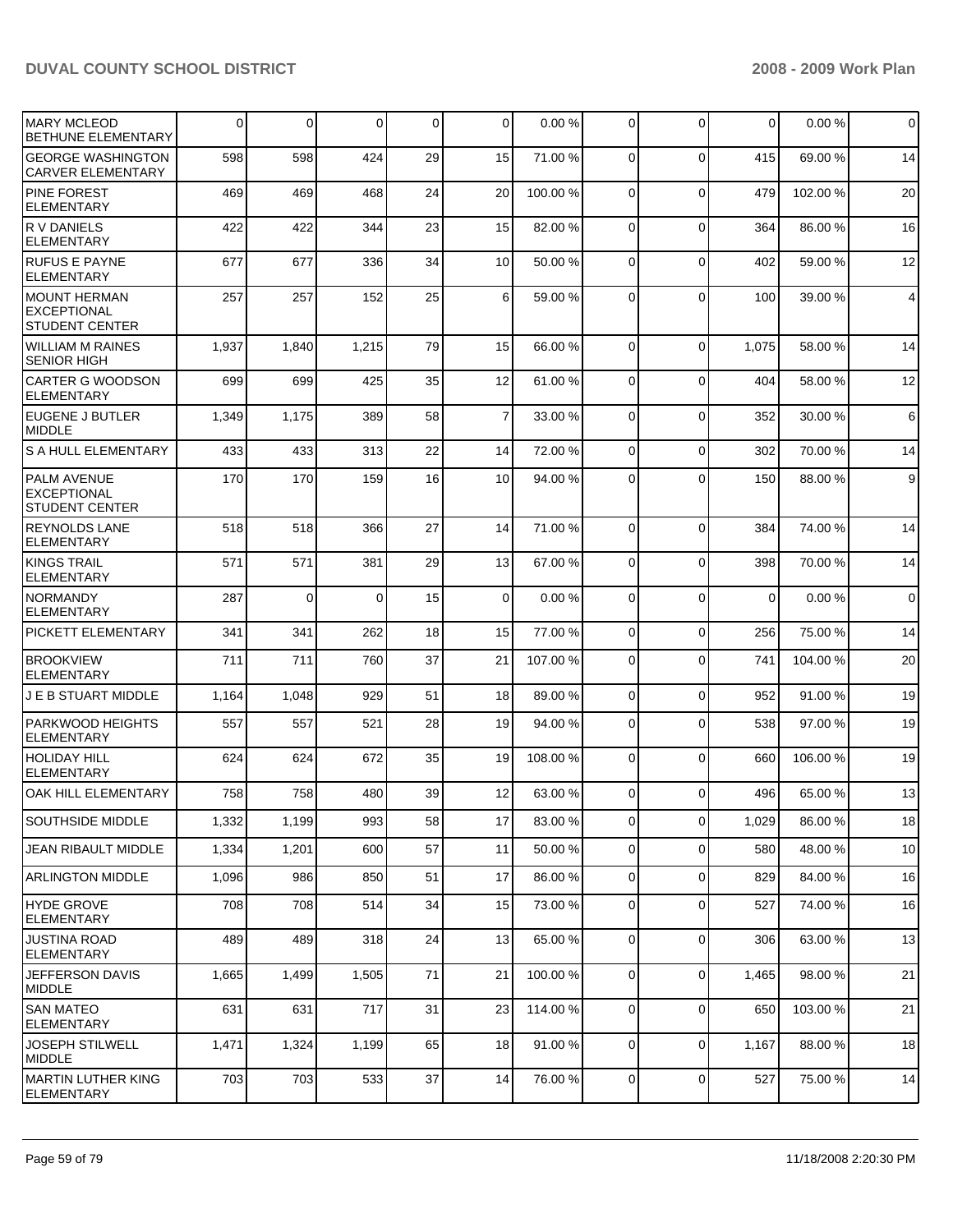| | | | | | | | | | | |
|---|---|---|---|---|---|---|---|---|---|---|
| MARY MCLEOD BETHUNE ELEMENTARY | 0 | 0 | 0 | 0 | 0 | 0.00 % | 0 | 0 | 0 | 0.00 % | 0 |
| GEORGE WASHINGTON CARVER ELEMENTARY | 598 | 598 | 424 | 29 | 15 | 71.00 % | 0 | 0 | 415 | 69.00 % | 14 |
| PINE FOREST ELEMENTARY | 469 | 469 | 468 | 24 | 20 | 100.00 % | 0 | 0 | 479 | 102.00 % | 20 |
| R V DANIELS ELEMENTARY | 422 | 422 | 344 | 23 | 15 | 82.00 % | 0 | 0 | 364 | 86.00 % | 16 |
| RUFUS E PAYNE ELEMENTARY | 677 | 677 | 336 | 34 | 10 | 50.00 % | 0 | 0 | 402 | 59.00 % | 12 |
| MOUNT HERMAN EXCEPTIONAL STUDENT CENTER | 257 | 257 | 152 | 25 | 6 | 59.00 % | 0 | 0 | 100 | 39.00 % | 4 |
| WILLIAM M RAINES SENIOR HIGH | 1,937 | 1,840 | 1,215 | 79 | 15 | 66.00 % | 0 | 0 | 1,075 | 58.00 % | 14 |
| CARTER G WOODSON ELEMENTARY | 699 | 699 | 425 | 35 | 12 | 61.00 % | 0 | 0 | 404 | 58.00 % | 12 |
| EUGENE J BUTLER MIDDLE | 1,349 | 1,175 | 389 | 58 | 7 | 33.00 % | 0 | 0 | 352 | 30.00 % | 6 |
| S A HULL ELEMENTARY | 433 | 433 | 313 | 22 | 14 | 72.00 % | 0 | 0 | 302 | 70.00 % | 14 |
| PALM AVENUE EXCEPTIONAL STUDENT CENTER | 170 | 170 | 159 | 16 | 10 | 94.00 % | 0 | 0 | 150 | 88.00 % | 9 |
| REYNOLDS LANE ELEMENTARY | 518 | 518 | 366 | 27 | 14 | 71.00 % | 0 | 0 | 384 | 74.00 % | 14 |
| KINGS TRAIL ELEMENTARY | 571 | 571 | 381 | 29 | 13 | 67.00 % | 0 | 0 | 398 | 70.00 % | 14 |
| NORMANDY ELEMENTARY | 287 | 0 | 0 | 15 | 0 | 0.00 % | 0 | 0 | 0 | 0.00 % | 0 |
| PICKETT ELEMENTARY | 341 | 341 | 262 | 18 | 15 | 77.00 % | 0 | 0 | 256 | 75.00 % | 14 |
| BROOKVIEW ELEMENTARY | 711 | 711 | 760 | 37 | 21 | 107.00 % | 0 | 0 | 741 | 104.00 % | 20 |
| J E B STUART MIDDLE | 1,164 | 1,048 | 929 | 51 | 18 | 89.00 % | 0 | 0 | 952 | 91.00 % | 19 |
| PARKWOOD HEIGHTS ELEMENTARY | 557 | 557 | 521 | 28 | 19 | 94.00 % | 0 | 0 | 538 | 97.00 % | 19 |
| HOLIDAY HILL ELEMENTARY | 624 | 624 | 672 | 35 | 19 | 108.00 % | 0 | 0 | 660 | 106.00 % | 19 |
| OAK HILL ELEMENTARY | 758 | 758 | 480 | 39 | 12 | 63.00 % | 0 | 0 | 496 | 65.00 % | 13 |
| SOUTHSIDE MIDDLE | 1,332 | 1,199 | 993 | 58 | 17 | 83.00 % | 0 | 0 | 1,029 | 86.00 % | 18 |
| JEAN RIBAULT MIDDLE | 1,334 | 1,201 | 600 | 57 | 11 | 50.00 % | 0 | 0 | 580 | 48.00 % | 10 |
| ARLINGTON MIDDLE | 1,096 | 986 | 850 | 51 | 17 | 86.00 % | 0 | 0 | 829 | 84.00 % | 16 |
| HYDE GROVE ELEMENTARY | 708 | 708 | 514 | 34 | 15 | 73.00 % | 0 | 0 | 527 | 74.00 % | 16 |
| JUSTINA ROAD ELEMENTARY | 489 | 489 | 318 | 24 | 13 | 65.00 % | 0 | 0 | 306 | 63.00 % | 13 |
| JEFFERSON DAVIS MIDDLE | 1,665 | 1,499 | 1,505 | 71 | 21 | 100.00 % | 0 | 0 | 1,465 | 98.00 % | 21 |
| SAN MATEO ELEMENTARY | 631 | 631 | 717 | 31 | 23 | 114.00 % | 0 | 0 | 650 | 103.00 % | 21 |
| JOSEPH STILWELL MIDDLE | 1,471 | 1,324 | 1,199 | 65 | 18 | 91.00 % | 0 | 0 | 1,167 | 88.00 % | 18 |
| MARTIN LUTHER KING ELEMENTARY | 703 | 703 | 533 | 37 | 14 | 76.00 % | 0 | 0 | 527 | 75.00 % | 14 |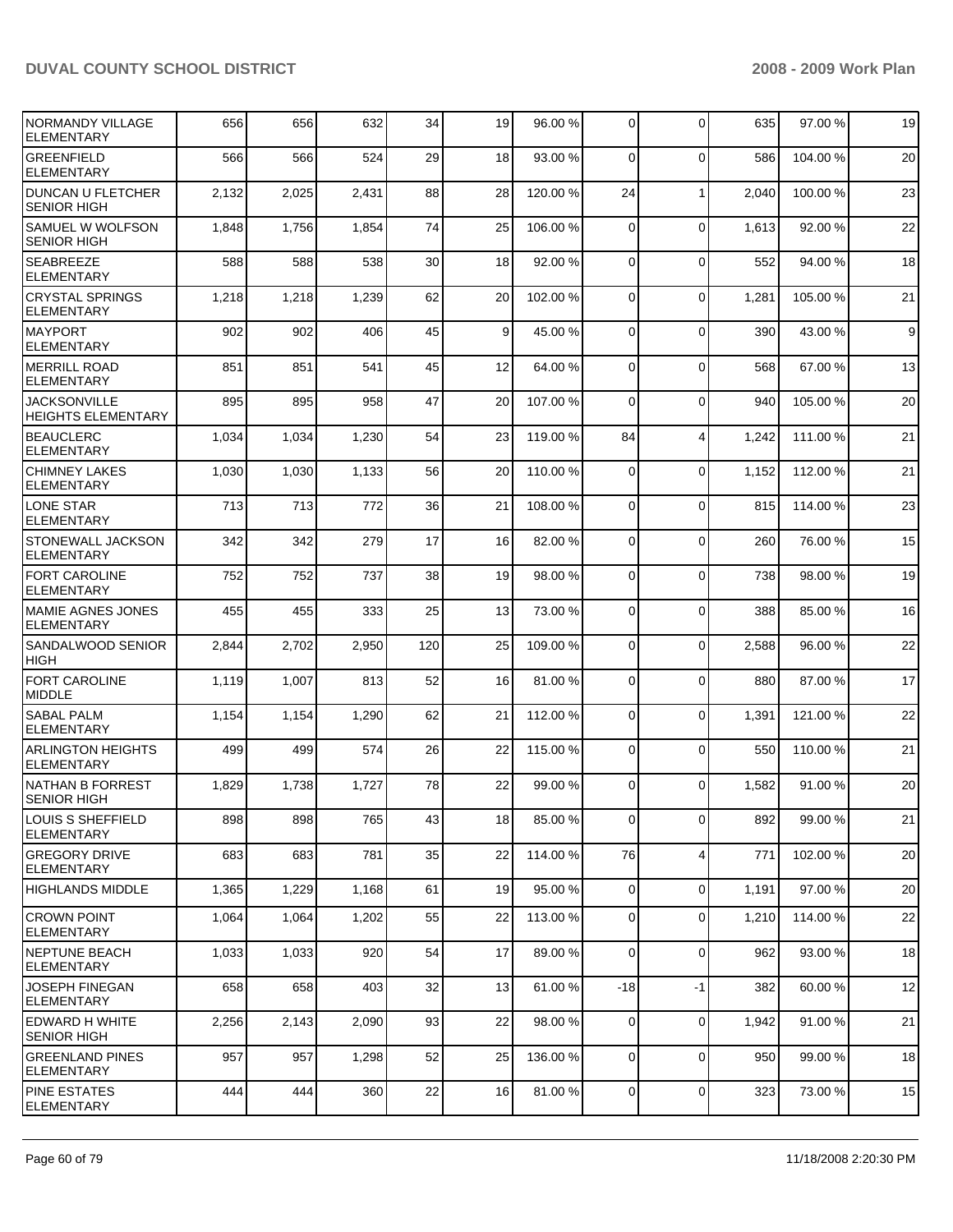| | | | | | | | | | | | |
|---|---|---|---|---|---|---|---|---|---|---|---|
| NORMANDY VILLAGE ELEMENTARY | 656 | 656 | 632 | 34 | 19 | 96.00 % | 0 | 0 | 635 | 97.00 % | 19 |
| GREENFIELD ELEMENTARY | 566 | 566 | 524 | 29 | 18 | 93.00 % | 0 | 0 | 586 | 104.00 % | 20 |
| DUNCAN U FLETCHER SENIOR HIGH | 2,132 | 2,025 | 2,431 | 88 | 28 | 120.00 % | 24 | 1 | 2,040 | 100.00 % | 23 |
| SAMUEL W WOLFSON SENIOR HIGH | 1,848 | 1,756 | 1,854 | 74 | 25 | 106.00 % | 0 | 0 | 1,613 | 92.00 % | 22 |
| SEABREEZE ELEMENTARY | 588 | 588 | 538 | 30 | 18 | 92.00 % | 0 | 0 | 552 | 94.00 % | 18 |
| CRYSTAL SPRINGS ELEMENTARY | 1,218 | 1,218 | 1,239 | 62 | 20 | 102.00 % | 0 | 0 | 1,281 | 105.00 % | 21 |
| MAYPORT ELEMENTARY | 902 | 902 | 406 | 45 | 9 | 45.00 % | 0 | 0 | 390 | 43.00 % | 9 |
| MERRILL ROAD ELEMENTARY | 851 | 851 | 541 | 45 | 12 | 64.00 % | 0 | 0 | 568 | 67.00 % | 13 |
| JACKSONVILLE HEIGHTS ELEMENTARY | 895 | 895 | 958 | 47 | 20 | 107.00 % | 0 | 0 | 940 | 105.00 % | 20 |
| BEAUCLERC ELEMENTARY | 1,034 | 1,034 | 1,230 | 54 | 23 | 119.00 % | 84 | 4 | 1,242 | 111.00 % | 21 |
| CHIMNEY LAKES ELEMENTARY | 1,030 | 1,030 | 1,133 | 56 | 20 | 110.00 % | 0 | 0 | 1,152 | 112.00 % | 21 |
| LONE STAR ELEMENTARY | 713 | 713 | 772 | 36 | 21 | 108.00 % | 0 | 0 | 815 | 114.00 % | 23 |
| STONEWALL JACKSON ELEMENTARY | 342 | 342 | 279 | 17 | 16 | 82.00 % | 0 | 0 | 260 | 76.00 % | 15 |
| FORT CAROLINE ELEMENTARY | 752 | 752 | 737 | 38 | 19 | 98.00 % | 0 | 0 | 738 | 98.00 % | 19 |
| MAMIE AGNES JONES ELEMENTARY | 455 | 455 | 333 | 25 | 13 | 73.00 % | 0 | 0 | 388 | 85.00 % | 16 |
| SANDALWOOD SENIOR HIGH | 2,844 | 2,702 | 2,950 | 120 | 25 | 109.00 % | 0 | 0 | 2,588 | 96.00 % | 22 |
| FORT CAROLINE MIDDLE | 1,119 | 1,007 | 813 | 52 | 16 | 81.00 % | 0 | 0 | 880 | 87.00 % | 17 |
| SABAL PALM ELEMENTARY | 1,154 | 1,154 | 1,290 | 62 | 21 | 112.00 % | 0 | 0 | 1,391 | 121.00 % | 22 |
| ARLINGTON HEIGHTS ELEMENTARY | 499 | 499 | 574 | 26 | 22 | 115.00 % | 0 | 0 | 550 | 110.00 % | 21 |
| NATHAN B FORREST SENIOR HIGH | 1,829 | 1,738 | 1,727 | 78 | 22 | 99.00 % | 0 | 0 | 1,582 | 91.00 % | 20 |
| LOUIS S SHEFFIELD ELEMENTARY | 898 | 898 | 765 | 43 | 18 | 85.00 % | 0 | 0 | 892 | 99.00 % | 21 |
| GREGORY DRIVE ELEMENTARY | 683 | 683 | 781 | 35 | 22 | 114.00 % | 76 | 4 | 771 | 102.00 % | 20 |
| HIGHLANDS MIDDLE | 1,365 | 1,229 | 1,168 | 61 | 19 | 95.00 % | 0 | 0 | 1,191 | 97.00 % | 20 |
| CROWN POINT ELEMENTARY | 1,064 | 1,064 | 1,202 | 55 | 22 | 113.00 % | 0 | 0 | 1,210 | 114.00 % | 22 |
| NEPTUNE BEACH ELEMENTARY | 1,033 | 1,033 | 920 | 54 | 17 | 89.00 % | 0 | 0 | 962 | 93.00 % | 18 |
| JOSEPH FINEGAN ELEMENTARY | 658 | 658 | 403 | 32 | 13 | 61.00 % | -18 | -1 | 382 | 60.00 % | 12 |
| EDWARD H WHITE SENIOR HIGH | 2,256 | 2,143 | 2,090 | 93 | 22 | 98.00 % | 0 | 0 | 1,942 | 91.00 % | 21 |
| GREENLAND PINES ELEMENTARY | 957 | 957 | 1,298 | 52 | 25 | 136.00 % | 0 | 0 | 950 | 99.00 % | 18 |
| PINE ESTATES ELEMENTARY | 444 | 444 | 360 | 22 | 16 | 81.00 % | 0 | 0 | 323 | 73.00 % | 15 |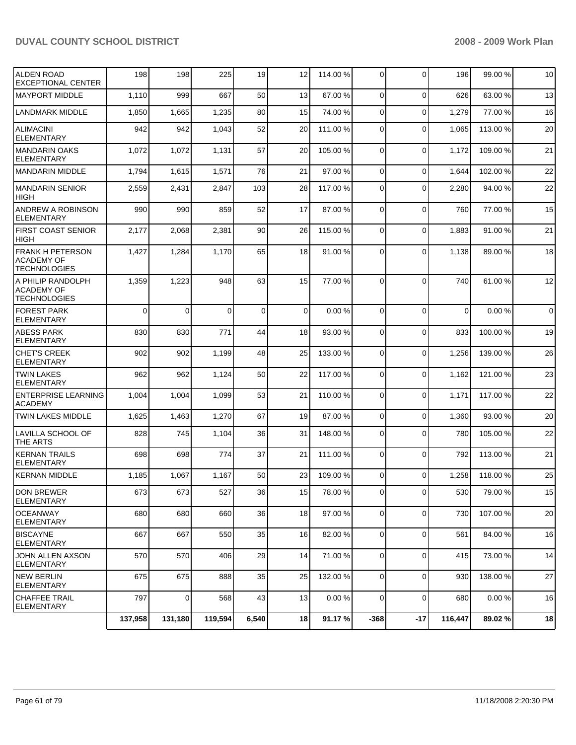| | | | | | | | | | | | |
|---|---|---|---|---|---|---|---|---|---|---|---|
| ALDEN ROAD EXCEPTIONAL CENTER | 198 | 198 | 225 | 19 | 12 | 114.00 % | 0 | 0 | 196 | 99.00 % | 10 |
| MAYPORT MIDDLE | 1,110 | 999 | 667 | 50 | 13 | 67.00 % | 0 | 0 | 626 | 63.00 % | 13 |
| LANDMARK MIDDLE | 1,850 | 1,665 | 1,235 | 80 | 15 | 74.00 % | 0 | 0 | 1,279 | 77.00 % | 16 |
| ALIMACINI ELEMENTARY | 942 | 942 | 1,043 | 52 | 20 | 111.00 % | 0 | 0 | 1,065 | 113.00 % | 20 |
| MANDARIN OAKS ELEMENTARY | 1,072 | 1,072 | 1,131 | 57 | 20 | 105.00 % | 0 | 0 | 1,172 | 109.00 % | 21 |
| MANDARIN MIDDLE | 1,794 | 1,615 | 1,571 | 76 | 21 | 97.00 % | 0 | 0 | 1,644 | 102.00 % | 22 |
| MANDARIN SENIOR HIGH | 2,559 | 2,431 | 2,847 | 103 | 28 | 117.00 % | 0 | 0 | 2,280 | 94.00 % | 22 |
| ANDREW A ROBINSON ELEMENTARY | 990 | 990 | 859 | 52 | 17 | 87.00 % | 0 | 0 | 760 | 77.00 % | 15 |
| FIRST COAST SENIOR HIGH | 2,177 | 2,068 | 2,381 | 90 | 26 | 115.00 % | 0 | 0 | 1,883 | 91.00 % | 21 |
| FRANK H PETERSON ACADEMY OF TECHNOLOGIES | 1,427 | 1,284 | 1,170 | 65 | 18 | 91.00 % | 0 | 0 | 1,138 | 89.00 % | 18 |
| A PHILIP RANDOLPH ACADEMY OF TECHNOLOGIES | 1,359 | 1,223 | 948 | 63 | 15 | 77.00 % | 0 | 0 | 740 | 61.00 % | 12 |
| FOREST PARK ELEMENTARY | 0 | 0 | 0 | 0 | 0 | 0.00 % | 0 | 0 | 0 | 0.00 % | 0 |
| ABESS PARK ELEMENTARY | 830 | 830 | 771 | 44 | 18 | 93.00 % | 0 | 0 | 833 | 100.00 % | 19 |
| CHET'S CREEK ELEMENTARY | 902 | 902 | 1,199 | 48 | 25 | 133.00 % | 0 | 0 | 1,256 | 139.00 % | 26 |
| TWIN LAKES ELEMENTARY | 962 | 962 | 1,124 | 50 | 22 | 117.00 % | 0 | 0 | 1,162 | 121.00 % | 23 |
| ENTERPRISE LEARNING ACADEMY | 1,004 | 1,004 | 1,099 | 53 | 21 | 110.00 % | 0 | 0 | 1,171 | 117.00 % | 22 |
| TWIN LAKES MIDDLE | 1,625 | 1,463 | 1,270 | 67 | 19 | 87.00 % | 0 | 0 | 1,360 | 93.00 % | 20 |
| LAVILLA SCHOOL OF THE ARTS | 828 | 745 | 1,104 | 36 | 31 | 148.00 % | 0 | 0 | 780 | 105.00 % | 22 |
| KERNAN TRAILS ELEMENTARY | 698 | 698 | 774 | 37 | 21 | 111.00 % | 0 | 0 | 792 | 113.00 % | 21 |
| KERNAN MIDDLE | 1,185 | 1,067 | 1,167 | 50 | 23 | 109.00 % | 0 | 0 | 1,258 | 118.00 % | 25 |
| DON BREWER ELEMENTARY | 673 | 673 | 527 | 36 | 15 | 78.00 % | 0 | 0 | 530 | 79.00 % | 15 |
| OCEANWAY ELEMENTARY | 680 | 680 | 660 | 36 | 18 | 97.00 % | 0 | 0 | 730 | 107.00 % | 20 |
| BISCAYNE ELEMENTARY | 667 | 667 | 550 | 35 | 16 | 82.00 % | 0 | 0 | 561 | 84.00 % | 16 |
| JOHN ALLEN AXSON ELEMENTARY | 570 | 570 | 406 | 29 | 14 | 71.00 % | 0 | 0 | 415 | 73.00 % | 14 |
| NEW BERLIN ELEMENTARY | 675 | 675 | 888 | 35 | 25 | 132.00 % | 0 | 0 | 930 | 138.00 % | 27 |
| CHAFFEE TRAIL ELEMENTARY | 797 | 0 | 568 | 43 | 13 | 0.00 % | 0 | 0 | 680 | 0.00 % | 16 |
| | **137,958** | **131,180** | **119,594** | **6,540** | **18** | **91.17 %** | **-368** | **-17** | **116,447** | **89.02 %** | **18** |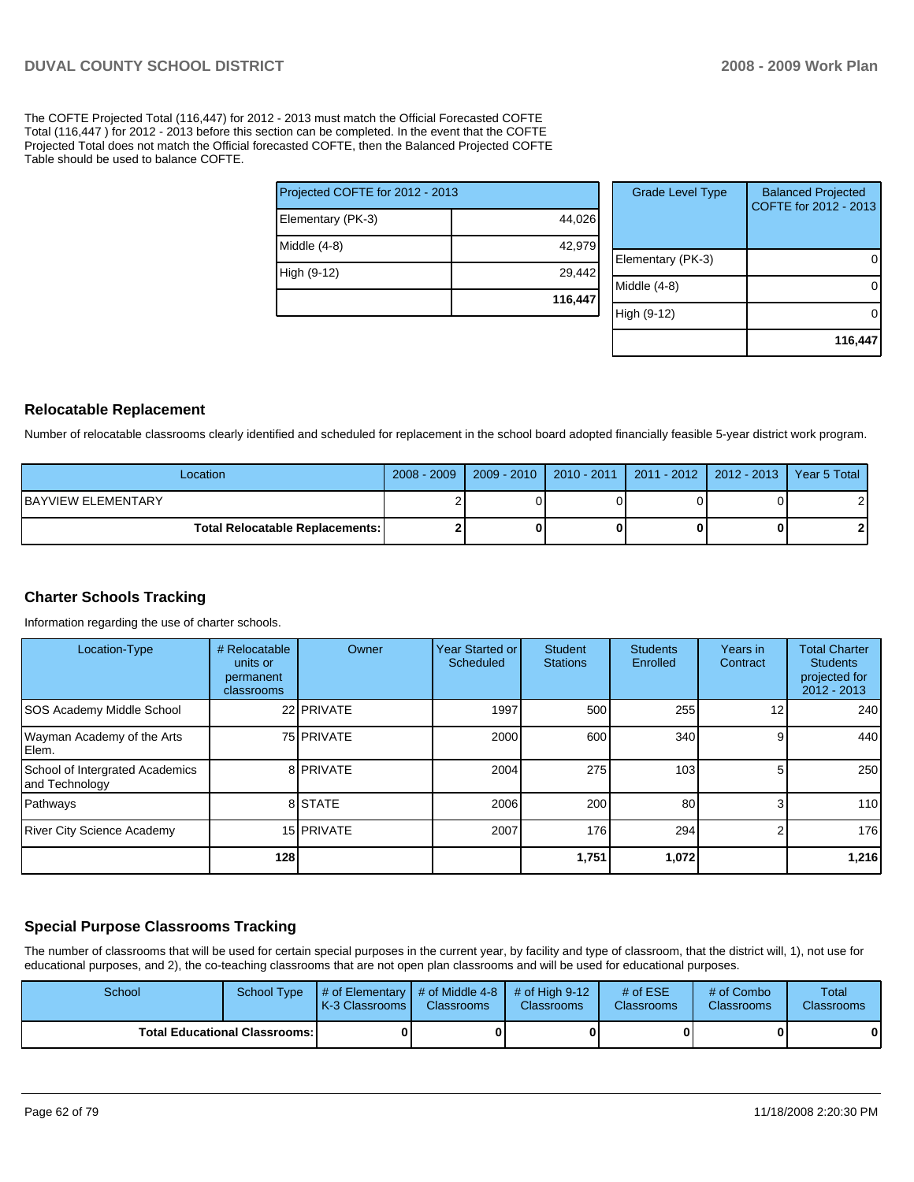The COFTE Projected Total (116,447) for 2012 - 2013 must match the Official Forecasted COFTE Total (116,447 ) for 2012 - 2013 before this section can be completed. In the event that the COFTE Projected Total does not match the Official forecasted COFTE, then the Balanced Projected COFTE Table should be used to balance COFTE.

| Projected COFTE for 2012 - 2013 | |
|---|---|
| Elementary (PK-3) | 44,026 |
| Middle (4-8) | 42,979 |
| High (9-12) | 29,442 |
| | **116,447** |

| Grade Level Type | Balanced Projected COFTE for 2012 - 2013 |
|---|---|
| Elementary (PK-3) | 0 |
| Middle (4-8) | 0 |
| High (9-12) | 0 |
| | **116,447** |

## Relocatable Replacement

Number of relocatable classrooms clearly identified and scheduled for replacement in the school board adopted financially feasible 5-year district work program.

| Location | 2008 - 2009 | 2009 - 2010 | 2010 - 2011 | 2011 - 2012 | 2012 - 2013 | Year 5 Total |
|---|---|---|---|---|---|---|
| BAYVIEW ELEMENTARY | 2 | 0 | 0 | 0 | 0 | 2 |
| **Total Relocatable Replacements:** | **2** | **0** | **0** | **0** | **0** | **2** |

## Charter Schools Tracking

Information regarding the use of charter schools.

| Location-Type | # Relocatable units or permanent classrooms | Owner | Year Started or Scheduled | Student Stations | Students Enrolled | Years in Contract | Total Charter Students projected for 2012 - 2013 |
|---|---|---|---|---|---|---|---|
| SOS Academy Middle School | 22 | PRIVATE | 1997 | 500 | 255 | 12 | 240 |
| Wayman Academy of the Arts Elem. | 75 | PRIVATE | 2000 | 600 | 340 | 9 | 440 |
| School of Intergrated Academics and Technology | 8 | PRIVATE | 2004 | 275 | 103 | 5 | 250 |
| Pathways | 8 | STATE | 2006 | 200 | 80 | 3 | 110 |
| River City Science Academy | 15 | PRIVATE | 2007 | 176 | 294 | 2 | 176 |
| | **128** | | | **1,751** | **1,072** | | **1,216** |

## Special Purpose Classrooms Tracking

The number of classrooms that will be used for certain special purposes in the current year, by facility and type of classroom, that the district will, 1), not use for educational purposes, and 2), the co-teaching classrooms that are not open plan classrooms and will be used for educational purposes.

| School | School Type | # of Elementary K-3 Classrooms | # of Middle 4-8 Classrooms | # of High 9-12 Classrooms | # of ESE Classrooms | # of Combo Classrooms | Total Classrooms |
|---|---|---|---|---|---|---|---|
| **Total Educational Classrooms:** | | **0** | **0** | **0** | **0** | **0** | **0** |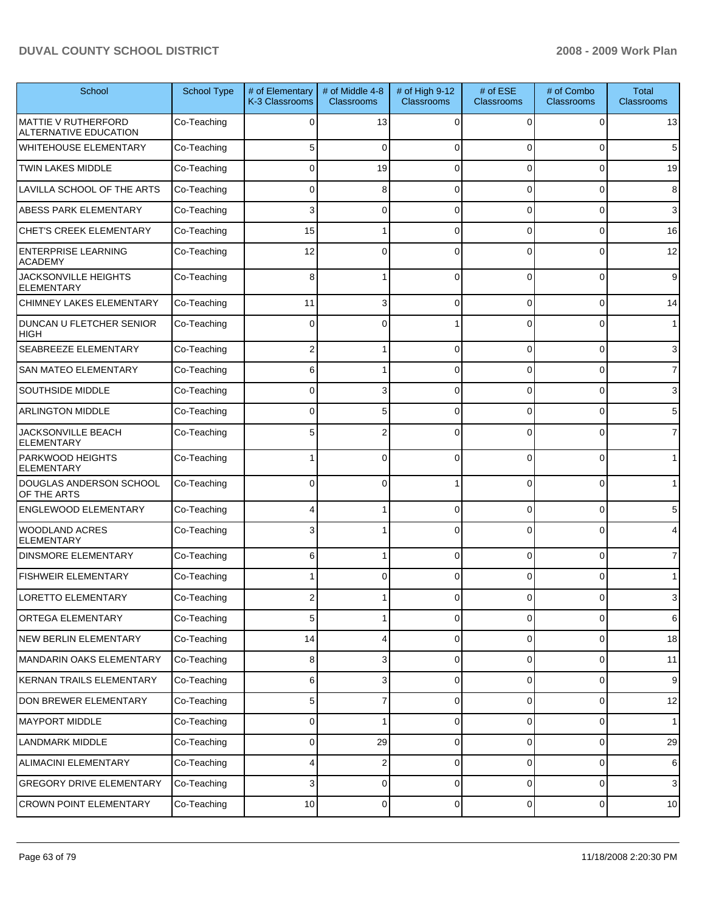| School | School Type | # of Elementary K-3 Classrooms | # of Middle 4-8 Classrooms | # of High 9-12 Classrooms | # of ESE Classrooms | # of Combo Classrooms | Total Classrooms |
|---|---|---|---|---|---|---|---|
| MATTIE V RUTHERFORD ALTERNATIVE EDUCATION | Co-Teaching | 0 | 13 | 0 | 0 | 0 | 13 |
| WHITEHOUSE ELEMENTARY | Co-Teaching | 5 | 0 | 0 | 0 | 0 | 5 |
| TWIN LAKES MIDDLE | Co-Teaching | 0 | 19 | 0 | 0 | 0 | 19 |
| LAVILLA SCHOOL OF THE ARTS | Co-Teaching | 0 | 8 | 0 | 0 | 0 | 8 |
| ABESS PARK ELEMENTARY | Co-Teaching | 3 | 0 | 0 | 0 | 0 | 3 |
| CHET'S CREEK ELEMENTARY | Co-Teaching | 15 | 1 | 0 | 0 | 0 | 16 |
| ENTERPRISE LEARNING ACADEMY | Co-Teaching | 12 | 0 | 0 | 0 | 0 | 12 |
| JACKSONVILLE HEIGHTS ELEMENTARY | Co-Teaching | 8 | 1 | 0 | 0 | 0 | 9 |
| CHIMNEY LAKES ELEMENTARY | Co-Teaching | 11 | 3 | 0 | 0 | 0 | 14 |
| DUNCAN U FLETCHER SENIOR HIGH | Co-Teaching | 0 | 0 | 1 | 0 | 0 | 1 |
| SEABREEZE ELEMENTARY | Co-Teaching | 2 | 1 | 0 | 0 | 0 | 3 |
| SAN MATEO ELEMENTARY | Co-Teaching | 6 | 1 | 0 | 0 | 0 | 7 |
| SOUTHSIDE MIDDLE | Co-Teaching | 0 | 3 | 0 | 0 | 0 | 3 |
| ARLINGTON MIDDLE | Co-Teaching | 0 | 5 | 0 | 0 | 0 | 5 |
| JACKSONVILLE BEACH ELEMENTARY | Co-Teaching | 5 | 2 | 0 | 0 | 0 | 7 |
| PARKWOOD HEIGHTS ELEMENTARY | Co-Teaching | 1 | 0 | 0 | 0 | 0 | 1 |
| DOUGLAS ANDERSON SCHOOL OF THE ARTS | Co-Teaching | 0 | 0 | 1 | 0 | 0 | 1 |
| ENGLEWOOD ELEMENTARY | Co-Teaching | 4 | 1 | 0 | 0 | 0 | 5 |
| WOODLAND ACRES ELEMENTARY | Co-Teaching | 3 | 1 | 0 | 0 | 0 | 4 |
| DINSMORE ELEMENTARY | Co-Teaching | 6 | 1 | 0 | 0 | 0 | 7 |
| FISHWEIR ELEMENTARY | Co-Teaching | 1 | 0 | 0 | 0 | 0 | 1 |
| LORETTO ELEMENTARY | Co-Teaching | 2 | 1 | 0 | 0 | 0 | 3 |
| ORTEGA ELEMENTARY | Co-Teaching | 5 | 1 | 0 | 0 | 0 | 6 |
| NEW BERLIN ELEMENTARY | Co-Teaching | 14 | 4 | 0 | 0 | 0 | 18 |
| MANDARIN OAKS ELEMENTARY | Co-Teaching | 8 | 3 | 0 | 0 | 0 | 11 |
| KERNAN TRAILS ELEMENTARY | Co-Teaching | 6 | 3 | 0 | 0 | 0 | 9 |
| DON BREWER ELEMENTARY | Co-Teaching | 5 | 7 | 0 | 0 | 0 | 12 |
| MAYPORT MIDDLE | Co-Teaching | 0 | 1 | 0 | 0 | 0 | 1 |
| LANDMARK MIDDLE | Co-Teaching | 0 | 29 | 0 | 0 | 0 | 29 |
| ALIMACINI ELEMENTARY | Co-Teaching | 4 | 2 | 0 | 0 | 0 | 6 |
| GREGORY DRIVE ELEMENTARY | Co-Teaching | 3 | 0 | 0 | 0 | 0 | 3 |
| CROWN POINT ELEMENTARY | Co-Teaching | 10 | 0 | 0 | 0 | 0 | 10 |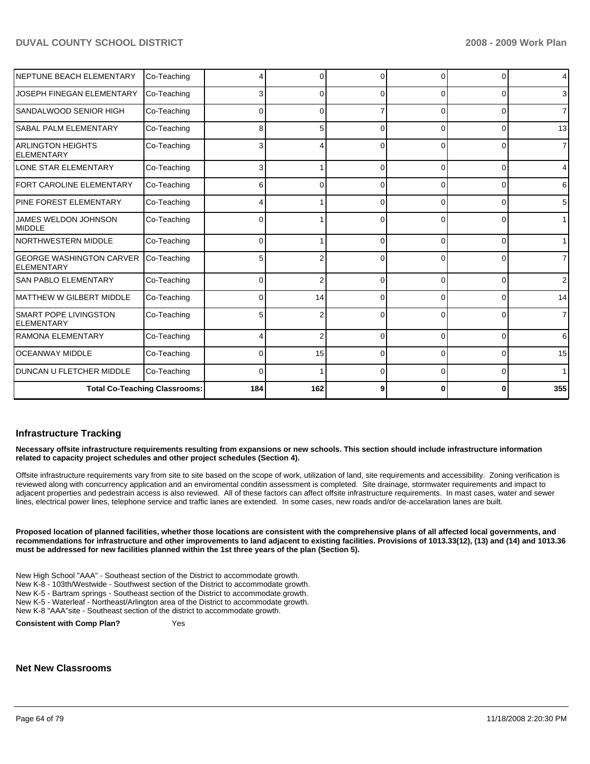| | | | | | | | |
|---|---|---|---|---|---|---|---|
| NEPTUNE BEACH ELEMENTARY | Co-Teaching | 4 | 0 | 0 | 0 | 0 | 4 |
| JOSEPH FINEGAN ELEMENTARY | Co-Teaching | 3 | 0 | 0 | 0 | 0 | 3 |
| SANDALWOOD SENIOR HIGH | Co-Teaching | 0 | 0 | 7 | 0 | 0 | 7 |
| SABAL PALM ELEMENTARY | Co-Teaching | 8 | 5 | 0 | 0 | 0 | 13 |
| ARLINGTON HEIGHTS ELEMENTARY | Co-Teaching | 3 | 4 | 0 | 0 | 0 | 7 |
| LONE STAR ELEMENTARY | Co-Teaching | 3 | 1 | 0 | 0 | 0 | 4 |
| FORT CAROLINE ELEMENTARY | Co-Teaching | 6 | 0 | 0 | 0 | 0 | 6 |
| PINE FOREST ELEMENTARY | Co-Teaching | 4 | 1 | 0 | 0 | 0 | 5 |
| JAMES WELDON JOHNSON MIDDLE | Co-Teaching | 0 | 1 | 0 | 0 | 0 | 1 |
| NORTHWESTERN MIDDLE | Co-Teaching | 0 | 1 | 0 | 0 | 0 | 1 |
| GEORGE WASHINGTON CARVER ELEMENTARY | Co-Teaching | 5 | 2 | 0 | 0 | 0 | 7 |
| SAN PABLO ELEMENTARY | Co-Teaching | 0 | 2 | 0 | 0 | 0 | 2 |
| MATTHEW W GILBERT MIDDLE | Co-Teaching | 0 | 14 | 0 | 0 | 0 | 14 |
| SMART POPE LIVINGSTON ELEMENTARY | Co-Teaching | 5 | 2 | 0 | 0 | 0 | 7 |
| RAMONA ELEMENTARY | Co-Teaching | 4 | 2 | 0 | 0 | 0 | 6 |
| OCEANWAY MIDDLE | Co-Teaching | 0 | 15 | 0 | 0 | 0 | 15 |
| DUNCAN U FLETCHER MIDDLE | Co-Teaching | 0 | 1 | 0 | 0 | 0 | 1 |
| **Total Co-Teaching Classrooms:** | | **184** | **162** | **9** | **0** | **0** | **355** |

## Infrastructure Tracking

**Necessary offsite infrastructure requirements resulting from expansions or new schools. This section should include infrastructure information related to capacity project schedules and other project schedules (Section 4).**

Offsite infrastructure requirements vary from site to site based on the scope of work, utilization of land, site requirements and accessibility. Zoning verification is reviewed along with concurrency application and an enviromental conditin assessment is completed. Site drainage, stormwater requirements and impact to adjacent properties and pedestrain access is also reviewed. All of these factors can affect offsite infrastructure requirements. In mast cases, water and sewer lines, electrical power lines, telephone service and traffic lanes are extended. In some cases, new roads and/or de-accelaration lanes are built.

**Proposed location of planned facilities, whether those locations are consistent with the comprehensive plans of all affected local governments, and recommendations for infrastructure and other improvements to land adjacent to existing facilities. Provisions of 1013.33(12), (13) and (14) and 1013.36 must be addressed for new facilities planned within the 1st three years of the plan (Section 5).**

New High School "AAA" - Southeast section of the District to accommodate growth.
New K-8 - 103th/Westwide - Southwest section of the District to accommodate growth.
New K-5 - Bartram springs - Southeast section of the District to accommodate growth.
New K-5 - Waterleaf - Northeast/Arlington area of the District to accommodate growth.
New K-8 "AAA"site - Southeast section of the district to accommodate growth.

**Consistent with Comp Plan?** Yes

## Net New Classrooms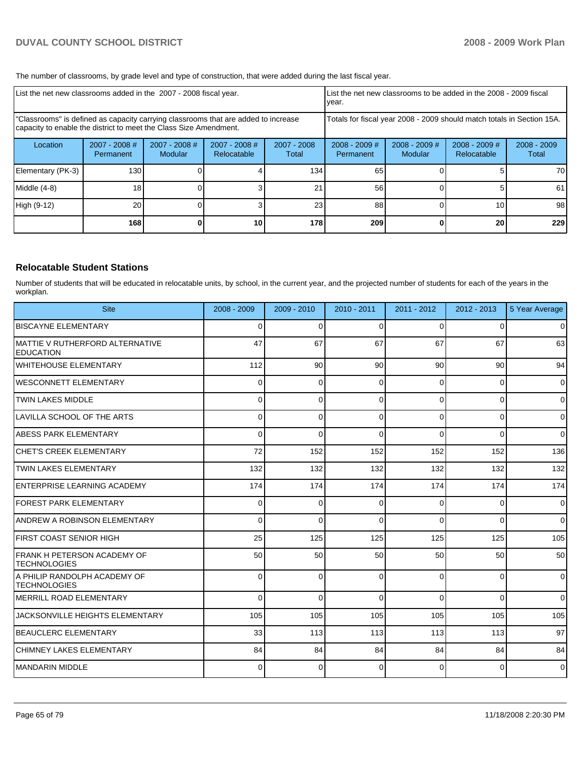The number of classrooms, by grade level and type of construction, that were added during the last fiscal year.

| List the net new classrooms added in the 2007 - 2008 fiscal year. | | | | | List the net new classrooms to be added in the 2008 - 2009 fiscal year. | | | |
|---|---|---|---|---|---|---|---|---|
| "Classrooms" is defined as capacity carrying classrooms that are added to increase capacity to enable the district to meet the Class Size Amendment. | | | | | Totals for fiscal year 2008 - 2009 should match totals in Section 15A. | | | |
| Location | 2007 - 2008 # Permanent | 2007 - 2008 # Modular | 2007 - 2008 # Relocatable | 2007 - 2008 Total | 2008 - 2009 # Permanent | 2008 - 2009 # Modular | 2008 - 2009 # Relocatable | 2008 - 2009 Total |
| Elementary (PK-3) | 130 | 0 | 4 | 134 | 65 | 0 | 5 | 70 |
| Middle (4-8) | 18 | 0 | 3 | 21 | 56 | 0 | 5 | 61 |
| High (9-12) | 20 | 0 | 3 | 23 | 88 | 0 | 10 | 98 |
| | **168** | **0** | **10** | **178** | **209** | **0** | **20** | **229** |

### Relocatable Student Stations

Number of students that will be educated in relocatable units, by school, in the current year, and the projected number of students for each of the years in the workplan.

| Site | 2008 - 2009 | 2009 - 2010 | 2010 - 2011 | 2011 - 2012 | 2012 - 2013 | 5 Year Average |
|---|---|---|---|---|---|---|
| BISCAYNE ELEMENTARY | 0 | 0 | 0 | 0 | 0 | 0 |
| MATTIE V RUTHERFORD ALTERNATIVE EDUCATION | 47 | 67 | 67 | 67 | 67 | 63 |
| WHITEHOUSE ELEMENTARY | 112 | 90 | 90 | 90 | 90 | 94 |
| WESCONNETT ELEMENTARY | 0 | 0 | 0 | 0 | 0 | 0 |
| TWIN LAKES MIDDLE | 0 | 0 | 0 | 0 | 0 | 0 |
| LAVILLA SCHOOL OF THE ARTS | 0 | 0 | 0 | 0 | 0 | 0 |
| ABESS PARK ELEMENTARY | 0 | 0 | 0 | 0 | 0 | 0 |
| CHET'S CREEK ELEMENTARY | 72 | 152 | 152 | 152 | 152 | 136 |
| TWIN LAKES ELEMENTARY | 132 | 132 | 132 | 132 | 132 | 132 |
| ENTERPRISE LEARNING ACADEMY | 174 | 174 | 174 | 174 | 174 | 174 |
| FOREST PARK ELEMENTARY | 0 | 0 | 0 | 0 | 0 | 0 |
| ANDREW A ROBINSON ELEMENTARY | 0 | 0 | 0 | 0 | 0 | 0 |
| FIRST COAST SENIOR HIGH | 25 | 125 | 125 | 125 | 125 | 105 |
| FRANK H PETERSON ACADEMY OF TECHNOLOGIES | 50 | 50 | 50 | 50 | 50 | 50 |
| A PHILIP RANDOLPH ACADEMY OF TECHNOLOGIES | 0 | 0 | 0 | 0 | 0 | 0 |
| MERRILL ROAD ELEMENTARY | 0 | 0 | 0 | 0 | 0 | 0 |
| JACKSONVILLE HEIGHTS ELEMENTARY | 105 | 105 | 105 | 105 | 105 | 105 |
| BEAUCLERC ELEMENTARY | 33 | 113 | 113 | 113 | 113 | 97 |
| CHIMNEY LAKES ELEMENTARY | 84 | 84 | 84 | 84 | 84 | 84 |
| MANDARIN MIDDLE | 0 | 0 | 0 | 0 | 0 | 0 |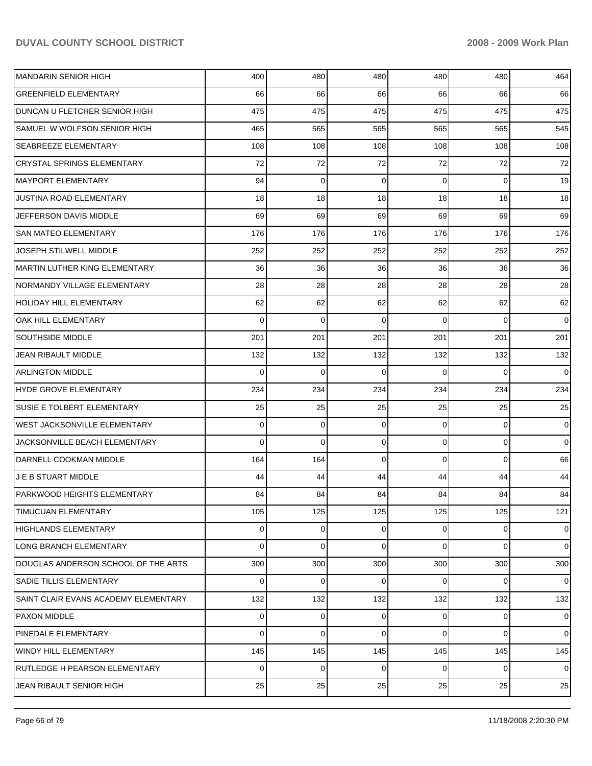| | | | | | | |
|---|---|---|---|---|---|---|
| MANDARIN SENIOR HIGH | 400 | 480 | 480 | 480 | 480 | 464 |
| GREENFIELD ELEMENTARY | 66 | 66 | 66 | 66 | 66 | 66 |
| DUNCAN U FLETCHER SENIOR HIGH | 475 | 475 | 475 | 475 | 475 | 475 |
| SAMUEL W WOLFSON SENIOR HIGH | 465 | 565 | 565 | 565 | 565 | 545 |
| SEABREEZE ELEMENTARY | 108 | 108 | 108 | 108 | 108 | 108 |
| CRYSTAL SPRINGS ELEMENTARY | 72 | 72 | 72 | 72 | 72 | 72 |
| MAYPORT ELEMENTARY | 94 | 0 | 0 | 0 | 0 | 19 |
| JUSTINA ROAD ELEMENTARY | 18 | 18 | 18 | 18 | 18 | 18 |
| JEFFERSON DAVIS MIDDLE | 69 | 69 | 69 | 69 | 69 | 69 |
| SAN MATEO ELEMENTARY | 176 | 176 | 176 | 176 | 176 | 176 |
| JOSEPH STILWELL MIDDLE | 252 | 252 | 252 | 252 | 252 | 252 |
| MARTIN LUTHER KING ELEMENTARY | 36 | 36 | 36 | 36 | 36 | 36 |
| NORMANDY VILLAGE ELEMENTARY | 28 | 28 | 28 | 28 | 28 | 28 |
| HOLIDAY HILL ELEMENTARY | 62 | 62 | 62 | 62 | 62 | 62 |
| OAK HILL ELEMENTARY | 0 | 0 | 0 | 0 | 0 | 0 |
| SOUTHSIDE MIDDLE | 201 | 201 | 201 | 201 | 201 | 201 |
| JEAN RIBAULT MIDDLE | 132 | 132 | 132 | 132 | 132 | 132 |
| ARLINGTON MIDDLE | 0 | 0 | 0 | 0 | 0 | 0 |
| HYDE GROVE ELEMENTARY | 234 | 234 | 234 | 234 | 234 | 234 |
| SUSIE E TOLBERT ELEMENTARY | 25 | 25 | 25 | 25 | 25 | 25 |
| WEST JACKSONVILLE ELEMENTARY | 0 | 0 | 0 | 0 | 0 | 0 |
| JACKSONVILLE BEACH ELEMENTARY | 0 | 0 | 0 | 0 | 0 | 0 |
| DARNELL COOKMAN MIDDLE | 164 | 164 | 0 | 0 | 0 | 66 |
| J E B STUART MIDDLE | 44 | 44 | 44 | 44 | 44 | 44 |
| PARKWOOD HEIGHTS ELEMENTARY | 84 | 84 | 84 | 84 | 84 | 84 |
| TIMUCUAN ELEMENTARY | 105 | 125 | 125 | 125 | 125 | 121 |
| HIGHLANDS ELEMENTARY | 0 | 0 | 0 | 0 | 0 | 0 |
| LONG BRANCH ELEMENTARY | 0 | 0 | 0 | 0 | 0 | 0 |
| DOUGLAS ANDERSON SCHOOL OF THE ARTS | 300 | 300 | 300 | 300 | 300 | 300 |
| SADIE TILLIS ELEMENTARY | 0 | 0 | 0 | 0 | 0 | 0 |
| SAINT CLAIR EVANS ACADEMY ELEMENTARY | 132 | 132 | 132 | 132 | 132 | 132 |
| PAXON MIDDLE | 0 | 0 | 0 | 0 | 0 | 0 |
| PINEDALE ELEMENTARY | 0 | 0 | 0 | 0 | 0 | 0 |
| WINDY HILL ELEMENTARY | 145 | 145 | 145 | 145 | 145 | 145 |
| RUTLEDGE H PEARSON ELEMENTARY | 0 | 0 | 0 | 0 | 0 | 0 |
| JEAN RIBAULT SENIOR HIGH | 25 | 25 | 25 | 25 | 25 | 25 |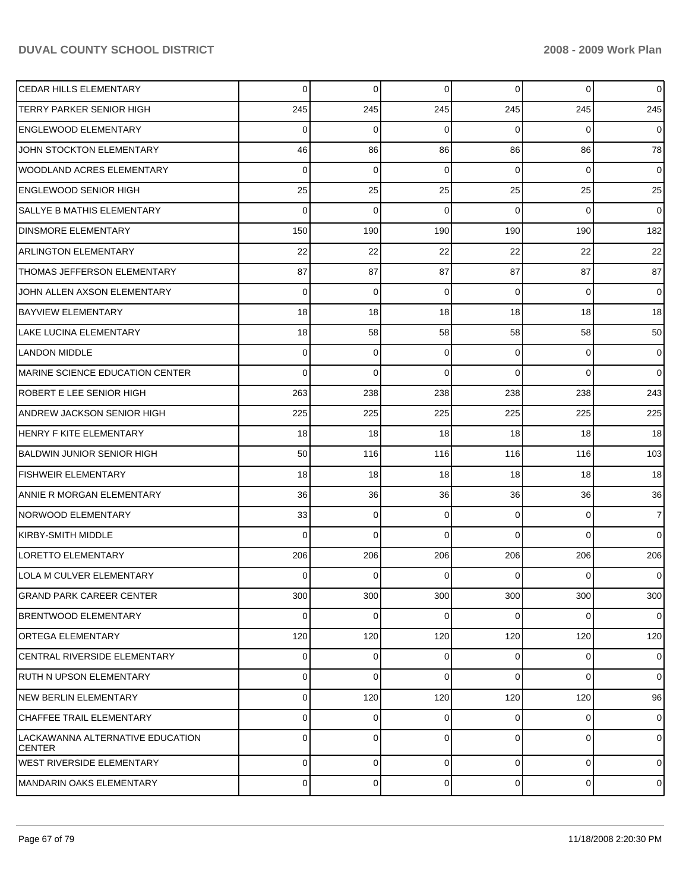| | | | | | | |
|---|---|---|---|---|---|---|
| CEDAR HILLS ELEMENTARY | 0 | 0 | 0 | 0 | 0 | 0 |
| TERRY PARKER SENIOR HIGH | 245 | 245 | 245 | 245 | 245 | 245 |
| ENGLEWOOD ELEMENTARY | 0 | 0 | 0 | 0 | 0 | 0 |
| JOHN STOCKTON ELEMENTARY | 46 | 86 | 86 | 86 | 86 | 78 |
| WOODLAND ACRES ELEMENTARY | 0 | 0 | 0 | 0 | 0 | 0 |
| ENGLEWOOD SENIOR HIGH | 25 | 25 | 25 | 25 | 25 | 25 |
| SALLYE B MATHIS ELEMENTARY | 0 | 0 | 0 | 0 | 0 | 0 |
| DINSMORE ELEMENTARY | 150 | 190 | 190 | 190 | 190 | 182 |
| ARLINGTON ELEMENTARY | 22 | 22 | 22 | 22 | 22 | 22 |
| THOMAS JEFFERSON ELEMENTARY | 87 | 87 | 87 | 87 | 87 | 87 |
| JOHN ALLEN AXSON ELEMENTARY | 0 | 0 | 0 | 0 | 0 | 0 |
| BAYVIEW ELEMENTARY | 18 | 18 | 18 | 18 | 18 | 18 |
| LAKE LUCINA ELEMENTARY | 18 | 58 | 58 | 58 | 58 | 50 |
| LANDON MIDDLE | 0 | 0 | 0 | 0 | 0 | 0 |
| MARINE SCIENCE EDUCATION CENTER | 0 | 0 | 0 | 0 | 0 | 0 |
| ROBERT E LEE SENIOR HIGH | 263 | 238 | 238 | 238 | 238 | 243 |
| ANDREW JACKSON SENIOR HIGH | 225 | 225 | 225 | 225 | 225 | 225 |
| HENRY F KITE ELEMENTARY | 18 | 18 | 18 | 18 | 18 | 18 |
| BALDWIN JUNIOR SENIOR HIGH | 50 | 116 | 116 | 116 | 116 | 103 |
| FISHWEIR ELEMENTARY | 18 | 18 | 18 | 18 | 18 | 18 |
| ANNIE R MORGAN ELEMENTARY | 36 | 36 | 36 | 36 | 36 | 36 |
| NORWOOD ELEMENTARY | 33 | 0 | 0 | 0 | 0 | 7 |
| KIRBY-SMITH MIDDLE | 0 | 0 | 0 | 0 | 0 | 0 |
| LORETTO ELEMENTARY | 206 | 206 | 206 | 206 | 206 | 206 |
| LOLA M CULVER ELEMENTARY | 0 | 0 | 0 | 0 | 0 | 0 |
| GRAND PARK CAREER CENTER | 300 | 300 | 300 | 300 | 300 | 300 |
| BRENTWOOD ELEMENTARY | 0 | 0 | 0 | 0 | 0 | 0 |
| ORTEGA ELEMENTARY | 120 | 120 | 120 | 120 | 120 | 120 |
| CENTRAL RIVERSIDE ELEMENTARY | 0 | 0 | 0 | 0 | 0 | 0 |
| RUTH N UPSON ELEMENTARY | 0 | 0 | 0 | 0 | 0 | 0 |
| NEW BERLIN ELEMENTARY | 0 | 120 | 120 | 120 | 120 | 96 |
| CHAFFEE TRAIL ELEMENTARY | 0 | 0 | 0 | 0 | 0 | 0 |
| LACKAWANNA ALTERNATIVE EDUCATION CENTER | 0 | 0 | 0 | 0 | 0 | 0 |
| WEST RIVERSIDE ELEMENTARY | 0 | 0 | 0 | 0 | 0 | 0 |
| MANDARIN OAKS ELEMENTARY | 0 | 0 | 0 | 0 | 0 | 0 |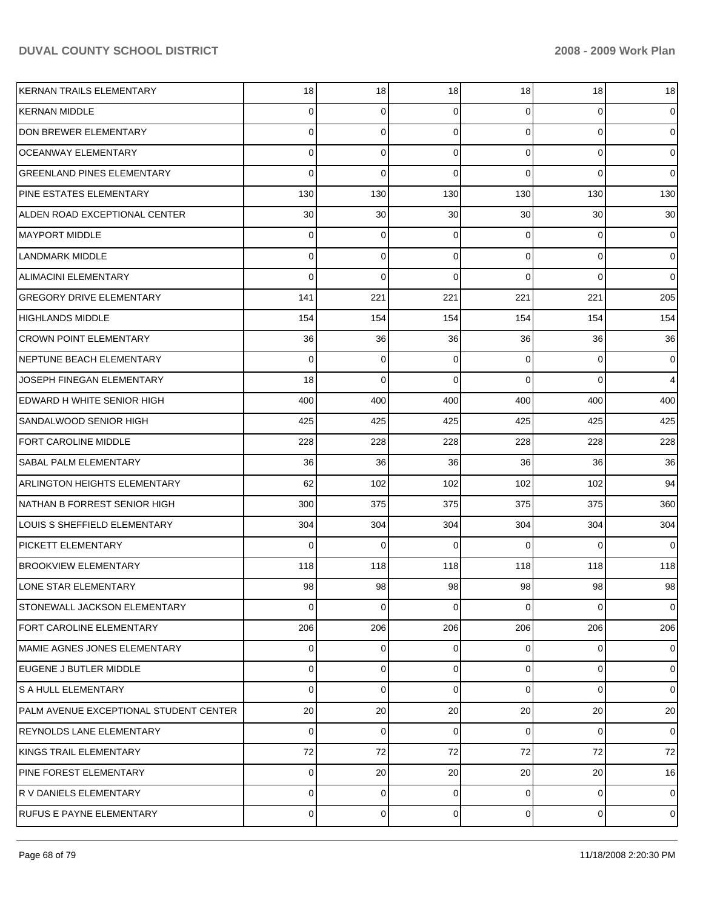| | | | | | | |
|---|---|---|---|---|---|---|
| KERNAN TRAILS ELEMENTARY | 18 | 18 | 18 | 18 | 18 | 18 |
| KERNAN MIDDLE | 0 | 0 | 0 | 0 | 0 | 0 |
| DON BREWER ELEMENTARY | 0 | 0 | 0 | 0 | 0 | 0 |
| OCEANWAY ELEMENTARY | 0 | 0 | 0 | 0 | 0 | 0 |
| GREENLAND PINES ELEMENTARY | 0 | 0 | 0 | 0 | 0 | 0 |
| PINE ESTATES ELEMENTARY | 130 | 130 | 130 | 130 | 130 | 130 |
| ALDEN ROAD EXCEPTIONAL CENTER | 30 | 30 | 30 | 30 | 30 | 30 |
| MAYPORT MIDDLE | 0 | 0 | 0 | 0 | 0 | 0 |
| LANDMARK MIDDLE | 0 | 0 | 0 | 0 | 0 | 0 |
| ALIMACINI ELEMENTARY | 0 | 0 | 0 | 0 | 0 | 0 |
| GREGORY DRIVE ELEMENTARY | 141 | 221 | 221 | 221 | 221 | 205 |
| HIGHLANDS MIDDLE | 154 | 154 | 154 | 154 | 154 | 154 |
| CROWN POINT ELEMENTARY | 36 | 36 | 36 | 36 | 36 | 36 |
| NEPTUNE BEACH ELEMENTARY | 0 | 0 | 0 | 0 | 0 | 0 |
| JOSEPH FINEGAN ELEMENTARY | 18 | 0 | 0 | 0 | 0 | 4 |
| EDWARD H WHITE SENIOR HIGH | 400 | 400 | 400 | 400 | 400 | 400 |
| SANDALWOOD SENIOR HIGH | 425 | 425 | 425 | 425 | 425 | 425 |
| FORT CAROLINE MIDDLE | 228 | 228 | 228 | 228 | 228 | 228 |
| SABAL PALM ELEMENTARY | 36 | 36 | 36 | 36 | 36 | 36 |
| ARLINGTON HEIGHTS ELEMENTARY | 62 | 102 | 102 | 102 | 102 | 94 |
| NATHAN B FORREST SENIOR HIGH | 300 | 375 | 375 | 375 | 375 | 360 |
| LOUIS S SHEFFIELD ELEMENTARY | 304 | 304 | 304 | 304 | 304 | 304 |
| PICKETT ELEMENTARY | 0 | 0 | 0 | 0 | 0 | 0 |
| BROOKVIEW ELEMENTARY | 118 | 118 | 118 | 118 | 118 | 118 |
| LONE STAR ELEMENTARY | 98 | 98 | 98 | 98 | 98 | 98 |
| STONEWALL JACKSON ELEMENTARY | 0 | 0 | 0 | 0 | 0 | 0 |
| FORT CAROLINE ELEMENTARY | 206 | 206 | 206 | 206 | 206 | 206 |
| MAMIE AGNES JONES ELEMENTARY | 0 | 0 | 0 | 0 | 0 | 0 |
| EUGENE J BUTLER MIDDLE | 0 | 0 | 0 | 0 | 0 | 0 |
| S A HULL ELEMENTARY | 0 | 0 | 0 | 0 | 0 | 0 |
| PALM AVENUE EXCEPTIONAL STUDENT CENTER | 20 | 20 | 20 | 20 | 20 | 20 |
| REYNOLDS LANE ELEMENTARY | 0 | 0 | 0 | 0 | 0 | 0 |
| KINGS TRAIL ELEMENTARY | 72 | 72 | 72 | 72 | 72 | 72 |
| PINE FOREST ELEMENTARY | 0 | 20 | 20 | 20 | 20 | 16 |
| R V DANIELS ELEMENTARY | 0 | 0 | 0 | 0 | 0 | 0 |
| RUFUS E PAYNE ELEMENTARY | 0 | 0 | 0 | 0 | 0 | 0 |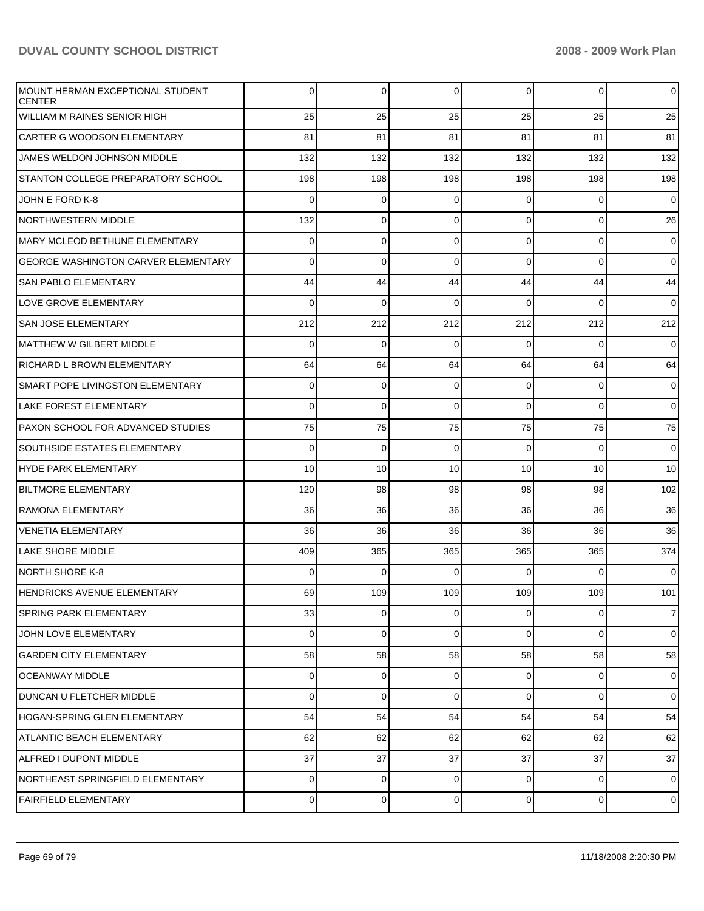| | | | | | | |
|---|---|---|---|---|---|---|
| MOUNT HERMAN EXCEPTIONAL STUDENT CENTER | 0 | 0 | 0 | 0 | 0 | 0 |
| WILLIAM M RAINES SENIOR HIGH | 25 | 25 | 25 | 25 | 25 | 25 |
| CARTER G WOODSON ELEMENTARY | 81 | 81 | 81 | 81 | 81 | 81 |
| JAMES WELDON JOHNSON MIDDLE | 132 | 132 | 132 | 132 | 132 | 132 |
| STANTON COLLEGE PREPARATORY SCHOOL | 198 | 198 | 198 | 198 | 198 | 198 |
| JOHN E FORD K-8 | 0 | 0 | 0 | 0 | 0 | 0 |
| NORTHWESTERN MIDDLE | 132 | 0 | 0 | 0 | 0 | 26 |
| MARY MCLEOD BETHUNE ELEMENTARY | 0 | 0 | 0 | 0 | 0 | 0 |
| GEORGE WASHINGTON CARVER ELEMENTARY | 0 | 0 | 0 | 0 | 0 | 0 |
| SAN PABLO ELEMENTARY | 44 | 44 | 44 | 44 | 44 | 44 |
| LOVE GROVE ELEMENTARY | 0 | 0 | 0 | 0 | 0 | 0 |
| SAN JOSE ELEMENTARY | 212 | 212 | 212 | 212 | 212 | 212 |
| MATTHEW W GILBERT MIDDLE | 0 | 0 | 0 | 0 | 0 | 0 |
| RICHARD L BROWN ELEMENTARY | 64 | 64 | 64 | 64 | 64 | 64 |
| SMART POPE LIVINGSTON ELEMENTARY | 0 | 0 | 0 | 0 | 0 | 0 |
| LAKE FOREST ELEMENTARY | 0 | 0 | 0 | 0 | 0 | 0 |
| PAXON SCHOOL FOR ADVANCED STUDIES | 75 | 75 | 75 | 75 | 75 | 75 |
| SOUTHSIDE ESTATES ELEMENTARY | 0 | 0 | 0 | 0 | 0 | 0 |
| HYDE PARK ELEMENTARY | 10 | 10 | 10 | 10 | 10 | 10 |
| BILTMORE ELEMENTARY | 120 | 98 | 98 | 98 | 98 | 102 |
| RAMONA ELEMENTARY | 36 | 36 | 36 | 36 | 36 | 36 |
| VENETIA ELEMENTARY | 36 | 36 | 36 | 36 | 36 | 36 |
| LAKE SHORE MIDDLE | 409 | 365 | 365 | 365 | 365 | 374 |
| NORTH SHORE K-8 | 0 | 0 | 0 | 0 | 0 | 0 |
| HENDRICKS AVENUE ELEMENTARY | 69 | 109 | 109 | 109 | 109 | 101 |
| SPRING PARK ELEMENTARY | 33 | 0 | 0 | 0 | 0 | 7 |
| JOHN LOVE ELEMENTARY | 0 | 0 | 0 | 0 | 0 | 0 |
| GARDEN CITY ELEMENTARY | 58 | 58 | 58 | 58 | 58 | 58 |
| OCEANWAY MIDDLE | 0 | 0 | 0 | 0 | 0 | 0 |
| DUNCAN U FLETCHER MIDDLE | 0 | 0 | 0 | 0 | 0 | 0 |
| HOGAN-SPRING GLEN ELEMENTARY | 54 | 54 | 54 | 54 | 54 | 54 |
| ATLANTIC BEACH ELEMENTARY | 62 | 62 | 62 | 62 | 62 | 62 |
| ALFRED I DUPONT MIDDLE | 37 | 37 | 37 | 37 | 37 | 37 |
| NORTHEAST SPRINGFIELD ELEMENTARY | 0 | 0 | 0 | 0 | 0 | 0 |
| FAIRFIELD ELEMENTARY | 0 | 0 | 0 | 0 | 0 | 0 |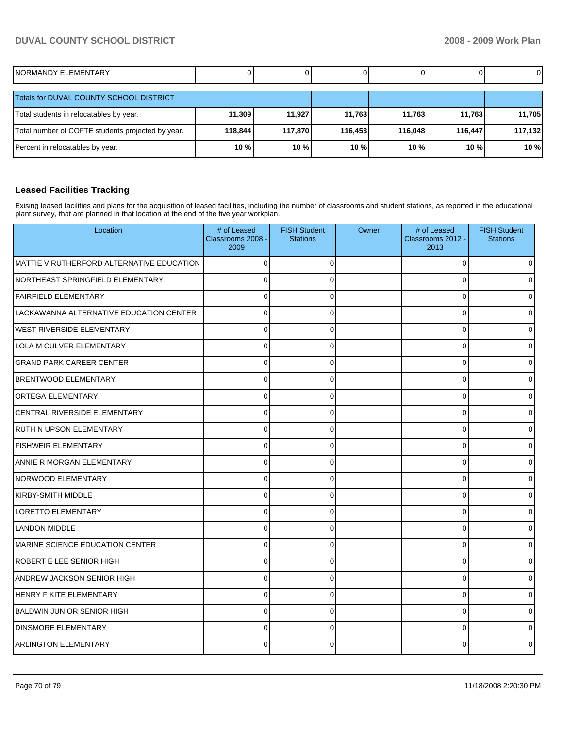| NORMANDY ELEMENTARY | 0 | 0 | 0 | 0 | 0 | 0 |
|---|---|---|---|---|---|---|
| Totals for DUVAL COUNTY SCHOOL DISTRICT | | | | | | |
| Total students in relocatables by year. | **11,309** | **11,927** | **11,763** | **11,763** | **11,763** | **11,705** |
| Total number of COFTE students projected by year. | **118,844** | **117,870** | **116,453** | **116,048** | **116,447** | **117,132** |
| Percent in relocatables by year. | **10 %** | **10 %** | **10 %** | **10 %** | **10 %** | **10 %** |

### Leased Facilities Tracking

Exising leased facilities and plans for the acquisition of leased facilities, including the number of classrooms and student stations, as reported in the educational plant survey, that are planned in that location at the end of the five year workplan.

| Location | # of Leased Classrooms 2008 - 2009 | FISH Student Stations | Owner | # of Leased Classrooms 2012 - 2013 | FISH Student Stations |
|---|---|---|---|---|---|
| MATTIE V RUTHERFORD ALTERNATIVE EDUCATION | 0 | 0 | | 0 | 0 |
| NORTHEAST SPRINGFIELD ELEMENTARY | 0 | 0 | | 0 | 0 |
| FAIRFIELD ELEMENTARY | 0 | 0 | | 0 | 0 |
| LACKAWANNA ALTERNATIVE EDUCATION CENTER | 0 | 0 | | 0 | 0 |
| WEST RIVERSIDE ELEMENTARY | 0 | 0 | | 0 | 0 |
| LOLA M CULVER ELEMENTARY | 0 | 0 | | 0 | 0 |
| GRAND PARK CAREER CENTER | 0 | 0 | | 0 | 0 |
| BRENTWOOD ELEMENTARY | 0 | 0 | | 0 | 0 |
| ORTEGA ELEMENTARY | 0 | 0 | | 0 | 0 |
| CENTRAL RIVERSIDE ELEMENTARY | 0 | 0 | | 0 | 0 |
| RUTH N UPSON ELEMENTARY | 0 | 0 | | 0 | 0 |
| FISHWEIR ELEMENTARY | 0 | 0 | | 0 | 0 |
| ANNIE R MORGAN ELEMENTARY | 0 | 0 | | 0 | 0 |
| NORWOOD ELEMENTARY | 0 | 0 | | 0 | 0 |
| KIRBY-SMITH MIDDLE | 0 | 0 | | 0 | 0 |
| LORETTO ELEMENTARY | 0 | 0 | | 0 | 0 |
| LANDON MIDDLE | 0 | 0 | | 0 | 0 |
| MARINE SCIENCE EDUCATION CENTER | 0 | 0 | | 0 | 0 |
| ROBERT E LEE SENIOR HIGH | 0 | 0 | | 0 | 0 |
| ANDREW JACKSON SENIOR HIGH | 0 | 0 | | 0 | 0 |
| HENRY F KITE ELEMENTARY | 0 | 0 | | 0 | 0 |
| BALDWIN JUNIOR SENIOR HIGH | 0 | 0 | | 0 | 0 |
| DINSMORE ELEMENTARY | 0 | 0 | | 0 | 0 |
| ARLINGTON ELEMENTARY | 0 | 0 | | 0 | 0 |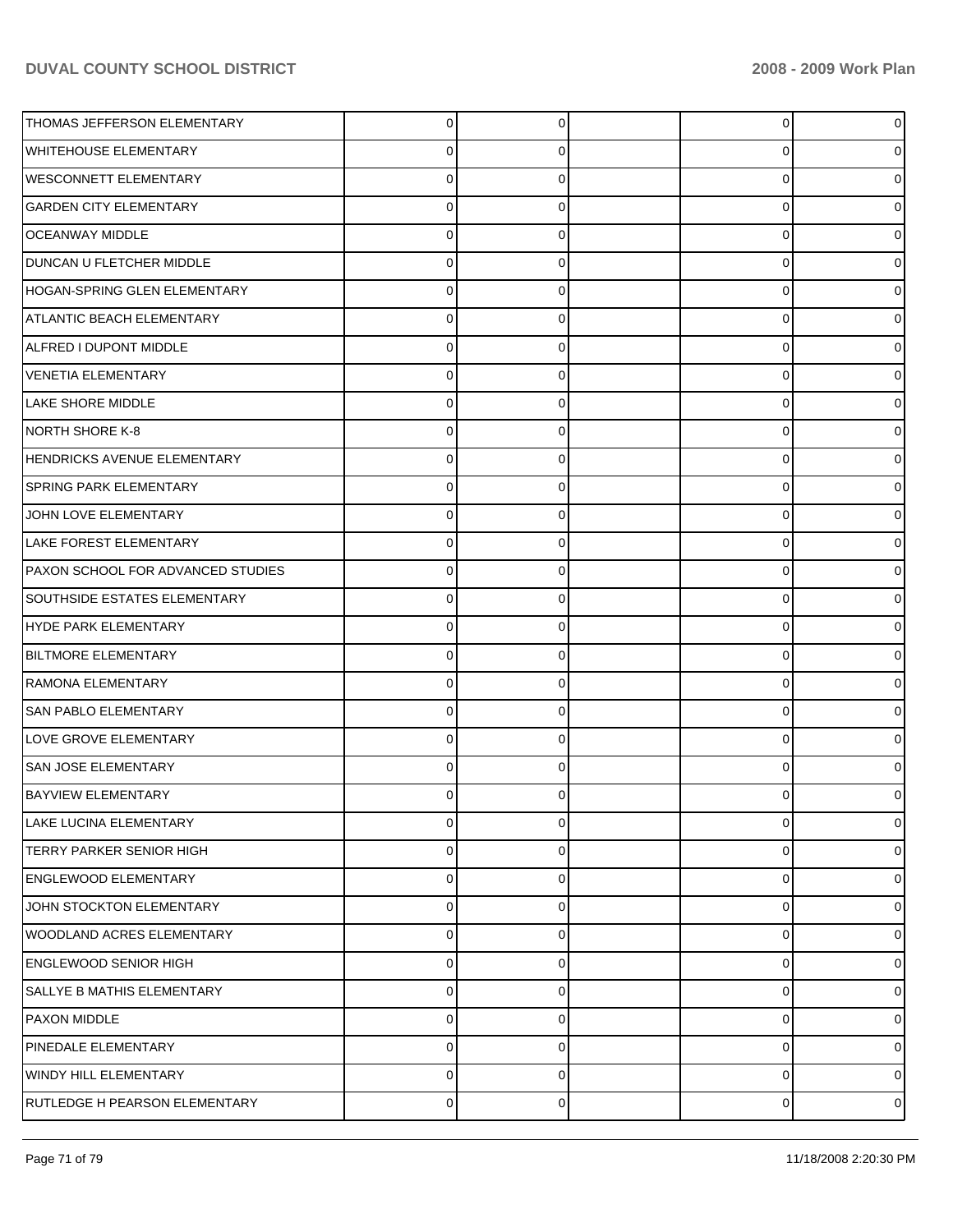| | | | | | |
|---|---|---|---|---|---|
| THOMAS JEFFERSON ELEMENTARY | 0 | 0 | | 0 | 0 |
| WHITEHOUSE ELEMENTARY | 0 | 0 | | 0 | 0 |
| WESCONNETT ELEMENTARY | 0 | 0 | | 0 | 0 |
| GARDEN CITY ELEMENTARY | 0 | 0 | | 0 | 0 |
| OCEANWAY MIDDLE | 0 | 0 | | 0 | 0 |
| DUNCAN U FLETCHER MIDDLE | 0 | 0 | | 0 | 0 |
| HOGAN-SPRING GLEN ELEMENTARY | 0 | 0 | | 0 | 0 |
| ATLANTIC BEACH ELEMENTARY | 0 | 0 | | 0 | 0 |
| ALFRED I DUPONT MIDDLE | 0 | 0 | | 0 | 0 |
| VENETIA ELEMENTARY | 0 | 0 | | 0 | 0 |
| LAKE SHORE MIDDLE | 0 | 0 | | 0 | 0 |
| NORTH SHORE K-8 | 0 | 0 | | 0 | 0 |
| HENDRICKS AVENUE ELEMENTARY | 0 | 0 | | 0 | 0 |
| SPRING PARK ELEMENTARY | 0 | 0 | | 0 | 0 |
| JOHN LOVE ELEMENTARY | 0 | 0 | | 0 | 0 |
| LAKE FOREST ELEMENTARY | 0 | 0 | | 0 | 0 |
| PAXON SCHOOL FOR ADVANCED STUDIES | 0 | 0 | | 0 | 0 |
| SOUTHSIDE ESTATES ELEMENTARY | 0 | 0 | | 0 | 0 |
| HYDE PARK ELEMENTARY | 0 | 0 | | 0 | 0 |
| BILTMORE ELEMENTARY | 0 | 0 | | 0 | 0 |
| RAMONA ELEMENTARY | 0 | 0 | | 0 | 0 |
| SAN PABLO ELEMENTARY | 0 | 0 | | 0 | 0 |
| LOVE GROVE ELEMENTARY | 0 | 0 | | 0 | 0 |
| SAN JOSE ELEMENTARY | 0 | 0 | | 0 | 0 |
| BAYVIEW ELEMENTARY | 0 | 0 | | 0 | 0 |
| LAKE LUCINA ELEMENTARY | 0 | 0 | | 0 | 0 |
| TERRY PARKER SENIOR HIGH | 0 | 0 | | 0 | 0 |
| ENGLEWOOD ELEMENTARY | 0 | 0 | | 0 | 0 |
| JOHN STOCKTON ELEMENTARY | 0 | 0 | | 0 | 0 |
| WOODLAND ACRES ELEMENTARY | 0 | 0 | | 0 | 0 |
| ENGLEWOOD SENIOR HIGH | 0 | 0 | | 0 | 0 |
| SALLYE B MATHIS ELEMENTARY | 0 | 0 | | 0 | 0 |
| PAXON MIDDLE | 0 | 0 | | 0 | 0 |
| PINEDALE ELEMENTARY | 0 | 0 | | 0 | 0 |
| WINDY HILL ELEMENTARY | 0 | 0 | | 0 | 0 |
| RUTLEDGE H PEARSON ELEMENTARY | 0 | 0 | | 0 | 0 |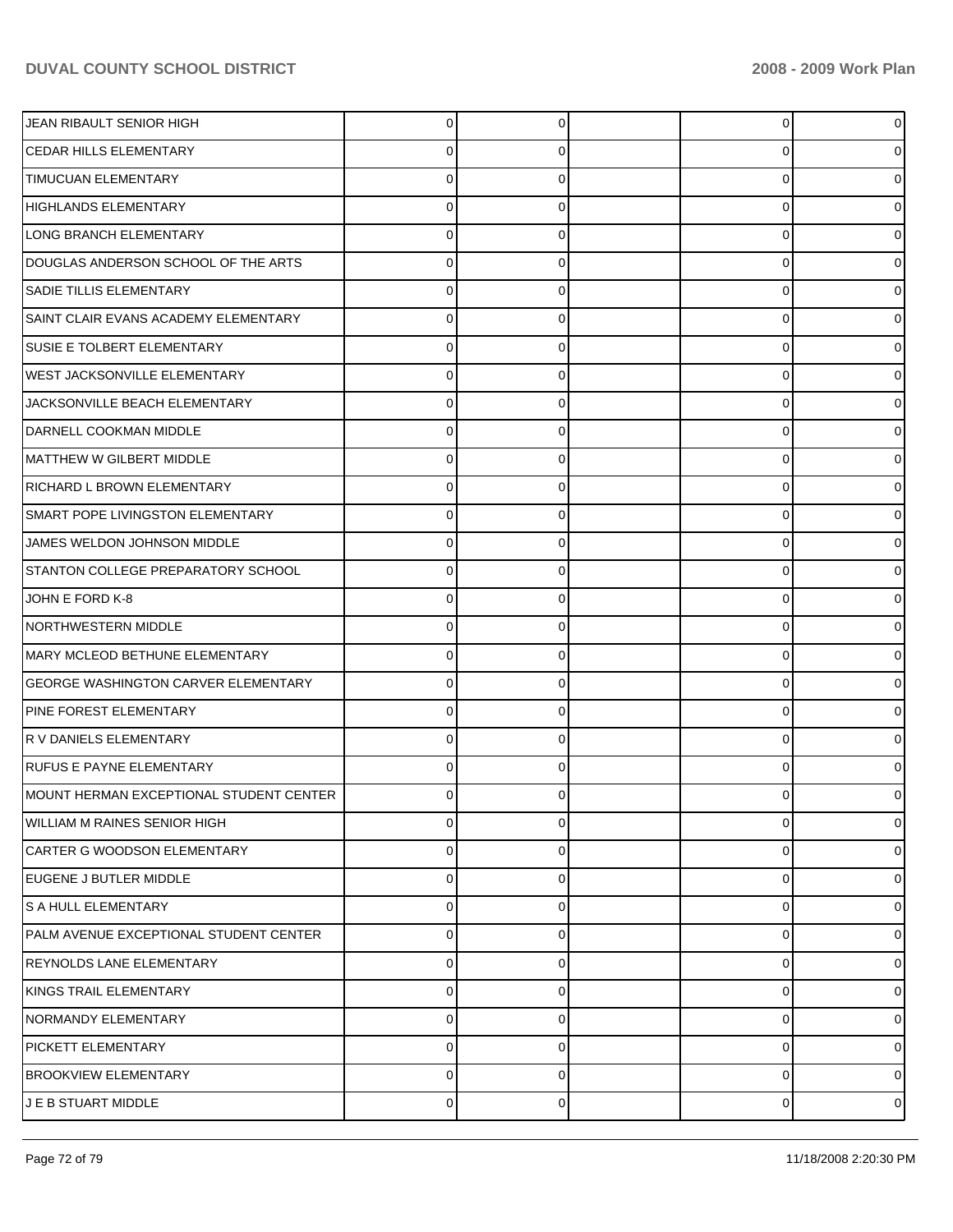| | | | | | |
|---|---|---|---|---|---|
| JEAN RIBAULT SENIOR HIGH | 0 | 0 | | 0 | 0 |
| CEDAR HILLS ELEMENTARY | 0 | 0 | | 0 | 0 |
| TIMUCUAN ELEMENTARY | 0 | 0 | | 0 | 0 |
| HIGHLANDS ELEMENTARY | 0 | 0 | | 0 | 0 |
| LONG BRANCH ELEMENTARY | 0 | 0 | | 0 | 0 |
| DOUGLAS ANDERSON SCHOOL OF THE ARTS | 0 | 0 | | 0 | 0 |
| SADIE TILLIS ELEMENTARY | 0 | 0 | | 0 | 0 |
| SAINT CLAIR EVANS ACADEMY ELEMENTARY | 0 | 0 | | 0 | 0 |
| SUSIE E TOLBERT ELEMENTARY | 0 | 0 | | 0 | 0 |
| WEST JACKSONVILLE ELEMENTARY | 0 | 0 | | 0 | 0 |
| JACKSONVILLE BEACH ELEMENTARY | 0 | 0 | | 0 | 0 |
| DARNELL COOKMAN MIDDLE | 0 | 0 | | 0 | 0 |
| MATTHEW W GILBERT MIDDLE | 0 | 0 | | 0 | 0 |
| RICHARD L BROWN ELEMENTARY | 0 | 0 | | 0 | 0 |
| SMART POPE LIVINGSTON ELEMENTARY | 0 | 0 | | 0 | 0 |
| JAMES WELDON JOHNSON MIDDLE | 0 | 0 | | 0 | 0 |
| STANTON COLLEGE PREPARATORY SCHOOL | 0 | 0 | | 0 | 0 |
| JOHN E FORD K-8 | 0 | 0 | | 0 | 0 |
| NORTHWESTERN MIDDLE | 0 | 0 | | 0 | 0 |
| MARY MCLEOD BETHUNE ELEMENTARY | 0 | 0 | | 0 | 0 |
| GEORGE WASHINGTON CARVER ELEMENTARY | 0 | 0 | | 0 | 0 |
| PINE FOREST ELEMENTARY | 0 | 0 | | 0 | 0 |
| R V DANIELS ELEMENTARY | 0 | 0 | | 0 | 0 |
| RUFUS E PAYNE ELEMENTARY | 0 | 0 | | 0 | 0 |
| MOUNT HERMAN EXCEPTIONAL STUDENT CENTER | 0 | 0 | | 0 | 0 |
| WILLIAM M RAINES SENIOR HIGH | 0 | 0 | | 0 | 0 |
| CARTER G WOODSON ELEMENTARY | 0 | 0 | | 0 | 0 |
| EUGENE J BUTLER MIDDLE | 0 | 0 | | 0 | 0 |
| S A HULL ELEMENTARY | 0 | 0 | | 0 | 0 |
| PALM AVENUE EXCEPTIONAL STUDENT CENTER | 0 | 0 | | 0 | 0 |
| REYNOLDS LANE ELEMENTARY | 0 | 0 | | 0 | 0 |
| KINGS TRAIL ELEMENTARY | 0 | 0 | | 0 | 0 |
| NORMANDY ELEMENTARY | 0 | 0 | | 0 | 0 |
| PICKETT ELEMENTARY | 0 | 0 | | 0 | 0 |
| BROOKVIEW ELEMENTARY | 0 | 0 | | 0 | 0 |
| J E B STUART MIDDLE | 0 | 0 | | 0 | 0 |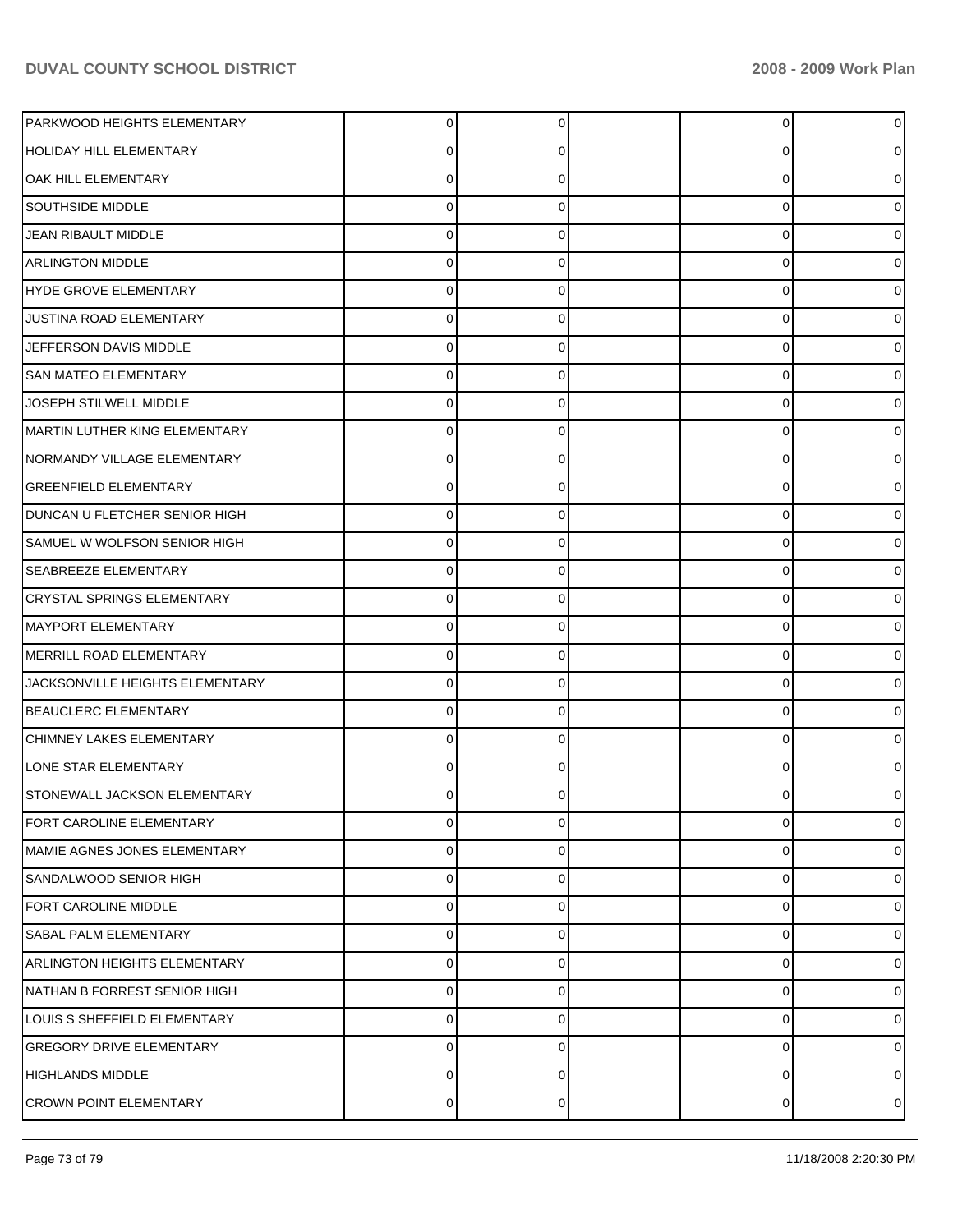| | | | | | |
|---|---|---|---|---|---|
| PARKWOOD HEIGHTS ELEMENTARY | 0 | 0 | | 0 | 0 |
| HOLIDAY HILL ELEMENTARY | 0 | 0 | | 0 | 0 |
| OAK HILL ELEMENTARY | 0 | 0 | | 0 | 0 |
| SOUTHSIDE MIDDLE | 0 | 0 | | 0 | 0 |
| JEAN RIBAULT MIDDLE | 0 | 0 | | 0 | 0 |
| ARLINGTON MIDDLE | 0 | 0 | | 0 | 0 |
| HYDE GROVE ELEMENTARY | 0 | 0 | | 0 | 0 |
| JUSTINA ROAD ELEMENTARY | 0 | 0 | | 0 | 0 |
| JEFFERSON DAVIS MIDDLE | 0 | 0 | | 0 | 0 |
| SAN MATEO ELEMENTARY | 0 | 0 | | 0 | 0 |
| JOSEPH STILWELL MIDDLE | 0 | 0 | | 0 | 0 |
| MARTIN LUTHER KING ELEMENTARY | 0 | 0 | | 0 | 0 |
| NORMANDY VILLAGE ELEMENTARY | 0 | 0 | | 0 | 0 |
| GREENFIELD ELEMENTARY | 0 | 0 | | 0 | 0 |
| DUNCAN U FLETCHER SENIOR HIGH | 0 | 0 | | 0 | 0 |
| SAMUEL W WOLFSON SENIOR HIGH | 0 | 0 | | 0 | 0 |
| SEABREEZE ELEMENTARY | 0 | 0 | | 0 | 0 |
| CRYSTAL SPRINGS ELEMENTARY | 0 | 0 | | 0 | 0 |
| MAYPORT ELEMENTARY | 0 | 0 | | 0 | 0 |
| MERRILL ROAD ELEMENTARY | 0 | 0 | | 0 | 0 |
| JACKSONVILLE HEIGHTS ELEMENTARY | 0 | 0 | | 0 | 0 |
| BEAUCLERC ELEMENTARY | 0 | 0 | | 0 | 0 |
| CHIMNEY LAKES ELEMENTARY | 0 | 0 | | 0 | 0 |
| LONE STAR ELEMENTARY | 0 | 0 | | 0 | 0 |
| STONEWALL JACKSON ELEMENTARY | 0 | 0 | | 0 | 0 |
| FORT CAROLINE ELEMENTARY | 0 | 0 | | 0 | 0 |
| MAMIE AGNES JONES ELEMENTARY | 0 | 0 | | 0 | 0 |
| SANDALWOOD SENIOR HIGH | 0 | 0 | | 0 | 0 |
| FORT CAROLINE MIDDLE | 0 | 0 | | 0 | 0 |
| SABAL PALM ELEMENTARY | 0 | 0 | | 0 | 0 |
| ARLINGTON HEIGHTS ELEMENTARY | 0 | 0 | | 0 | 0 |
| NATHAN B FORREST SENIOR HIGH | 0 | 0 | | 0 | 0 |
| LOUIS S SHEFFIELD ELEMENTARY | 0 | 0 | | 0 | 0 |
| GREGORY DRIVE ELEMENTARY | 0 | 0 | | 0 | 0 |
| HIGHLANDS MIDDLE | 0 | 0 | | 0 | 0 |
| CROWN POINT ELEMENTARY | 0 | 0 | | 0 | 0 |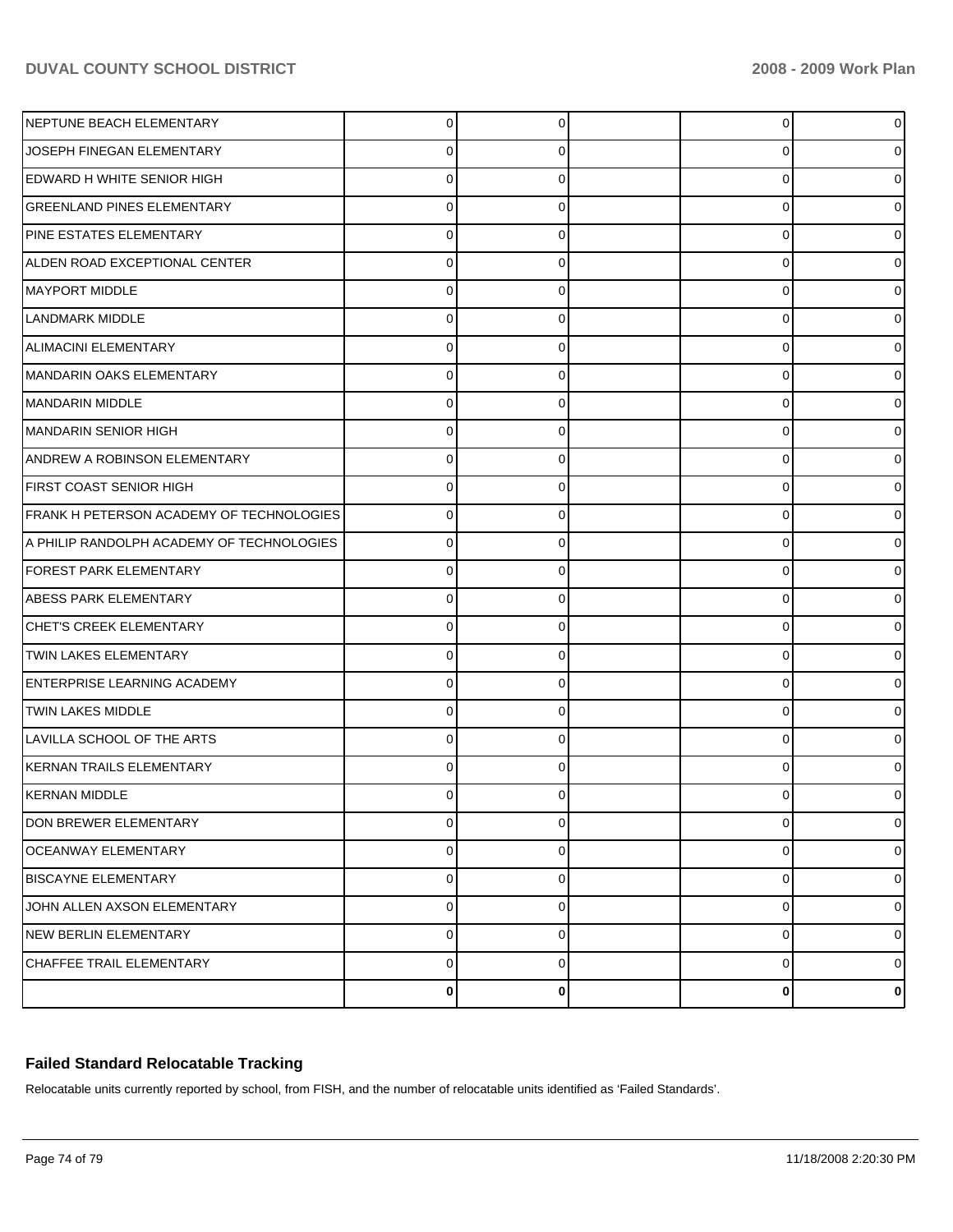| | | | | | |
|---|---|---|---|---|---|
| NEPTUNE BEACH ELEMENTARY | 0 | 0 | | 0 | 0 |
| JOSEPH FINEGAN ELEMENTARY | 0 | 0 | | 0 | 0 |
| EDWARD H WHITE SENIOR HIGH | 0 | 0 | | 0 | 0 |
| GREENLAND PINES ELEMENTARY | 0 | 0 | | 0 | 0 |
| PINE ESTATES ELEMENTARY | 0 | 0 | | 0 | 0 |
| ALDEN ROAD EXCEPTIONAL CENTER | 0 | 0 | | 0 | 0 |
| MAYPORT MIDDLE | 0 | 0 | | 0 | 0 |
| LANDMARK MIDDLE | 0 | 0 | | 0 | 0 |
| ALIMACINI ELEMENTARY | 0 | 0 | | 0 | 0 |
| MANDARIN OAKS ELEMENTARY | 0 | 0 | | 0 | 0 |
| MANDARIN MIDDLE | 0 | 0 | | 0 | 0 |
| MANDARIN SENIOR HIGH | 0 | 0 | | 0 | 0 |
| ANDREW A ROBINSON ELEMENTARY | 0 | 0 | | 0 | 0 |
| FIRST COAST SENIOR HIGH | 0 | 0 | | 0 | 0 |
| FRANK H PETERSON ACADEMY OF TECHNOLOGIES | 0 | 0 | | 0 | 0 |
| A PHILIP RANDOLPH ACADEMY OF TECHNOLOGIES | 0 | 0 | | 0 | 0 |
| FOREST PARK ELEMENTARY | 0 | 0 | | 0 | 0 |
| ABESS PARK ELEMENTARY | 0 | 0 | | 0 | 0 |
| CHET'S CREEK ELEMENTARY | 0 | 0 | | 0 | 0 |
| TWIN LAKES ELEMENTARY | 0 | 0 | | 0 | 0 |
| ENTERPRISE LEARNING ACADEMY | 0 | 0 | | 0 | 0 |
| TWIN LAKES MIDDLE | 0 | 0 | | 0 | 0 |
| LAVILLA SCHOOL OF THE ARTS | 0 | 0 | | 0 | 0 |
| KERNAN TRAILS ELEMENTARY | 0 | 0 | | 0 | 0 |
| KERNAN MIDDLE | 0 | 0 | | 0 | 0 |
| DON BREWER ELEMENTARY | 0 | 0 | | 0 | 0 |
| OCEANWAY ELEMENTARY | 0 | 0 | | 0 | 0 |
| BISCAYNE ELEMENTARY | 0 | 0 | | 0 | 0 |
| JOHN ALLEN AXSON ELEMENTARY | 0 | 0 | | 0 | 0 |
| NEW BERLIN ELEMENTARY | 0 | 0 | | 0 | 0 |
| CHAFFEE TRAIL ELEMENTARY | 0 | 0 | | 0 | 0 |
| | **0** | **0** | | **0** | **0** |

### Failed Standard Relocatable Tracking

Relocatable units currently reported by school, from FISH, and the number of relocatable units identified as 'Failed Standards'.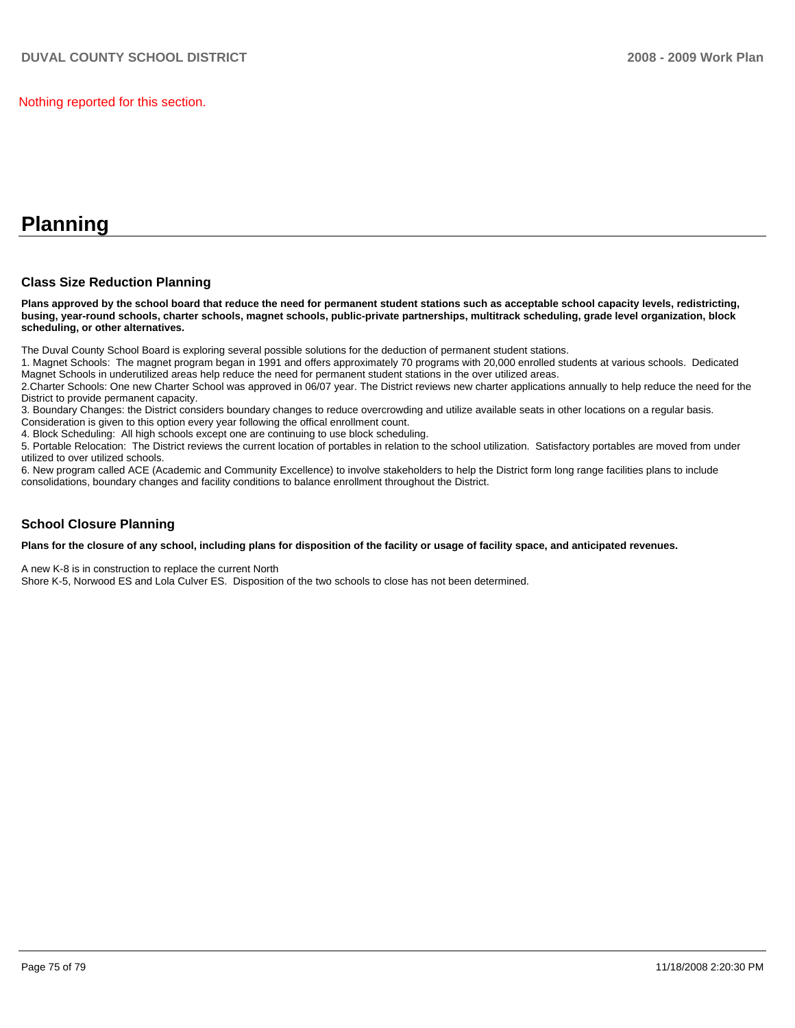Nothing reported for this section.

# Planning

## Class Size Reduction Planning

**Plans approved by the school board that reduce the need for permanent student stations such as acceptable school capacity levels, redistricting, busing, year-round schools, charter schools, magnet schools, public-private partnerships, multitrack scheduling, grade level organization, block scheduling, or other alternatives.**

The Duval County School Board is exploring several possible solutions for the deduction of permanent student stations.

1. Magnet Schools: The magnet program began in 1991 and offers approximately 70 programs with 20,000 enrolled students at various schools. Dedicated Magnet Schools in underutilized areas help reduce the need for permanent student stations in the over utilized areas.
2. Charter Schools: One new Charter School was approved in 06/07 year. The District reviews new charter applications annually to help reduce the need for the District to provide permanent capacity.
3. Boundary Changes: the District considers boundary changes to reduce overcrowding and utilize available seats in other locations on a regular basis. Consideration is given to this option every year following the offical enrollment count.
4. Block Scheduling: All high schools except one are continuing to use block scheduling.
5. Portable Relocation: The District reviews the current location of portables in relation to the school utilization. Satisfactory portables are moved from under utilized to over utilized schools.
6. New program called ACE (Academic and Community Excellence) to involve stakeholders to help the District form long range facilities plans to include consolidations, boundary changes and facility conditions to balance enrollment throughout the District.

## School Closure Planning

**Plans for the closure of any school, including plans for disposition of the facility or usage of facility space, and anticipated revenues.**

A new K-8 is in construction to replace the current North Shore K-5, Norwood ES and Lola Culver ES. Disposition of the two schools to close has not been determined.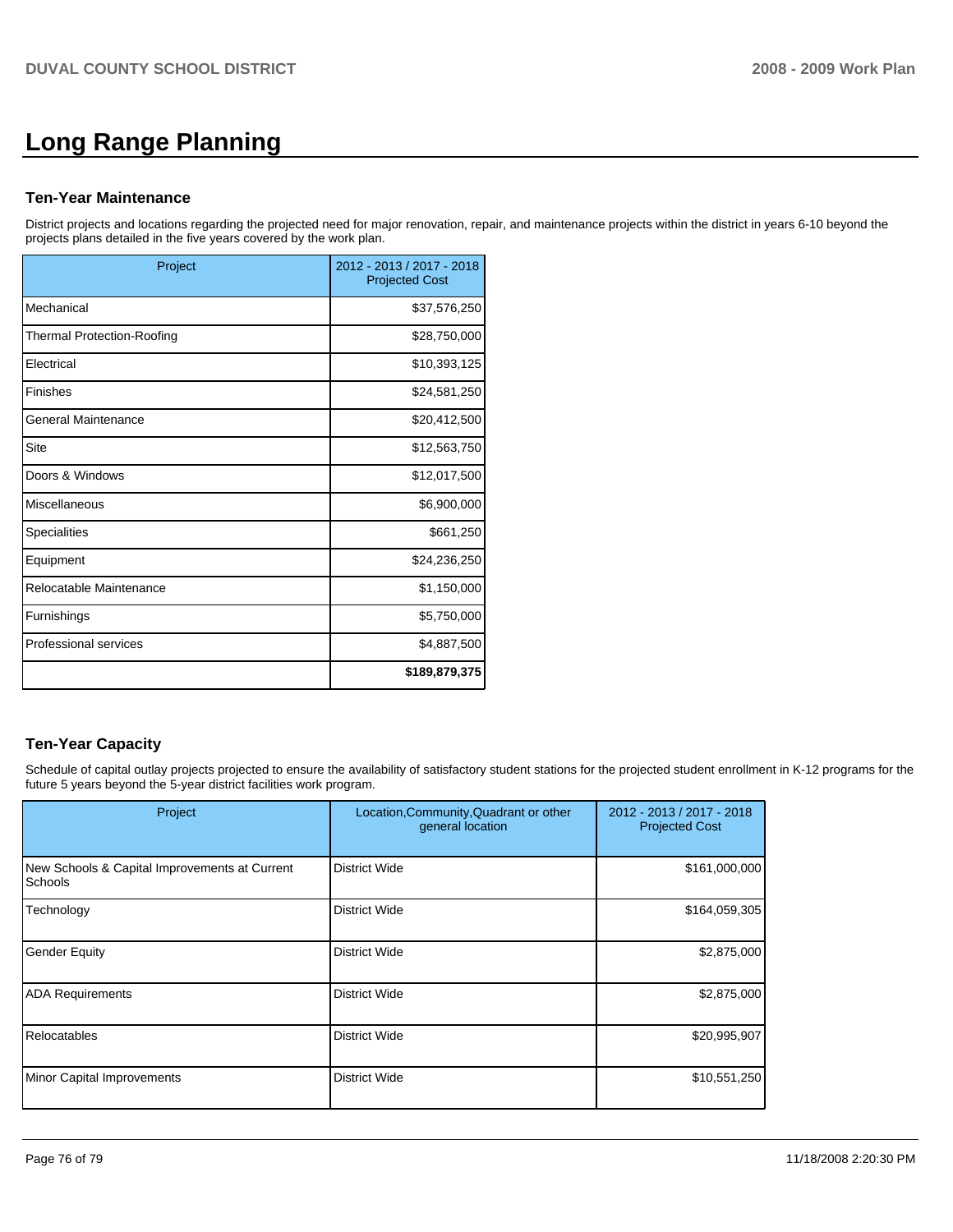# Long Range Planning

### Ten-Year Maintenance

District projects and locations regarding the projected need for major renovation, repair, and maintenance projects within the district in years 6-10 beyond the projects plans detailed in the five years covered by the work plan.

| Project | 2012 - 2013 / 2017 - 2018 Projected Cost |
|---|---|
| Mechanical | $37,576,250 |
| Thermal Protection-Roofing | $28,750,000 |
| Electrical | $10,393,125 |
| Finishes | $24,581,250 |
| General Maintenance | $20,412,500 |
| Site | $12,563,750 |
| Doors & Windows | $12,017,500 |
| Miscellaneous | $6,900,000 |
| Specialities | $661,250 |
| Equipment | $24,236,250 |
| Relocatable Maintenance | $1,150,000 |
| Furnishings | $5,750,000 |
| Professional services | $4,887,500 |
| | **$189,879,375** |

### Ten-Year Capacity

Schedule of capital outlay projects projected to ensure the availability of satisfactory student stations for the projected student enrollment in K-12 programs for the future 5 years beyond the 5-year district facilities work program.

| Project | Location,Community,Quadrant or other general location | 2012 - 2013 / 2017 - 2018 Projected Cost |
|---|---|---|
| New Schools & Capital Improvements at Current Schools | District Wide | $161,000,000 |
| Technology | District Wide | $164,059,305 |
| Gender Equity | District Wide | $2,875,000 |
| ADA Requirements | District Wide | $2,875,000 |
| Relocatables | District Wide | $20,995,907 |
| Minor Capital Improvements | District Wide | $10,551,250 |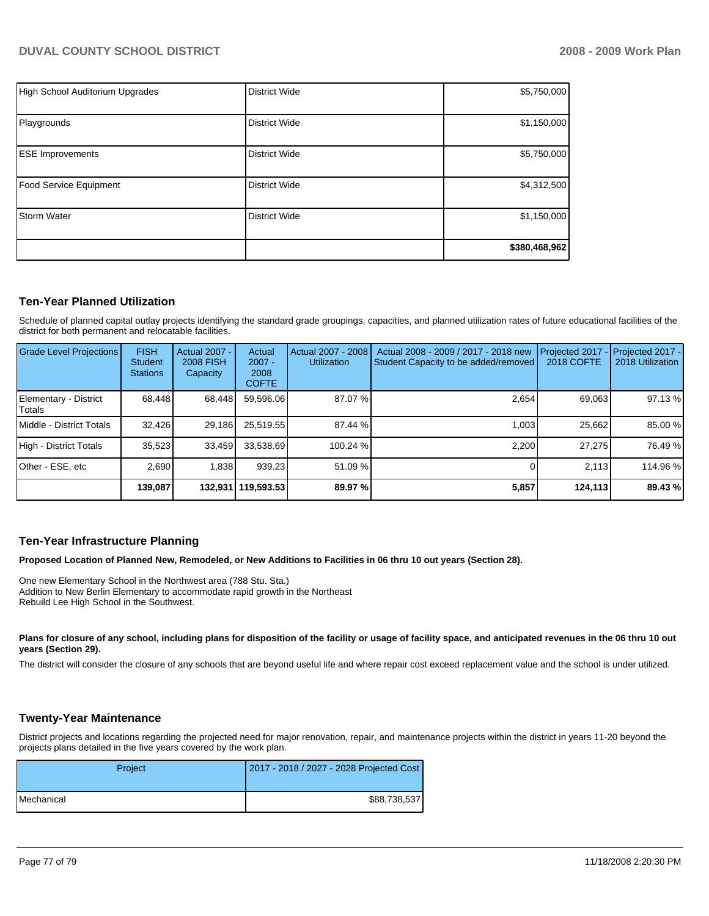| | | |
|---|---|---|
| High School Auditorium Upgrades | District Wide | $5,750,000 |
| Playgrounds | District Wide | $1,150,000 |
| ESE Improvements | District Wide | $5,750,000 |
| Food Service Equipment | District Wide | $4,312,500 |
| Storm Water | District Wide | $1,150,000 |
| | | **$380,468,962** |

## Ten-Year Planned Utilization

Schedule of planned capital outlay projects identifying the standard grade groupings, capacities, and planned utilization rates of future educational facilities of the district for both permanent and relocatable facilities.

| Grade Level Projections | FISH Student Stations | Actual 2007 - 2008 FISH Capacity | Actual 2007 - 2008 COFTE | Actual 2007 - 2008 Utilization | Actual 2008 - 2009 / 2017 - 2018 new Student Capacity to be added/removed | Projected 2017 - 2018 COFTE | Projected 2017 - 2018 Utilization |
|---|---|---|---|---|---|---|---|
| Elementary - District Totals | 68,448 | 68,448 | 59,596.06 | 87.07 % | 2,654 | 69,063 | 97.13 % |
| Middle - District Totals | 32,426 | 29,186 | 25,519.55 | 87.44 % | 1,003 | 25,662 | 85.00 % |
| High - District Totals | 35,523 | 33,459 | 33,538.69 | 100.24 % | 2,200 | 27,275 | 76.49 % |
| Other - ESE, etc | 2,690 | 1,838 | 939.23 | 51.09 % | 0 | 2,113 | 114.96 % |
| | **139,087** | **132,931** | **119,593.53** | **89.97 %** | **5,857** | **124,113** | **89.43 %** |

## Ten-Year Infrastructure Planning

**Proposed Location of Planned New, Remodeled, or New Additions to Facilities in 06 thru 10 out years (Section 28).**

One new Elementary School in the Northwest area (788 Stu. Sta.)
Addition to New Berlin Elementary to accommodate rapid growth in the Northeast
Rebuild Lee High School in the Southwest.

**Plans for closure of any school, including plans for disposition of the facility or usage of facility space, and anticipated revenues in the 06 thru 10 out years (Section 29).**

The district will consider the closure of any schools that are beyond useful life and where repair cost exceed replacement value and the school is under utilized.

## Twenty-Year Maintenance

District projects and locations regarding the projected need for major renovation, repair, and maintenance projects within the district in years 11-20 beyond the projects plans detailed in the five years covered by the work plan.

| Project | 2017 - 2018 / 2027 - 2028 Projected Cost |
|---|---|
| Mechanical | $88,738,537 |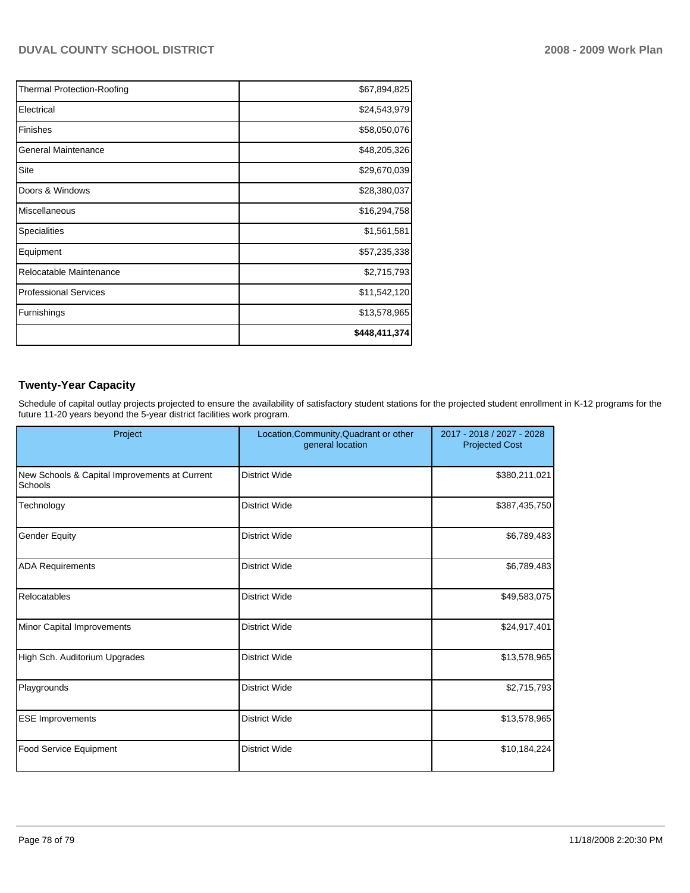| | |
|---|---|
| Thermal Protection-Roofing | $67,894,825 |
| Electrical | $24,543,979 |
| Finishes | $58,050,076 |
| General Maintenance | $48,205,326 |
| Site | $29,670,039 |
| Doors & Windows | $28,380,037 |
| Miscellaneous | $16,294,758 |
| Specialities | $1,561,581 |
| Equipment | $57,235,338 |
| Relocatable Maintenance | $2,715,793 |
| Professional Services | $11,542,120 |
| Furnishings | $13,578,965 |
| | **$448,411,374** |

## Twenty-Year Capacity

Schedule of capital outlay projects projected to ensure the availability of satisfactory student stations for the projected student enrollment in K-12 programs for the future 11-20 years beyond the 5-year district facilities work program.

| Project | Location,Community,Quadrant or other general location | 2017 - 2018 / 2027 - 2028 Projected Cost |
|---|---|---|
| New Schools & Capital Improvements at Current Schools | District Wide | $380,211,021 |
| Technology | District Wide | $387,435,750 |
| Gender Equity | District Wide | $6,789,483 |
| ADA Requirements | District Wide | $6,789,483 |
| Relocatables | District Wide | $49,583,075 |
| Minor Capital Improvements | District Wide | $24,917,401 |
| High Sch. Auditorium Upgrades | District Wide | $13,578,965 |
| Playgrounds | District Wide | $2,715,793 |
| ESE Improvements | District Wide | $13,578,965 |
| Food Service Equipment | District Wide | $10,184,224 |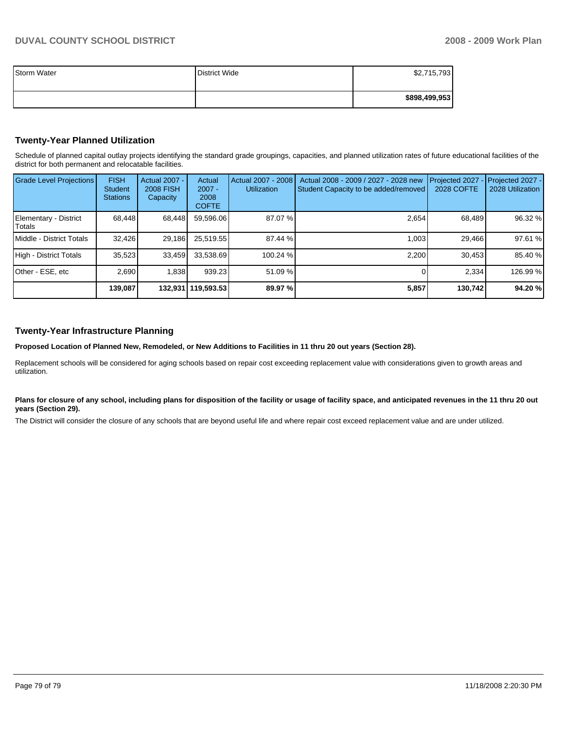| | | |
|---|---|---|
| Storm Water | District Wide | $2,715,793 |
| | | **$898,499,953** |

## Twenty-Year Planned Utilization

Schedule of planned capital outlay projects identifying the standard grade groupings, capacities, and planned utilization rates of future educational facilities of the district for both permanent and relocatable facilities.

| Grade Level Projections | FISH Student Stations | Actual 2007 - 2008 FISH Capacity | Actual 2007 - 2008 COFTE | Actual 2007 - 2008 Utilization | Actual 2008 - 2009 / 2027 - 2028 new Student Capacity to be added/removed | Projected 2027 - 2028 COFTE | Projected 2027 - 2028 Utilization |
|---|---|---|---|---|---|---|---|
| Elementary - District Totals | 68,448 | 68,448 | 59,596.06 | 87.07 % | 2,654 | 68,489 | 96.32 % |
| Middle - District Totals | 32,426 | 29,186 | 25,519.55 | 87.44 % | 1,003 | 29,466 | 97.61 % |
| High - District Totals | 35,523 | 33,459 | 33,538.69 | 100.24 % | 2,200 | 30,453 | 85.40 % |
| Other - ESE, etc | 2,690 | 1,838 | 939.23 | 51.09 % | 0 | 2,334 | 126.99 % |
| | **139,087** | **132,931** | **119,593.53** | **89.97 %** | **5,857** | **130,742** | **94.20 %** |

## Twenty-Year Infrastructure Planning

**Proposed Location of Planned New, Remodeled, or New Additions to Facilities in 11 thru 20 out years (Section 28).**

Replacement schools will be considered for aging schools based on repair cost exceeding replacement value with considerations given to growth areas and utilization.

**Plans for closure of any school, including plans for disposition of the facility or usage of facility space, and anticipated revenues in the 11 thru 20 out years (Section 29).**

The District will consider the closure of any schools that are beyond useful life and where repair cost exceed replacement value and are under utilized.